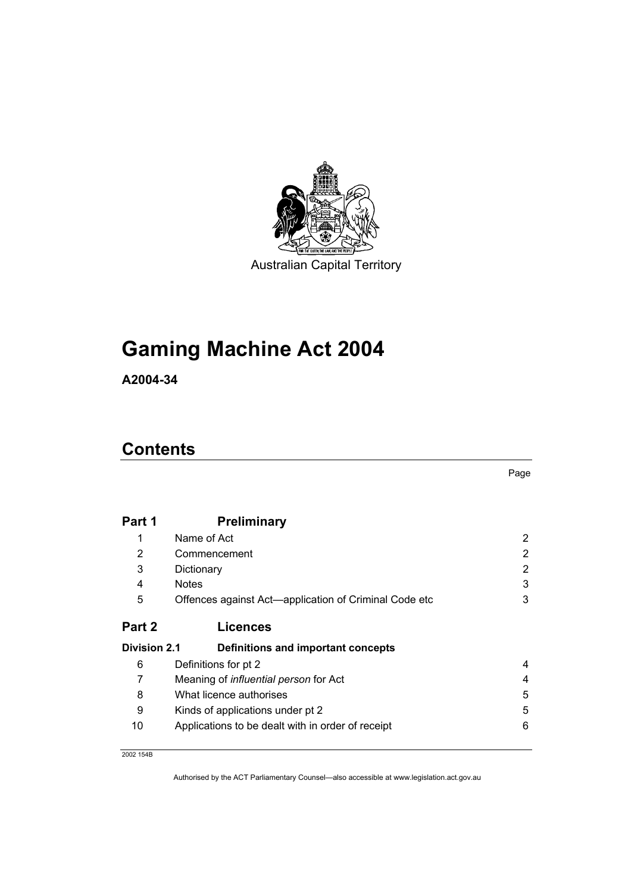Australian Capital Territory

# Gaming Machine Act 2004

**A2004-34**

## Contents

| | | Page |
|---|---|---|
| **Part 1** | **Preliminary** | |
| 1 | Name of Act | 2 |
| 2 | Commencement | 2 |
| 3 | Dictionary | 2 |
| 4 | Notes | 3 |
| 5 | Offences against Act—application of Criminal Code etc | 3 |
| **Part 2** | **Licences** | |
| **Division 2.1** | **Definitions and important concepts** | |
| 6 | Definitions for pt 2 | 4 |
| 7 | Meaning of *influential person* for Act | 4 |
| 8 | What licence authorises | 5 |
| 9 | Kinds of applications under pt 2 | 5 |
| 10 | Applications to be dealt with in order of receipt | 6 |

2002 154B

Authorised by the ACT Parliamentary Counsel—also accessible at www.legislation.act.gov.au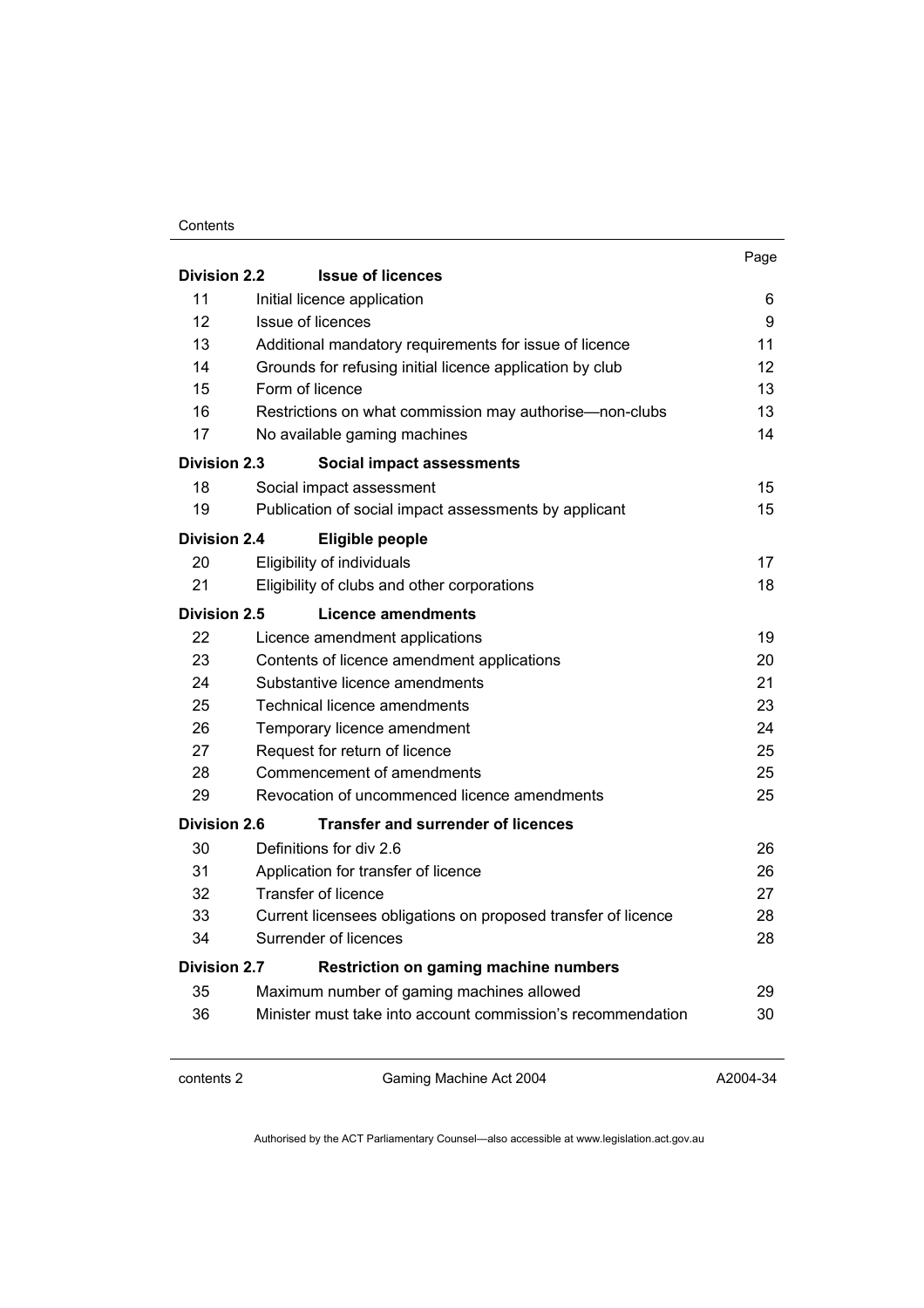| | | Page |
|---|---|---|
| **Division 2.2** | **Issue of licences** | |
| 11 | Initial licence application | 6 |
| 12 | Issue of licences | 9 |
| 13 | Additional mandatory requirements for issue of licence | 11 |
| 14 | Grounds for refusing initial licence application by club | 12 |
| 15 | Form of licence | 13 |
| 16 | Restrictions on what commission may authorise—non-clubs | 13 |
| 17 | No available gaming machines | 14 |
| **Division 2.3** | **Social impact assessments** | |
| 18 | Social impact assessment | 15 |
| 19 | Publication of social impact assessments by applicant | 15 |
| **Division 2.4** | **Eligible people** | |
| 20 | Eligibility of individuals | 17 |
| 21 | Eligibility of clubs and other corporations | 18 |
| **Division 2.5** | **Licence amendments** | |
| 22 | Licence amendment applications | 19 |
| 23 | Contents of licence amendment applications | 20 |
| 24 | Substantive licence amendments | 21 |
| 25 | Technical licence amendments | 23 |
| 26 | Temporary licence amendment | 24 |
| 27 | Request for return of licence | 25 |
| 28 | Commencement of amendments | 25 |
| 29 | Revocation of uncommenced licence amendments | 25 |
| **Division 2.6** | **Transfer and surrender of licences** | |
| 30 | Definitions for div 2.6 | 26 |
| 31 | Application for transfer of licence | 26 |
| 32 | Transfer of licence | 27 |
| 33 | Current licensees obligations on proposed transfer of licence | 28 |
| 34 | Surrender of licences | 28 |
| **Division 2.7** | **Restriction on gaming machine numbers** | |
| 35 | Maximum number of gaming machines allowed | 29 |
| 36 | Minister must take into account commission's recommendation | 30 |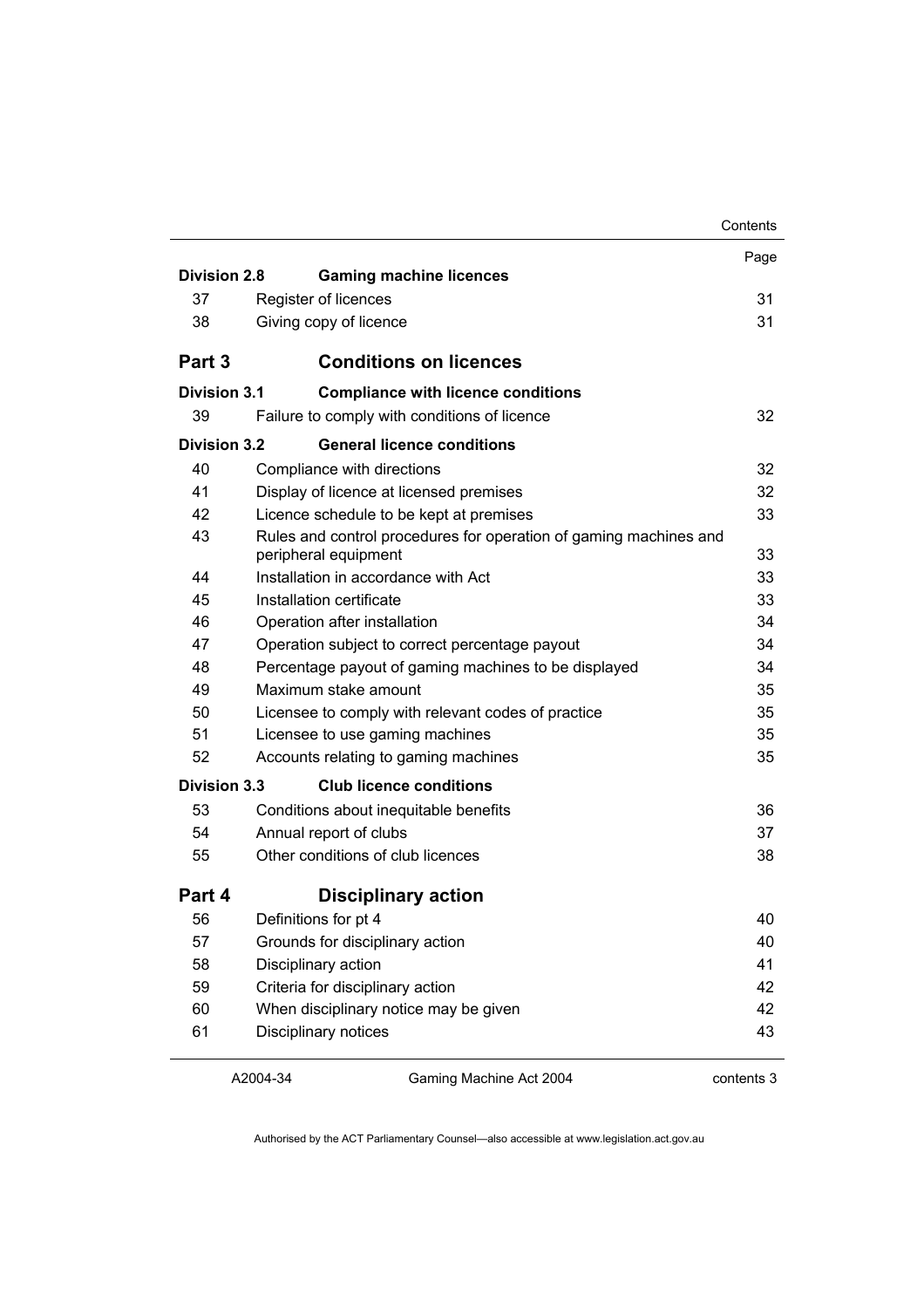| | | Page |
|---|---|---|
| **Division 2.8** | **Gaming machine licences** | |
| 37 | Register of licences | 31 |
| 38 | Giving copy of licence | 31 |
| **Part 3** | **Conditions on licences** | |
| **Division 3.1** | **Compliance with licence conditions** | |
| 39 | Failure to comply with conditions of licence | 32 |
| **Division 3.2** | **General licence conditions** | |
| 40 | Compliance with directions | 32 |
| 41 | Display of licence at licensed premises | 32 |
| 42 | Licence schedule to be kept at premises | 33 |
| 43 | Rules and control procedures for operation of gaming machines and peripheral equipment | 33 |
| 44 | Installation in accordance with Act | 33 |
| 45 | Installation certificate | 33 |
| 46 | Operation after installation | 34 |
| 47 | Operation subject to correct percentage payout | 34 |
| 48 | Percentage payout of gaming machines to be displayed | 34 |
| 49 | Maximum stake amount | 35 |
| 50 | Licensee to comply with relevant codes of practice | 35 |
| 51 | Licensee to use gaming machines | 35 |
| 52 | Accounts relating to gaming machines | 35 |
| **Division 3.3** | **Club licence conditions** | |
| 53 | Conditions about inequitable benefits | 36 |
| 54 | Annual report of clubs | 37 |
| 55 | Other conditions of club licences | 38 |
| **Part 4** | **Disciplinary action** | |
| 56 | Definitions for pt 4 | 40 |
| 57 | Grounds for disciplinary action | 40 |
| 58 | Disciplinary action | 41 |
| 59 | Criteria for disciplinary action | 42 |
| 60 | When disciplinary notice may be given | 42 |
| 61 | Disciplinary notices | 43 |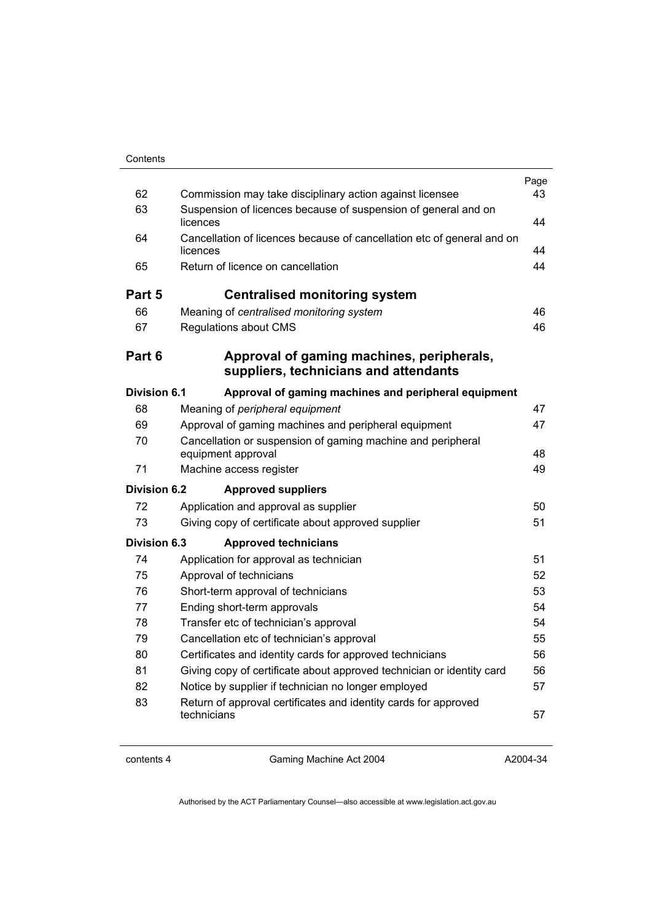| | | Page |
|---|---|---|
| 62 | Commission may take disciplinary action against licensee | 43 |
| 63 | Suspension of licences because of suspension of general and on licences | 44 |
| 64 | Cancellation of licences because of cancellation etc of general and on licences | 44 |
| 65 | Return of licence on cancellation | 44 |

**Part 5 Centralised monitoring system**

| | | |
|---|---|---|
| 66 | Meaning of *centralised monitoring system* | 46 |
| 67 | Regulations about CMS | 46 |

**Part 6 Approval of gaming machines, peripherals, suppliers, technicians and attendants**

**Division 6.1 Approval of gaming machines and peripheral equipment**

| | | |
|---|---|---|
| 68 | Meaning of *peripheral equipment* | 47 |
| 69 | Approval of gaming machines and peripheral equipment | 47 |
| 70 | Cancellation or suspension of gaming machine and peripheral equipment approval | 48 |
| 71 | Machine access register | 49 |

**Division 6.2 Approved suppliers**

| | | |
|---|---|---|
| 72 | Application and approval as supplier | 50 |
| 73 | Giving copy of certificate about approved supplier | 51 |

**Division 6.3 Approved technicians**

| | | |
|---|---|---|
| 74 | Application for approval as technician | 51 |
| 75 | Approval of technicians | 52 |
| 76 | Short-term approval of technicians | 53 |
| 77 | Ending short-term approvals | 54 |
| 78 | Transfer etc of technician's approval | 54 |
| 79 | Cancellation etc of technician's approval | 55 |
| 80 | Certificates and identity cards for approved technicians | 56 |
| 81 | Giving copy of certificate about approved technician or identity card | 56 |
| 82 | Notice by supplier if technician no longer employed | 57 |
| 83 | Return of approval certificates and identity cards for approved technicians | 57 |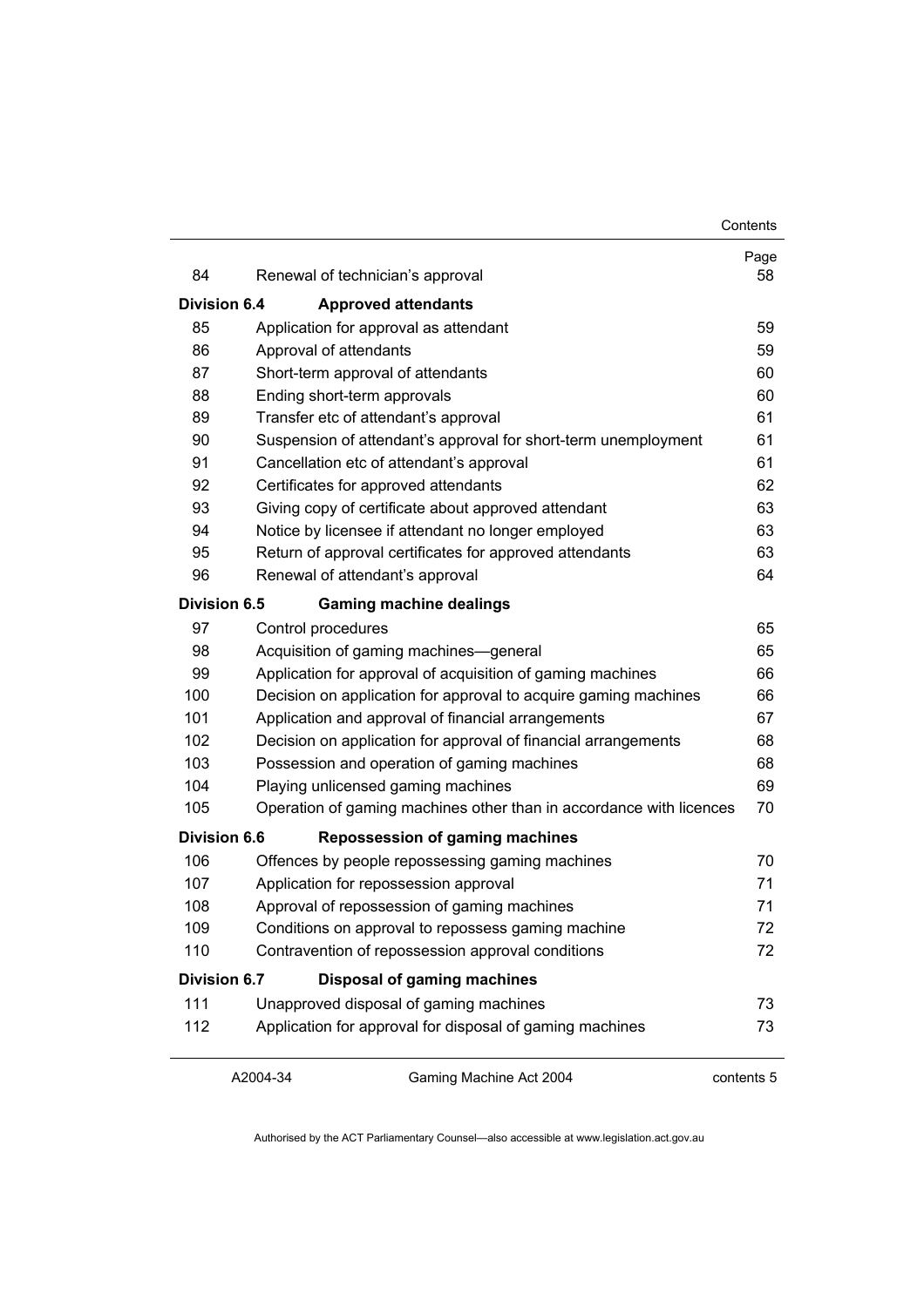| | | Page |
|---|---|---|
| 84 | Renewal of technician's approval | 58 |
| **Division 6.4** | **Approved attendants** | |
| 85 | Application for approval as attendant | 59 |
| 86 | Approval of attendants | 59 |
| 87 | Short-term approval of attendants | 60 |
| 88 | Ending short-term approvals | 60 |
| 89 | Transfer etc of attendant's approval | 61 |
| 90 | Suspension of attendant's approval for short-term unemployment | 61 |
| 91 | Cancellation etc of attendant's approval | 61 |
| 92 | Certificates for approved attendants | 62 |
| 93 | Giving copy of certificate about approved attendant | 63 |
| 94 | Notice by licensee if attendant no longer employed | 63 |
| 95 | Return of approval certificates for approved attendants | 63 |
| 96 | Renewal of attendant's approval | 64 |
| **Division 6.5** | **Gaming machine dealings** | |
| 97 | Control procedures | 65 |
| 98 | Acquisition of gaming machines—general | 65 |
| 99 | Application for approval of acquisition of gaming machines | 66 |
| 100 | Decision on application for approval to acquire gaming machines | 66 |
| 101 | Application and approval of financial arrangements | 67 |
| 102 | Decision on application for approval of financial arrangements | 68 |
| 103 | Possession and operation of gaming machines | 68 |
| 104 | Playing unlicensed gaming machines | 69 |
| 105 | Operation of gaming machines other than in accordance with licences | 70 |
| **Division 6.6** | **Repossession of gaming machines** | |
| 106 | Offences by people repossessing gaming machines | 70 |
| 107 | Application for repossession approval | 71 |
| 108 | Approval of repossession of gaming machines | 71 |
| 109 | Conditions on approval to repossess gaming machine | 72 |
| 110 | Contravention of repossession approval conditions | 72 |
| **Division 6.7** | **Disposal of gaming machines** | |
| 111 | Unapproved disposal of gaming machines | 73 |
| 112 | Application for approval for disposal of gaming machines | 73 |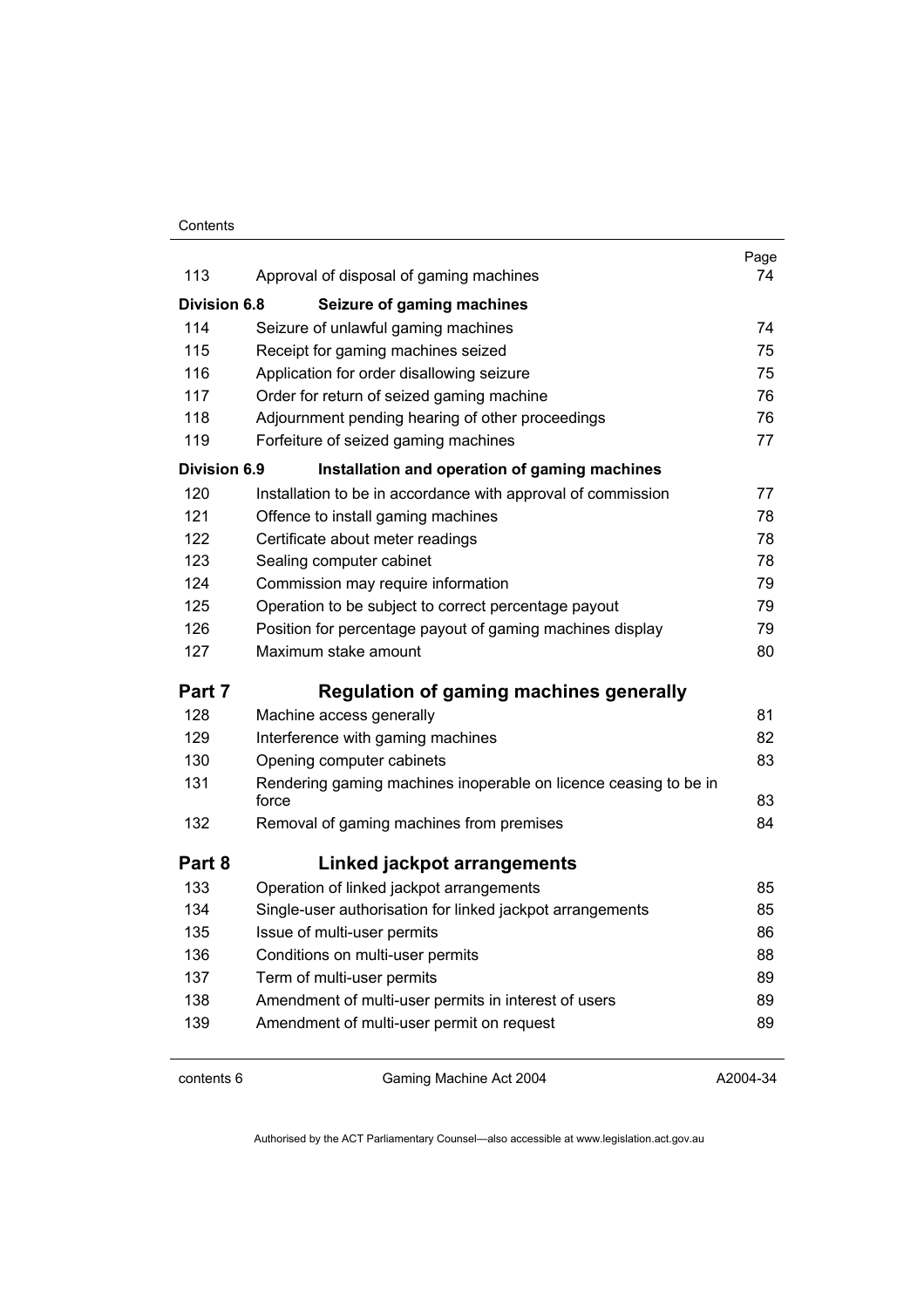| | | Page |
|---|---|---|
| 113 | Approval of disposal of gaming machines | 74 |
| **Division 6.8** | **Seizure of gaming machines** | |
| 114 | Seizure of unlawful gaming machines | 74 |
| 115 | Receipt for gaming machines seized | 75 |
| 116 | Application for order disallowing seizure | 75 |
| 117 | Order for return of seized gaming machine | 76 |
| 118 | Adjournment pending hearing of other proceedings | 76 |
| 119 | Forfeiture of seized gaming machines | 77 |
| **Division 6.9** | **Installation and operation of gaming machines** | |
| 120 | Installation to be in accordance with approval of commission | 77 |
| 121 | Offence to install gaming machines | 78 |
| 122 | Certificate about meter readings | 78 |
| 123 | Sealing computer cabinet | 78 |
| 124 | Commission may require information | 79 |
| 125 | Operation to be subject to correct percentage payout | 79 |
| 126 | Position for percentage payout of gaming machines display | 79 |
| 127 | Maximum stake amount | 80 |
| **Part 7** | **Regulation of gaming machines generally** | |
| 128 | Machine access generally | 81 |
| 129 | Interference with gaming machines | 82 |
| 130 | Opening computer cabinets | 83 |
| 131 | Rendering gaming machines inoperable on licence ceasing to be in force | 83 |
| 132 | Removal of gaming machines from premises | 84 |
| **Part 8** | **Linked jackpot arrangements** | |
| 133 | Operation of linked jackpot arrangements | 85 |
| 134 | Single-user authorisation for linked jackpot arrangements | 85 |
| 135 | Issue of multi-user permits | 86 |
| 136 | Conditions on multi-user permits | 88 |
| 137 | Term of multi-user permits | 89 |
| 138 | Amendment of multi-user permits in interest of users | 89 |
| 139 | Amendment of multi-user permit on request | 89 |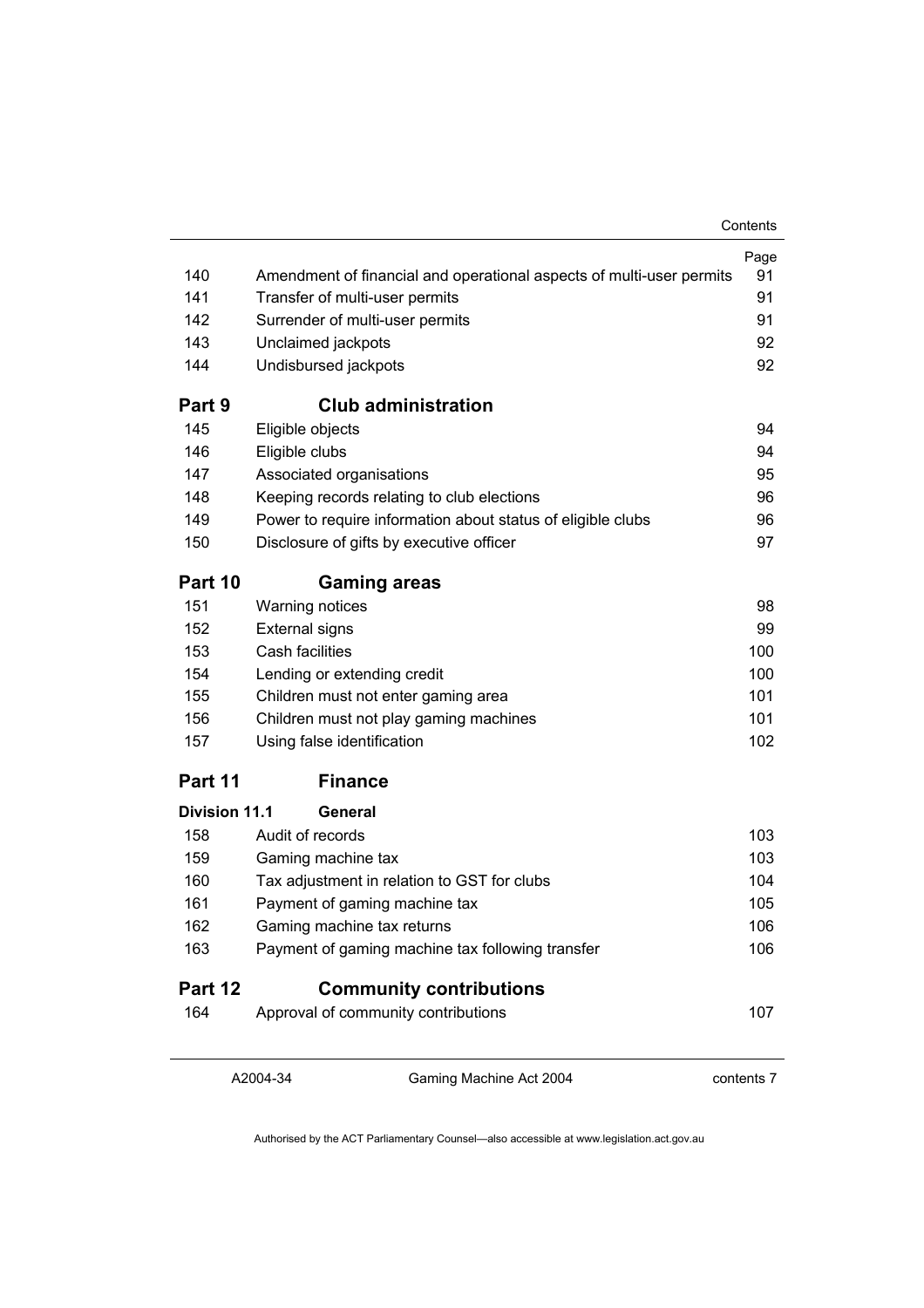| | | Page |
|---|---|---|
| 140 | Amendment of financial and operational aspects of multi-user permits | 91 |
| 141 | Transfer of multi-user permits | 91 |
| 142 | Surrender of multi-user permits | 91 |
| 143 | Unclaimed jackpots | 92 |
| 144 | Undisbursed jackpots | 92 |
| **Part 9** | **Club administration** | |
| 145 | Eligible objects | 94 |
| 146 | Eligible clubs | 94 |
| 147 | Associated organisations | 95 |
| 148 | Keeping records relating to club elections | 96 |
| 149 | Power to require information about status of eligible clubs | 96 |
| 150 | Disclosure of gifts by executive officer | 97 |
| **Part 10** | **Gaming areas** | |
| 151 | Warning notices | 98 |
| 152 | External signs | 99 |
| 153 | Cash facilities | 100 |
| 154 | Lending or extending credit | 100 |
| 155 | Children must not enter gaming area | 101 |
| 156 | Children must not play gaming machines | 101 |
| 157 | Using false identification | 102 |
| **Part 11** | **Finance** | |
| **Division 11.1** | **General** | |
| 158 | Audit of records | 103 |
| 159 | Gaming machine tax | 103 |
| 160 | Tax adjustment in relation to GST for clubs | 104 |
| 161 | Payment of gaming machine tax | 105 |
| 162 | Gaming machine tax returns | 106 |
| 163 | Payment of gaming machine tax following transfer | 106 |
| **Part 12** | **Community contributions** | |
| 164 | Approval of community contributions | 107 |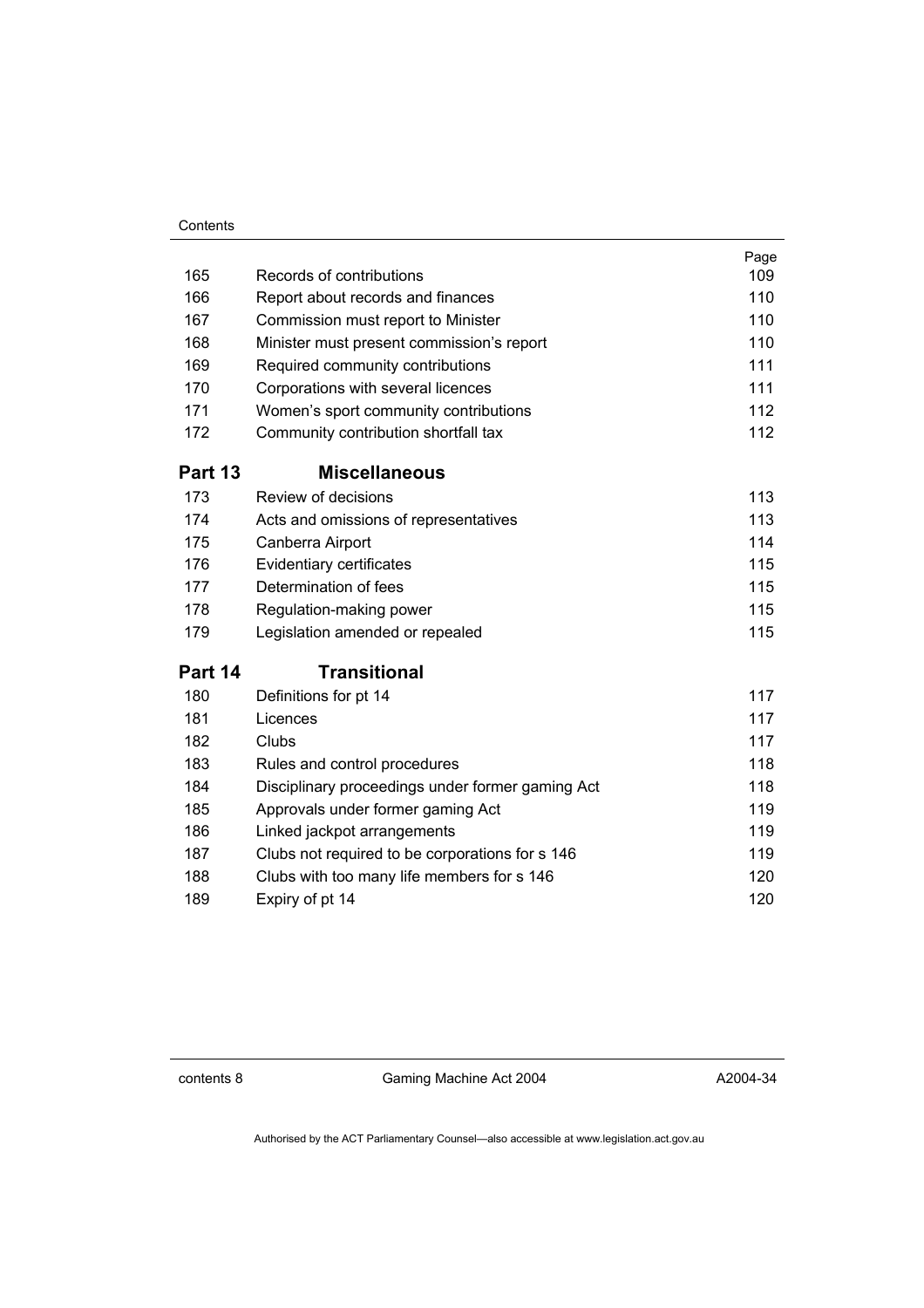| | | Page |
|---|---|---|
| 165 | Records of contributions | 109 |
| 166 | Report about records and finances | 110 |
| 167 | Commission must report to Minister | 110 |
| 168 | Minister must present commission's report | 110 |
| 169 | Required community contributions | 111 |
| 170 | Corporations with several licences | 111 |
| 171 | Women's sport community contributions | 112 |
| 172 | Community contribution shortfall tax | 112 |

## Part 13 Miscellaneous

| | | |
|---|---|---|
| 173 | Review of decisions | 113 |
| 174 | Acts and omissions of representatives | 113 |
| 175 | Canberra Airport | 114 |
| 176 | Evidentiary certificates | 115 |
| 177 | Determination of fees | 115 |
| 178 | Regulation-making power | 115 |
| 179 | Legislation amended or repealed | 115 |

## Part 14 Transitional

| | | |
|---|---|---|
| 180 | Definitions for pt 14 | 117 |
| 181 | Licences | 117 |
| 182 | Clubs | 117 |
| 183 | Rules and control procedures | 118 |
| 184 | Disciplinary proceedings under former gaming Act | 118 |
| 185 | Approvals under former gaming Act | 119 |
| 186 | Linked jackpot arrangements | 119 |
| 187 | Clubs not required to be corporations for s 146 | 119 |
| 188 | Clubs with too many life members for s 146 | 120 |
| 189 | Expiry of pt 14 | 120 |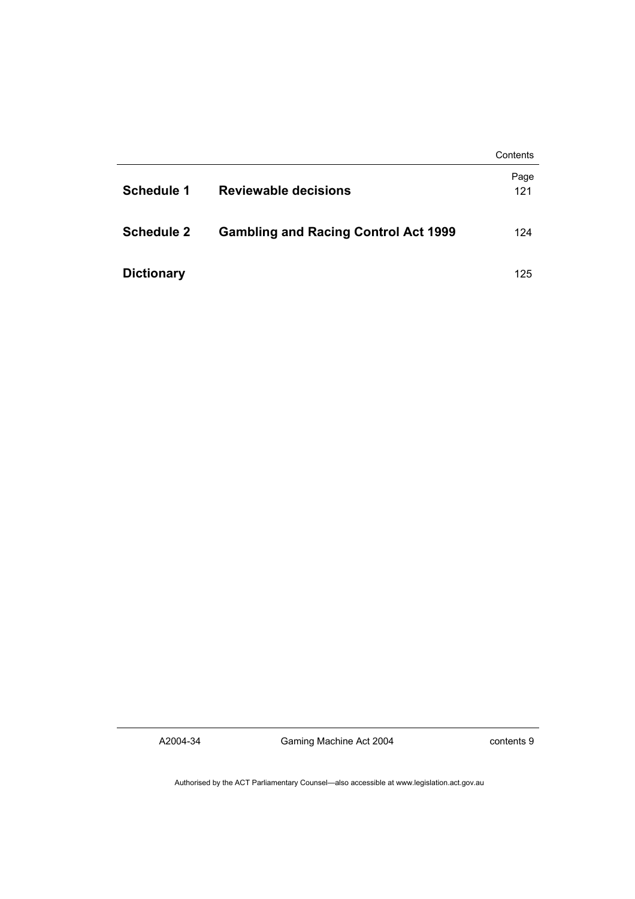| | | Page |
|---|---|---|
| **Schedule 1** | **Reviewable decisions** | 121 |
| **Schedule 2** | **Gambling and Racing Control Act 1999** | 124 |
| **Dictionary** | | 125 |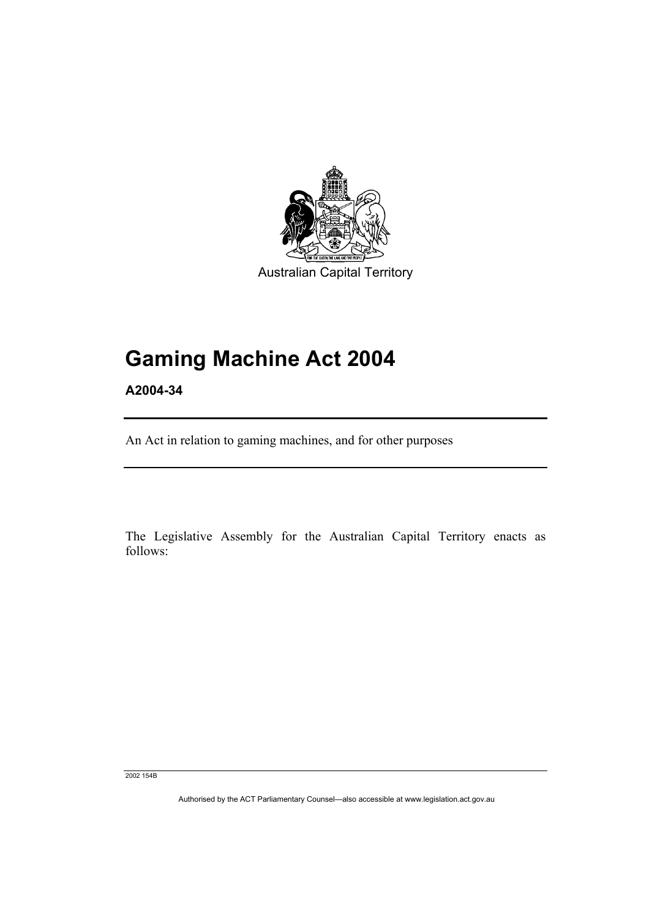Australian Capital Territory

# Gaming Machine Act 2004

**A2004-34**

An Act in relation to gaming machines, and for other purposes

The Legislative Assembly for the Australian Capital Territory enacts as follows: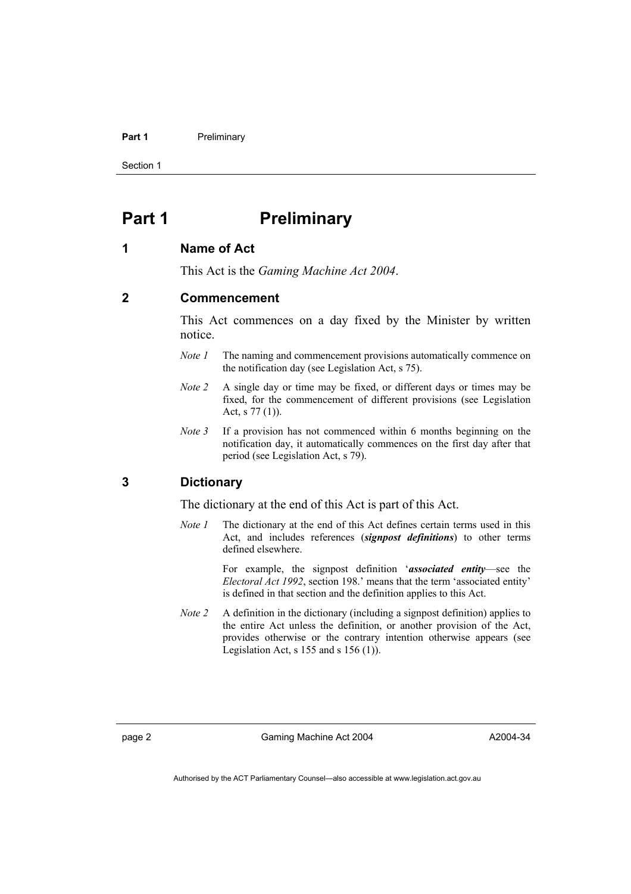# Part 1 Preliminary

## 1 Name of Act

This Act is the *Gaming Machine Act 2004*.

## 2 Commencement

This Act commences on a day fixed by the Minister by written notice.

*Note 1* The naming and commencement provisions automatically commence on the notification day (see Legislation Act, s 75).

*Note 2* A single day or time may be fixed, or different days or times may be fixed, for the commencement of different provisions (see Legislation Act, s 77 (1)).

*Note 3* If a provision has not commenced within 6 months beginning on the notification day, it automatically commences on the first day after that period (see Legislation Act, s 79).

## 3 Dictionary

The dictionary at the end of this Act is part of this Act.

*Note 1* The dictionary at the end of this Act defines certain terms used in this Act, and includes references (***signpost definitions***) to other terms defined elsewhere.

For example, the signpost definition '***associated entity***—see the *Electoral Act 1992*, section 198.' means that the term 'associated entity' is defined in that section and the definition applies to this Act.

*Note 2* A definition in the dictionary (including a signpost definition) applies to the entire Act unless the definition, or another provision of the Act, provides otherwise or the contrary intention otherwise appears (see Legislation Act, s 155 and s 156 (1)).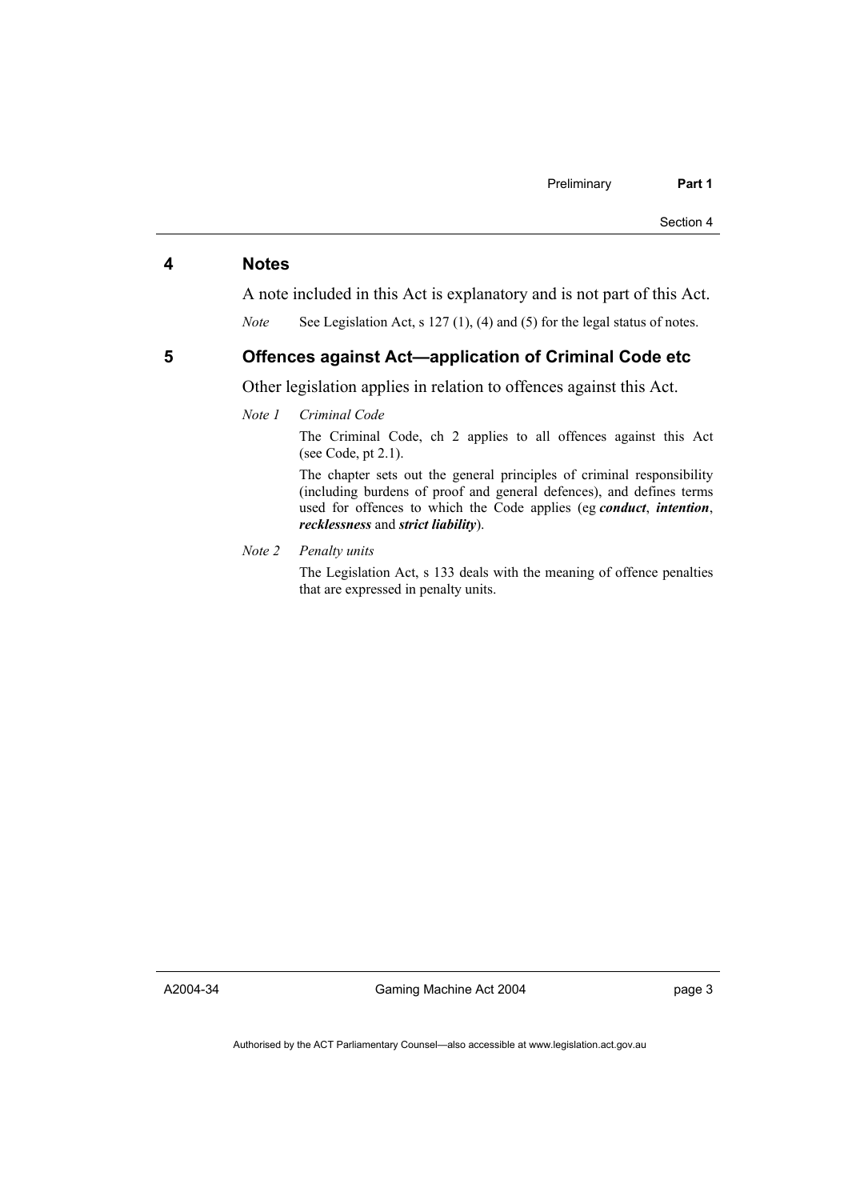## 4 Notes

A note included in this Act is explanatory and is not part of this Act.

*Note* See Legislation Act, s 127 (1), (4) and (5) for the legal status of notes.

## 5 Offences against Act—application of Criminal Code etc

Other legislation applies in relation to offences against this Act.

*Note 1* *Criminal Code*

The Criminal Code, ch 2 applies to all offences against this Act (see Code, pt 2.1).

The chapter sets out the general principles of criminal responsibility (including burdens of proof and general defences), and defines terms used for offences to which the Code applies (eg ***conduct***, ***intention***, ***recklessness*** and ***strict liability***).

*Note 2* *Penalty units*

The Legislation Act, s 133 deals with the meaning of offence penalties that are expressed in penalty units.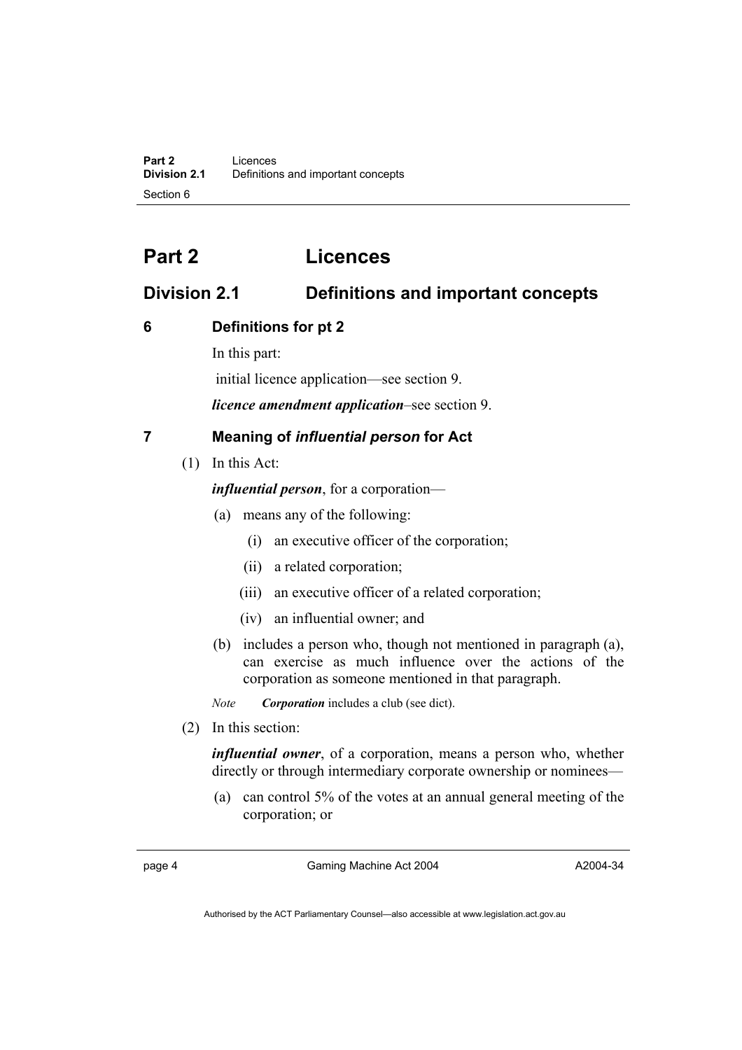# Part 2 Licences

## Division 2.1 Definitions and important concepts

### 6 Definitions for pt 2

In this part:

initial licence application—see section 9.

***licence amendment application***–see section 9.

### 7 Meaning of *influential person* for Act

(1) In this Act:

***influential person***, for a corporation—

(a) means any of the following:

(i) an executive officer of the corporation;

(ii) a related corporation;

(iii) an executive officer of a related corporation;

(iv) an influential owner; and

(b) includes a person who, though not mentioned in paragraph (a), can exercise as much influence over the actions of the corporation as someone mentioned in that paragraph.

*Note* ***Corporation*** includes a club (see dict).

(2) In this section:

***influential owner***, of a corporation, means a person who, whether directly or through intermediary corporate ownership or nominees—

(a) can control 5% of the votes at an annual general meeting of the corporation; or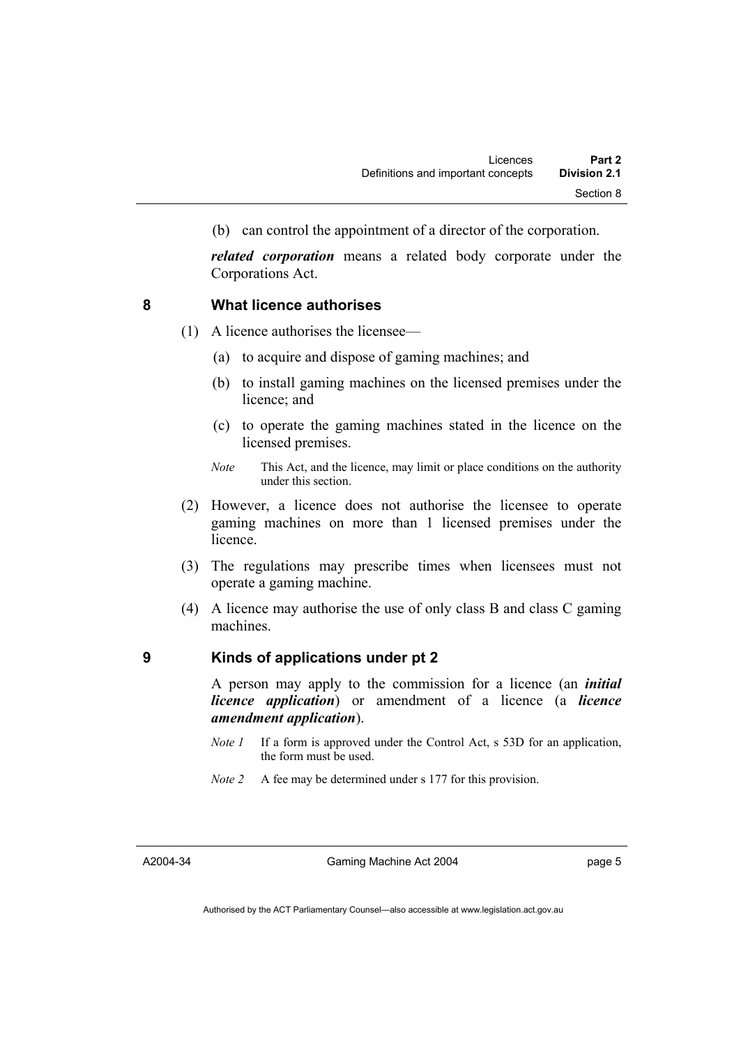(b) can control the appointment of a director of the corporation.

***related corporation*** means a related body corporate under the Corporations Act.

## 8 What licence authorises

(1) A licence authorises the licensee—

(a) to acquire and dispose of gaming machines; and

(b) to install gaming machines on the licensed premises under the licence; and

(c) to operate the gaming machines stated in the licence on the licensed premises.

*Note* This Act, and the licence, may limit or place conditions on the authority under this section.

(2) However, a licence does not authorise the licensee to operate gaming machines on more than 1 licensed premises under the licence.

(3) The regulations may prescribe times when licensees must not operate a gaming machine.

(4) A licence may authorise the use of only class B and class C gaming machines.

## 9 Kinds of applications under pt 2

A person may apply to the commission for a licence (an ***initial licence application***) or amendment of a licence (a ***licence amendment application***).

*Note 1* If a form is approved under the Control Act, s 53D for an application, the form must be used.

*Note 2* A fee may be determined under s 177 for this provision.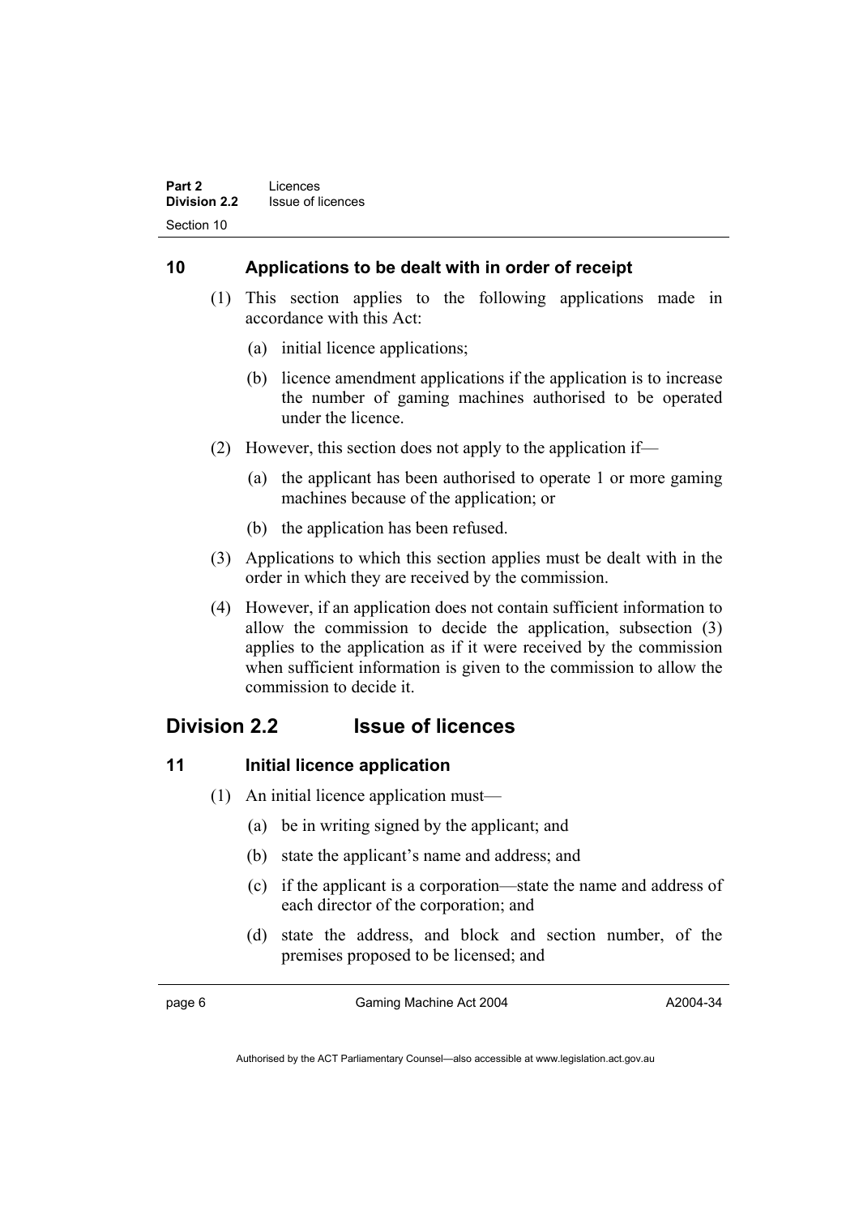### 10 Applications to be dealt with in order of receipt

(1) This section applies to the following applications made in accordance with this Act:

(a) initial licence applications;

(b) licence amendment applications if the application is to increase the number of gaming machines authorised to be operated under the licence.

(2) However, this section does not apply to the application if—

(a) the applicant has been authorised to operate 1 or more gaming machines because of the application; or

(b) the application has been refused.

(3) Applications to which this section applies must be dealt with in the order in which they are received by the commission.

(4) However, if an application does not contain sufficient information to allow the commission to decide the application, subsection (3) applies to the application as if it were received by the commission when sufficient information is given to the commission to allow the commission to decide it.

## Division 2.2 Issue of licences

### 11 Initial licence application

(1) An initial licence application must—

(a) be in writing signed by the applicant; and

(b) state the applicant's name and address; and

(c) if the applicant is a corporation—state the name and address of each director of the corporation; and

(d) state the address, and block and section number, of the premises proposed to be licensed; and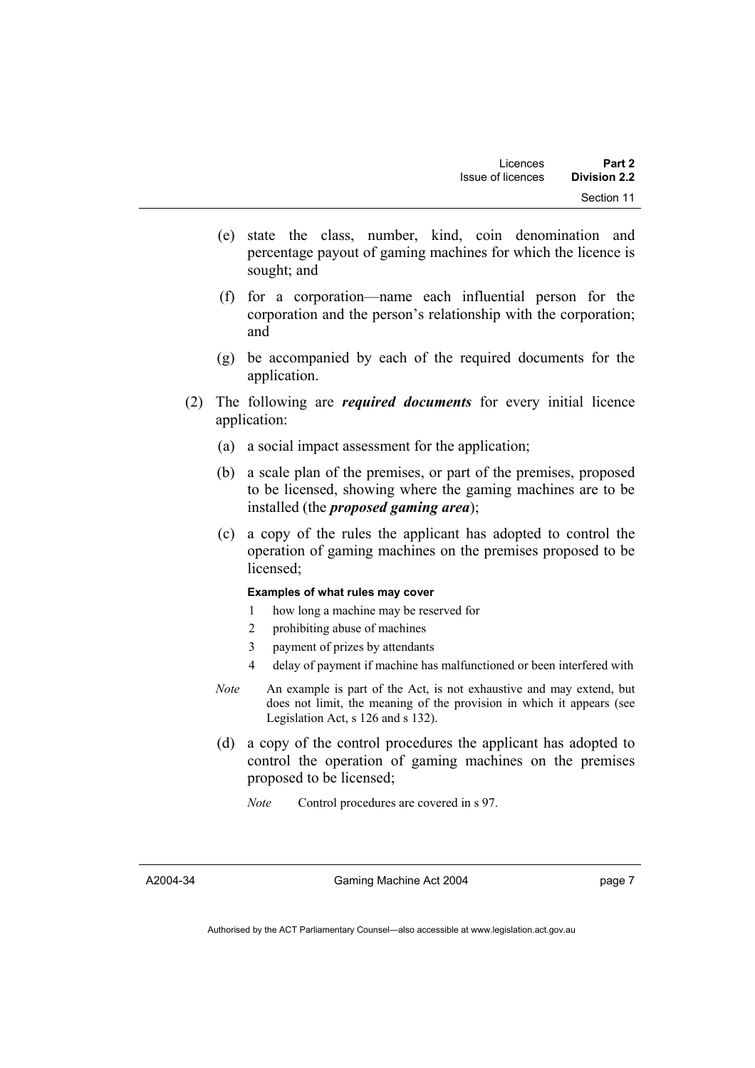(e) state the class, number, kind, coin denomination and percentage payout of gaming machines for which the licence is sought; and

(f) for a corporation—name each influential person for the corporation and the person's relationship with the corporation; and

(g) be accompanied by each of the required documents for the application.

(2) The following are ***required documents*** for every initial licence application:

(a) a social impact assessment for the application;

(b) a scale plan of the premises, or part of the premises, proposed to be licensed, showing where the gaming machines are to be installed (the ***proposed gaming area***);

(c) a copy of the rules the applicant has adopted to control the operation of gaming machines on the premises proposed to be licensed;

**Examples of what rules may cover**

1 how long a machine may be reserved for

2 prohibiting abuse of machines

3 payment of prizes by attendants

4 delay of payment if machine has malfunctioned or been interfered with

*Note* An example is part of the Act, is not exhaustive and may extend, but does not limit, the meaning of the provision in which it appears (see Legislation Act, s 126 and s 132).

(d) a copy of the control procedures the applicant has adopted to control the operation of gaming machines on the premises proposed to be licensed;

*Note* Control procedures are covered in s 97.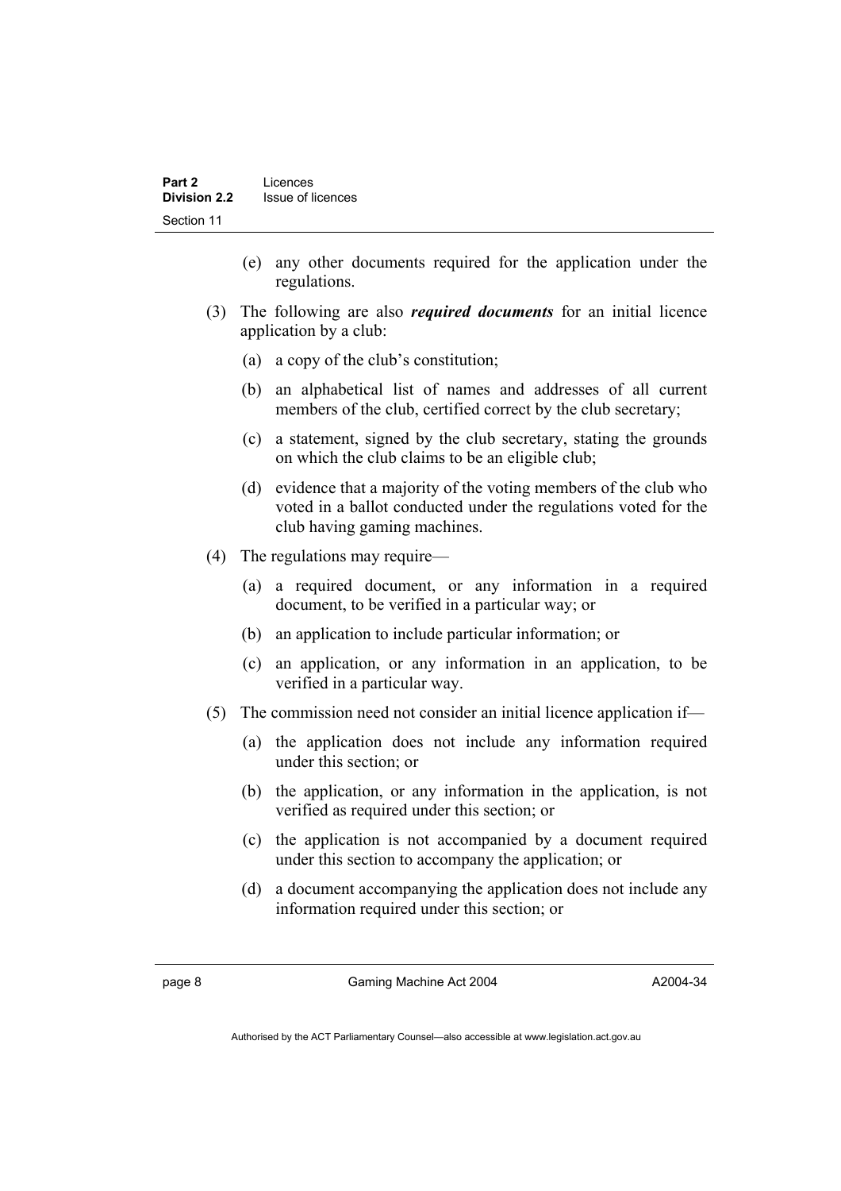(e) any other documents required for the application under the regulations.

(3) The following are also ***required documents*** for an initial licence application by a club:

(a) a copy of the club's constitution;

(b) an alphabetical list of names and addresses of all current members of the club, certified correct by the club secretary;

(c) a statement, signed by the club secretary, stating the grounds on which the club claims to be an eligible club;

(d) evidence that a majority of the voting members of the club who voted in a ballot conducted under the regulations voted for the club having gaming machines.

(4) The regulations may require—

(a) a required document, or any information in a required document, to be verified in a particular way; or

(b) an application to include particular information; or

(c) an application, or any information in an application, to be verified in a particular way.

(5) The commission need not consider an initial licence application if—

(a) the application does not include any information required under this section; or

(b) the application, or any information in the application, is not verified as required under this section; or

(c) the application is not accompanied by a document required under this section to accompany the application; or

(d) a document accompanying the application does not include any information required under this section; or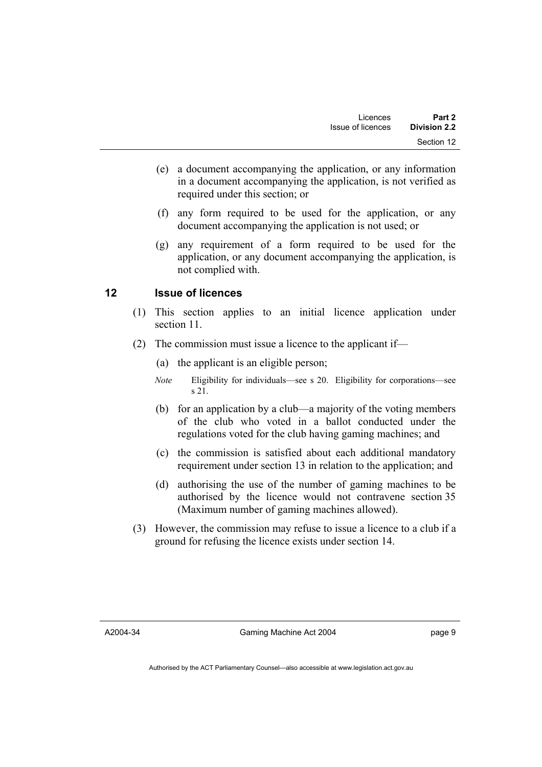(e) a document accompanying the application, or any information in a document accompanying the application, is not verified as required under this section; or

(f) any form required to be used for the application, or any document accompanying the application is not used; or

(g) any requirement of a form required to be used for the application, or any document accompanying the application, is not complied with.

## 12 Issue of licences

(1) This section applies to an initial licence application under section 11.

(2) The commission must issue a licence to the applicant if—

(a) the applicant is an eligible person;

*Note* Eligibility for individuals—see s 20. Eligibility for corporations—see s 21.

(b) for an application by a club—a majority of the voting members of the club who voted in a ballot conducted under the regulations voted for the club having gaming machines; and

(c) the commission is satisfied about each additional mandatory requirement under section 13 in relation to the application; and

(d) authorising the use of the number of gaming machines to be authorised by the licence would not contravene section 35 (Maximum number of gaming machines allowed).

(3) However, the commission may refuse to issue a licence to a club if a ground for refusing the licence exists under section 14.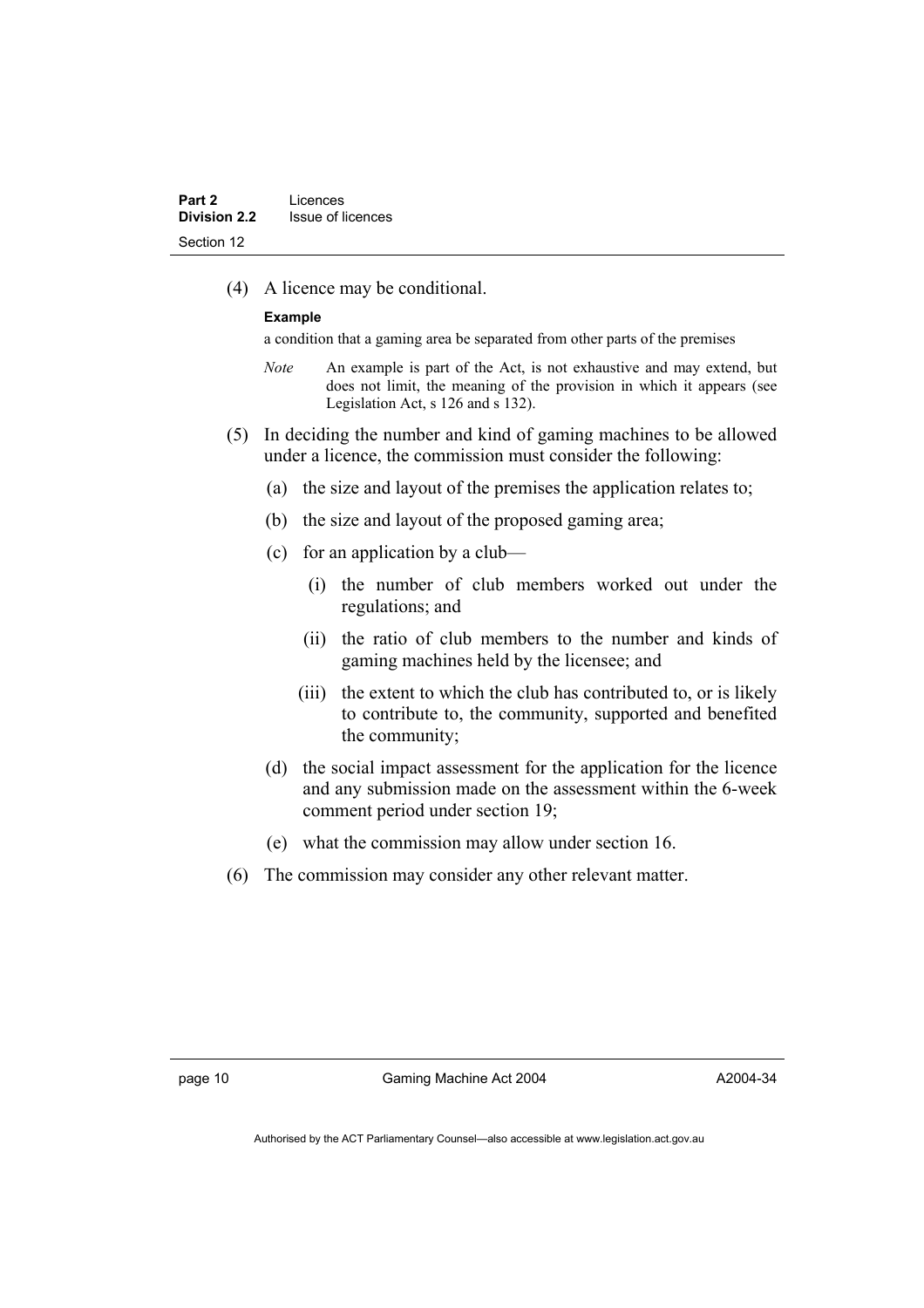(4) A licence may be conditional.

**Example**

a condition that a gaming area be separated from other parts of the premises

*Note* An example is part of the Act, is not exhaustive and may extend, but does not limit, the meaning of the provision in which it appears (see Legislation Act, s 126 and s 132).

(5) In deciding the number and kind of gaming machines to be allowed under a licence, the commission must consider the following:

(a) the size and layout of the premises the application relates to;

(b) the size and layout of the proposed gaming area;

(c) for an application by a club—

(i) the number of club members worked out under the regulations; and

(ii) the ratio of club members to the number and kinds of gaming machines held by the licensee; and

(iii) the extent to which the club has contributed to, or is likely to contribute to, the community, supported and benefited the community;

(d) the social impact assessment for the application for the licence and any submission made on the assessment within the 6-week comment period under section 19;

(e) what the commission may allow under section 16.

(6) The commission may consider any other relevant matter.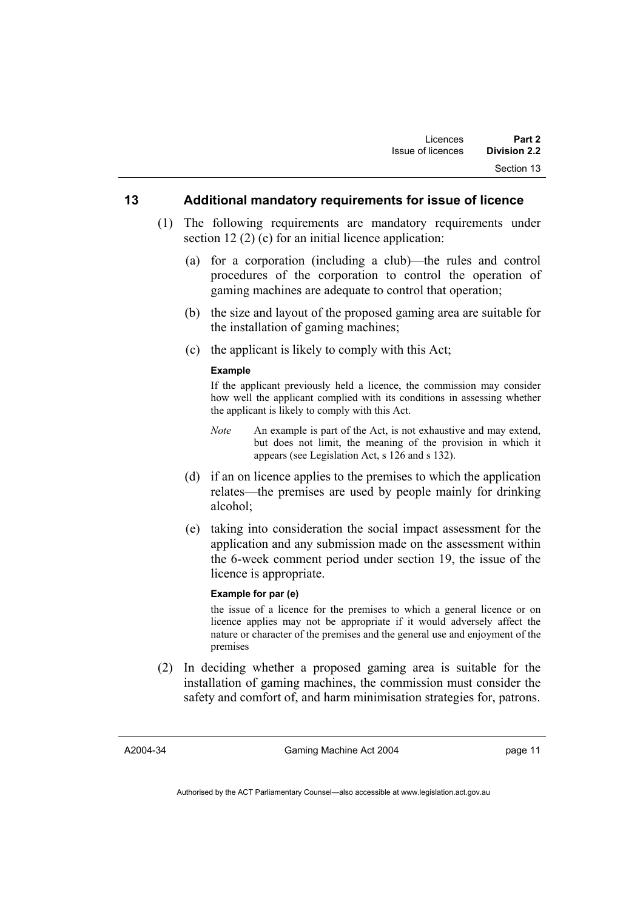## 13 Additional mandatory requirements for issue of licence

(1) The following requirements are mandatory requirements under section 12 (2) (c) for an initial licence application:

(a) for a corporation (including a club)—the rules and control procedures of the corporation to control the operation of gaming machines are adequate to control that operation;

(b) the size and layout of the proposed gaming area are suitable for the installation of gaming machines;

(c) the applicant is likely to comply with this Act;

**Example**

If the applicant previously held a licence, the commission may consider how well the applicant complied with its conditions in assessing whether the applicant is likely to comply with this Act.

*Note* An example is part of the Act, is not exhaustive and may extend, but does not limit, the meaning of the provision in which it appears (see Legislation Act, s 126 and s 132).

(d) if an on licence applies to the premises to which the application relates—the premises are used by people mainly for drinking alcohol;

(e) taking into consideration the social impact assessment for the application and any submission made on the assessment within the 6-week comment period under section 19, the issue of the licence is appropriate.

**Example for par (e)**

the issue of a licence for the premises to which a general licence or on licence applies may not be appropriate if it would adversely affect the nature or character of the premises and the general use and enjoyment of the premises

(2) In deciding whether a proposed gaming area is suitable for the installation of gaming machines, the commission must consider the safety and comfort of, and harm minimisation strategies for, patrons.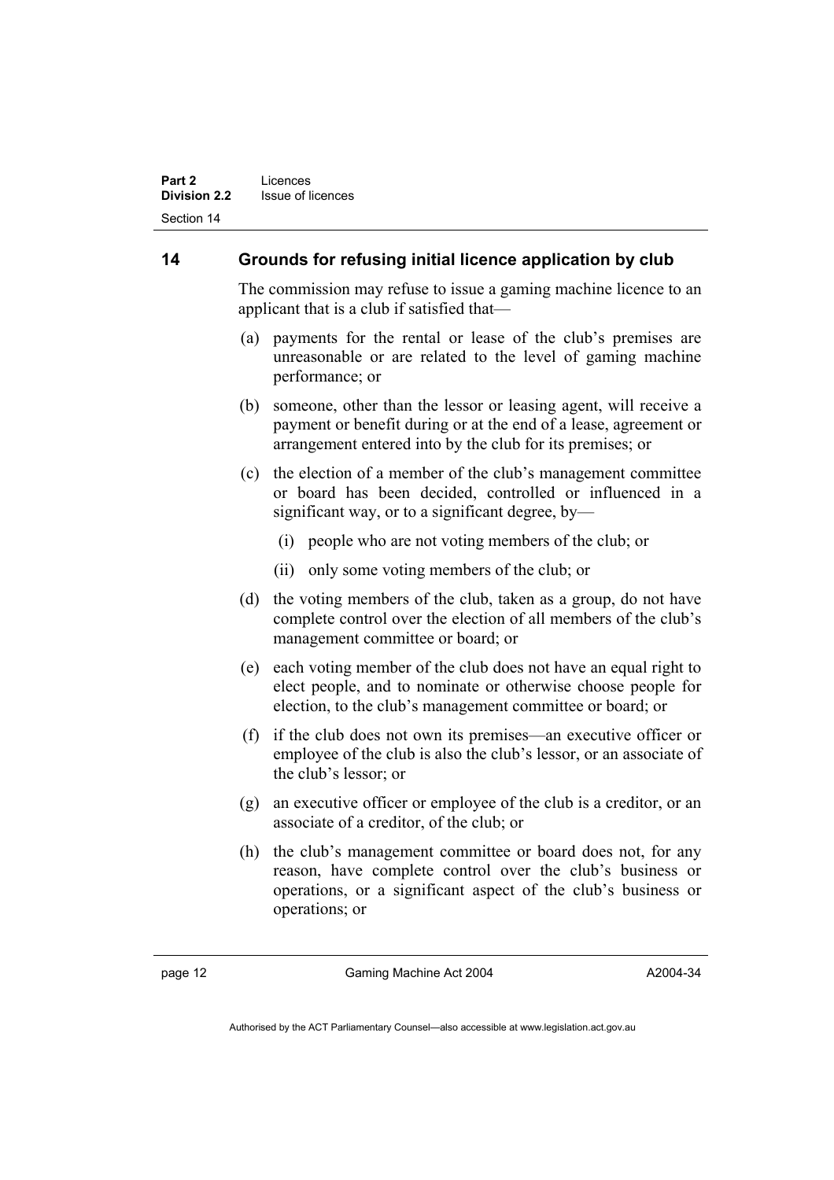## 14 Grounds for refusing initial licence application by club

The commission may refuse to issue a gaming machine licence to an applicant that is a club if satisfied that—

(a) payments for the rental or lease of the club's premises are unreasonable or are related to the level of gaming machine performance; or

(b) someone, other than the lessor or leasing agent, will receive a payment or benefit during or at the end of a lease, agreement or arrangement entered into by the club for its premises; or

(c) the election of a member of the club's management committee or board has been decided, controlled or influenced in a significant way, or to a significant degree, by—

   (i) people who are not voting members of the club; or

   (ii) only some voting members of the club; or

(d) the voting members of the club, taken as a group, do not have complete control over the election of all members of the club's management committee or board; or

(e) each voting member of the club does not have an equal right to elect people, and to nominate or otherwise choose people for election, to the club's management committee or board; or

(f) if the club does not own its premises—an executive officer or employee of the club is also the club's lessor, or an associate of the club's lessor; or

(g) an executive officer or employee of the club is a creditor, or an associate of a creditor, of the club; or

(h) the club's management committee or board does not, for any reason, have complete control over the club's business or operations, or a significant aspect of the club's business or operations; or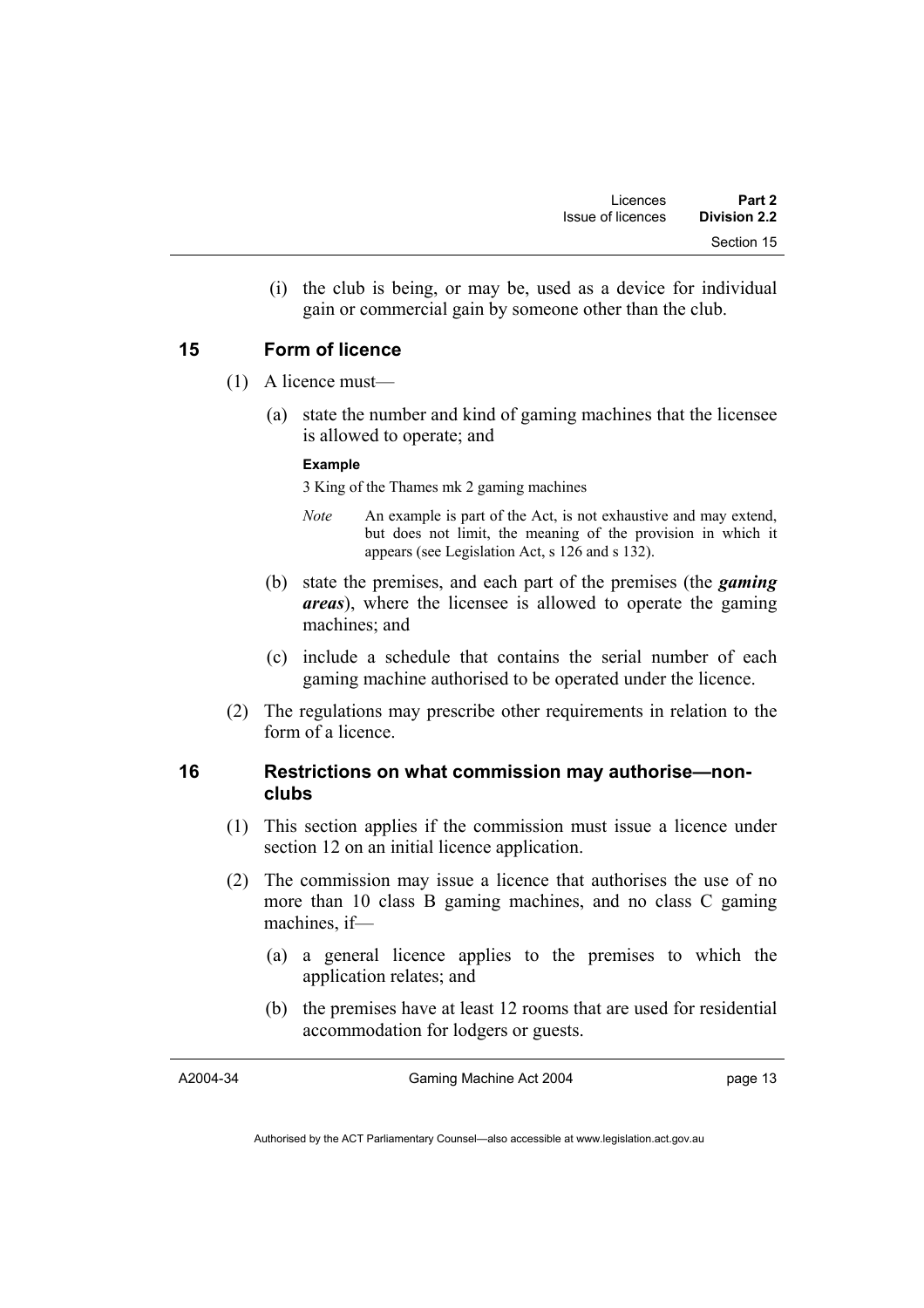(i) the club is being, or may be, used as a device for individual gain or commercial gain by someone other than the club.

## 15 Form of licence

(1) A licence must—

(a) state the number and kind of gaming machines that the licensee is allowed to operate; and

**Example**

3 King of the Thames mk 2 gaming machines

*Note* An example is part of the Act, is not exhaustive and may extend, but does not limit, the meaning of the provision in which it appears (see Legislation Act, s 126 and s 132).

(b) state the premises, and each part of the premises (the ***gaming areas***), where the licensee is allowed to operate the gaming machines; and

(c) include a schedule that contains the serial number of each gaming machine authorised to be operated under the licence.

(2) The regulations may prescribe other requirements in relation to the form of a licence.

## 16 Restrictions on what commission may authorise—non-clubs

(1) This section applies if the commission must issue a licence under section 12 on an initial licence application.

(2) The commission may issue a licence that authorises the use of no more than 10 class B gaming machines, and no class C gaming machines, if—

(a) a general licence applies to the premises to which the application relates; and

(b) the premises have at least 12 rooms that are used for residential accommodation for lodgers or guests.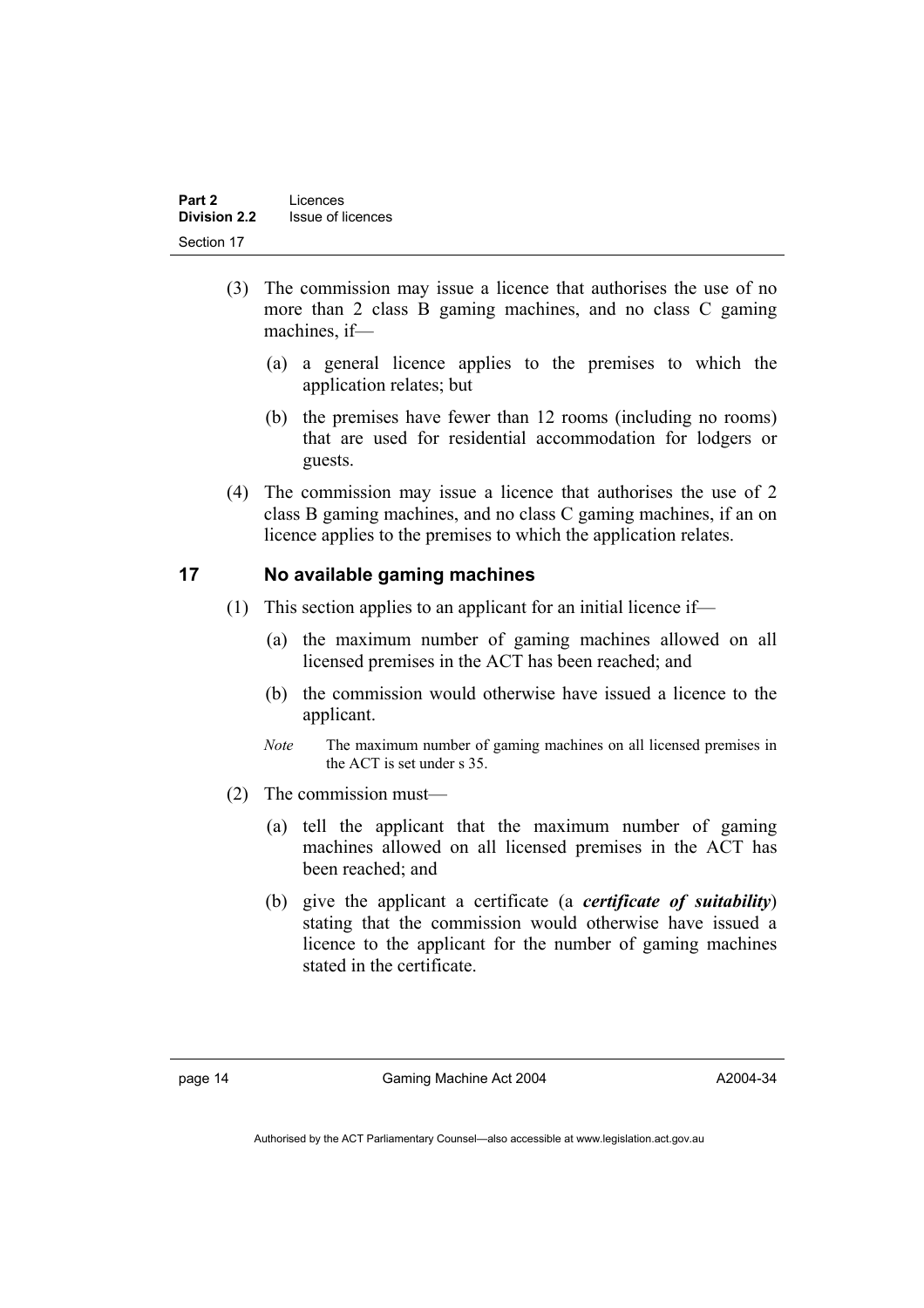(3) The commission may issue a licence that authorises the use of no more than 2 class B gaming machines, and no class C gaming machines, if—

(a) a general licence applies to the premises to which the application relates; but

(b) the premises have fewer than 12 rooms (including no rooms) that are used for residential accommodation for lodgers or guests.

(4) The commission may issue a licence that authorises the use of 2 class B gaming machines, and no class C gaming machines, if an on licence applies to the premises to which the application relates.

## 17 No available gaming machines

(1) This section applies to an applicant for an initial licence if—

(a) the maximum number of gaming machines allowed on all licensed premises in the ACT has been reached; and

(b) the commission would otherwise have issued a licence to the applicant.

*Note* The maximum number of gaming machines on all licensed premises in the ACT is set under s 35.

(2) The commission must—

(a) tell the applicant that the maximum number of gaming machines allowed on all licensed premises in the ACT has been reached; and

(b) give the applicant a certificate (a ***certificate of suitability***) stating that the commission would otherwise have issued a licence to the applicant for the number of gaming machines stated in the certificate.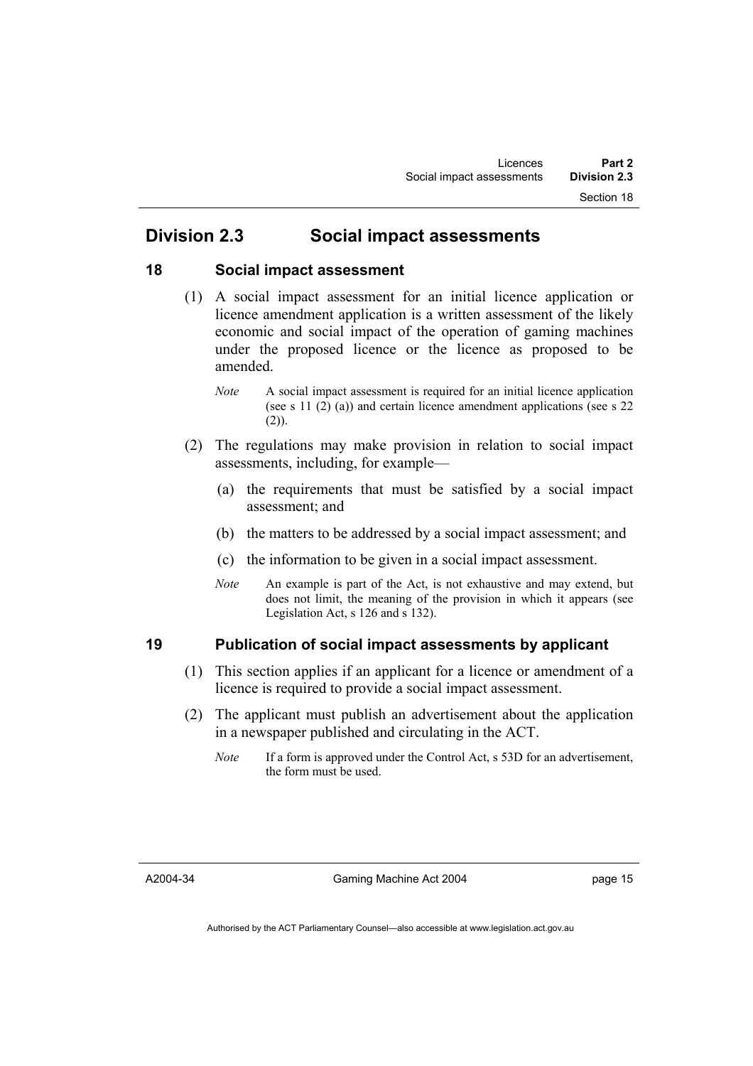## Division 2.3 Social impact assessments

### 18 Social impact assessment

(1) A social impact assessment for an initial licence application or licence amendment application is a written assessment of the likely economic and social impact of the operation of gaming machines under the proposed licence or the licence as proposed to be amended.

*Note* A social impact assessment is required for an initial licence application (see s 11 (2) (a)) and certain licence amendment applications (see s 22 (2)).

(2) The regulations may make provision in relation to social impact assessments, including, for example—

(a) the requirements that must be satisfied by a social impact assessment; and

(b) the matters to be addressed by a social impact assessment; and

(c) the information to be given in a social impact assessment.

*Note* An example is part of the Act, is not exhaustive and may extend, but does not limit, the meaning of the provision in which it appears (see Legislation Act, s 126 and s 132).

### 19 Publication of social impact assessments by applicant

(1) This section applies if an applicant for a licence or amendment of a licence is required to provide a social impact assessment.

(2) The applicant must publish an advertisement about the application in a newspaper published and circulating in the ACT.

*Note* If a form is approved under the Control Act, s 53D for an advertisement, the form must be used.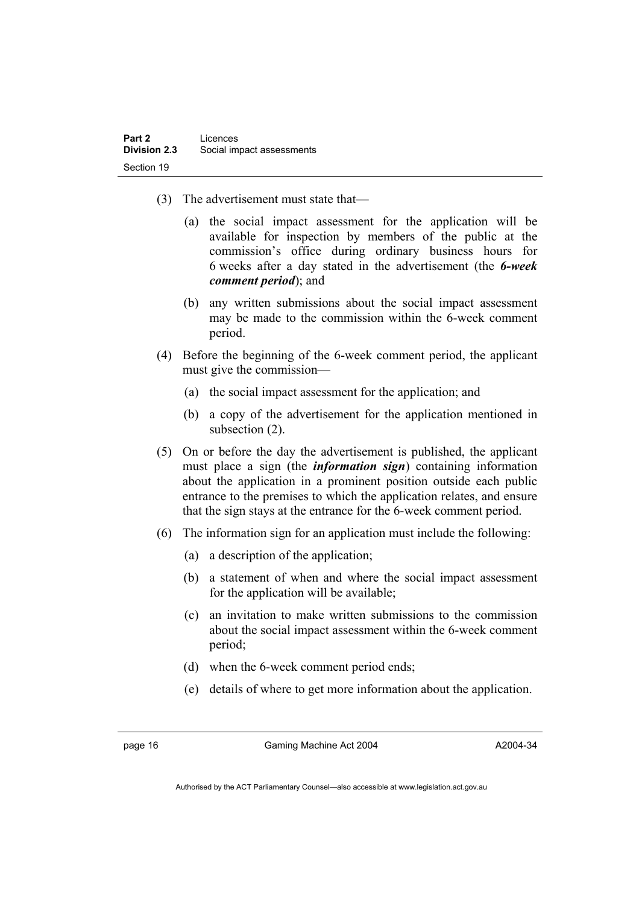(3) The advertisement must state that—

   (a) the social impact assessment for the application will be available for inspection by members of the public at the commission's office during ordinary business hours for 6 weeks after a day stated in the advertisement (the ***6-week comment period***); and

   (b) any written submissions about the social impact assessment may be made to the commission within the 6-week comment period.

(4) Before the beginning of the 6-week comment period, the applicant must give the commission—

   (a) the social impact assessment for the application; and

   (b) a copy of the advertisement for the application mentioned in subsection (2).

(5) On or before the day the advertisement is published, the applicant must place a sign (the ***information sign***) containing information about the application in a prominent position outside each public entrance to the premises to which the application relates, and ensure that the sign stays at the entrance for the 6-week comment period.

(6) The information sign for an application must include the following:

   (a) a description of the application;

   (b) a statement of when and where the social impact assessment for the application will be available;

   (c) an invitation to make written submissions to the commission about the social impact assessment within the 6-week comment period;

   (d) when the 6-week comment period ends;

   (e) details of where to get more information about the application.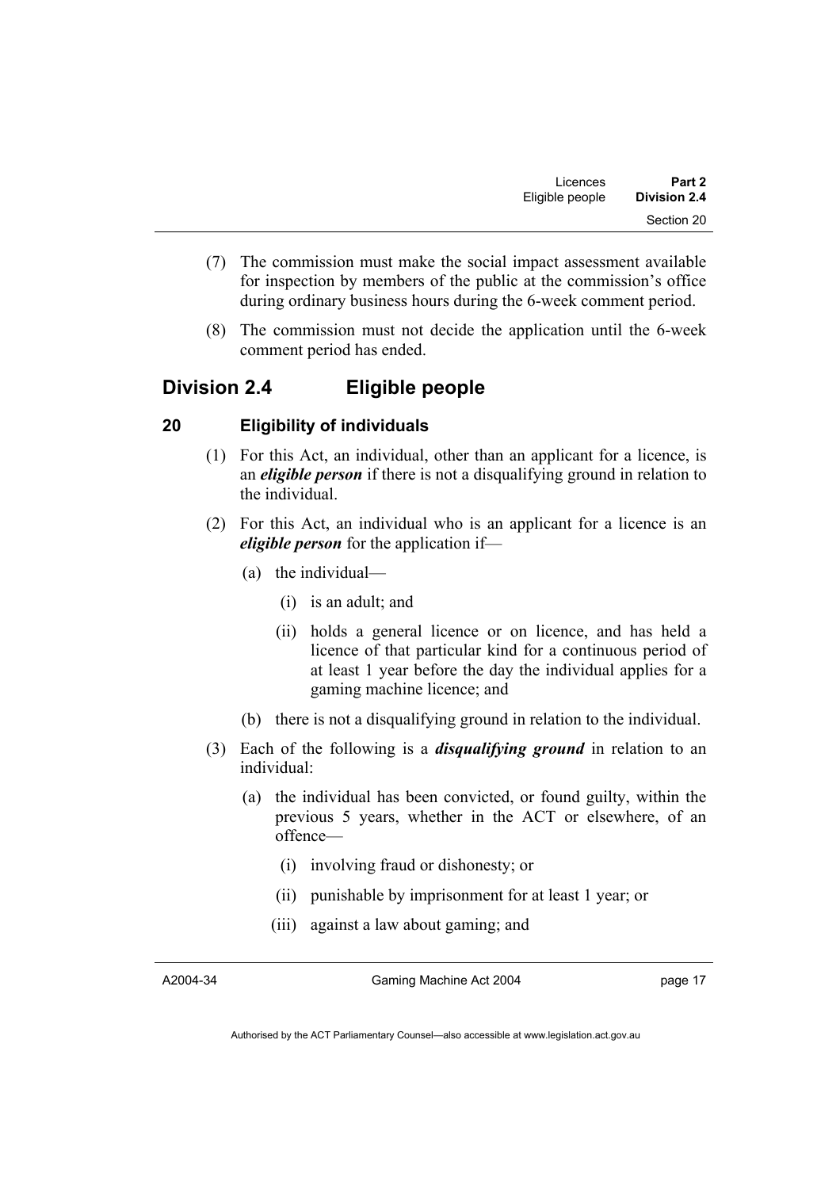(7) The commission must make the social impact assessment available for inspection by members of the public at the commission's office during ordinary business hours during the 6-week comment period.

(8) The commission must not decide the application until the 6-week comment period has ended.

## Division 2.4 Eligible people

### 20 Eligibility of individuals

(1) For this Act, an individual, other than an applicant for a licence, is an ***eligible person*** if there is not a disqualifying ground in relation to the individual.

(2) For this Act, an individual who is an applicant for a licence is an ***eligible person*** for the application if—

(a) the individual—

(i) is an adult; and

(ii) holds a general licence or on licence, and has held a licence of that particular kind for a continuous period of at least 1 year before the day the individual applies for a gaming machine licence; and

(b) there is not a disqualifying ground in relation to the individual.

(3) Each of the following is a ***disqualifying ground*** in relation to an individual:

(a) the individual has been convicted, or found guilty, within the previous 5 years, whether in the ACT or elsewhere, of an offence—

(i) involving fraud or dishonesty; or

(ii) punishable by imprisonment for at least 1 year; or

(iii) against a law about gaming; and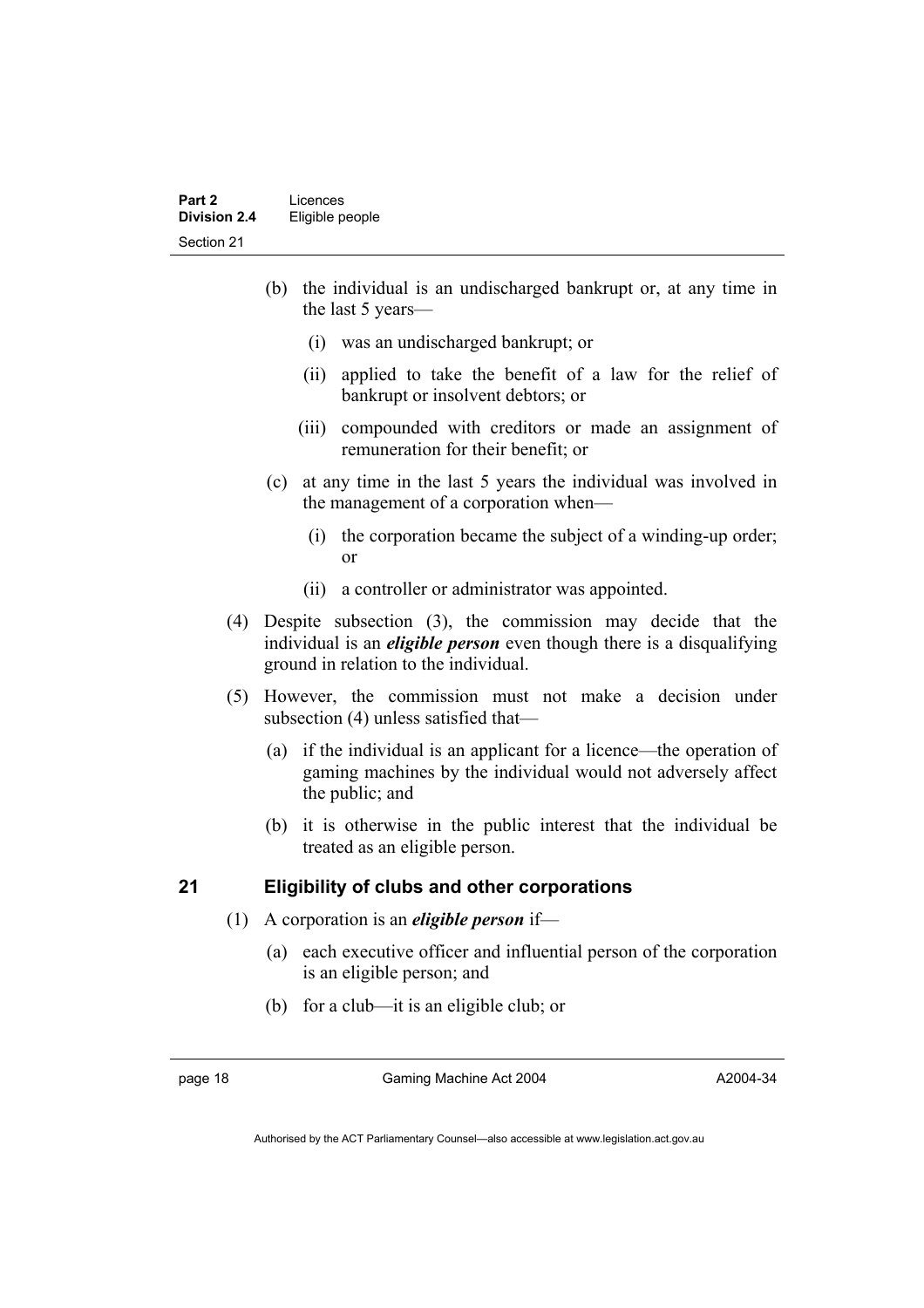(b) the individual is an undischarged bankrupt or, at any time in the last 5 years—

  (i) was an undischarged bankrupt; or

  (ii) applied to take the benefit of a law for the relief of bankrupt or insolvent debtors; or

  (iii) compounded with creditors or made an assignment of remuneration for their benefit; or

(c) at any time in the last 5 years the individual was involved in the management of a corporation when—

  (i) the corporation became the subject of a winding-up order; or

  (ii) a controller or administrator was appointed.

(4) Despite subsection (3), the commission may decide that the individual is an ***eligible person*** even though there is a disqualifying ground in relation to the individual.

(5) However, the commission must not make a decision under subsection (4) unless satisfied that—

  (a) if the individual is an applicant for a licence—the operation of gaming machines by the individual would not adversely affect the public; and

  (b) it is otherwise in the public interest that the individual be treated as an eligible person.

## 21 Eligibility of clubs and other corporations

(1) A corporation is an ***eligible person*** if—

  (a) each executive officer and influential person of the corporation is an eligible person; and

  (b) for a club—it is an eligible club; or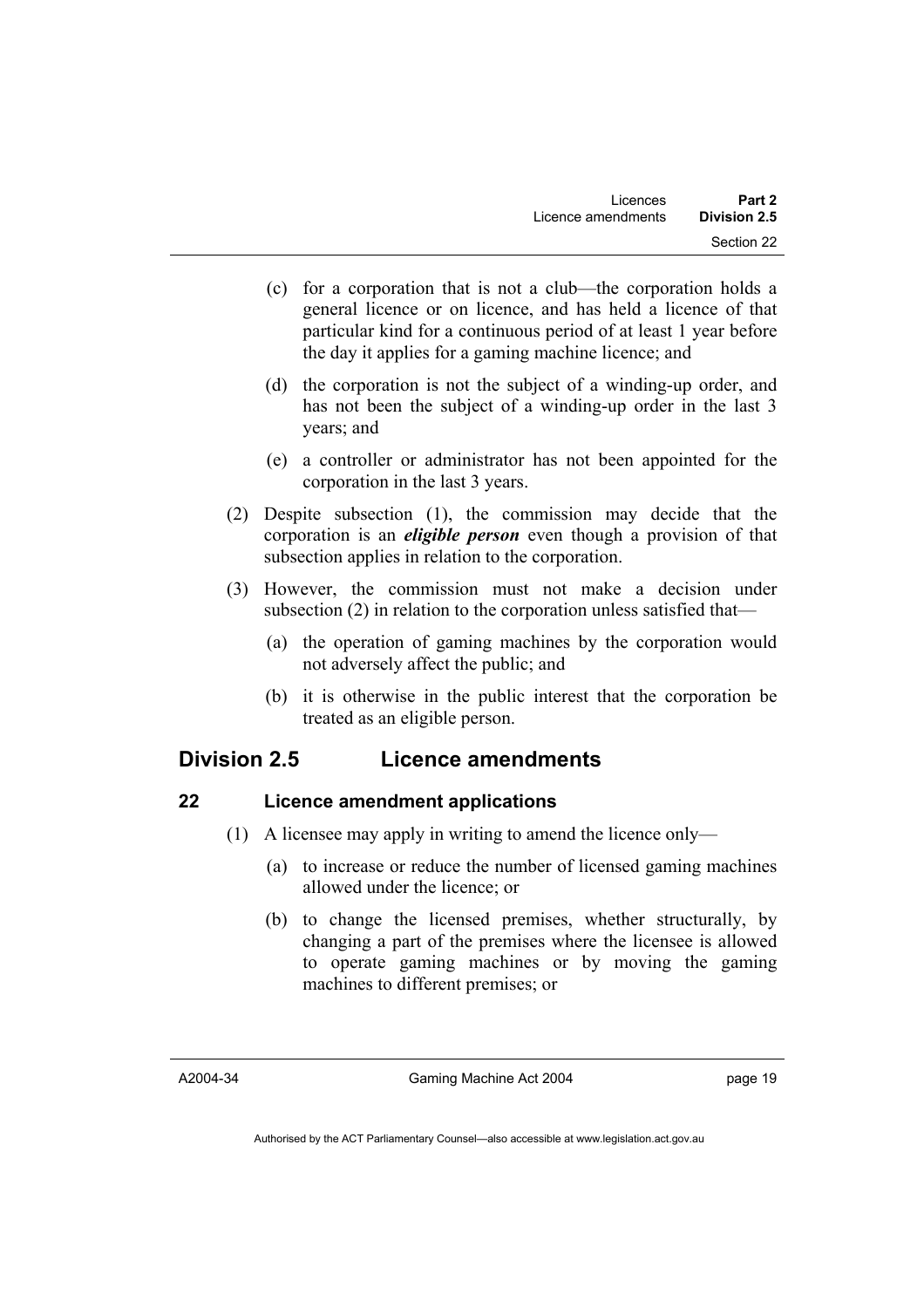(c) for a corporation that is not a club—the corporation holds a general licence or on licence, and has held a licence of that particular kind for a continuous period of at least 1 year before the day it applies for a gaming machine licence; and

(d) the corporation is not the subject of a winding-up order, and has not been the subject of a winding-up order in the last 3 years; and

(e) a controller or administrator has not been appointed for the corporation in the last 3 years.

(2) Despite subsection (1), the commission may decide that the corporation is an ***eligible person*** even though a provision of that subsection applies in relation to the corporation.

(3) However, the commission must not make a decision under subsection (2) in relation to the corporation unless satisfied that—

(a) the operation of gaming machines by the corporation would not adversely affect the public; and

(b) it is otherwise in the public interest that the corporation be treated as an eligible person.

## Division 2.5 Licence amendments

### 22 Licence amendment applications

(1) A licensee may apply in writing to amend the licence only—

(a) to increase or reduce the number of licensed gaming machines allowed under the licence; or

(b) to change the licensed premises, whether structurally, by changing a part of the premises where the licensee is allowed to operate gaming machines or by moving the gaming machines to different premises; or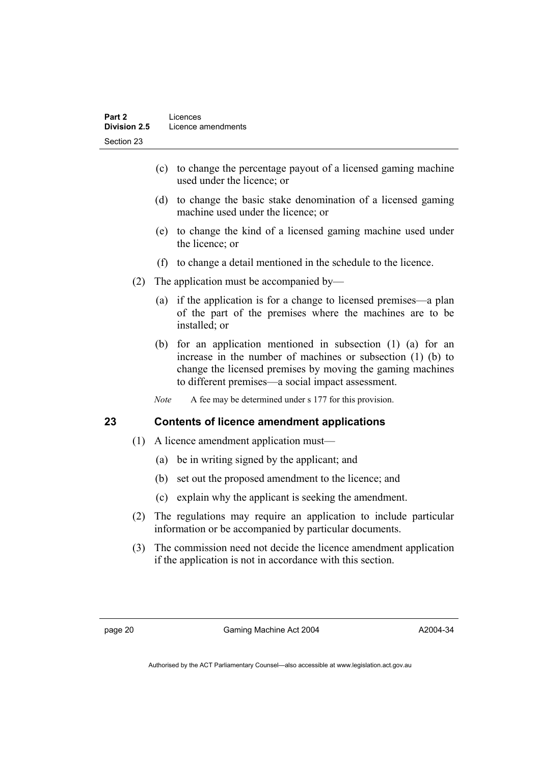(c) to change the percentage payout of a licensed gaming machine used under the licence; or

(d) to change the basic stake denomination of a licensed gaming machine used under the licence; or

(e) to change the kind of a licensed gaming machine used under the licence; or

(f) to change a detail mentioned in the schedule to the licence.

(2) The application must be accompanied by—

(a) if the application is for a change to licensed premises—a plan of the part of the premises where the machines are to be installed; or

(b) for an application mentioned in subsection (1) (a) for an increase in the number of machines or subsection (1) (b) to change the licensed premises by moving the gaming machines to different premises—a social impact assessment.

*Note* A fee may be determined under s 177 for this provision.

## 23 Contents of licence amendment applications

(1) A licence amendment application must—

(a) be in writing signed by the applicant; and

(b) set out the proposed amendment to the licence; and

(c) explain why the applicant is seeking the amendment.

(2) The regulations may require an application to include particular information or be accompanied by particular documents.

(3) The commission need not decide the licence amendment application if the application is not in accordance with this section.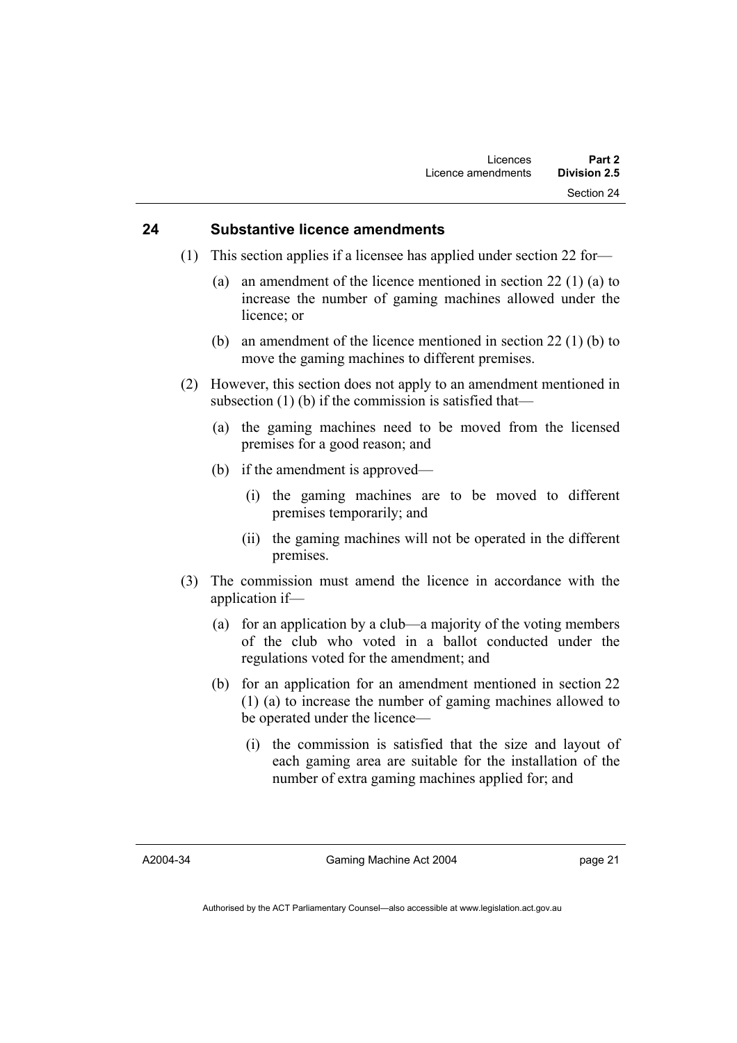## 24 Substantive licence amendments

(1) This section applies if a licensee has applied under section 22 for—

(a) an amendment of the licence mentioned in section 22 (1) (a) to increase the number of gaming machines allowed under the licence; or

(b) an amendment of the licence mentioned in section 22 (1) (b) to move the gaming machines to different premises.

(2) However, this section does not apply to an amendment mentioned in subsection (1) (b) if the commission is satisfied that—

(a) the gaming machines need to be moved from the licensed premises for a good reason; and

(b) if the amendment is approved—

(i) the gaming machines are to be moved to different premises temporarily; and

(ii) the gaming machines will not be operated in the different premises.

(3) The commission must amend the licence in accordance with the application if—

(a) for an application by a club—a majority of the voting members of the club who voted in a ballot conducted under the regulations voted for the amendment; and

(b) for an application for an amendment mentioned in section 22 (1) (a) to increase the number of gaming machines allowed to be operated under the licence—

(i) the commission is satisfied that the size and layout of each gaming area are suitable for the installation of the number of extra gaming machines applied for; and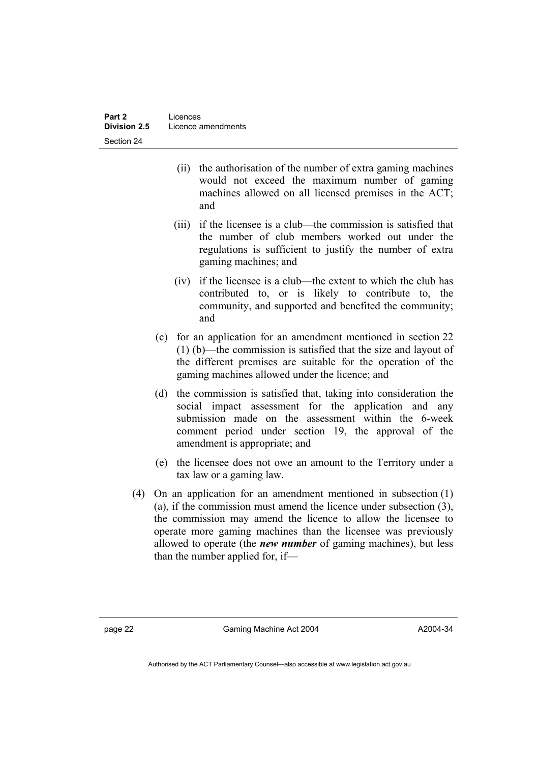(ii) the authorisation of the number of extra gaming machines would not exceed the maximum number of gaming machines allowed on all licensed premises in the ACT; and

(iii) if the licensee is a club—the commission is satisfied that the number of club members worked out under the regulations is sufficient to justify the number of extra gaming machines; and

(iv) if the licensee is a club—the extent to which the club has contributed to, or is likely to contribute to, the community, and supported and benefited the community; and

(c) for an application for an amendment mentioned in section 22 (1) (b)—the commission is satisfied that the size and layout of the different premises are suitable for the operation of the gaming machines allowed under the licence; and

(d) the commission is satisfied that, taking into consideration the social impact assessment for the application and any submission made on the assessment within the 6-week comment period under section 19, the approval of the amendment is appropriate; and

(e) the licensee does not owe an amount to the Territory under a tax law or a gaming law.

(4) On an application for an amendment mentioned in subsection (1) (a), if the commission must amend the licence under subsection (3), the commission may amend the licence to allow the licensee to operate more gaming machines than the licensee was previously allowed to operate (the ***new number*** of gaming machines), but less than the number applied for, if—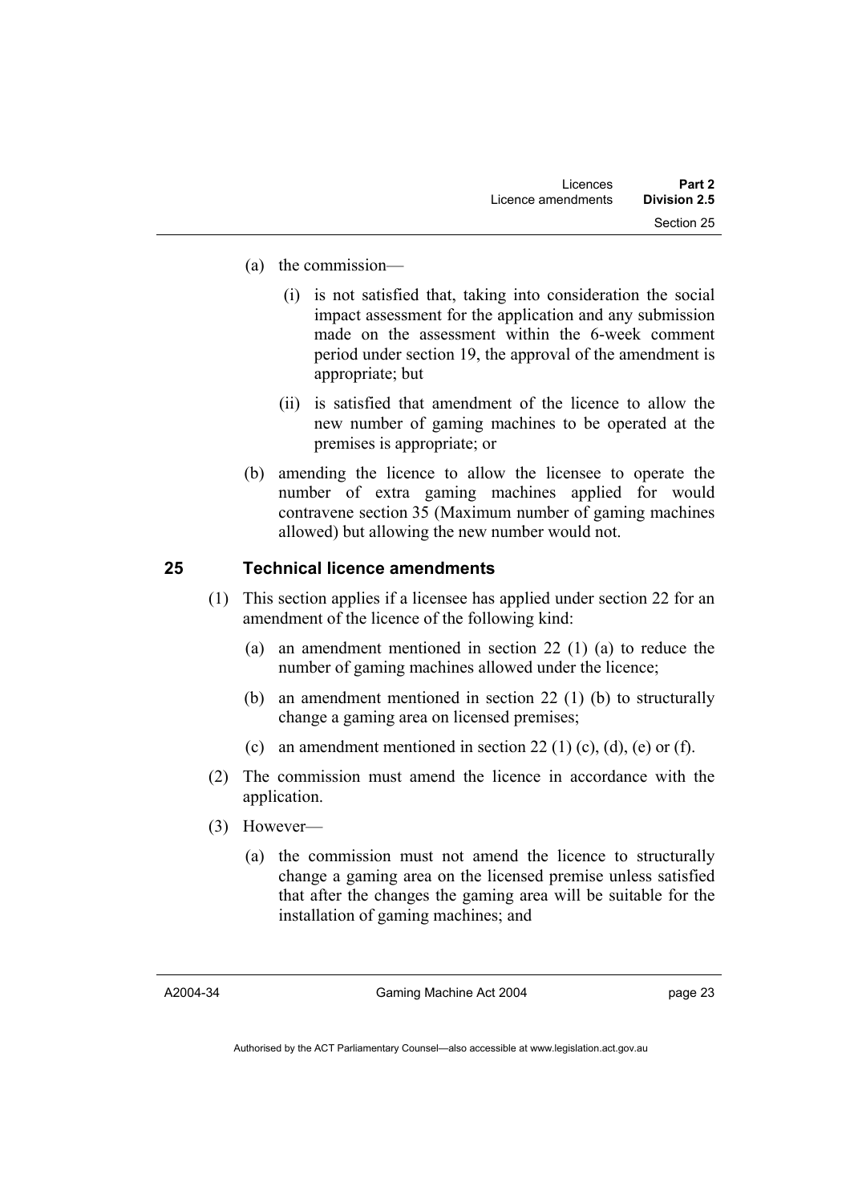(a) the commission—

   (i) is not satisfied that, taking into consideration the social impact assessment for the application and any submission made on the assessment within the 6-week comment period under section 19, the approval of the amendment is appropriate; but

   (ii) is satisfied that amendment of the licence to allow the new number of gaming machines to be operated at the premises is appropriate; or

(b) amending the licence to allow the licensee to operate the number of extra gaming machines applied for would contravene section 35 (Maximum number of gaming machines allowed) but allowing the new number would not.

## 25 Technical licence amendments

(1) This section applies if a licensee has applied under section 22 for an amendment of the licence of the following kind:

   (a) an amendment mentioned in section 22 (1) (a) to reduce the number of gaming machines allowed under the licence;

   (b) an amendment mentioned in section 22 (1) (b) to structurally change a gaming area on licensed premises;

   (c) an amendment mentioned in section 22 (1) (c), (d), (e) or (f).

(2) The commission must amend the licence in accordance with the application.

(3) However—

   (a) the commission must not amend the licence to structurally change a gaming area on the licensed premise unless satisfied that after the changes the gaming area will be suitable for the installation of gaming machines; and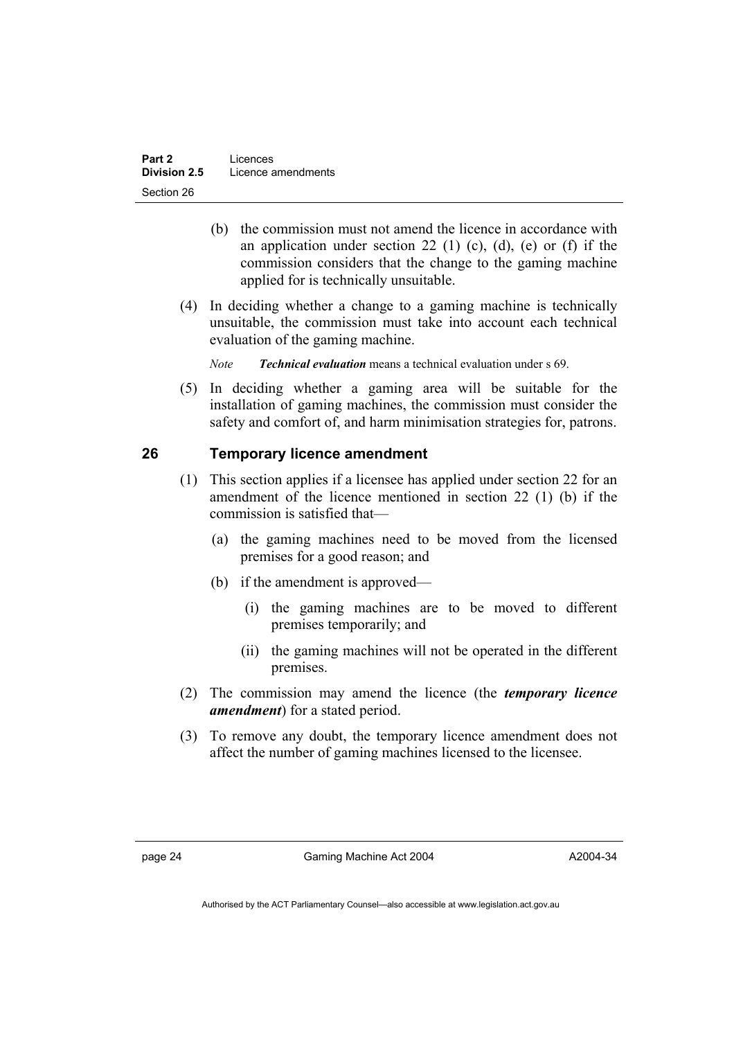(b) the commission must not amend the licence in accordance with an application under section 22 (1) (c), (d), (e) or (f) if the commission considers that the change to the gaming machine applied for is technically unsuitable.

(4) In deciding whether a change to a gaming machine is technically unsuitable, the commission must take into account each technical evaluation of the gaming machine.

*Note* ***Technical evaluation*** means a technical evaluation under s 69.

(5) In deciding whether a gaming area will be suitable for the installation of gaming machines, the commission must consider the safety and comfort of, and harm minimisation strategies for, patrons.

## 26 Temporary licence amendment

(1) This section applies if a licensee has applied under section 22 for an amendment of the licence mentioned in section 22 (1) (b) if the commission is satisfied that—

(a) the gaming machines need to be moved from the licensed premises for a good reason; and

(b) if the amendment is approved—

(i) the gaming machines are to be moved to different premises temporarily; and

(ii) the gaming machines will not be operated in the different premises.

(2) The commission may amend the licence (the ***temporary licence amendment***) for a stated period.

(3) To remove any doubt, the temporary licence amendment does not affect the number of gaming machines licensed to the licensee.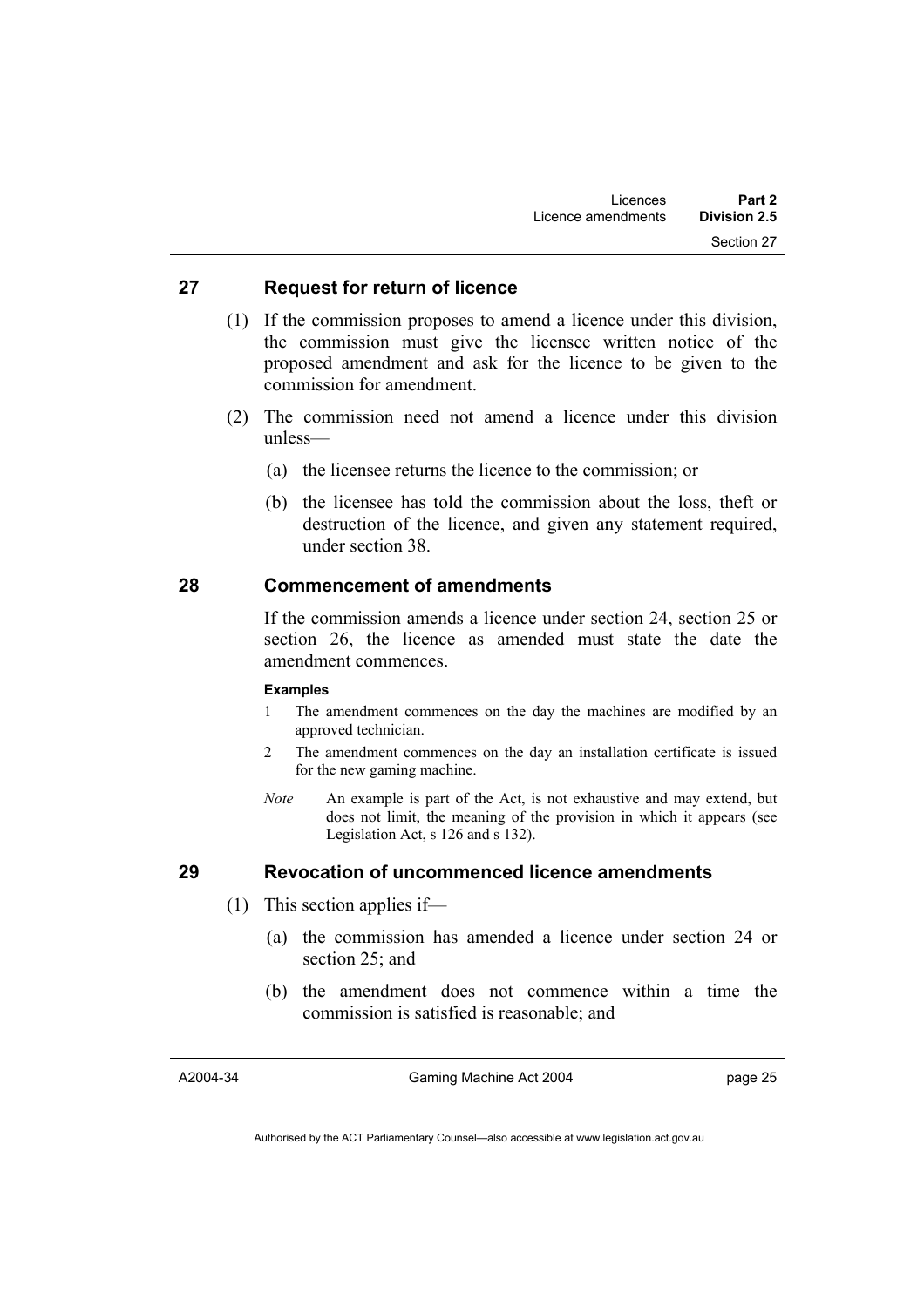## 27 Request for return of licence

(1) If the commission proposes to amend a licence under this division, the commission must give the licensee written notice of the proposed amendment and ask for the licence to be given to the commission for amendment.

(2) The commission need not amend a licence under this division unless—

(a) the licensee returns the licence to the commission; or

(b) the licensee has told the commission about the loss, theft or destruction of the licence, and given any statement required, under section 38.

## 28 Commencement of amendments

If the commission amends a licence under section 24, section 25 or section 26, the licence as amended must state the date the amendment commences.

**Examples**

1 The amendment commences on the day the machines are modified by an approved technician.

2 The amendment commences on the day an installation certificate is issued for the new gaming machine.

*Note* An example is part of the Act, is not exhaustive and may extend, but does not limit, the meaning of the provision in which it appears (see Legislation Act, s 126 and s 132).

## 29 Revocation of uncommenced licence amendments

(1) This section applies if—

(a) the commission has amended a licence under section 24 or section 25; and

(b) the amendment does not commence within a time the commission is satisfied is reasonable; and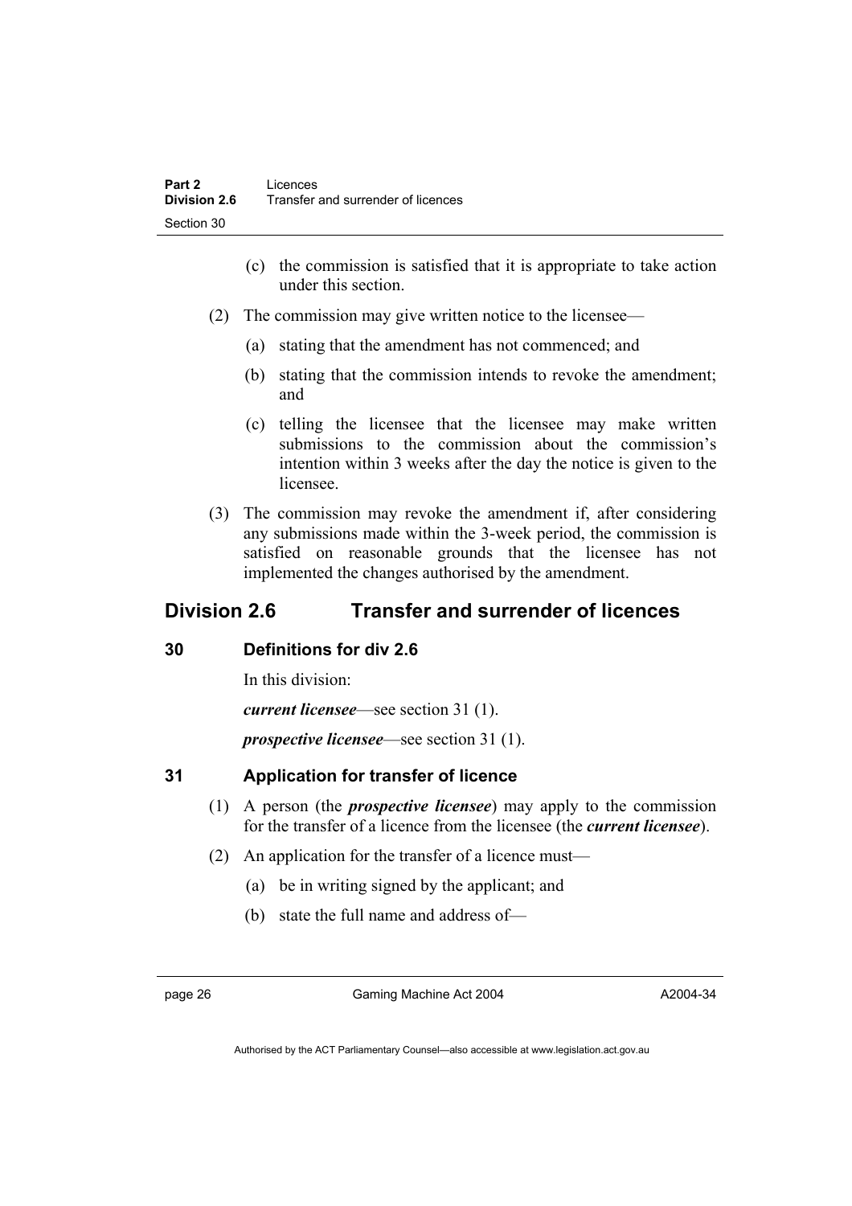(c) the commission is satisfied that it is appropriate to take action under this section.

(2) The commission may give written notice to the licensee—

(a) stating that the amendment has not commenced; and

(b) stating that the commission intends to revoke the amendment; and

(c) telling the licensee that the licensee may make written submissions to the commission about the commission's intention within 3 weeks after the day the notice is given to the licensee.

(3) The commission may revoke the amendment if, after considering any submissions made within the 3-week period, the commission is satisfied on reasonable grounds that the licensee has not implemented the changes authorised by the amendment.

## Division 2.6 Transfer and surrender of licences

### 30 Definitions for div 2.6

In this division:

***current licensee***—see section 31 (1).

***prospective licensee***—see section 31 (1).

### 31 Application for transfer of licence

(1) A person (the ***prospective licensee***) may apply to the commission for the transfer of a licence from the licensee (the ***current licensee***).

(2) An application for the transfer of a licence must—

(a) be in writing signed by the applicant; and

(b) state the full name and address of—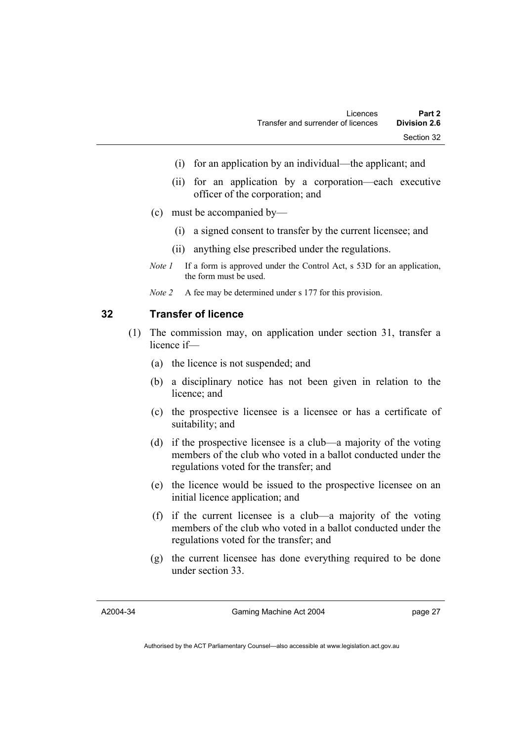(i) for an application by an individual—the applicant; and

(ii) for an application by a corporation—each executive officer of the corporation; and

(c) must be accompanied by—

(i) a signed consent to transfer by the current licensee; and

(ii) anything else prescribed under the regulations.

*Note 1* If a form is approved under the Control Act, s 53D for an application, the form must be used.

*Note 2* A fee may be determined under s 177 for this provision.

## 32 Transfer of licence

(1) The commission may, on application under section 31, transfer a licence if—

(a) the licence is not suspended; and

(b) a disciplinary notice has not been given in relation to the licence; and

(c) the prospective licensee is a licensee or has a certificate of suitability; and

(d) if the prospective licensee is a club—a majority of the voting members of the club who voted in a ballot conducted under the regulations voted for the transfer; and

(e) the licence would be issued to the prospective licensee on an initial licence application; and

(f) if the current licensee is a club—a majority of the voting members of the club who voted in a ballot conducted under the regulations voted for the transfer; and

(g) the current licensee has done everything required to be done under section 33.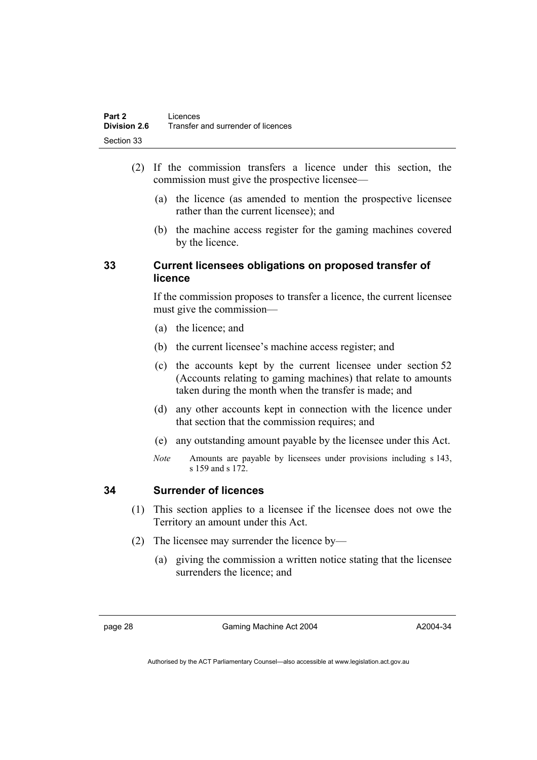(2) If the commission transfers a licence under this section, the commission must give the prospective licensee—

(a) the licence (as amended to mention the prospective licensee rather than the current licensee); and

(b) the machine access register for the gaming machines covered by the licence.

## 33 Current licensees obligations on proposed transfer of licence

If the commission proposes to transfer a licence, the current licensee must give the commission—

(a) the licence; and

(b) the current licensee's machine access register; and

(c) the accounts kept by the current licensee under section 52 (Accounts relating to gaming machines) that relate to amounts taken during the month when the transfer is made; and

(d) any other accounts kept in connection with the licence under that section that the commission requires; and

(e) any outstanding amount payable by the licensee under this Act.

*Note* Amounts are payable by licensees under provisions including s 143, s 159 and s 172.

## 34 Surrender of licences

(1) This section applies to a licensee if the licensee does not owe the Territory an amount under this Act.

(2) The licensee may surrender the licence by—

(a) giving the commission a written notice stating that the licensee surrenders the licence; and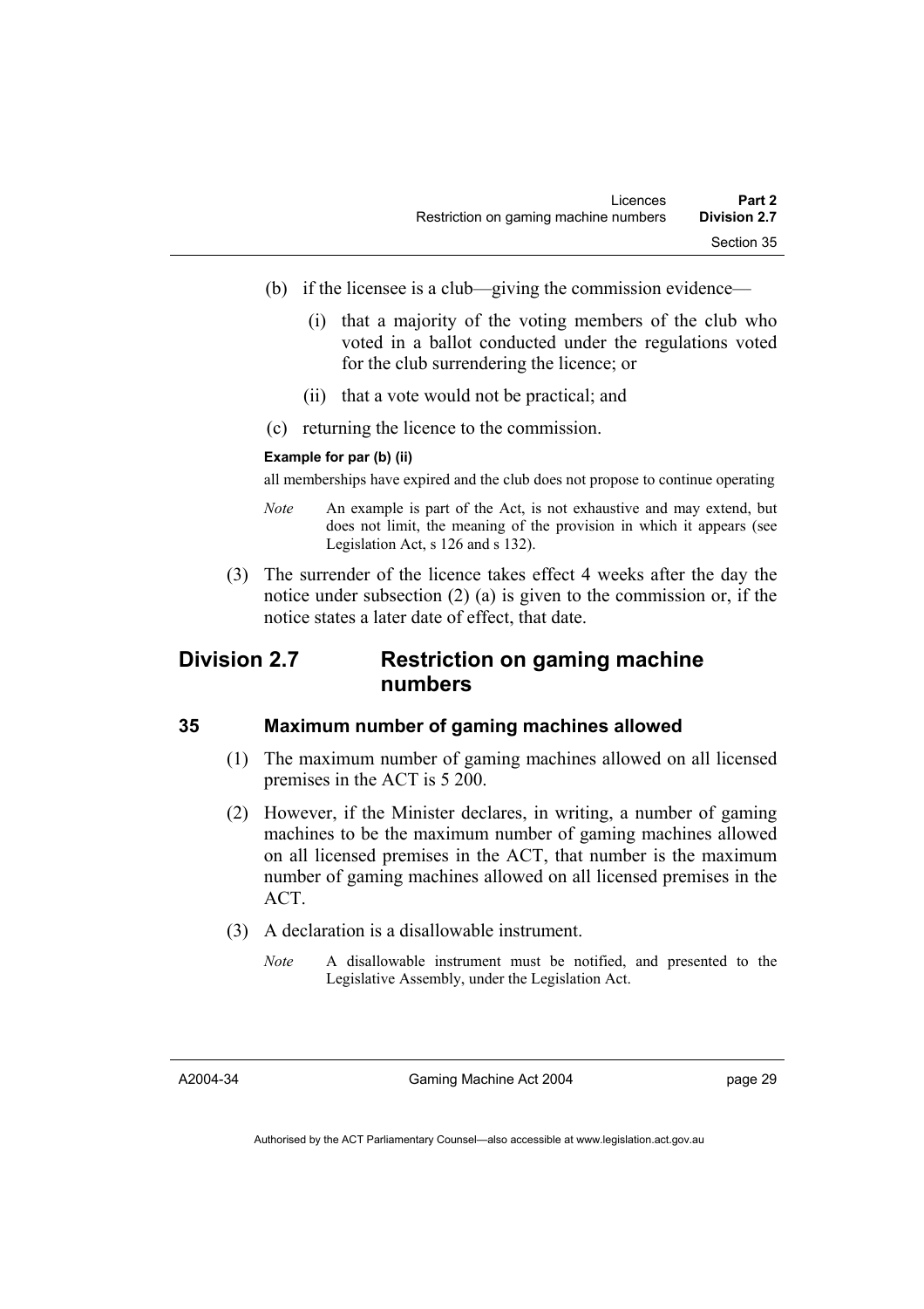(b) if the licensee is a club—giving the commission evidence—

  (i) that a majority of the voting members of the club who voted in a ballot conducted under the regulations voted for the club surrendering the licence; or

  (ii) that a vote would not be practical; and

(c) returning the licence to the commission.

**Example for par (b) (ii)**

all memberships have expired and the club does not propose to continue operating

*Note* An example is part of the Act, is not exhaustive and may extend, but does not limit, the meaning of the provision in which it appears (see Legislation Act, s 126 and s 132).

(3) The surrender of the licence takes effect 4 weeks after the day the notice under subsection (2) (a) is given to the commission or, if the notice states a later date of effect, that date.

## Division 2.7 Restriction on gaming machine numbers

### 35 Maximum number of gaming machines allowed

(1) The maximum number of gaming machines allowed on all licensed premises in the ACT is 5 200.

(2) However, if the Minister declares, in writing, a number of gaming machines to be the maximum number of gaming machines allowed on all licensed premises in the ACT, that number is the maximum number of gaming machines allowed on all licensed premises in the ACT.

(3) A declaration is a disallowable instrument.

*Note* A disallowable instrument must be notified, and presented to the Legislative Assembly, under the Legislation Act.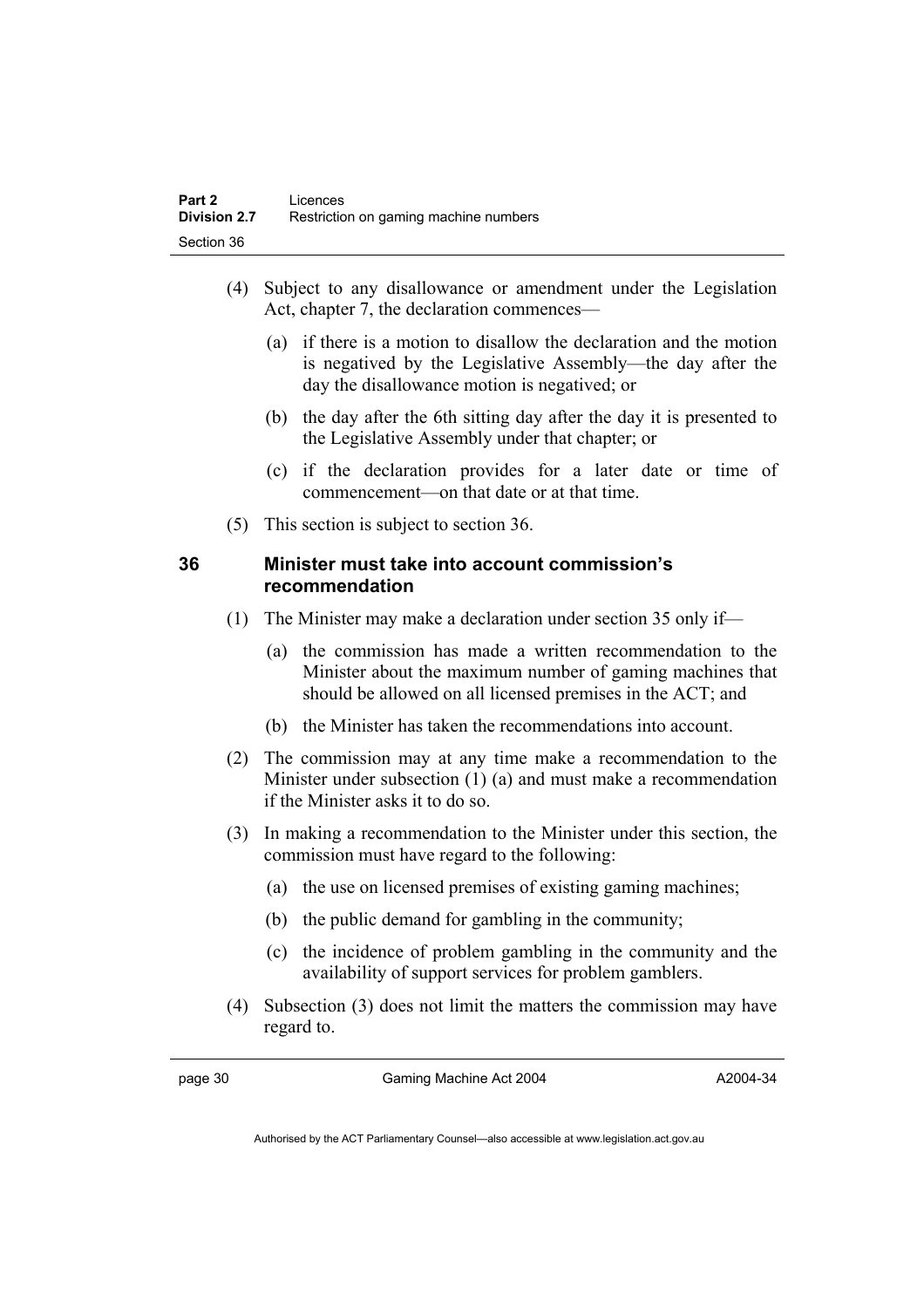(4) Subject to any disallowance or amendment under the Legislation Act, chapter 7, the declaration commences—

(a) if there is a motion to disallow the declaration and the motion is negatived by the Legislative Assembly—the day after the day the disallowance motion is negatived; or

(b) the day after the 6th sitting day after the day it is presented to the Legislative Assembly under that chapter; or

(c) if the declaration provides for a later date or time of commencement—on that date or at that time.

(5) This section is subject to section 36.

## 36 Minister must take into account commission's recommendation

(1) The Minister may make a declaration under section 35 only if—

(a) the commission has made a written recommendation to the Minister about the maximum number of gaming machines that should be allowed on all licensed premises in the ACT; and

(b) the Minister has taken the recommendations into account.

(2) The commission may at any time make a recommendation to the Minister under subsection (1) (a) and must make a recommendation if the Minister asks it to do so.

(3) In making a recommendation to the Minister under this section, the commission must have regard to the following:

(a) the use on licensed premises of existing gaming machines;

(b) the public demand for gambling in the community;

(c) the incidence of problem gambling in the community and the availability of support services for problem gamblers.

(4) Subsection (3) does not limit the matters the commission may have regard to.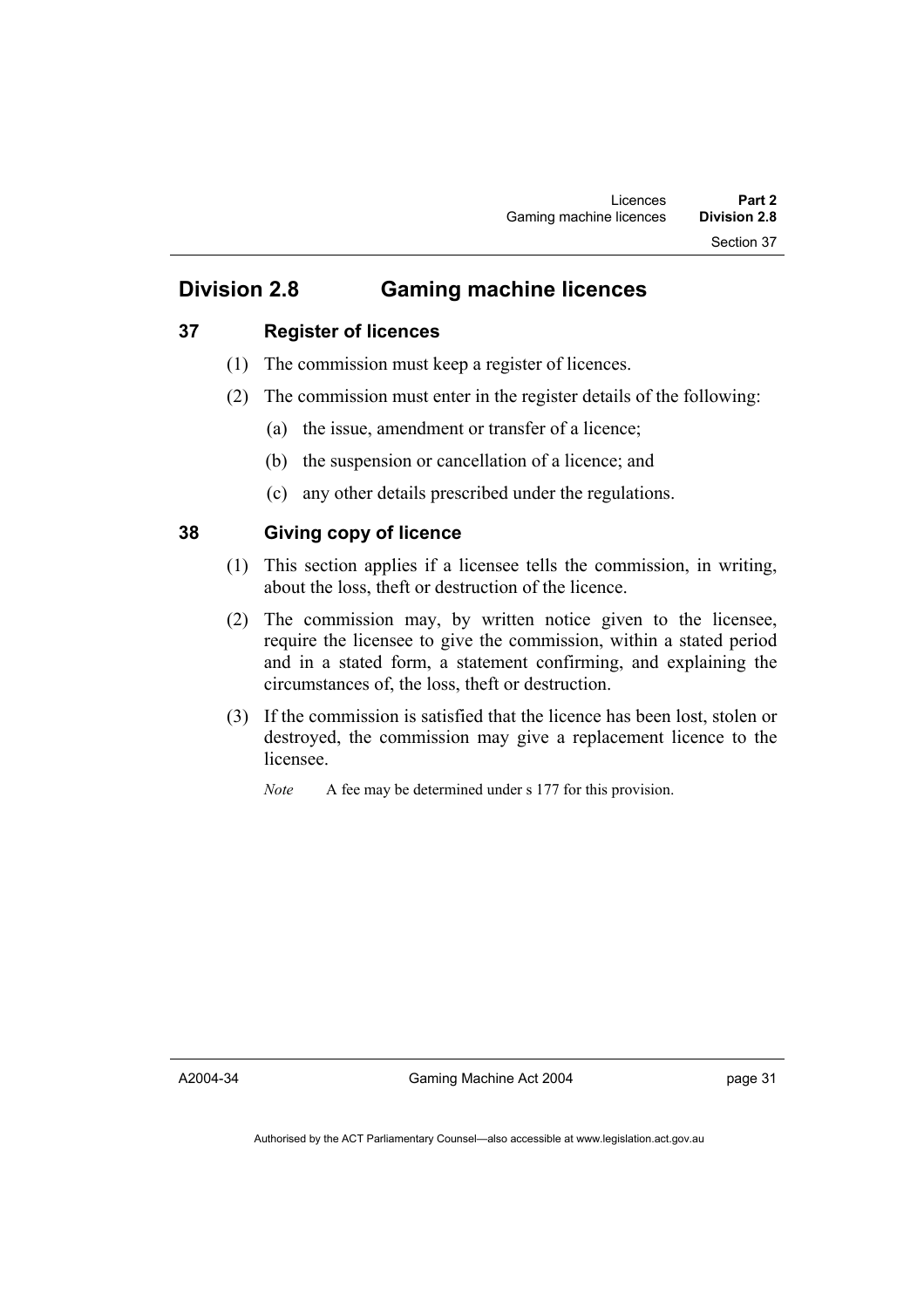## Division 2.8 Gaming machine licences

### 37 Register of licences

(1) The commission must keep a register of licences.

(2) The commission must enter in the register details of the following:

(a) the issue, amendment or transfer of a licence;

(b) the suspension or cancellation of a licence; and

(c) any other details prescribed under the regulations.

### 38 Giving copy of licence

(1) This section applies if a licensee tells the commission, in writing, about the loss, theft or destruction of the licence.

(2) The commission may, by written notice given to the licensee, require the licensee to give the commission, within a stated period and in a stated form, a statement confirming, and explaining the circumstances of, the loss, theft or destruction.

(3) If the commission is satisfied that the licence has been lost, stolen or destroyed, the commission may give a replacement licence to the licensee.

*Note* A fee may be determined under s 177 for this provision.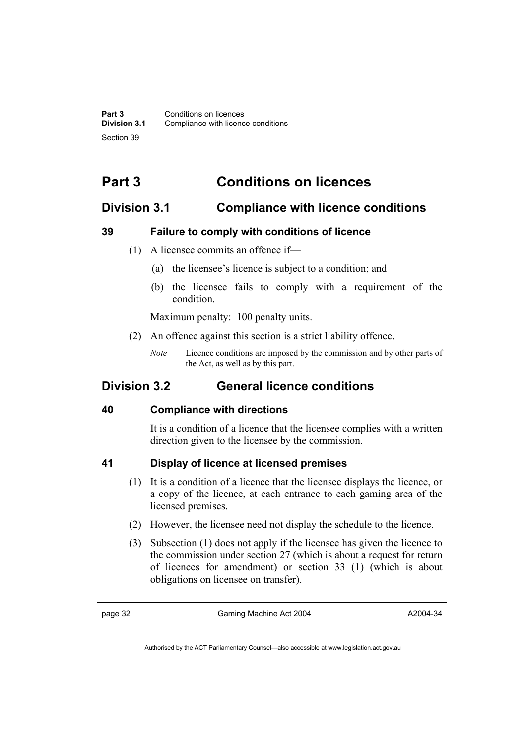# Part 3 Conditions on licences

## Division 3.1 Compliance with licence conditions

### 39 Failure to comply with conditions of licence

(1) A licensee commits an offence if—

(a) the licensee's licence is subject to a condition; and

(b) the licensee fails to comply with a requirement of the condition.

Maximum penalty: 100 penalty units.

(2) An offence against this section is a strict liability offence.

*Note* Licence conditions are imposed by the commission and by other parts of the Act, as well as by this part.

## Division 3.2 General licence conditions

### 40 Compliance with directions

It is a condition of a licence that the licensee complies with a written direction given to the licensee by the commission.

### 41 Display of licence at licensed premises

(1) It is a condition of a licence that the licensee displays the licence, or a copy of the licence, at each entrance to each gaming area of the licensed premises.

(2) However, the licensee need not display the schedule to the licence.

(3) Subsection (1) does not apply if the licensee has given the licence to the commission under section 27 (which is about a request for return of licences for amendment) or section 33 (1) (which is about obligations on licensee on transfer).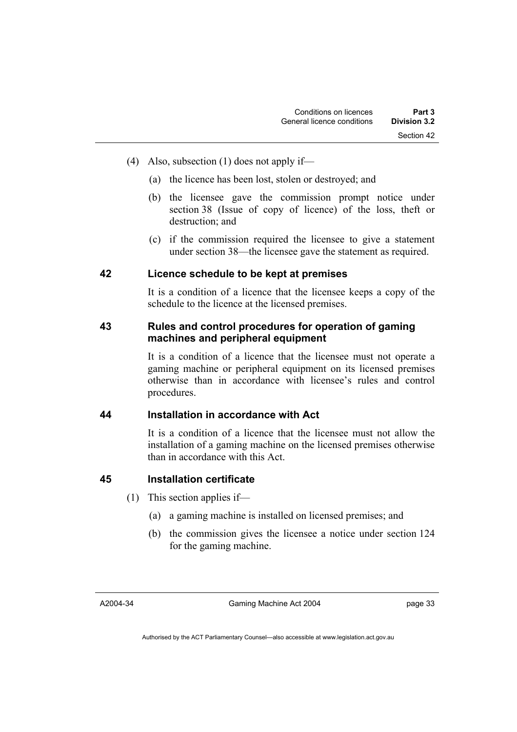(4) Also, subsection (1) does not apply if—

(a) the licence has been lost, stolen or destroyed; and

(b) the licensee gave the commission prompt notice under section 38 (Issue of copy of licence) of the loss, theft or destruction; and

(c) if the commission required the licensee to give a statement under section 38—the licensee gave the statement as required.

### 42 Licence schedule to be kept at premises

It is a condition of a licence that the licensee keeps a copy of the schedule to the licence at the licensed premises.

### 43 Rules and control procedures for operation of gaming machines and peripheral equipment

It is a condition of a licence that the licensee must not operate a gaming machine or peripheral equipment on its licensed premises otherwise than in accordance with licensee's rules and control procedures.

### 44 Installation in accordance with Act

It is a condition of a licence that the licensee must not allow the installation of a gaming machine on the licensed premises otherwise than in accordance with this Act.

### 45 Installation certificate

(1) This section applies if—

(a) a gaming machine is installed on licensed premises; and

(b) the commission gives the licensee a notice under section 124 for the gaming machine.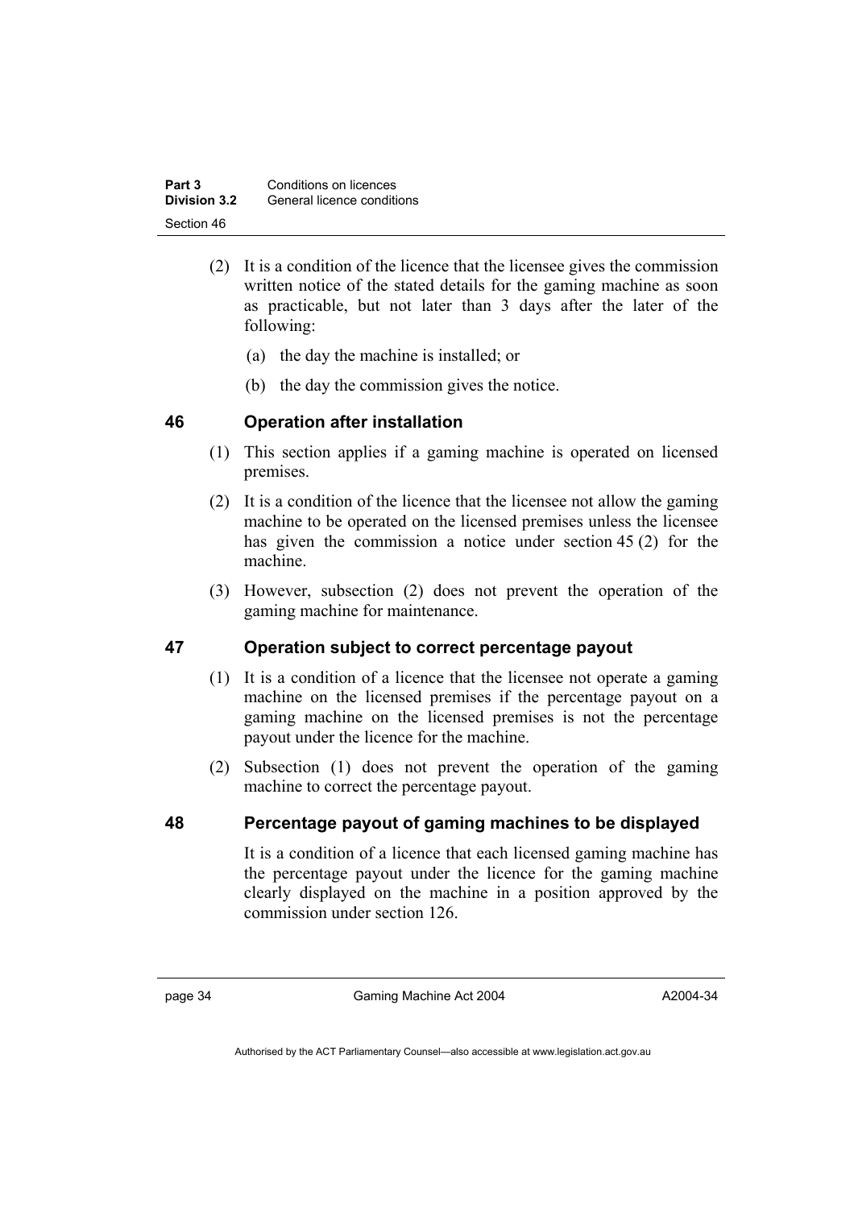(2) It is a condition of the licence that the licensee gives the commission written notice of the stated details for the gaming machine as soon as practicable, but not later than 3 days after the later of the following:

(a) the day the machine is installed; or

(b) the day the commission gives the notice.

## 46 Operation after installation

(1) This section applies if a gaming machine is operated on licensed premises.

(2) It is a condition of the licence that the licensee not allow the gaming machine to be operated on the licensed premises unless the licensee has given the commission a notice under section 45 (2) for the machine.

(3) However, subsection (2) does not prevent the operation of the gaming machine for maintenance.

## 47 Operation subject to correct percentage payout

(1) It is a condition of a licence that the licensee not operate a gaming machine on the licensed premises if the percentage payout on a gaming machine on the licensed premises is not the percentage payout under the licence for the machine.

(2) Subsection (1) does not prevent the operation of the gaming machine to correct the percentage payout.

## 48 Percentage payout of gaming machines to be displayed

It is a condition of a licence that each licensed gaming machine has the percentage payout under the licence for the gaming machine clearly displayed on the machine in a position approved by the commission under section 126.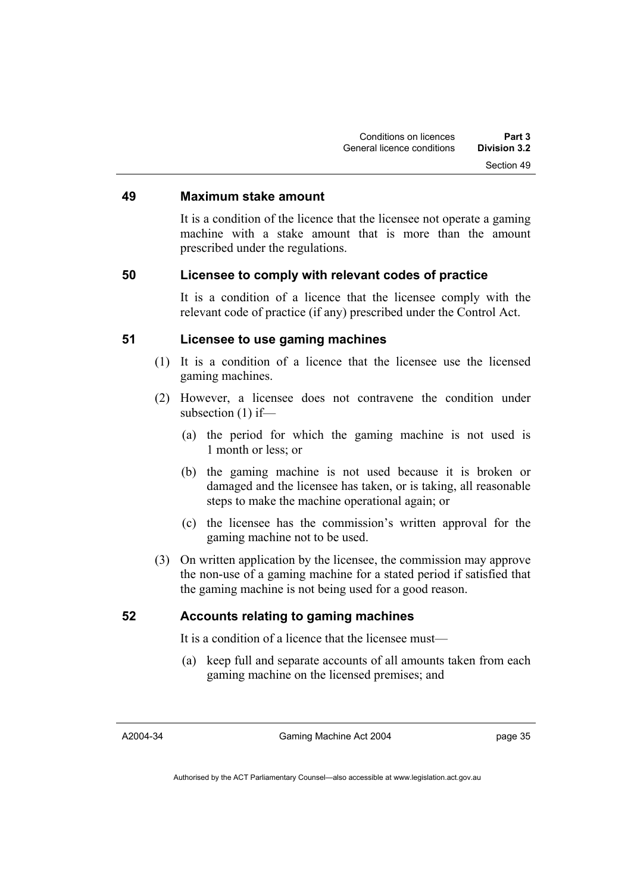### 49 Maximum stake amount

It is a condition of the licence that the licensee not operate a gaming machine with a stake amount that is more than the amount prescribed under the regulations.

### 50 Licensee to comply with relevant codes of practice

It is a condition of a licence that the licensee comply with the relevant code of practice (if any) prescribed under the Control Act.

### 51 Licensee to use gaming machines

(1) It is a condition of a licence that the licensee use the licensed gaming machines.

(2) However, a licensee does not contravene the condition under subsection (1) if—

- (a) the period for which the gaming machine is not used is 1 month or less; or
- (b) the gaming machine is not used because it is broken or damaged and the licensee has taken, or is taking, all reasonable steps to make the machine operational again; or
- (c) the licensee has the commission's written approval for the gaming machine not to be used.

(3) On written application by the licensee, the commission may approve the non-use of a gaming machine for a stated period if satisfied that the gaming machine is not being used for a good reason.

### 52 Accounts relating to gaming machines

It is a condition of a licence that the licensee must—

- (a) keep full and separate accounts of all amounts taken from each gaming machine on the licensed premises; and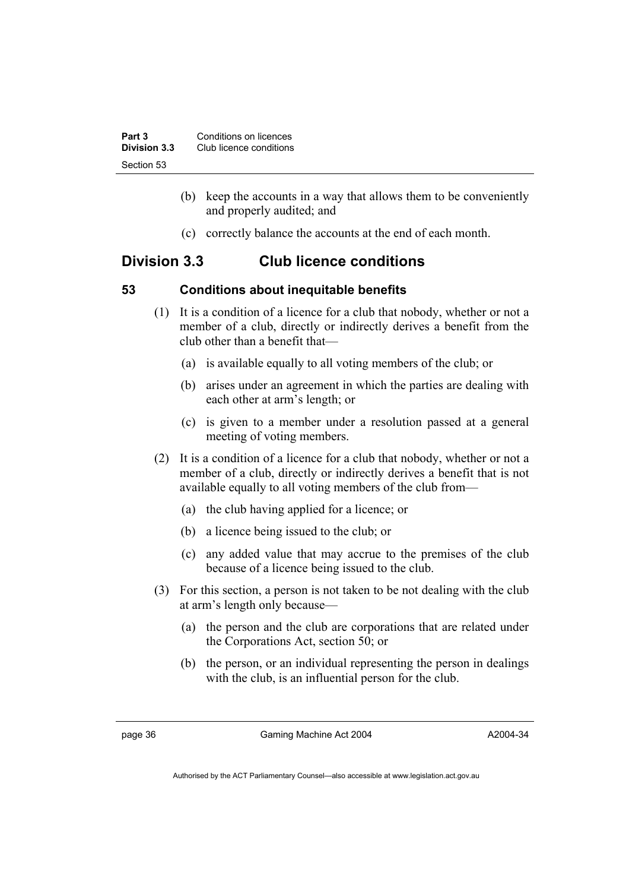(b) keep the accounts in a way that allows them to be conveniently and properly audited; and

(c) correctly balance the accounts at the end of each month.

## Division 3.3 Club licence conditions

### 53 Conditions about inequitable benefits

(1) It is a condition of a licence for a club that nobody, whether or not a member of a club, directly or indirectly derives a benefit from the club other than a benefit that—

(a) is available equally to all voting members of the club; or

(b) arises under an agreement in which the parties are dealing with each other at arm's length; or

(c) is given to a member under a resolution passed at a general meeting of voting members.

(2) It is a condition of a licence for a club that nobody, whether or not a member of a club, directly or indirectly derives a benefit that is not available equally to all voting members of the club from—

(a) the club having applied for a licence; or

(b) a licence being issued to the club; or

(c) any added value that may accrue to the premises of the club because of a licence being issued to the club.

(3) For this section, a person is not taken to be not dealing with the club at arm's length only because—

(a) the person and the club are corporations that are related under the Corporations Act, section 50; or

(b) the person, or an individual representing the person in dealings with the club, is an influential person for the club.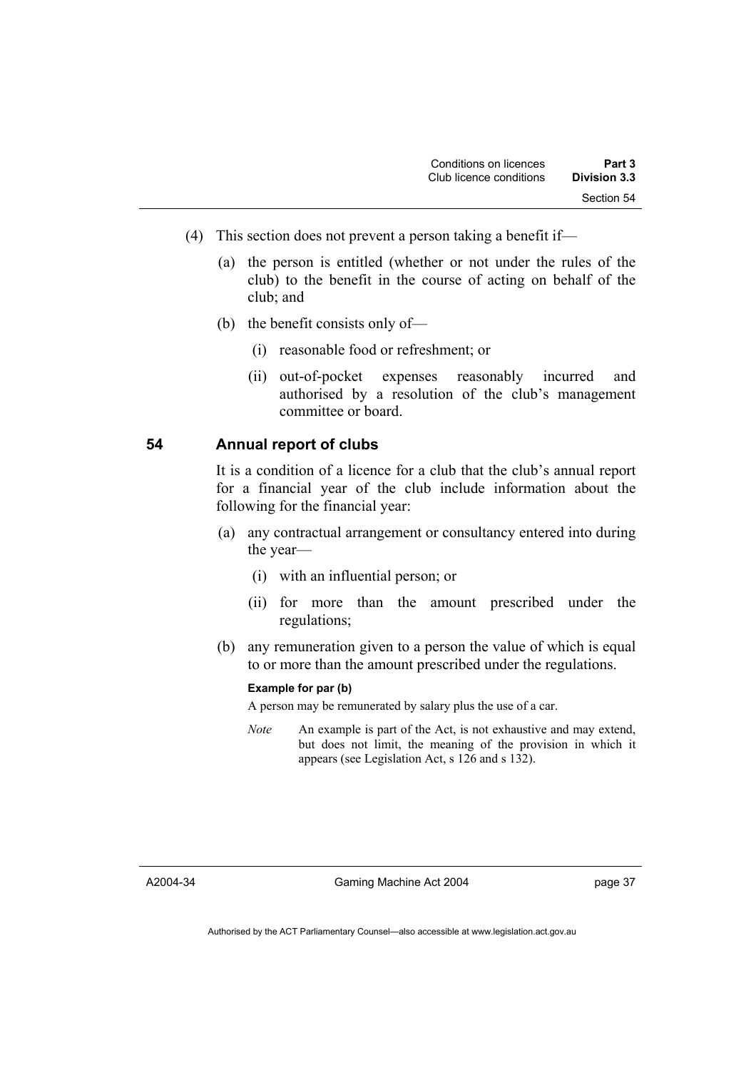(4) This section does not prevent a person taking a benefit if—

(a) the person is entitled (whether or not under the rules of the club) to the benefit in the course of acting on behalf of the club; and

(b) the benefit consists only of—

(i) reasonable food or refreshment; or

(ii) out-of-pocket expenses reasonably incurred and authorised by a resolution of the club's management committee or board.

## 54 Annual report of clubs

It is a condition of a licence for a club that the club's annual report for a financial year of the club include information about the following for the financial year:

(a) any contractual arrangement or consultancy entered into during the year—

(i) with an influential person; or

(ii) for more than the amount prescribed under the regulations;

(b) any remuneration given to a person the value of which is equal to or more than the amount prescribed under the regulations.

**Example for par (b)**

A person may be remunerated by salary plus the use of a car.

*Note* An example is part of the Act, is not exhaustive and may extend, but does not limit, the meaning of the provision in which it appears (see Legislation Act, s 126 and s 132).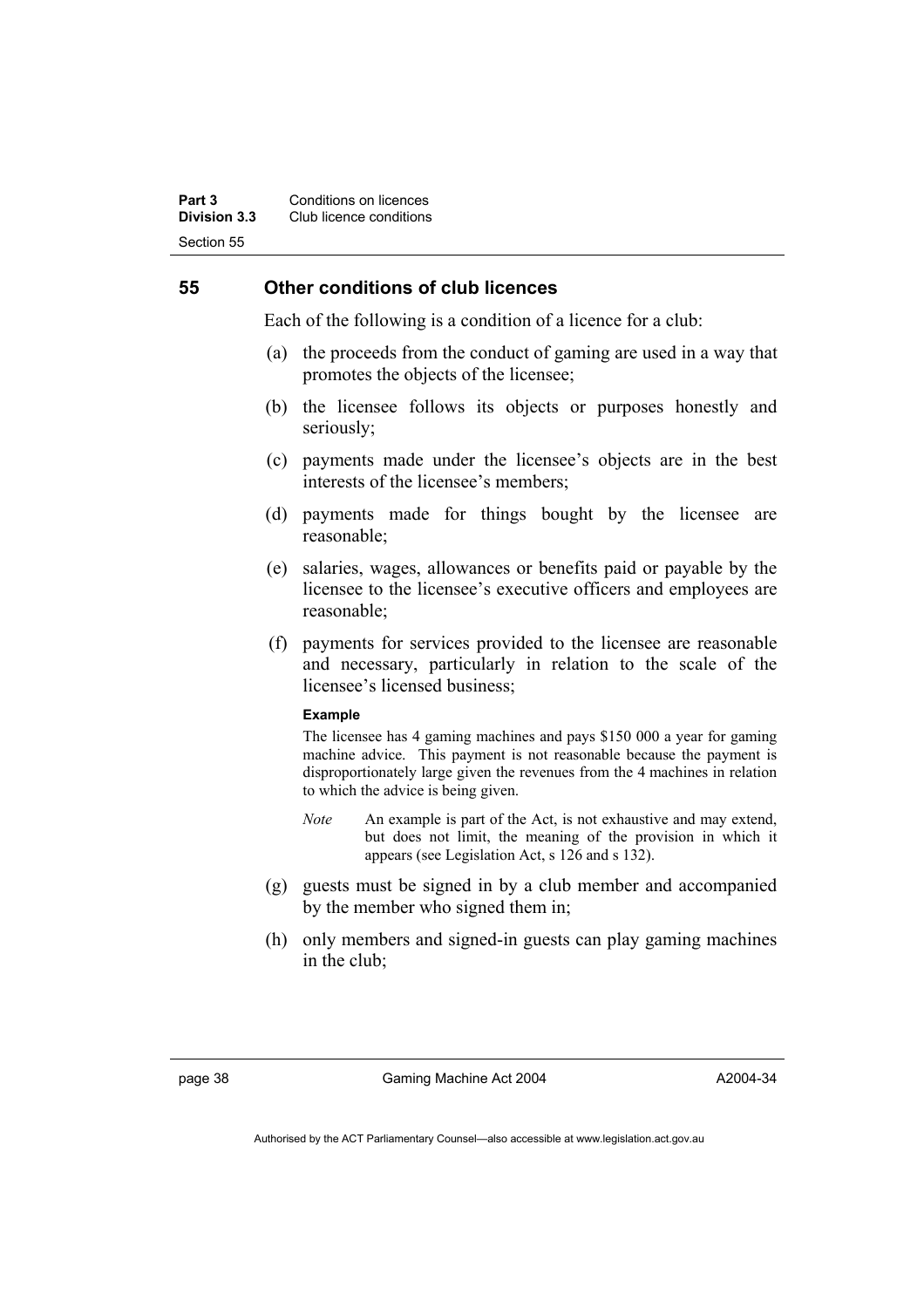## 55 Other conditions of club licences

Each of the following is a condition of a licence for a club:

(a) the proceeds from the conduct of gaming are used in a way that promotes the objects of the licensee;

(b) the licensee follows its objects or purposes honestly and seriously;

(c) payments made under the licensee's objects are in the best interests of the licensee's members;

(d) payments made for things bought by the licensee are reasonable;

(e) salaries, wages, allowances or benefits paid or payable by the licensee to the licensee's executive officers and employees are reasonable;

(f) payments for services provided to the licensee are reasonable and necessary, particularly in relation to the scale of the licensee's licensed business;

**Example**

The licensee has 4 gaming machines and pays $150 000 a year for gaming machine advice. This payment is not reasonable because the payment is disproportionately large given the revenues from the 4 machines in relation to which the advice is being given.

*Note* An example is part of the Act, is not exhaustive and may extend, but does not limit, the meaning of the provision in which it appears (see Legislation Act, s 126 and s 132).

(g) guests must be signed in by a club member and accompanied by the member who signed them in;

(h) only members and signed-in guests can play gaming machines in the club;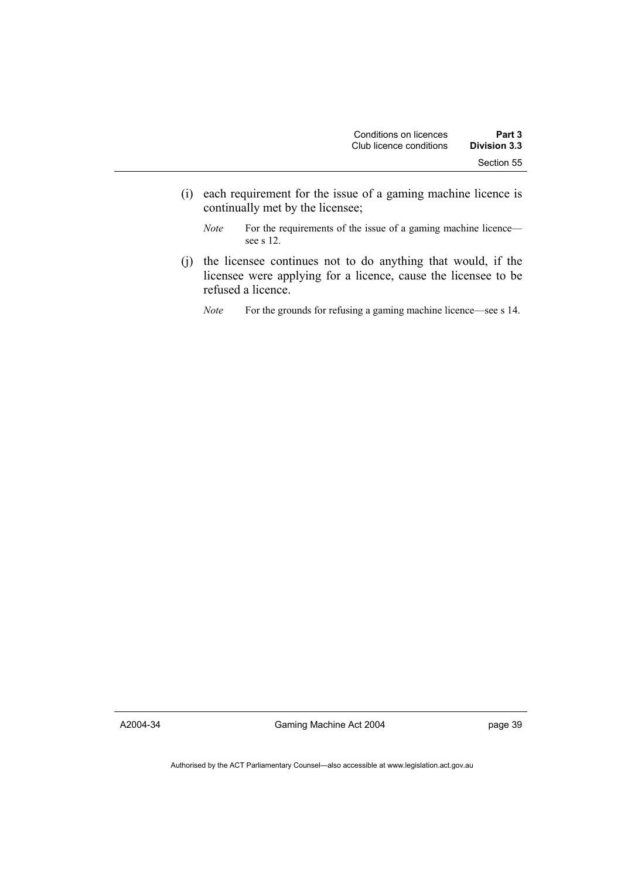(i) each requirement for the issue of a gaming machine licence is continually met by the licensee;

*Note* For the requirements of the issue of a gaming machine licence—see s 12.

(j) the licensee continues not to do anything that would, if the licensee were applying for a licence, cause the licensee to be refused a licence.

*Note* For the grounds for refusing a gaming machine licence—see s 14.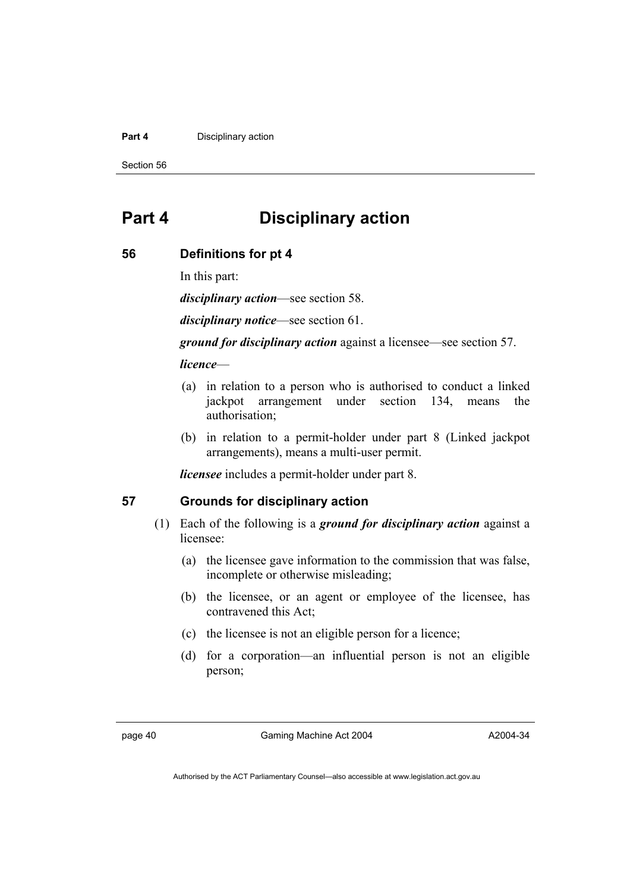# Part 4 Disciplinary action

## 56 Definitions for pt 4

In this part:

***disciplinary action***—see section 58.

***disciplinary notice***—see section 61.

***ground for disciplinary action*** against a licensee—see section 57.

***licence***—

(a) in relation to a person who is authorised to conduct a linked jackpot arrangement under section 134, means the authorisation;

(b) in relation to a permit-holder under part 8 (Linked jackpot arrangements), means a multi-user permit.

***licensee*** includes a permit-holder under part 8.

## 57 Grounds for disciplinary action

(1) Each of the following is a ***ground for disciplinary action*** against a licensee:

(a) the licensee gave information to the commission that was false, incomplete or otherwise misleading;

(b) the licensee, or an agent or employee of the licensee, has contravened this Act;

(c) the licensee is not an eligible person for a licence;

(d) for a corporation—an influential person is not an eligible person;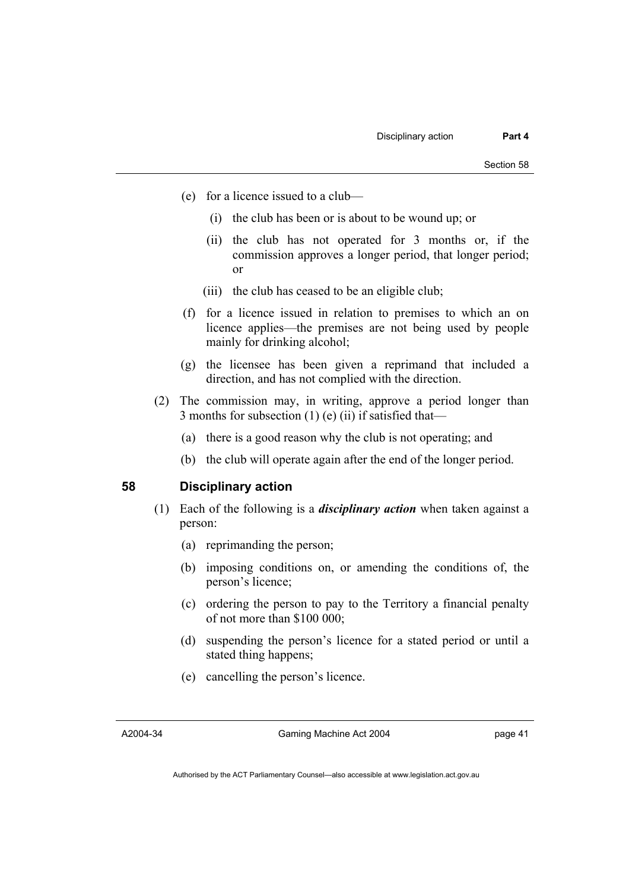(e) for a licence issued to a club—

(i) the club has been or is about to be wound up; or

(ii) the club has not operated for 3 months or, if the commission approves a longer period, that longer period; or

(iii) the club has ceased to be an eligible club;

(f) for a licence issued in relation to premises to which an on licence applies—the premises are not being used by people mainly for drinking alcohol;

(g) the licensee has been given a reprimand that included a direction, and has not complied with the direction.

(2) The commission may, in writing, approve a period longer than 3 months for subsection (1) (e) (ii) if satisfied that—

(a) there is a good reason why the club is not operating; and

(b) the club will operate again after the end of the longer period.

## 58 Disciplinary action

(1) Each of the following is a ***disciplinary action*** when taken against a person:

(a) reprimanding the person;

(b) imposing conditions on, or amending the conditions of, the person's licence;

(c) ordering the person to pay to the Territory a financial penalty of not more than $100 000;

(d) suspending the person's licence for a stated period or until a stated thing happens;

(e) cancelling the person's licence.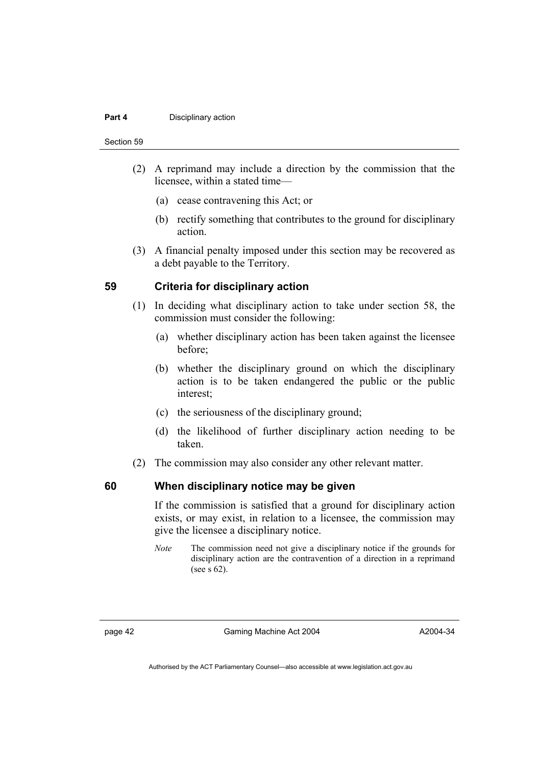(2) A reprimand may include a direction by the commission that the licensee, within a stated time—

(a) cease contravening this Act; or

(b) rectify something that contributes to the ground for disciplinary action.

(3) A financial penalty imposed under this section may be recovered as a debt payable to the Territory.

## 59 Criteria for disciplinary action

(1) In deciding what disciplinary action to take under section 58, the commission must consider the following:

(a) whether disciplinary action has been taken against the licensee before;

(b) whether the disciplinary ground on which the disciplinary action is to be taken endangered the public or the public interest;

(c) the seriousness of the disciplinary ground;

(d) the likelihood of further disciplinary action needing to be taken.

(2) The commission may also consider any other relevant matter.

## 60 When disciplinary notice may be given

If the commission is satisfied that a ground for disciplinary action exists, or may exist, in relation to a licensee, the commission may give the licensee a disciplinary notice.

*Note* The commission need not give a disciplinary notice if the grounds for disciplinary action are the contravention of a direction in a reprimand (see s 62).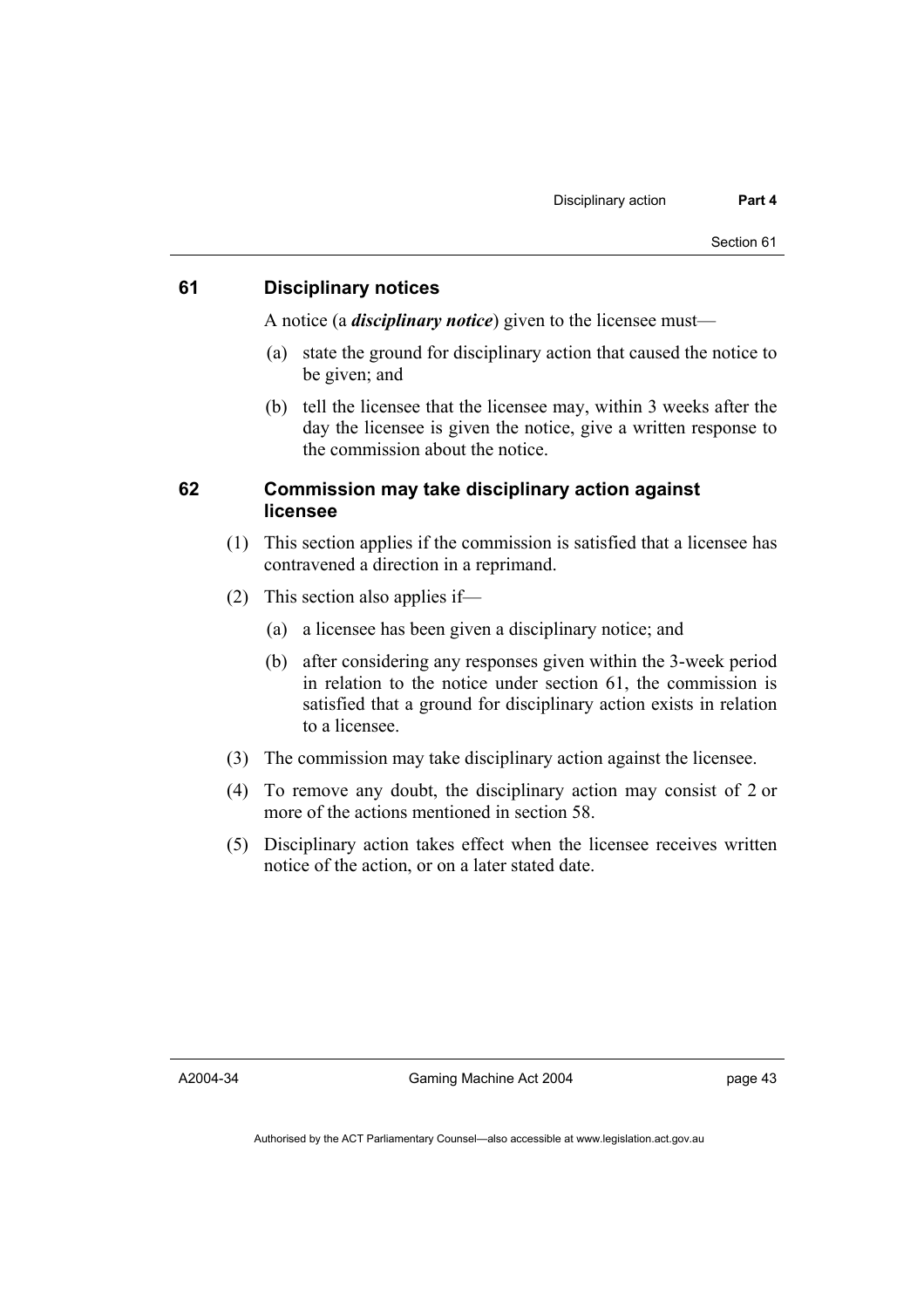## 61 Disciplinary notices

A notice (a ***disciplinary notice***) given to the licensee must—

(a) state the ground for disciplinary action that caused the notice to be given; and

(b) tell the licensee that the licensee may, within 3 weeks after the day the licensee is given the notice, give a written response to the commission about the notice.

## 62 Commission may take disciplinary action against licensee

(1) This section applies if the commission is satisfied that a licensee has contravened a direction in a reprimand.

(2) This section also applies if—

(a) a licensee has been given a disciplinary notice; and

(b) after considering any responses given within the 3-week period in relation to the notice under section 61, the commission is satisfied that a ground for disciplinary action exists in relation to a licensee.

(3) The commission may take disciplinary action against the licensee.

(4) To remove any doubt, the disciplinary action may consist of 2 or more of the actions mentioned in section 58.

(5) Disciplinary action takes effect when the licensee receives written notice of the action, or on a later stated date.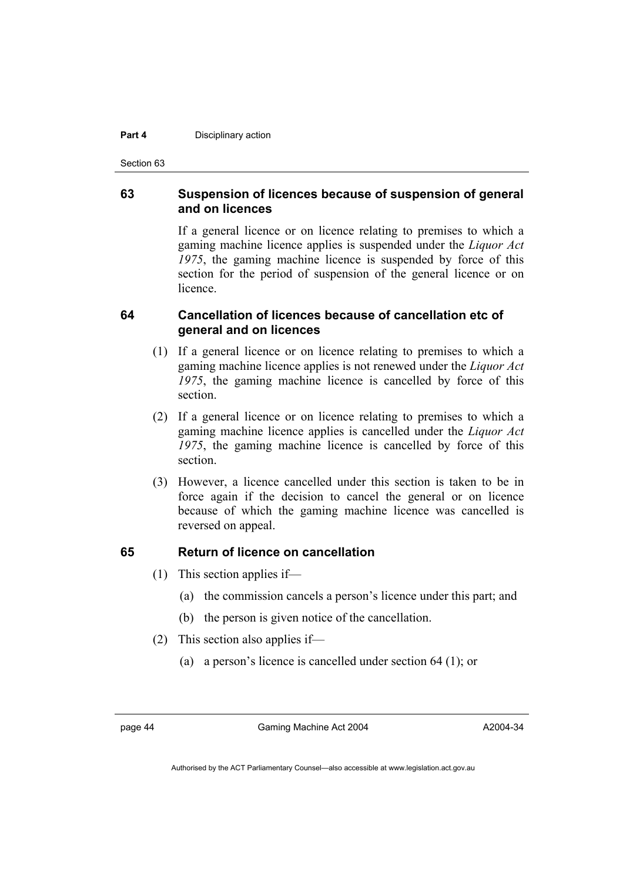### 63 Suspension of licences because of suspension of general and on licences

If a general licence or on licence relating to premises to which a gaming machine licence applies is suspended under the *Liquor Act 1975*, the gaming machine licence is suspended by force of this section for the period of suspension of the general licence or on licence.

### 64 Cancellation of licences because of cancellation etc of general and on licences

(1) If a general licence or on licence relating to premises to which a gaming machine licence applies is not renewed under the *Liquor Act 1975*, the gaming machine licence is cancelled by force of this section.

(2) If a general licence or on licence relating to premises to which a gaming machine licence applies is cancelled under the *Liquor Act 1975*, the gaming machine licence is cancelled by force of this section.

(3) However, a licence cancelled under this section is taken to be in force again if the decision to cancel the general or on licence because of which the gaming machine licence was cancelled is reversed on appeal.

### 65 Return of licence on cancellation

(1) This section applies if—

(a) the commission cancels a person's licence under this part; and

(b) the person is given notice of the cancellation.

(2) This section also applies if—

(a) a person's licence is cancelled under section 64 (1); or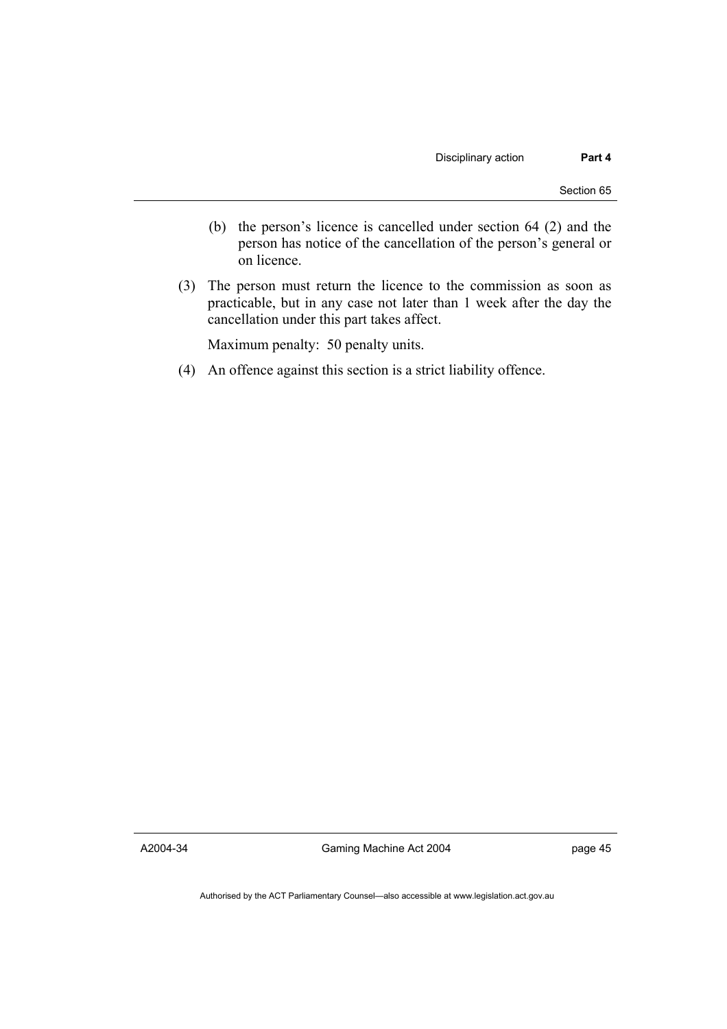(b) the person's licence is cancelled under section 64 (2) and the person has notice of the cancellation of the person's general or on licence.

(3) The person must return the licence to the commission as soon as practicable, but in any case not later than 1 week after the day the cancellation under this part takes affect.

Maximum penalty: 50 penalty units.

(4) An offence against this section is a strict liability offence.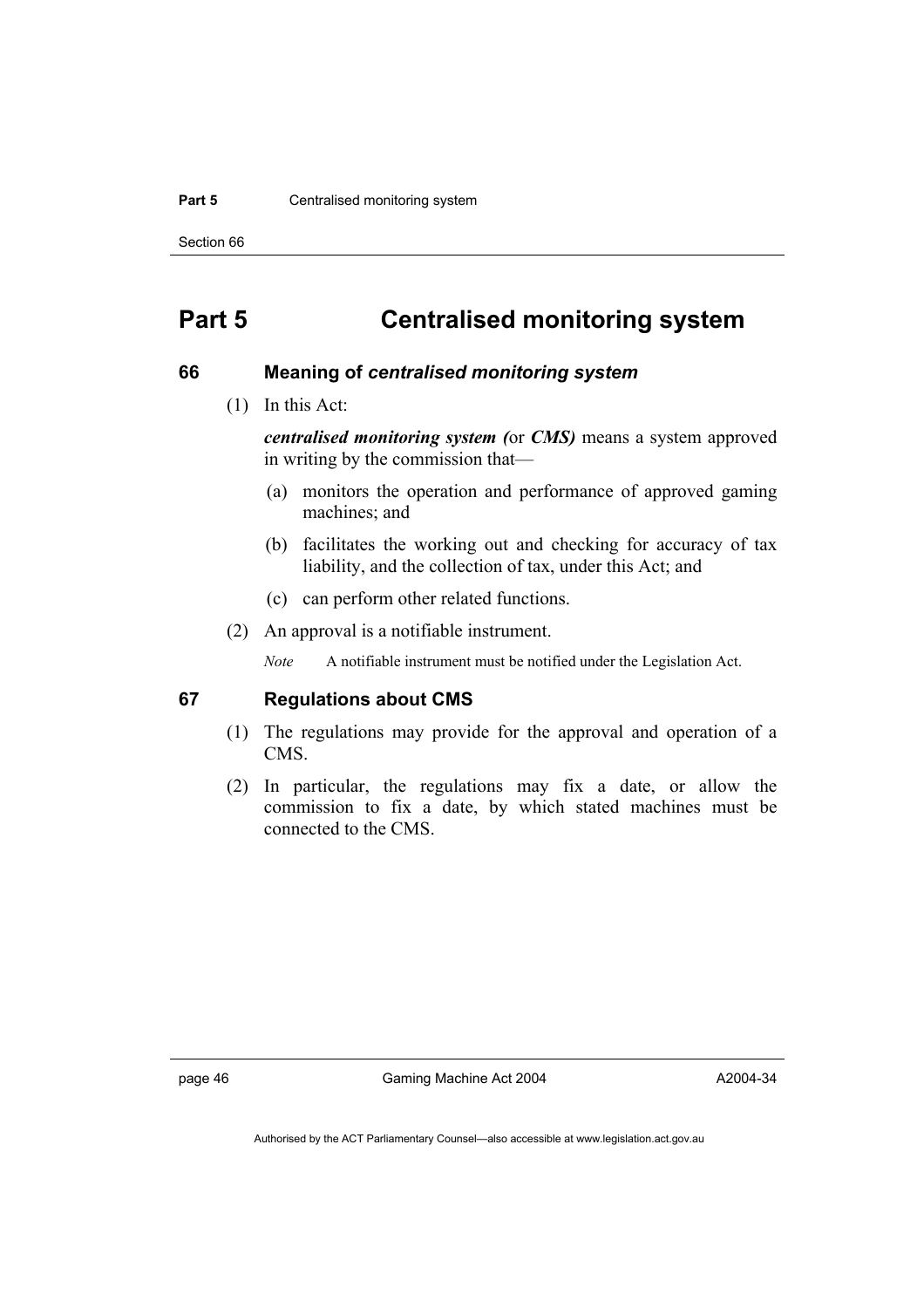# Part 5 Centralised monitoring system

## 66 Meaning of *centralised monitoring system*

(1) In this Act:

***centralised monitoring system (*****or** ***CMS)*** means a system approved in writing by the commission that—

(a) monitors the operation and performance of approved gaming machines; and

(b) facilitates the working out and checking for accuracy of tax liability, and the collection of tax, under this Act; and

(c) can perform other related functions.

(2) An approval is a notifiable instrument.

*Note* A notifiable instrument must be notified under the Legislation Act.

## 67 Regulations about CMS

(1) The regulations may provide for the approval and operation of a CMS.

(2) In particular, the regulations may fix a date, or allow the commission to fix a date, by which stated machines must be connected to the CMS.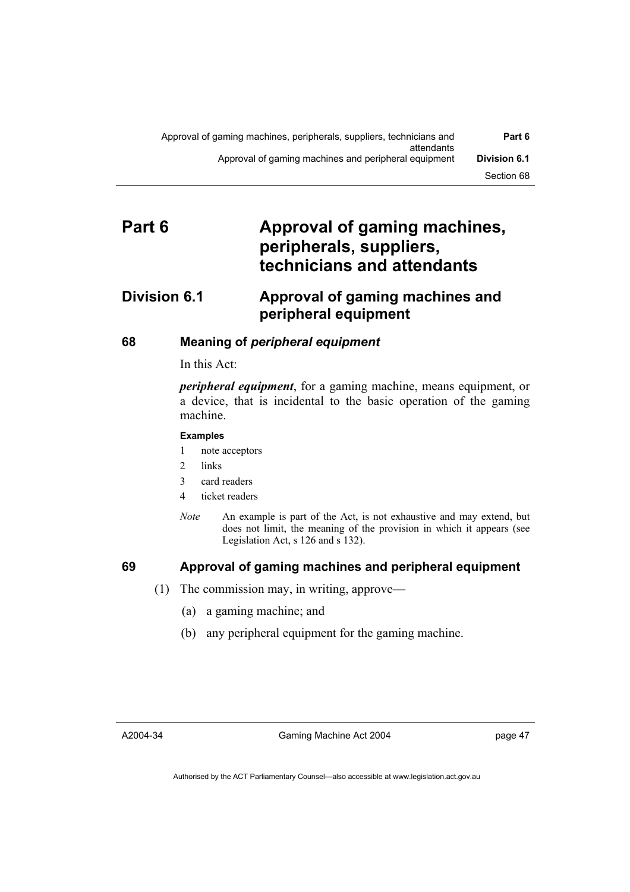# Part 6 Approval of gaming machines, peripherals, suppliers, technicians and attendants

## Division 6.1 Approval of gaming machines and peripheral equipment

### 68 Meaning of *peripheral equipment*

In this Act:

***peripheral equipment***, for a gaming machine, means equipment, or a device, that is incidental to the basic operation of the gaming machine.

**Examples**

1 note acceptors

2 links

3 card readers

4 ticket readers

*Note* An example is part of the Act, is not exhaustive and may extend, but does not limit, the meaning of the provision in which it appears (see Legislation Act, s 126 and s 132).

### 69 Approval of gaming machines and peripheral equipment

(1) The commission may, in writing, approve—

(a) a gaming machine; and

(b) any peripheral equipment for the gaming machine.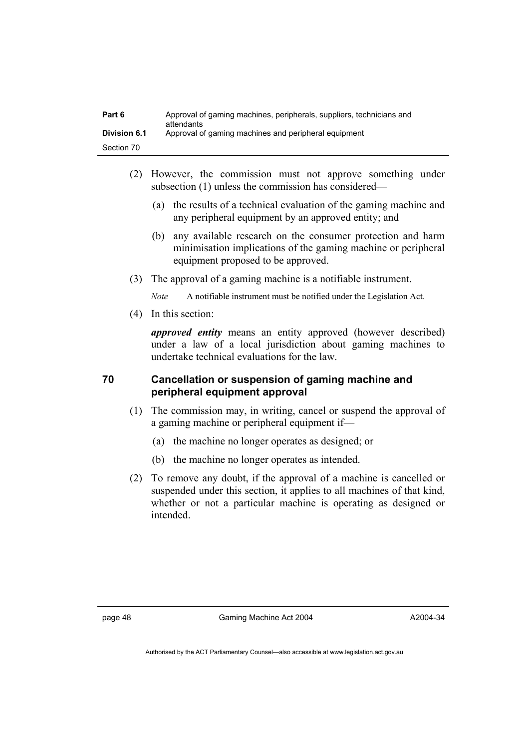(2) However, the commission must not approve something under subsection (1) unless the commission has considered—

(a) the results of a technical evaluation of the gaming machine and any peripheral equipment by an approved entity; and

(b) any available research on the consumer protection and harm minimisation implications of the gaming machine or peripheral equipment proposed to be approved.

(3) The approval of a gaming machine is a notifiable instrument.

*Note* A notifiable instrument must be notified under the Legislation Act.

(4) In this section:

***approved entity*** means an entity approved (however described) under a law of a local jurisdiction about gaming machines to undertake technical evaluations for the law.

## 70 Cancellation or suspension of gaming machine and peripheral equipment approval

(1) The commission may, in writing, cancel or suspend the approval of a gaming machine or peripheral equipment if—

(a) the machine no longer operates as designed; or

(b) the machine no longer operates as intended.

(2) To remove any doubt, if the approval of a machine is cancelled or suspended under this section, it applies to all machines of that kind, whether or not a particular machine is operating as designed or intended.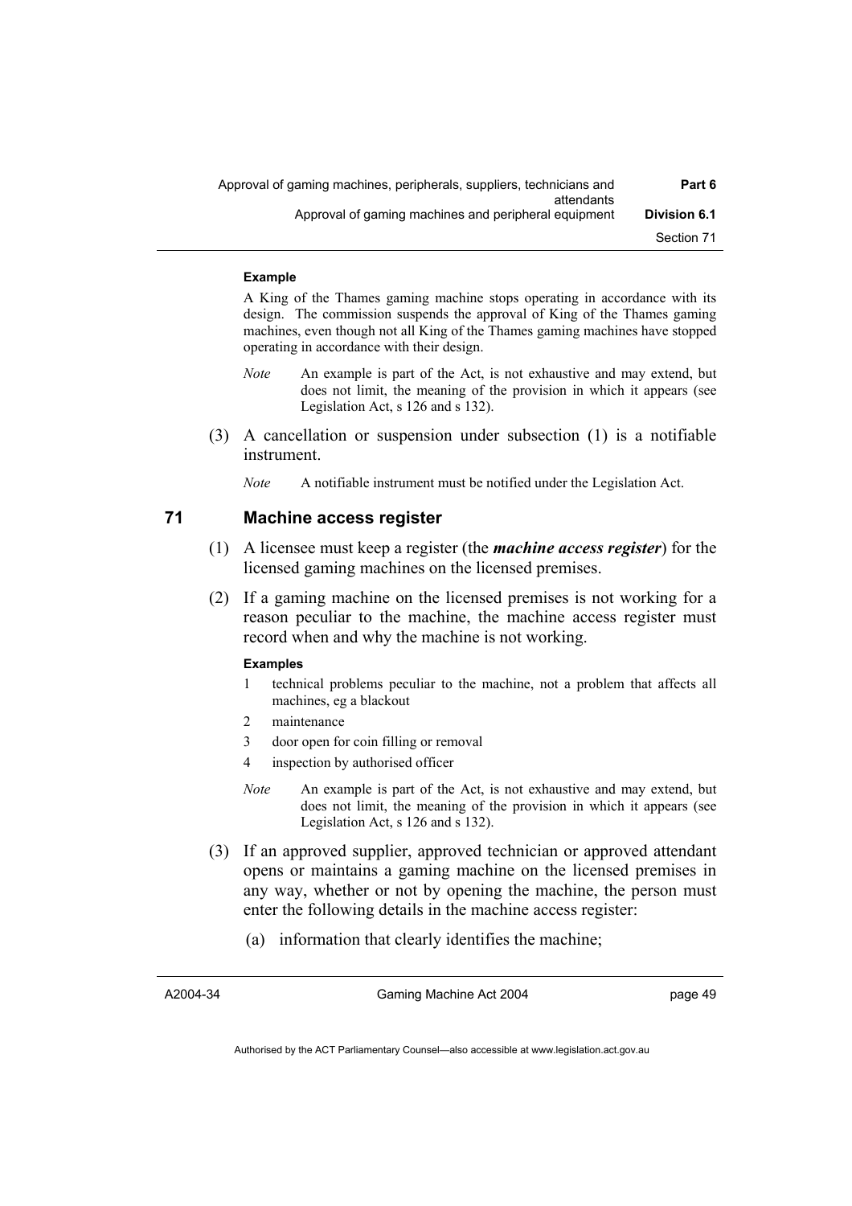**Example**

A King of the Thames gaming machine stops operating in accordance with its design. The commission suspends the approval of King of the Thames gaming machines, even though not all King of the Thames gaming machines have stopped operating in accordance with their design.

*Note* An example is part of the Act, is not exhaustive and may extend, but does not limit, the meaning of the provision in which it appears (see Legislation Act, s 126 and s 132).

(3) A cancellation or suspension under subsection (1) is a notifiable instrument.

*Note* A notifiable instrument must be notified under the Legislation Act.

## 71 Machine access register

(1) A licensee must keep a register (the ***machine access register***) for the licensed gaming machines on the licensed premises.

(2) If a gaming machine on the licensed premises is not working for a reason peculiar to the machine, the machine access register must record when and why the machine is not working.

**Examples**

1. technical problems peculiar to the machine, not a problem that affects all machines, eg a blackout
2. maintenance
3. door open for coin filling or removal
4. inspection by authorised officer

*Note* An example is part of the Act, is not exhaustive and may extend, but does not limit, the meaning of the provision in which it appears (see Legislation Act, s 126 and s 132).

(3) If an approved supplier, approved technician or approved attendant opens or maintains a gaming machine on the licensed premises in any way, whether or not by opening the machine, the person must enter the following details in the machine access register:

(a) information that clearly identifies the machine;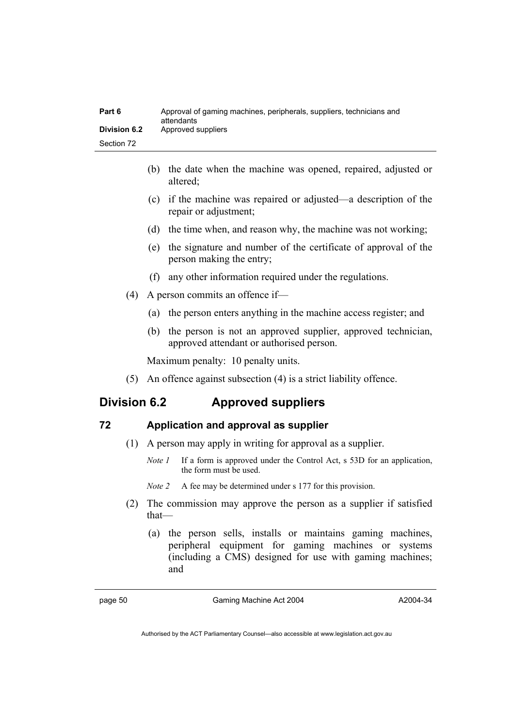(b) the date when the machine was opened, repaired, adjusted or altered;

(c) if the machine was repaired or adjusted—a description of the repair or adjustment;

(d) the time when, and reason why, the machine was not working;

(e) the signature and number of the certificate of approval of the person making the entry;

(f) any other information required under the regulations.

(4) A person commits an offence if—

(a) the person enters anything in the machine access register; and

(b) the person is not an approved supplier, approved technician, approved attendant or authorised person.

Maximum penalty: 10 penalty units.

(5) An offence against subsection (4) is a strict liability offence.

## Division 6.2 Approved suppliers

### 72 Application and approval as supplier

(1) A person may apply in writing for approval as a supplier.

*Note 1* If a form is approved under the Control Act, s 53D for an application, the form must be used.

*Note 2* A fee may be determined under s 177 for this provision.

(2) The commission may approve the person as a supplier if satisfied that—

(a) the person sells, installs or maintains gaming machines, peripheral equipment for gaming machines or systems (including a CMS) designed for use with gaming machines; and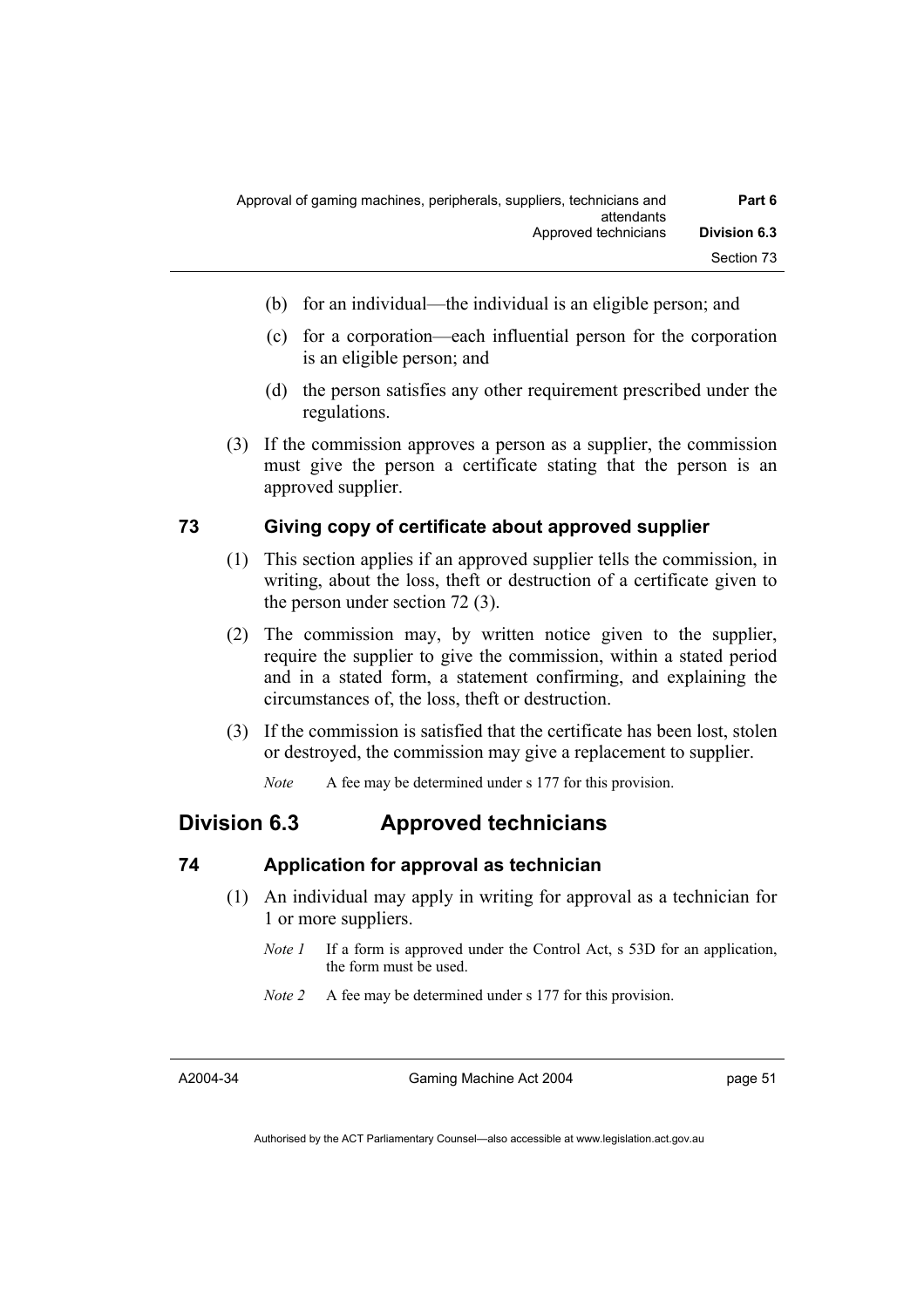(b) for an individual—the individual is an eligible person; and

(c) for a corporation—each influential person for the corporation is an eligible person; and

(d) the person satisfies any other requirement prescribed under the regulations.

(3) If the commission approves a person as a supplier, the commission must give the person a certificate stating that the person is an approved supplier.

### 73 Giving copy of certificate about approved supplier

(1) This section applies if an approved supplier tells the commission, in writing, about the loss, theft or destruction of a certificate given to the person under section 72 (3).

(2) The commission may, by written notice given to the supplier, require the supplier to give the commission, within a stated period and in a stated form, a statement confirming, and explaining the circumstances of, the loss, theft or destruction.

(3) If the commission is satisfied that the certificate has been lost, stolen or destroyed, the commission may give a replacement to supplier.

*Note* A fee may be determined under s 177 for this provision.

## Division 6.3 Approved technicians

### 74 Application for approval as technician

(1) An individual may apply in writing for approval as a technician for 1 or more suppliers.

*Note 1* If a form is approved under the Control Act, s 53D for an application, the form must be used.

*Note 2* A fee may be determined under s 177 for this provision.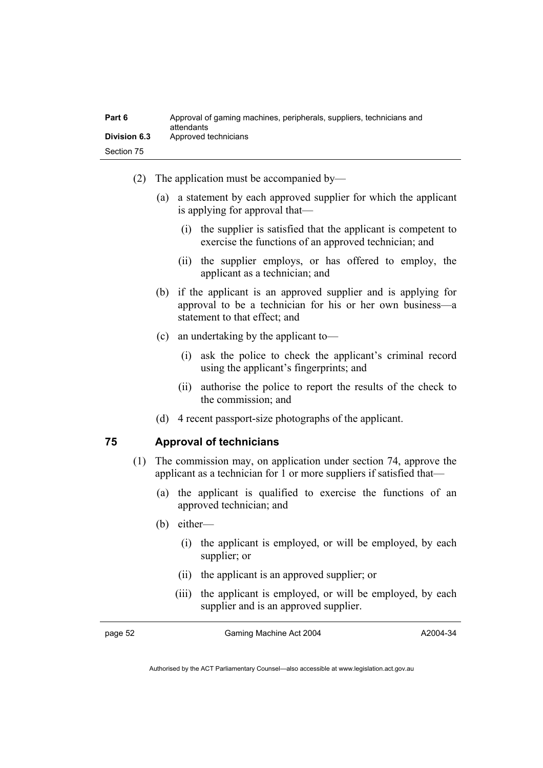(2) The application must be accompanied by—

(a) a statement by each approved supplier for which the applicant is applying for approval that—

(i) the supplier is satisfied that the applicant is competent to exercise the functions of an approved technician; and

(ii) the supplier employs, or has offered to employ, the applicant as a technician; and

(b) if the applicant is an approved supplier and is applying for approval to be a technician for his or her own business—a statement to that effect; and

(c) an undertaking by the applicant to—

(i) ask the police to check the applicant's criminal record using the applicant's fingerprints; and

(ii) authorise the police to report the results of the check to the commission; and

(d) 4 recent passport-size photographs of the applicant.

## 75 Approval of technicians

(1) The commission may, on application under section 74, approve the applicant as a technician for 1 or more suppliers if satisfied that—

(a) the applicant is qualified to exercise the functions of an approved technician; and

(b) either—

(i) the applicant is employed, or will be employed, by each supplier; or

(ii) the applicant is an approved supplier; or

(iii) the applicant is employed, or will be employed, by each supplier and is an approved supplier.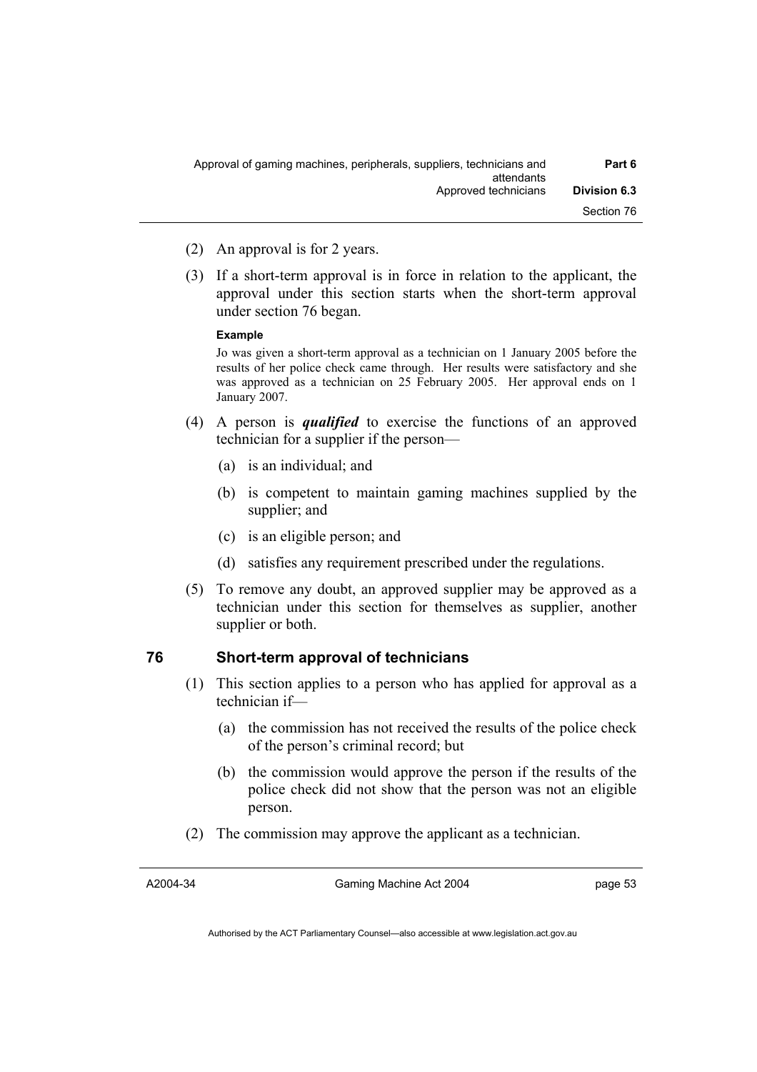(2) An approval is for 2 years.

(3) If a short-term approval is in force in relation to the applicant, the approval under this section starts when the short-term approval under section 76 began.

**Example**

Jo was given a short-term approval as a technician on 1 January 2005 before the results of her police check came through. Her results were satisfactory and she was approved as a technician on 25 February 2005. Her approval ends on 1 January 2007.

(4) A person is ***qualified*** to exercise the functions of an approved technician for a supplier if the person—

(a) is an individual; and

(b) is competent to maintain gaming machines supplied by the supplier; and

(c) is an eligible person; and

(d) satisfies any requirement prescribed under the regulations.

(5) To remove any doubt, an approved supplier may be approved as a technician under this section for themselves as supplier, another supplier or both.

## 76 Short-term approval of technicians

(1) This section applies to a person who has applied for approval as a technician if—

(a) the commission has not received the results of the police check of the person's criminal record; but

(b) the commission would approve the person if the results of the police check did not show that the person was not an eligible person.

(2) The commission may approve the applicant as a technician.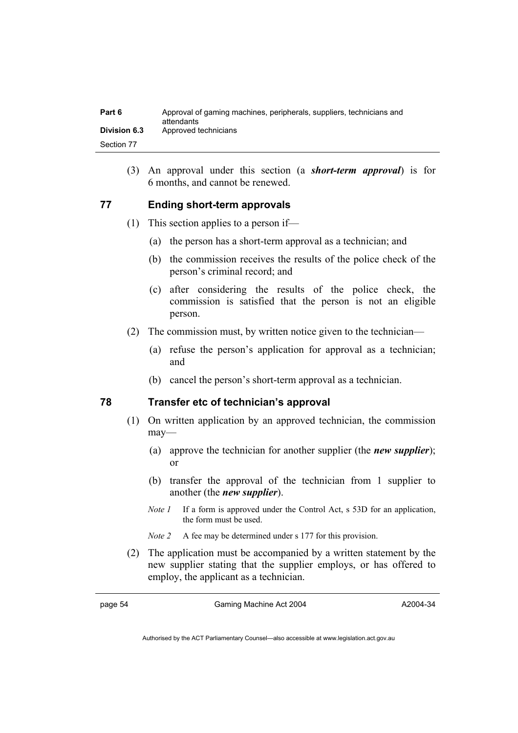(3) An approval under this section (a ***short-term approval***) is for 6 months, and cannot be renewed.

## 77 Ending short-term approvals

(1) This section applies to a person if—

(a) the person has a short-term approval as a technician; and

(b) the commission receives the results of the police check of the person's criminal record; and

(c) after considering the results of the police check, the commission is satisfied that the person is not an eligible person.

(2) The commission must, by written notice given to the technician—

(a) refuse the person's application for approval as a technician; and

(b) cancel the person's short-term approval as a technician.

## 78 Transfer etc of technician's approval

(1) On written application by an approved technician, the commission may—

(a) approve the technician for another supplier (the ***new supplier***); or

(b) transfer the approval of the technician from 1 supplier to another (the ***new supplier***).

*Note 1* If a form is approved under the Control Act, s 53D for an application, the form must be used.

*Note 2* A fee may be determined under s 177 for this provision.

(2) The application must be accompanied by a written statement by the new supplier stating that the supplier employs, or has offered to employ, the applicant as a technician.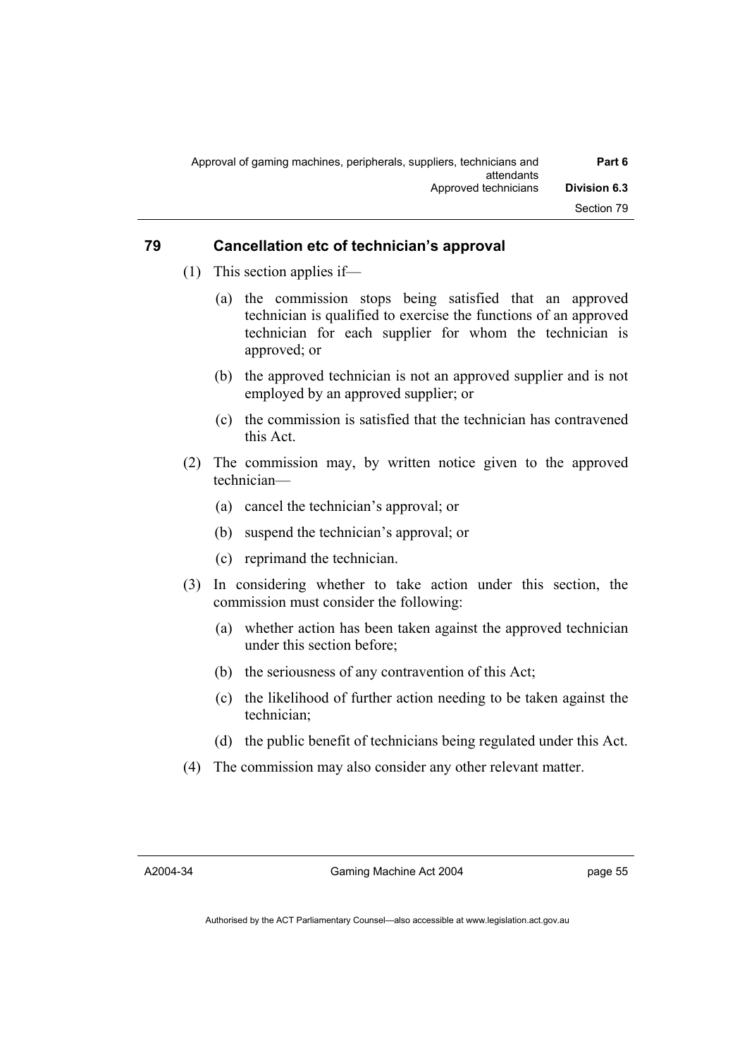## 79 Cancellation etc of technician's approval

(1) This section applies if—

  (a) the commission stops being satisfied that an approved technician is qualified to exercise the functions of an approved technician for each supplier for whom the technician is approved; or

  (b) the approved technician is not an approved supplier and is not employed by an approved supplier; or

  (c) the commission is satisfied that the technician has contravened this Act.

(2) The commission may, by written notice given to the approved technician—

  (a) cancel the technician's approval; or

  (b) suspend the technician's approval; or

  (c) reprimand the technician.

(3) In considering whether to take action under this section, the commission must consider the following:

  (a) whether action has been taken against the approved technician under this section before;

  (b) the seriousness of any contravention of this Act;

  (c) the likelihood of further action needing to be taken against the technician;

  (d) the public benefit of technicians being regulated under this Act.

(4) The commission may also consider any other relevant matter.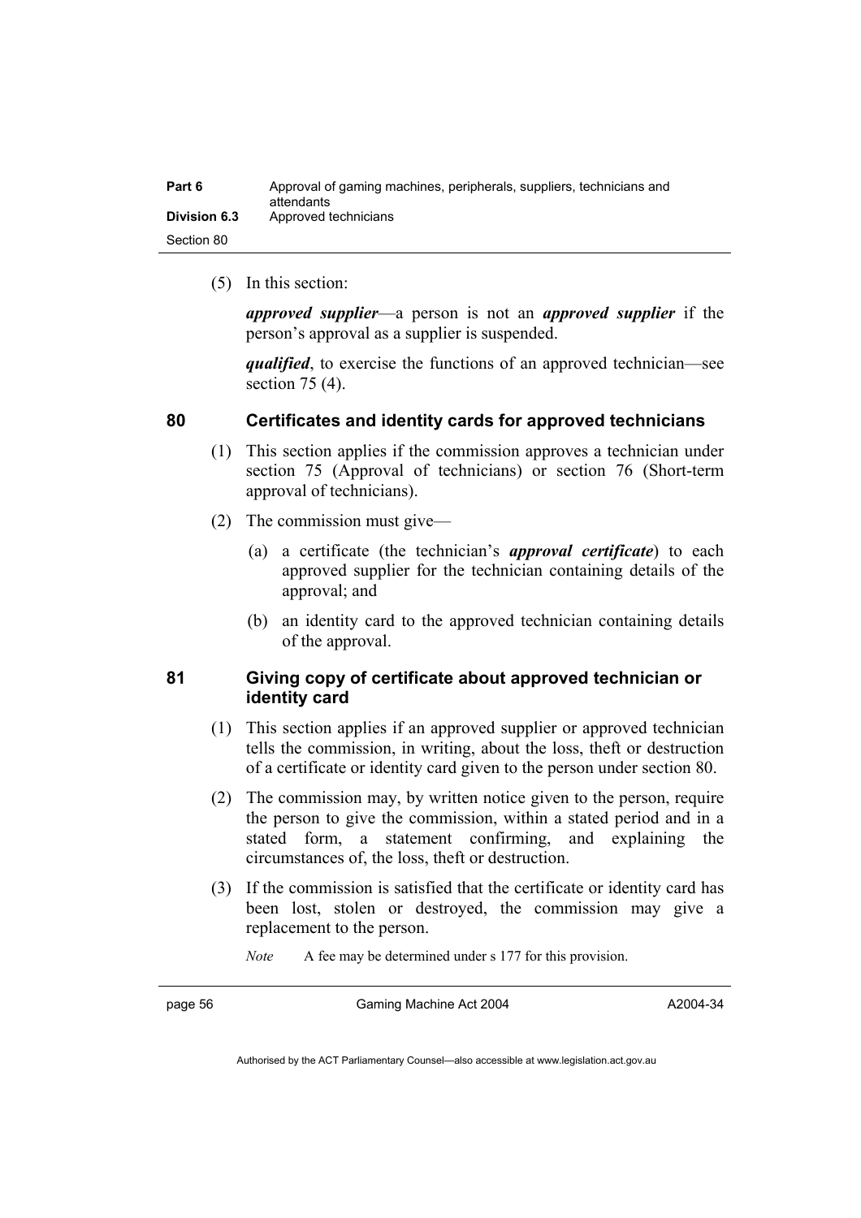(5) In this section:

***approved supplier***—a person is not an ***approved supplier*** if the person's approval as a supplier is suspended.

***qualified***, to exercise the functions of an approved technician—see section 75 (4).

## 80 Certificates and identity cards for approved technicians

(1) This section applies if the commission approves a technician under section 75 (Approval of technicians) or section 76 (Short-term approval of technicians).

(2) The commission must give—

(a) a certificate (the technician's ***approval certificate***) to each approved supplier for the technician containing details of the approval; and

(b) an identity card to the approved technician containing details of the approval.

## 81 Giving copy of certificate about approved technician or identity card

(1) This section applies if an approved supplier or approved technician tells the commission, in writing, about the loss, theft or destruction of a certificate or identity card given to the person under section 80.

(2) The commission may, by written notice given to the person, require the person to give the commission, within a stated period and in a stated form, a statement confirming, and explaining the circumstances of, the loss, theft or destruction.

(3) If the commission is satisfied that the certificate or identity card has been lost, stolen or destroyed, the commission may give a replacement to the person.

*Note* A fee may be determined under s 177 for this provision.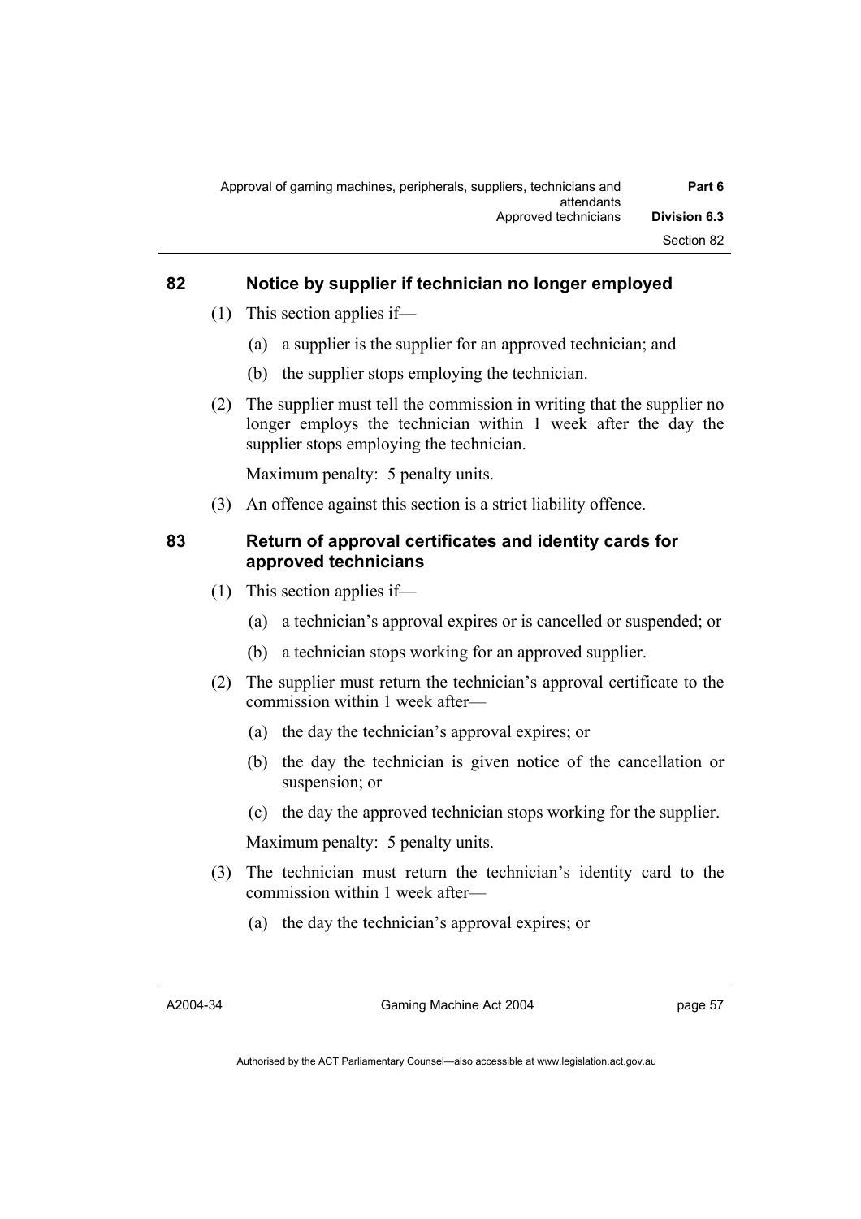## 82 Notice by supplier if technician no longer employed

(1) This section applies if—

(a) a supplier is the supplier for an approved technician; and

(b) the supplier stops employing the technician.

(2) The supplier must tell the commission in writing that the supplier no longer employs the technician within 1 week after the day the supplier stops employing the technician.

Maximum penalty: 5 penalty units.

(3) An offence against this section is a strict liability offence.

## 83 Return of approval certificates and identity cards for approved technicians

(1) This section applies if—

(a) a technician's approval expires or is cancelled or suspended; or

(b) a technician stops working for an approved supplier.

(2) The supplier must return the technician's approval certificate to the commission within 1 week after—

(a) the day the technician's approval expires; or

(b) the day the technician is given notice of the cancellation or suspension; or

(c) the day the approved technician stops working for the supplier.

Maximum penalty: 5 penalty units.

(3) The technician must return the technician's identity card to the commission within 1 week after—

(a) the day the technician's approval expires; or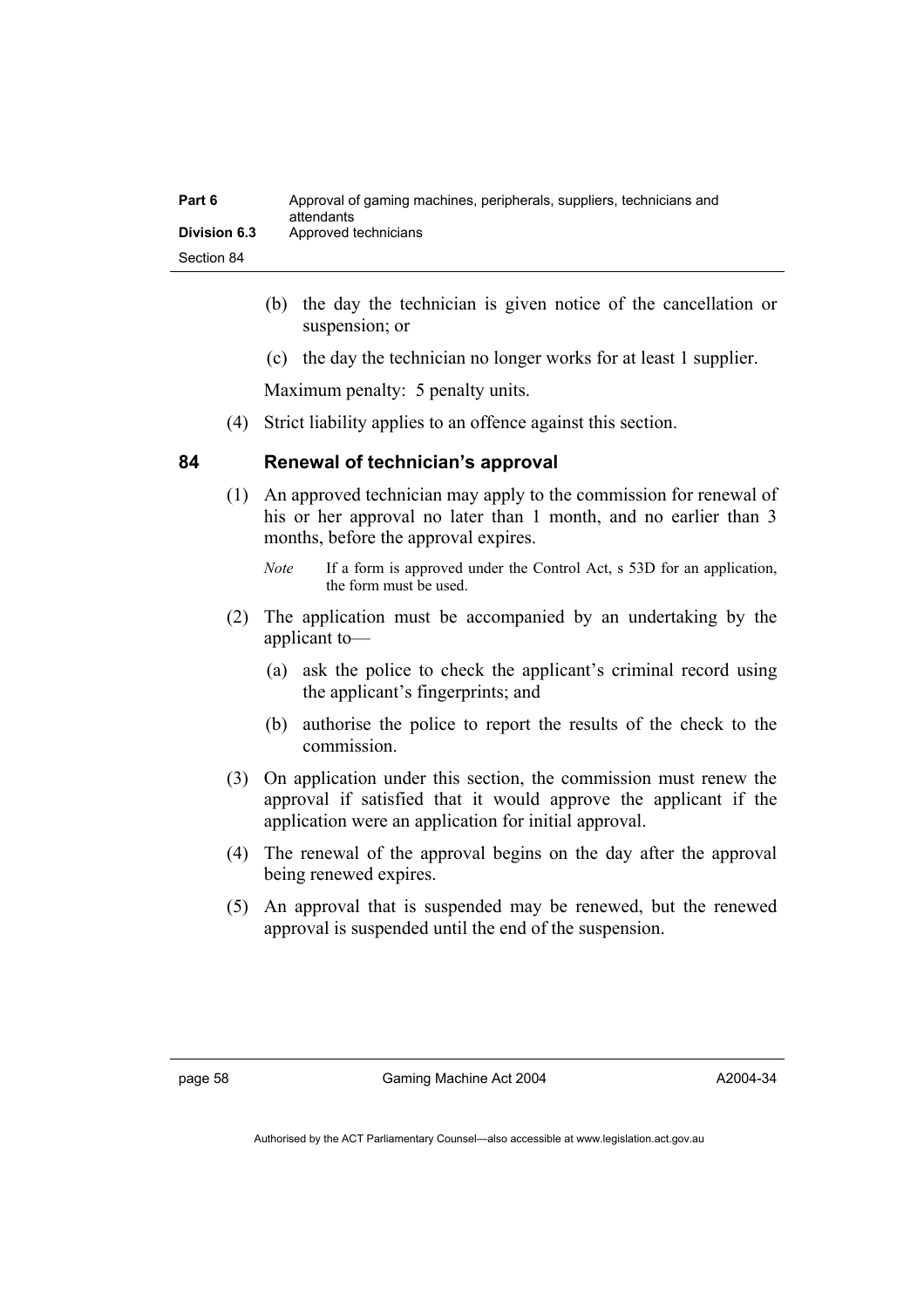(b) the day the technician is given notice of the cancellation or suspension; or

(c) the day the technician no longer works for at least 1 supplier.

Maximum penalty: 5 penalty units.

(4) Strict liability applies to an offence against this section.

## 84 Renewal of technician's approval

(1) An approved technician may apply to the commission for renewal of his or her approval no later than 1 month, and no earlier than 3 months, before the approval expires.

*Note* If a form is approved under the Control Act, s 53D for an application, the form must be used.

(2) The application must be accompanied by an undertaking by the applicant to—

(a) ask the police to check the applicant's criminal record using the applicant's fingerprints; and

(b) authorise the police to report the results of the check to the commission.

(3) On application under this section, the commission must renew the approval if satisfied that it would approve the applicant if the application were an application for initial approval.

(4) The renewal of the approval begins on the day after the approval being renewed expires.

(5) An approval that is suspended may be renewed, but the renewed approval is suspended until the end of the suspension.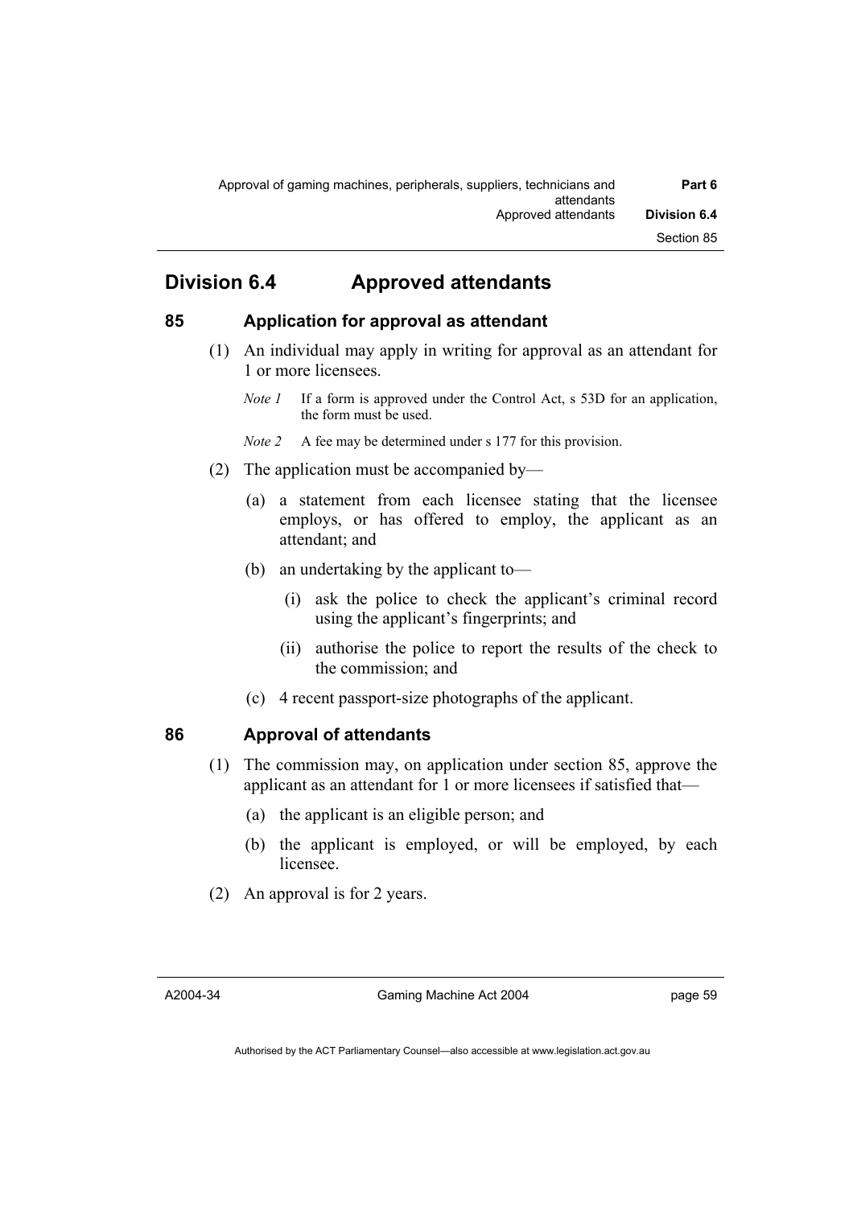## Division 6.4 Approved attendants

### 85 Application for approval as attendant

(1) An individual may apply in writing for approval as an attendant for 1 or more licensees.

*Note 1* If a form is approved under the Control Act, s 53D for an application, the form must be used.

*Note 2* A fee may be determined under s 177 for this provision.

(2) The application must be accompanied by—

(a) a statement from each licensee stating that the licensee employs, or has offered to employ, the applicant as an attendant; and

(b) an undertaking by the applicant to—

(i) ask the police to check the applicant's criminal record using the applicant's fingerprints; and

(ii) authorise the police to report the results of the check to the commission; and

(c) 4 recent passport-size photographs of the applicant.

### 86 Approval of attendants

(1) The commission may, on application under section 85, approve the applicant as an attendant for 1 or more licensees if satisfied that—

(a) the applicant is an eligible person; and

(b) the applicant is employed, or will be employed, by each licensee.

(2) An approval is for 2 years.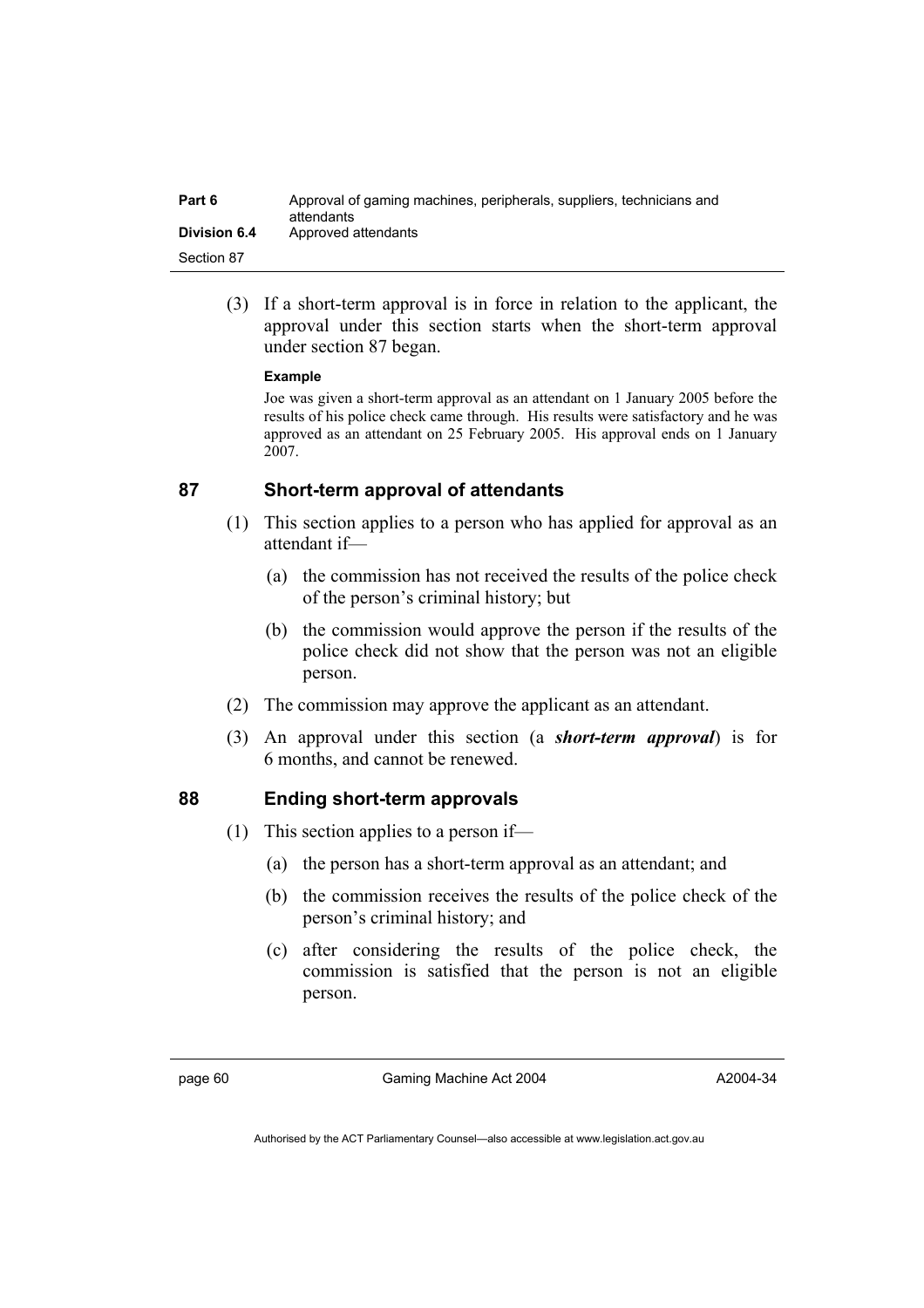(3) If a short-term approval is in force in relation to the applicant, the approval under this section starts when the short-term approval under section 87 began.

**Example**

Joe was given a short-term approval as an attendant on 1 January 2005 before the results of his police check came through. His results were satisfactory and he was approved as an attendant on 25 February 2005. His approval ends on 1 January 2007.

## 87 Short-term approval of attendants

(1) This section applies to a person who has applied for approval as an attendant if—

(a) the commission has not received the results of the police check of the person's criminal history; but

(b) the commission would approve the person if the results of the police check did not show that the person was not an eligible person.

(2) The commission may approve the applicant as an attendant.

(3) An approval under this section (a ***short-term approval***) is for 6 months, and cannot be renewed.

## 88 Ending short-term approvals

(1) This section applies to a person if—

(a) the person has a short-term approval as an attendant; and

(b) the commission receives the results of the police check of the person's criminal history; and

(c) after considering the results of the police check, the commission is satisfied that the person is not an eligible person.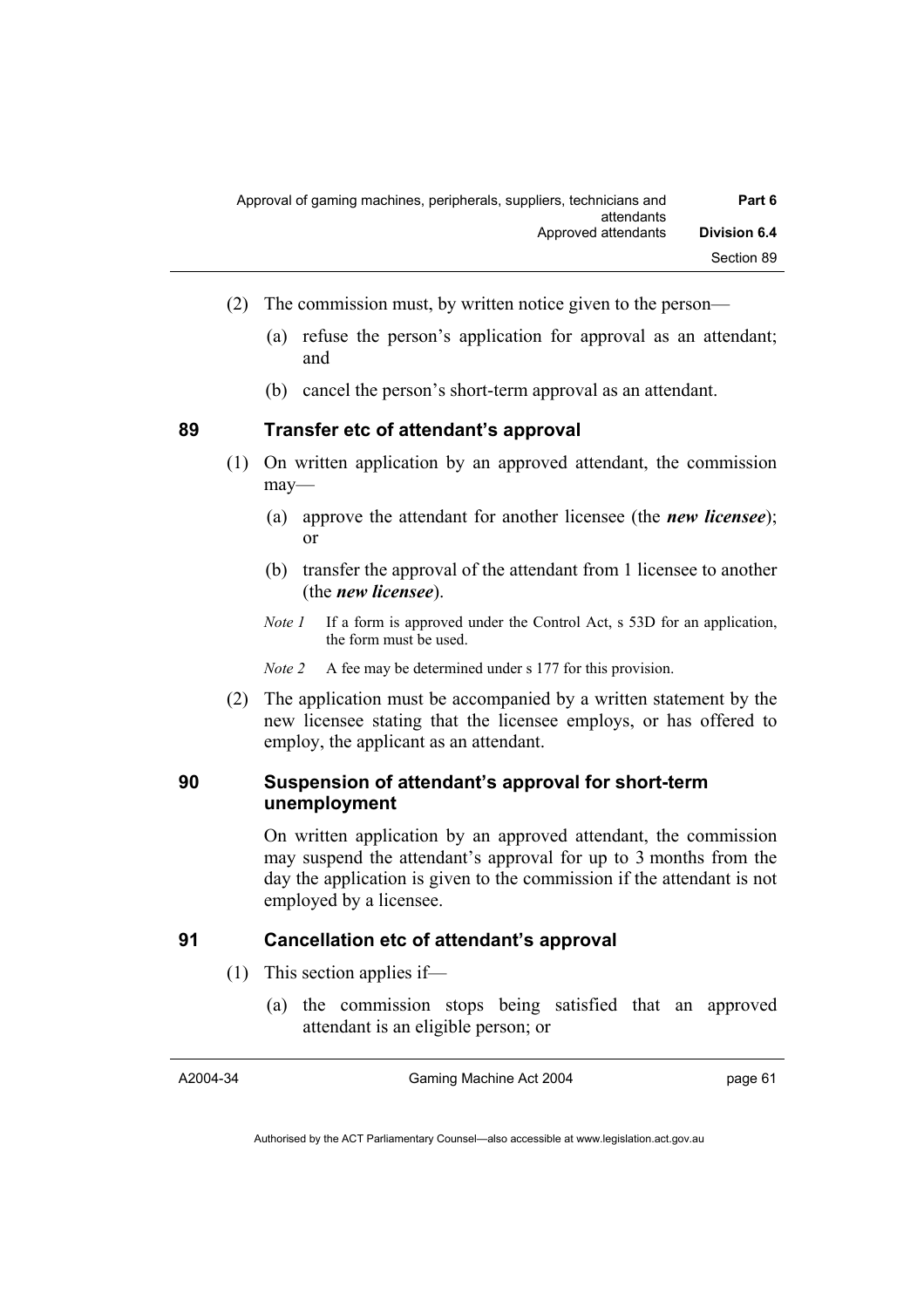(2) The commission must, by written notice given to the person—

(a) refuse the person's application for approval as an attendant; and

(b) cancel the person's short-term approval as an attendant.

## 89 Transfer etc of attendant's approval

(1) On written application by an approved attendant, the commission may—

(a) approve the attendant for another licensee (the ***new licensee***); or

(b) transfer the approval of the attendant from 1 licensee to another (the ***new licensee***).

*Note 1* If a form is approved under the Control Act, s 53D for an application, the form must be used.

*Note 2* A fee may be determined under s 177 for this provision.

(2) The application must be accompanied by a written statement by the new licensee stating that the licensee employs, or has offered to employ, the applicant as an attendant.

## 90 Suspension of attendant's approval for short-term unemployment

On written application by an approved attendant, the commission may suspend the attendant's approval for up to 3 months from the day the application is given to the commission if the attendant is not employed by a licensee.

## 91 Cancellation etc of attendant's approval

(1) This section applies if—

(a) the commission stops being satisfied that an approved attendant is an eligible person; or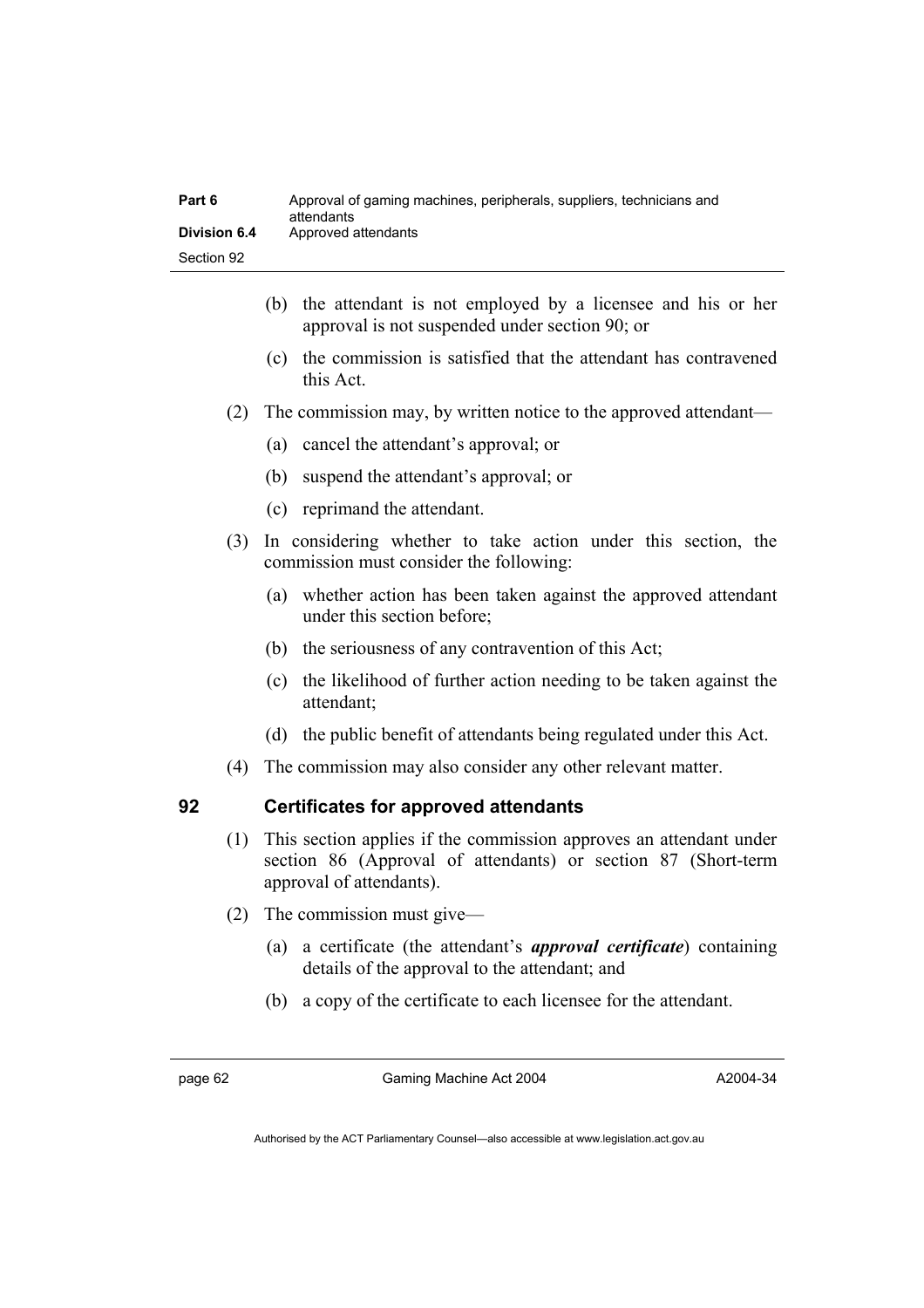(b) the attendant is not employed by a licensee and his or her approval is not suspended under section 90; or

(c) the commission is satisfied that the attendant has contravened this Act.

(2) The commission may, by written notice to the approved attendant—

(a) cancel the attendant's approval; or

(b) suspend the attendant's approval; or

(c) reprimand the attendant.

(3) In considering whether to take action under this section, the commission must consider the following:

(a) whether action has been taken against the approved attendant under this section before;

(b) the seriousness of any contravention of this Act;

(c) the likelihood of further action needing to be taken against the attendant;

(d) the public benefit of attendants being regulated under this Act.

(4) The commission may also consider any other relevant matter.

## 92 Certificates for approved attendants

(1) This section applies if the commission approves an attendant under section 86 (Approval of attendants) or section 87 (Short-term approval of attendants).

(2) The commission must give—

(a) a certificate (the attendant's ***approval certificate***) containing details of the approval to the attendant; and

(b) a copy of the certificate to each licensee for the attendant.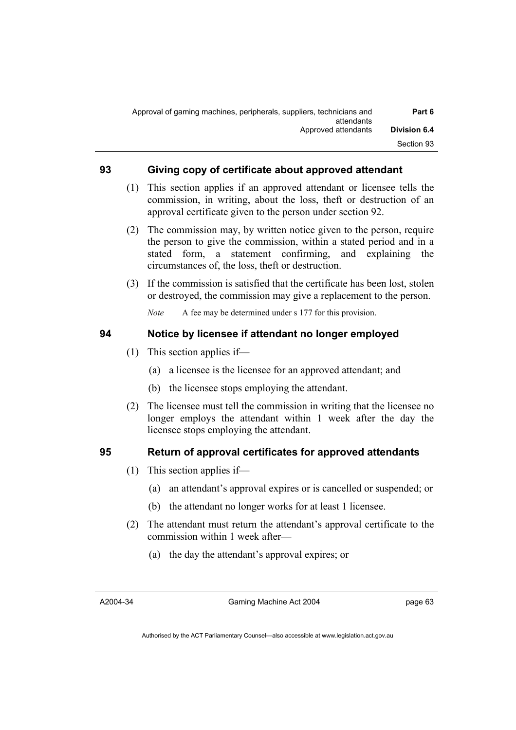## 93 Giving copy of certificate about approved attendant

(1) This section applies if an approved attendant or licensee tells the commission, in writing, about the loss, theft or destruction of an approval certificate given to the person under section 92.

(2) The commission may, by written notice given to the person, require the person to give the commission, within a stated period and in a stated form, a statement confirming, and explaining the circumstances of, the loss, theft or destruction.

(3) If the commission is satisfied that the certificate has been lost, stolen or destroyed, the commission may give a replacement to the person.

*Note* A fee may be determined under s 177 for this provision.

## 94 Notice by licensee if attendant no longer employed

(1) This section applies if—

(a) a licensee is the licensee for an approved attendant; and

(b) the licensee stops employing the attendant.

(2) The licensee must tell the commission in writing that the licensee no longer employs the attendant within 1 week after the day the licensee stops employing the attendant.

## 95 Return of approval certificates for approved attendants

(1) This section applies if—

(a) an attendant's approval expires or is cancelled or suspended; or

(b) the attendant no longer works for at least 1 licensee.

(2) The attendant must return the attendant's approval certificate to the commission within 1 week after—

(a) the day the attendant's approval expires; or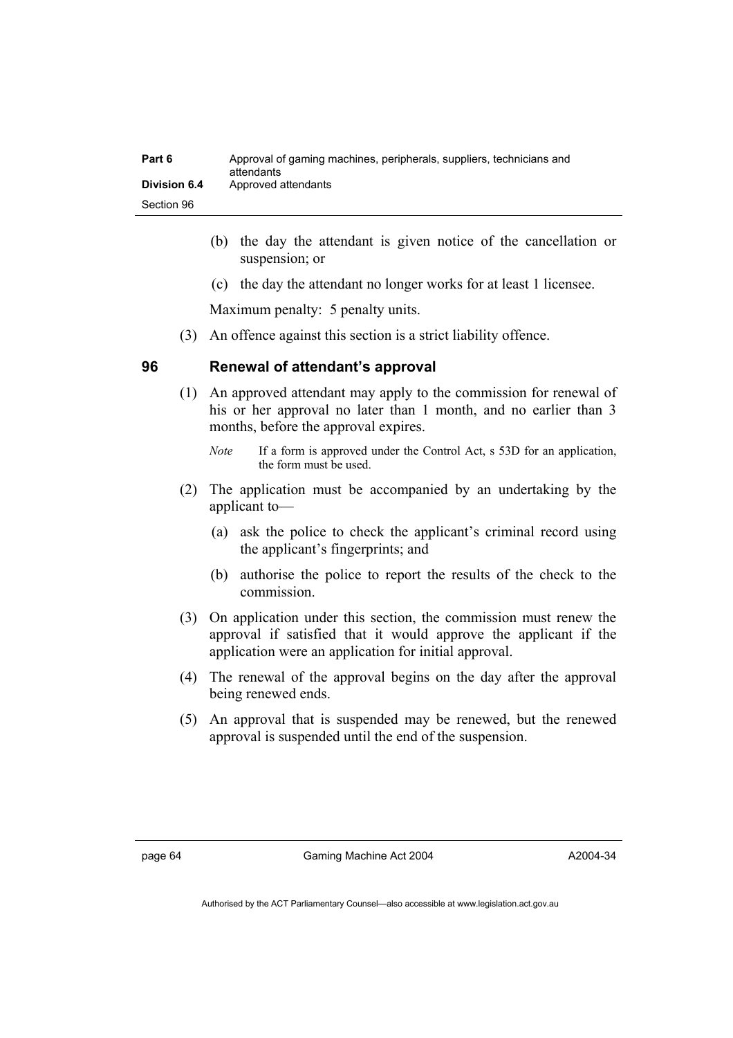(b) the day the attendant is given notice of the cancellation or suspension; or

(c) the day the attendant no longer works for at least 1 licensee.

Maximum penalty: 5 penalty units.

(3) An offence against this section is a strict liability offence.

## 96 Renewal of attendant's approval

(1) An approved attendant may apply to the commission for renewal of his or her approval no later than 1 month, and no earlier than 3 months, before the approval expires.

*Note* If a form is approved under the Control Act, s 53D for an application, the form must be used.

(2) The application must be accompanied by an undertaking by the applicant to—

(a) ask the police to check the applicant's criminal record using the applicant's fingerprints; and

(b) authorise the police to report the results of the check to the commission.

(3) On application under this section, the commission must renew the approval if satisfied that it would approve the applicant if the application were an application for initial approval.

(4) The renewal of the approval begins on the day after the approval being renewed ends.

(5) An approval that is suspended may be renewed, but the renewed approval is suspended until the end of the suspension.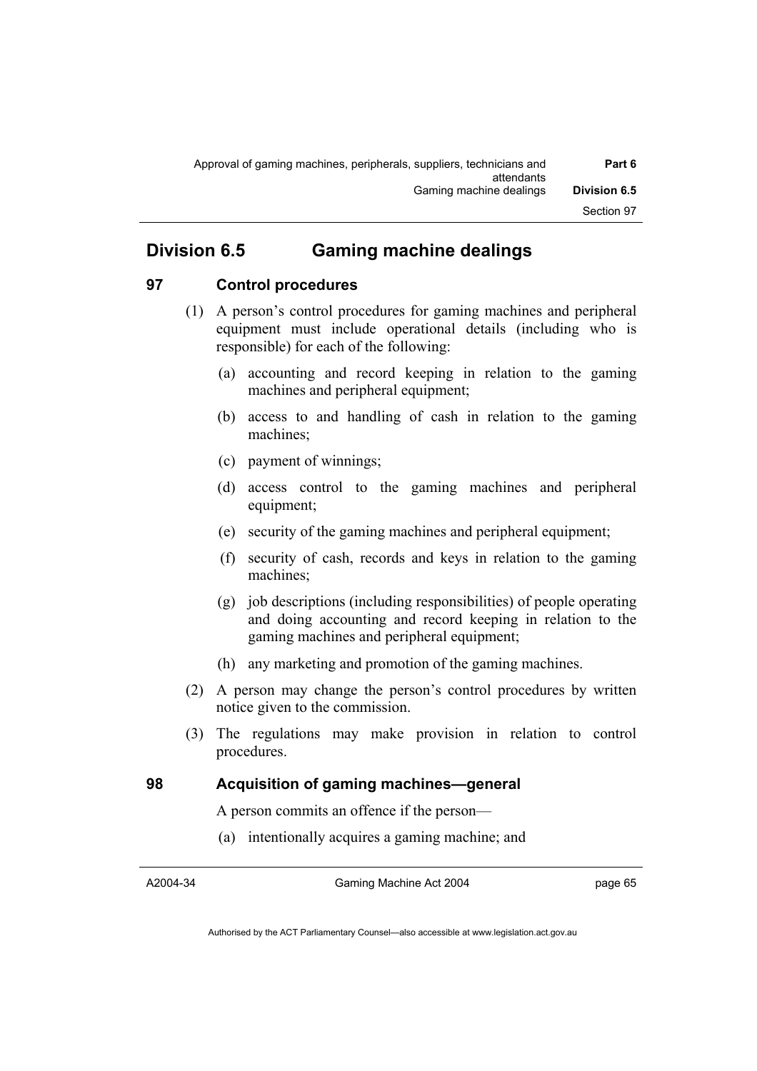## Division 6.5 Gaming machine dealings

### 97 Control procedures

(1) A person's control procedures for gaming machines and peripheral equipment must include operational details (including who is responsible) for each of the following:

- (a) accounting and record keeping in relation to the gaming machines and peripheral equipment;
- (b) access to and handling of cash in relation to the gaming machines;
- (c) payment of winnings;
- (d) access control to the gaming machines and peripheral equipment;
- (e) security of the gaming machines and peripheral equipment;
- (f) security of cash, records and keys in relation to the gaming machines;
- (g) job descriptions (including responsibilities) of people operating and doing accounting and record keeping in relation to the gaming machines and peripheral equipment;
- (h) any marketing and promotion of the gaming machines.

(2) A person may change the person's control procedures by written notice given to the commission.

(3) The regulations may make provision in relation to control procedures.

### 98 Acquisition of gaming machines—general

A person commits an offence if the person—

- (a) intentionally acquires a gaming machine; and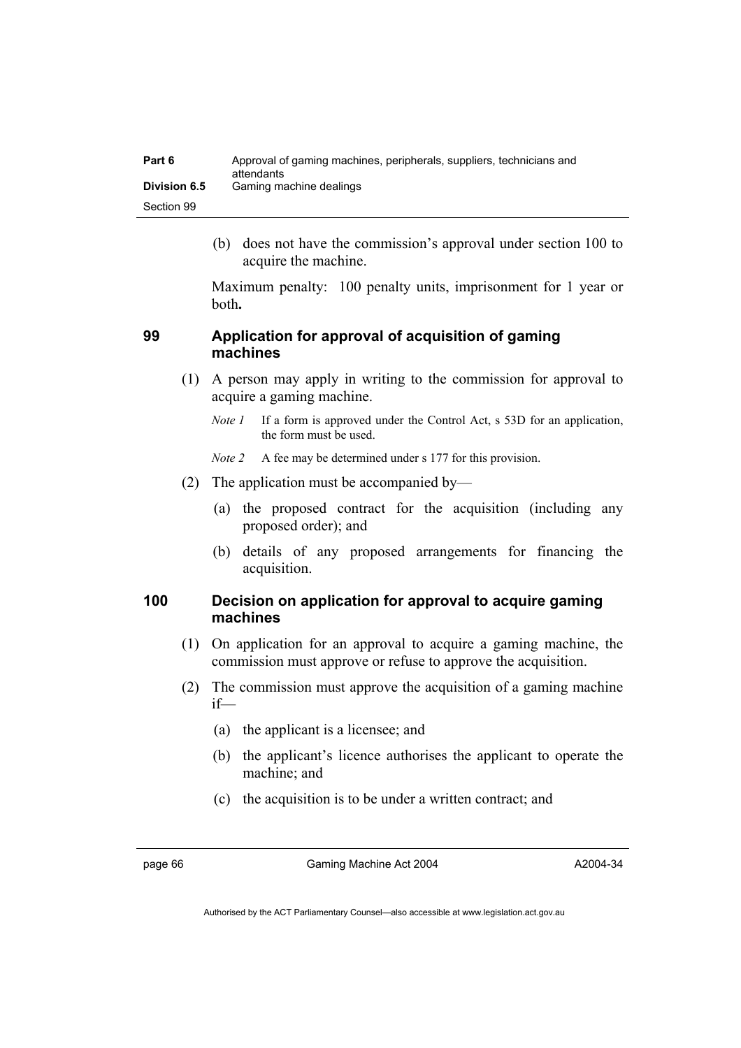(b) does not have the commission's approval under section 100 to acquire the machine.

Maximum penalty: 100 penalty units, imprisonment for 1 year or both**.**

## 99 Application for approval of acquisition of gaming machines

(1) A person may apply in writing to the commission for approval to acquire a gaming machine.

*Note 1* If a form is approved under the Control Act, s 53D for an application, the form must be used.

*Note 2* A fee may be determined under s 177 for this provision.

(2) The application must be accompanied by—

(a) the proposed contract for the acquisition (including any proposed order); and

(b) details of any proposed arrangements for financing the acquisition.

## 100 Decision on application for approval to acquire gaming machines

(1) On application for an approval to acquire a gaming machine, the commission must approve or refuse to approve the acquisition.

(2) The commission must approve the acquisition of a gaming machine if—

(a) the applicant is a licensee; and

(b) the applicant's licence authorises the applicant to operate the machine; and

(c) the acquisition is to be under a written contract; and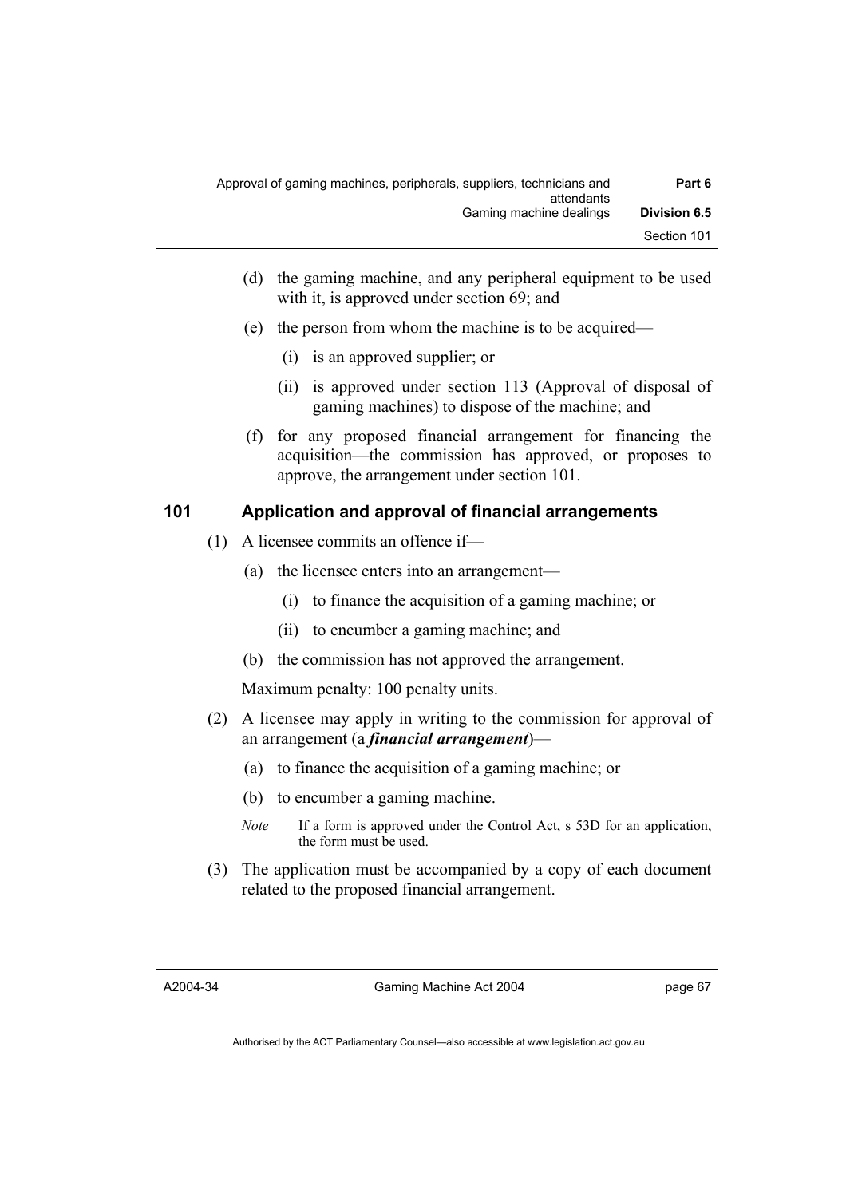(d) the gaming machine, and any peripheral equipment to be used with it, is approved under section 69; and

(e) the person from whom the machine is to be acquired—

(i) is an approved supplier; or

(ii) is approved under section 113 (Approval of disposal of gaming machines) to dispose of the machine; and

(f) for any proposed financial arrangement for financing the acquisition—the commission has approved, or proposes to approve, the arrangement under section 101.

## 101 Application and approval of financial arrangements

(1) A licensee commits an offence if—

(a) the licensee enters into an arrangement—

(i) to finance the acquisition of a gaming machine; or

(ii) to encumber a gaming machine; and

(b) the commission has not approved the arrangement.

Maximum penalty: 100 penalty units.

(2) A licensee may apply in writing to the commission for approval of an arrangement (a ***financial arrangement***)—

(a) to finance the acquisition of a gaming machine; or

(b) to encumber a gaming machine.

*Note* If a form is approved under the Control Act, s 53D for an application, the form must be used.

(3) The application must be accompanied by a copy of each document related to the proposed financial arrangement.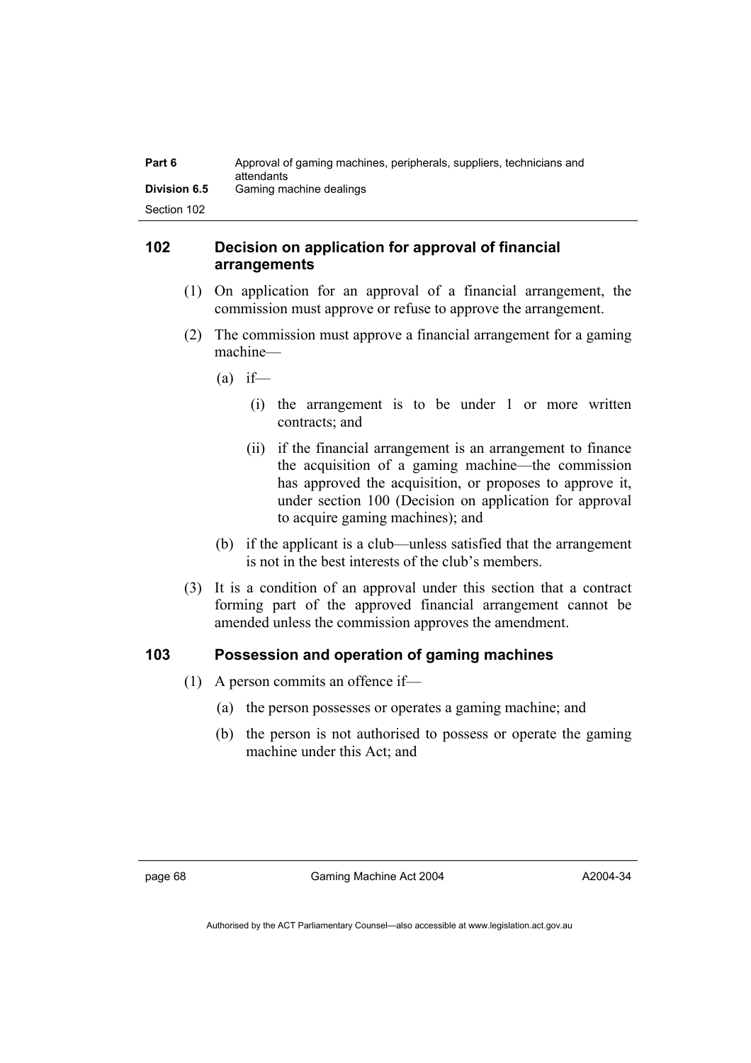## 102 Decision on application for approval of financial arrangements

(1) On application for an approval of a financial arrangement, the commission must approve or refuse to approve the arrangement.

(2) The commission must approve a financial arrangement for a gaming machine—

(a) if—

(i) the arrangement is to be under 1 or more written contracts; and

(ii) if the financial arrangement is an arrangement to finance the acquisition of a gaming machine—the commission has approved the acquisition, or proposes to approve it, under section 100 (Decision on application for approval to acquire gaming machines); and

(b) if the applicant is a club—unless satisfied that the arrangement is not in the best interests of the club's members.

(3) It is a condition of an approval under this section that a contract forming part of the approved financial arrangement cannot be amended unless the commission approves the amendment.

## 103 Possession and operation of gaming machines

(1) A person commits an offence if—

(a) the person possesses or operates a gaming machine; and

(b) the person is not authorised to possess or operate the gaming machine under this Act; and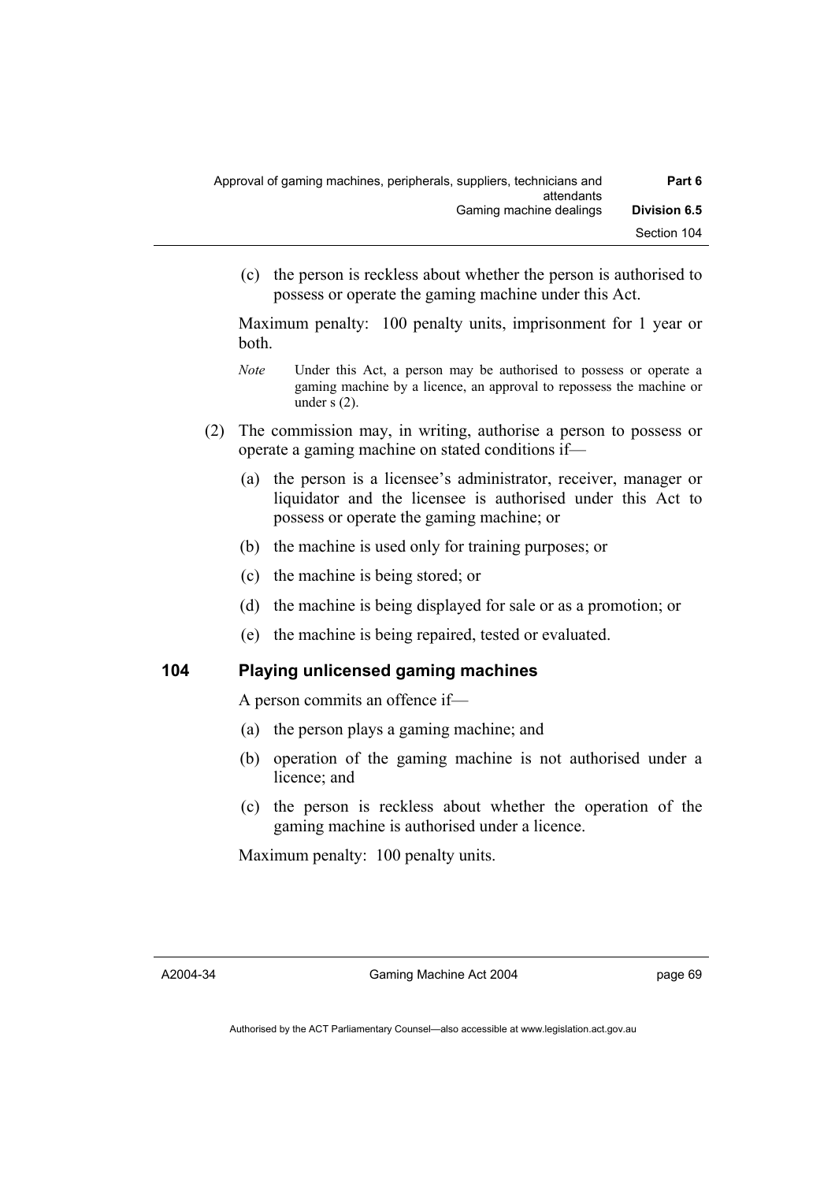(c) the person is reckless about whether the person is authorised to possess or operate the gaming machine under this Act.

Maximum penalty: 100 penalty units, imprisonment for 1 year or both.

*Note* Under this Act, a person may be authorised to possess or operate a gaming machine by a licence, an approval to repossess the machine or under s (2).

(2) The commission may, in writing, authorise a person to possess or operate a gaming machine on stated conditions if—

(a) the person is a licensee's administrator, receiver, manager or liquidator and the licensee is authorised under this Act to possess or operate the gaming machine; or

(b) the machine is used only for training purposes; or

(c) the machine is being stored; or

(d) the machine is being displayed for sale or as a promotion; or

(e) the machine is being repaired, tested or evaluated.

## 104 Playing unlicensed gaming machines

A person commits an offence if—

(a) the person plays a gaming machine; and

(b) operation of the gaming machine is not authorised under a licence; and

(c) the person is reckless about whether the operation of the gaming machine is authorised under a licence.

Maximum penalty: 100 penalty units.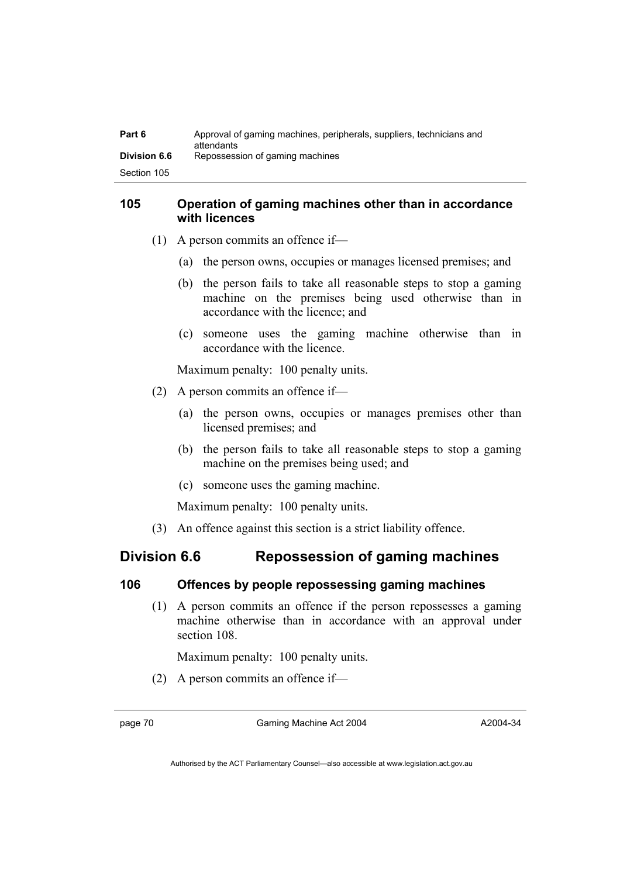### 105 Operation of gaming machines other than in accordance with licences

(1) A person commits an offence if—

(a) the person owns, occupies or manages licensed premises; and

(b) the person fails to take all reasonable steps to stop a gaming machine on the premises being used otherwise than in accordance with the licence; and

(c) someone uses the gaming machine otherwise than in accordance with the licence.

Maximum penalty: 100 penalty units.

(2) A person commits an offence if—

(a) the person owns, occupies or manages premises other than licensed premises; and

(b) the person fails to take all reasonable steps to stop a gaming machine on the premises being used; and

(c) someone uses the gaming machine.

Maximum penalty: 100 penalty units.

(3) An offence against this section is a strict liability offence.

## Division 6.6 Repossession of gaming machines

### 106 Offences by people repossessing gaming machines

(1) A person commits an offence if the person repossesses a gaming machine otherwise than in accordance with an approval under section 108.

Maximum penalty: 100 penalty units.

(2) A person commits an offence if—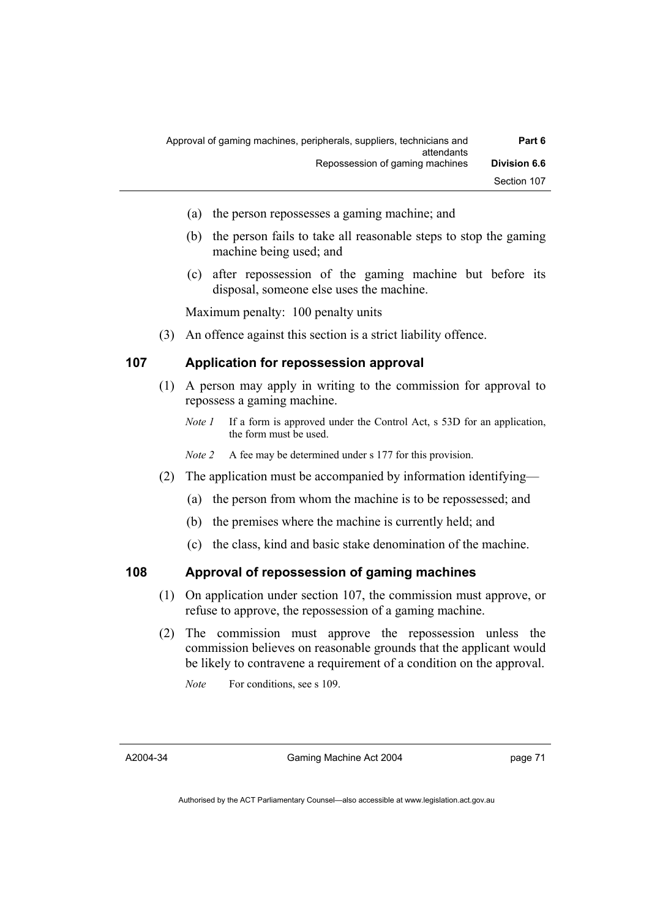(a) the person repossesses a gaming machine; and

(b) the person fails to take all reasonable steps to stop the gaming machine being used; and

(c) after repossession of the gaming machine but before its disposal, someone else uses the machine.

Maximum penalty: 100 penalty units

(3) An offence against this section is a strict liability offence.

## 107 Application for repossession approval

(1) A person may apply in writing to the commission for approval to repossess a gaming machine.

*Note 1* If a form is approved under the Control Act, s 53D for an application, the form must be used.

*Note 2* A fee may be determined under s 177 for this provision.

(2) The application must be accompanied by information identifying—

(a) the person from whom the machine is to be repossessed; and

(b) the premises where the machine is currently held; and

(c) the class, kind and basic stake denomination of the machine.

## 108 Approval of repossession of gaming machines

(1) On application under section 107, the commission must approve, or refuse to approve, the repossession of a gaming machine.

(2) The commission must approve the repossession unless the commission believes on reasonable grounds that the applicant would be likely to contravene a requirement of a condition on the approval.

*Note* For conditions, see s 109.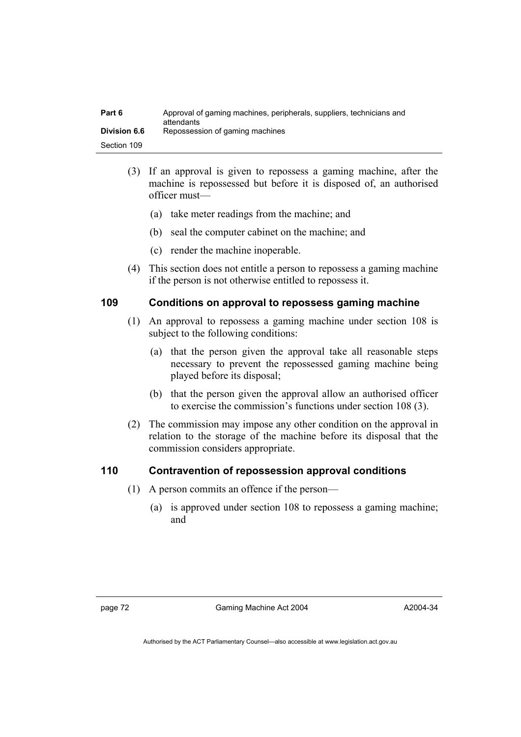(3) If an approval is given to repossess a gaming machine, after the machine is repossessed but before it is disposed of, an authorised officer must—

(a) take meter readings from the machine; and

(b) seal the computer cabinet on the machine; and

(c) render the machine inoperable.

(4) This section does not entitle a person to repossess a gaming machine if the person is not otherwise entitled to repossess it.

## 109 Conditions on approval to repossess gaming machine

(1) An approval to repossess a gaming machine under section 108 is subject to the following conditions:

(a) that the person given the approval take all reasonable steps necessary to prevent the repossessed gaming machine being played before its disposal;

(b) that the person given the approval allow an authorised officer to exercise the commission's functions under section 108 (3).

(2) The commission may impose any other condition on the approval in relation to the storage of the machine before its disposal that the commission considers appropriate.

## 110 Contravention of repossession approval conditions

(1) A person commits an offence if the person—

(a) is approved under section 108 to repossess a gaming machine; and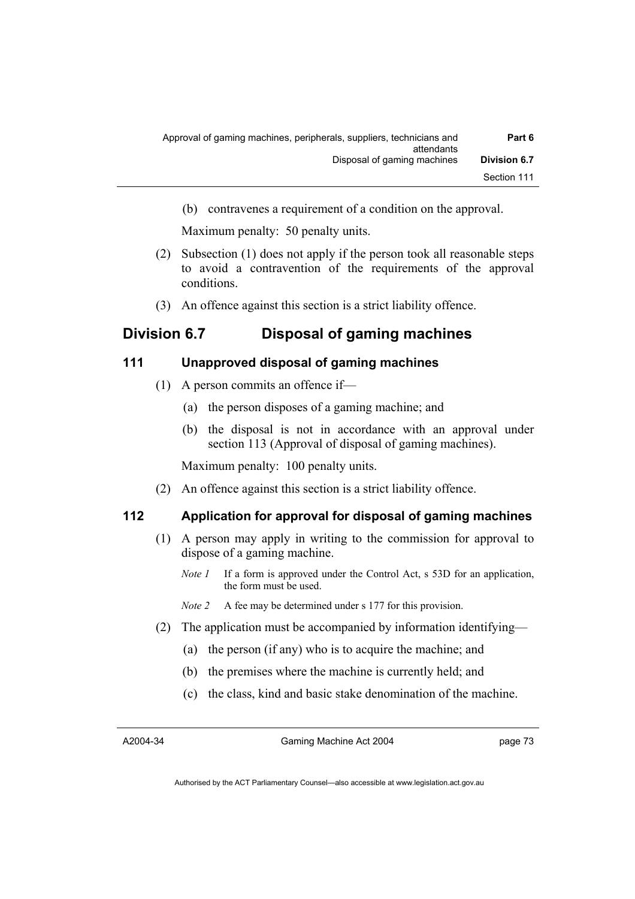(b) contravenes a requirement of a condition on the approval.

Maximum penalty: 50 penalty units.

(2) Subsection (1) does not apply if the person took all reasonable steps to avoid a contravention of the requirements of the approval conditions.

(3) An offence against this section is a strict liability offence.

## Division 6.7 Disposal of gaming machines

### 111 Unapproved disposal of gaming machines

(1) A person commits an offence if—

(a) the person disposes of a gaming machine; and

(b) the disposal is not in accordance with an approval under section 113 (Approval of disposal of gaming machines).

Maximum penalty: 100 penalty units.

(2) An offence against this section is a strict liability offence.

### 112 Application for approval for disposal of gaming machines

(1) A person may apply in writing to the commission for approval to dispose of a gaming machine.

*Note 1* If a form is approved under the Control Act, s 53D for an application, the form must be used.

*Note 2* A fee may be determined under s 177 for this provision.

(2) The application must be accompanied by information identifying—

(a) the person (if any) who is to acquire the machine; and

(b) the premises where the machine is currently held; and

(c) the class, kind and basic stake denomination of the machine.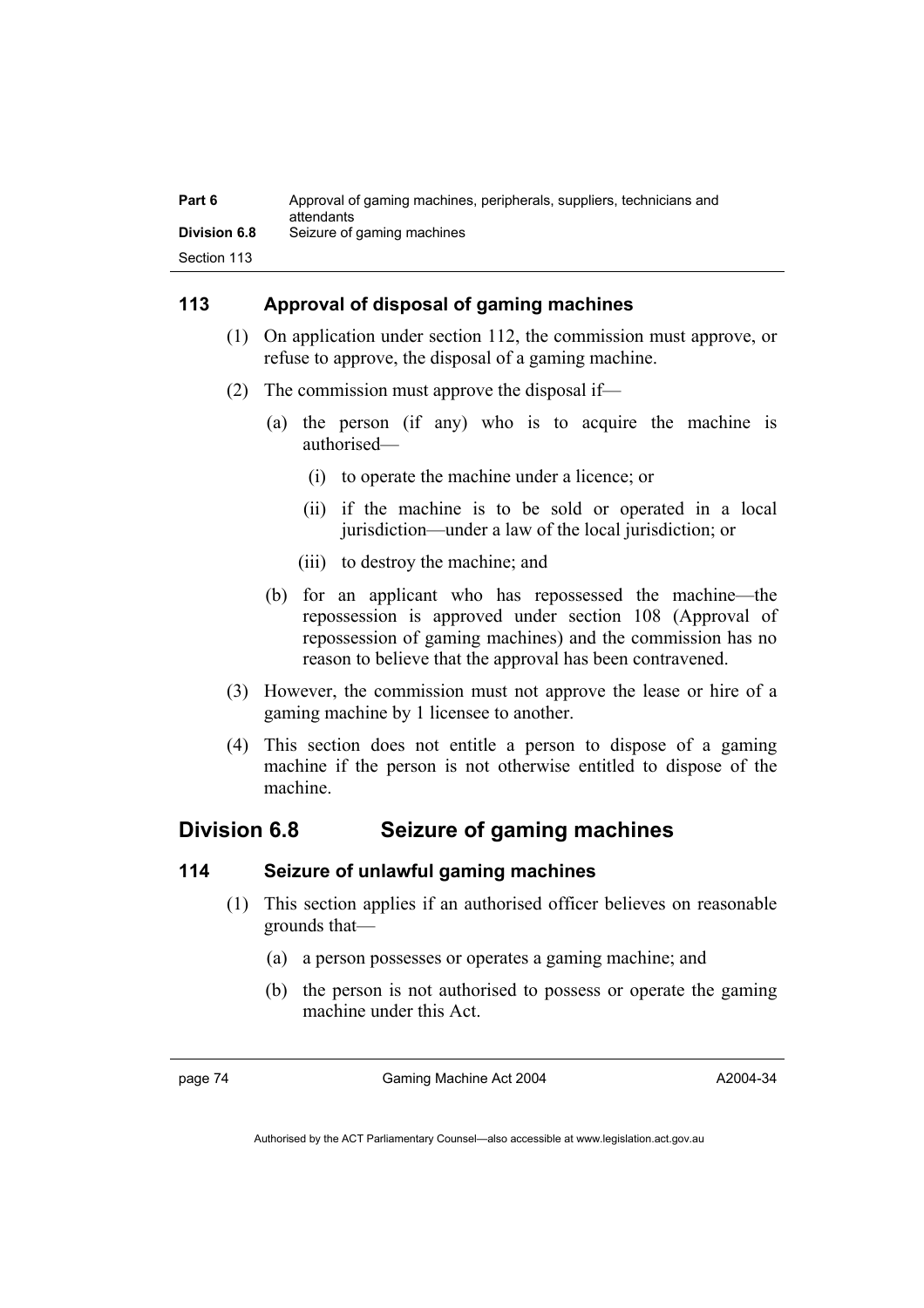### 113 Approval of disposal of gaming machines

(1) On application under section 112, the commission must approve, or refuse to approve, the disposal of a gaming machine.

(2) The commission must approve the disposal if—

(a) the person (if any) who is to acquire the machine is authorised—

(i) to operate the machine under a licence; or

(ii) if the machine is to be sold or operated in a local jurisdiction—under a law of the local jurisdiction; or

(iii) to destroy the machine; and

(b) for an applicant who has repossessed the machine—the repossession is approved under section 108 (Approval of repossession of gaming machines) and the commission has no reason to believe that the approval has been contravened.

(3) However, the commission must not approve the lease or hire of a gaming machine by 1 licensee to another.

(4) This section does not entitle a person to dispose of a gaming machine if the person is not otherwise entitled to dispose of the machine.

## Division 6.8 Seizure of gaming machines

### 114 Seizure of unlawful gaming machines

(1) This section applies if an authorised officer believes on reasonable grounds that—

(a) a person possesses or operates a gaming machine; and

(b) the person is not authorised to possess or operate the gaming machine under this Act.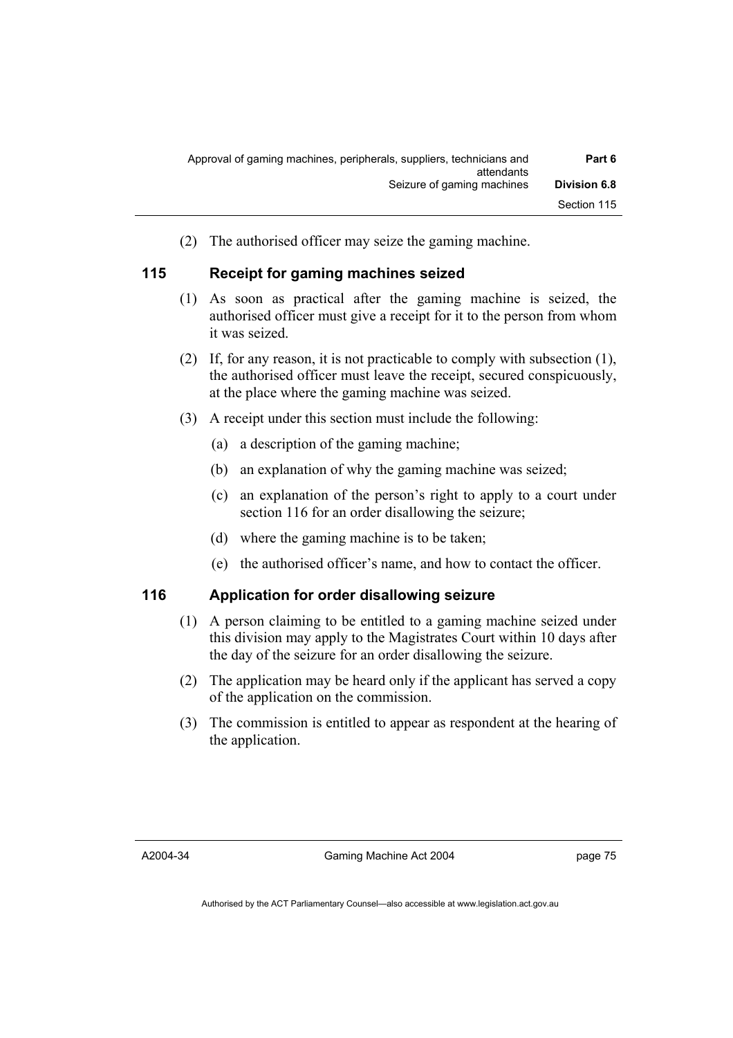(2) The authorised officer may seize the gaming machine.

## 115 Receipt for gaming machines seized

(1) As soon as practical after the gaming machine is seized, the authorised officer must give a receipt for it to the person from whom it was seized.

(2) If, for any reason, it is not practicable to comply with subsection (1), the authorised officer must leave the receipt, secured conspicuously, at the place where the gaming machine was seized.

(3) A receipt under this section must include the following:

(a) a description of the gaming machine;

(b) an explanation of why the gaming machine was seized;

(c) an explanation of the person's right to apply to a court under section 116 for an order disallowing the seizure;

(d) where the gaming machine is to be taken;

(e) the authorised officer's name, and how to contact the officer.

## 116 Application for order disallowing seizure

(1) A person claiming to be entitled to a gaming machine seized under this division may apply to the Magistrates Court within 10 days after the day of the seizure for an order disallowing the seizure.

(2) The application may be heard only if the applicant has served a copy of the application on the commission.

(3) The commission is entitled to appear as respondent at the hearing of the application.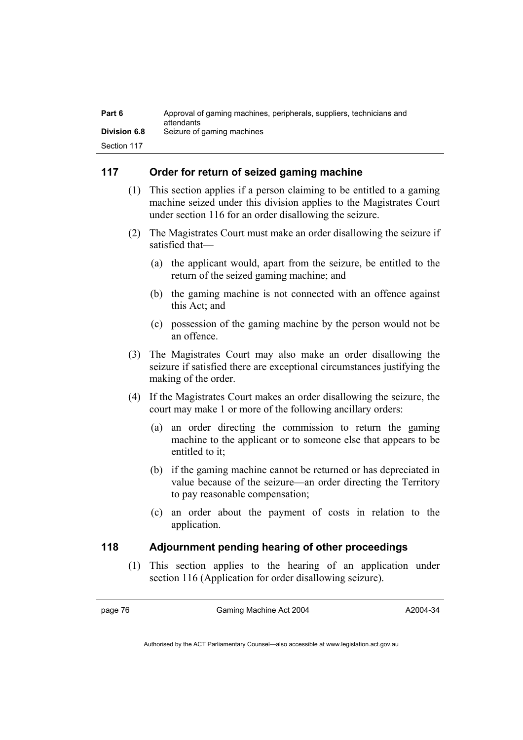## 117 Order for return of seized gaming machine

(1) This section applies if a person claiming to be entitled to a gaming machine seized under this division applies to the Magistrates Court under section 116 for an order disallowing the seizure.

(2) The Magistrates Court must make an order disallowing the seizure if satisfied that—

- (a) the applicant would, apart from the seizure, be entitled to the return of the seized gaming machine; and
- (b) the gaming machine is not connected with an offence against this Act; and
- (c) possession of the gaming machine by the person would not be an offence.

(3) The Magistrates Court may also make an order disallowing the seizure if satisfied there are exceptional circumstances justifying the making of the order.

(4) If the Magistrates Court makes an order disallowing the seizure, the court may make 1 or more of the following ancillary orders:

- (a) an order directing the commission to return the gaming machine to the applicant or to someone else that appears to be entitled to it;
- (b) if the gaming machine cannot be returned or has depreciated in value because of the seizure—an order directing the Territory to pay reasonable compensation;
- (c) an order about the payment of costs in relation to the application.

## 118 Adjournment pending hearing of other proceedings

(1) This section applies to the hearing of an application under section 116 (Application for order disallowing seizure).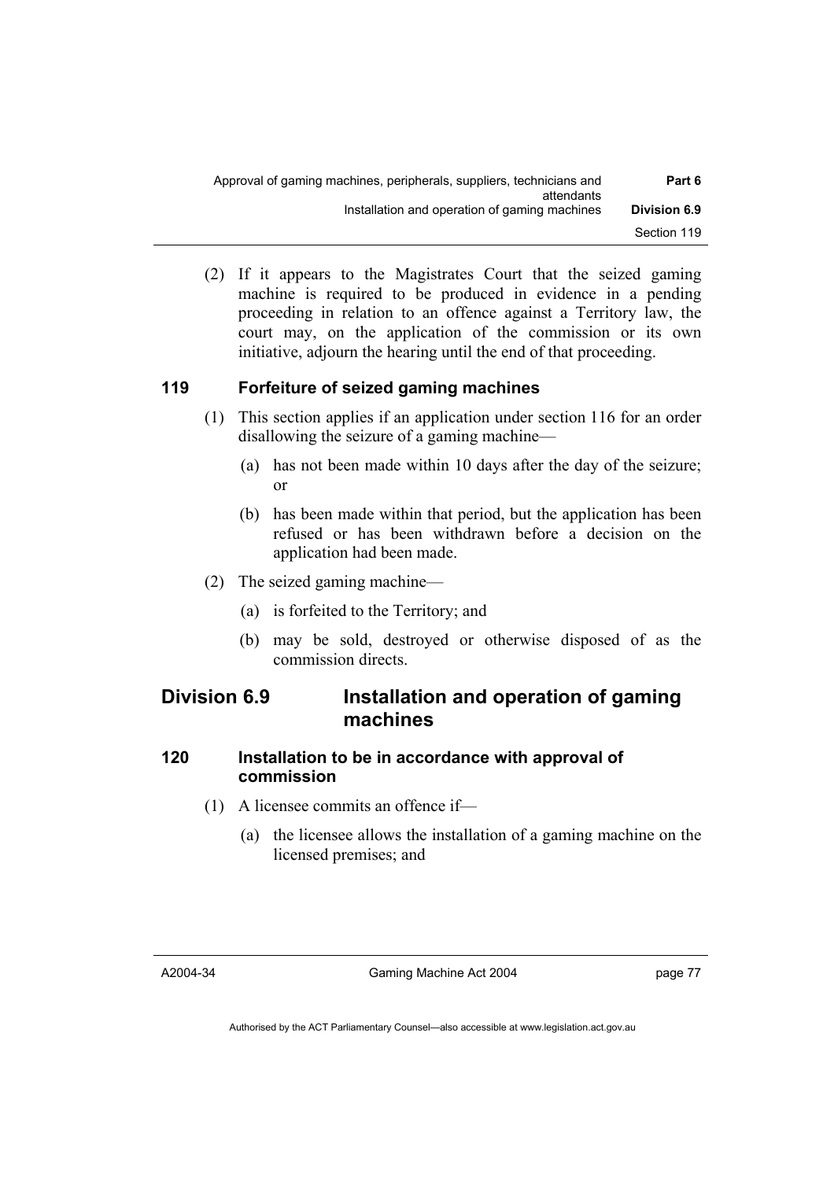(2) If it appears to the Magistrates Court that the seized gaming machine is required to be produced in evidence in a pending proceeding in relation to an offence against a Territory law, the court may, on the application of the commission or its own initiative, adjourn the hearing until the end of that proceeding.

### 119 Forfeiture of seized gaming machines

(1) This section applies if an application under section 116 for an order disallowing the seizure of a gaming machine—

(a) has not been made within 10 days after the day of the seizure; or

(b) has been made within that period, but the application has been refused or has been withdrawn before a decision on the application had been made.

(2) The seized gaming machine—

(a) is forfeited to the Territory; and

(b) may be sold, destroyed or otherwise disposed of as the commission directs.

## Division 6.9 Installation and operation of gaming machines

### 120 Installation to be in accordance with approval of commission

(1) A licensee commits an offence if—

(a) the licensee allows the installation of a gaming machine on the licensed premises; and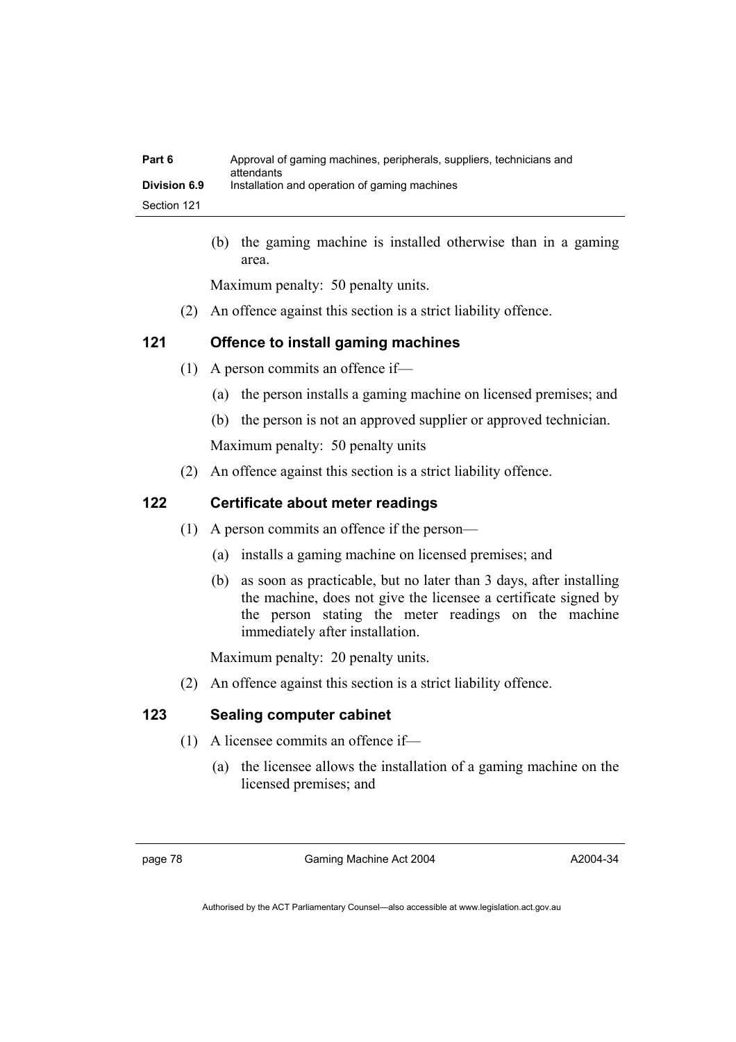(b) the gaming machine is installed otherwise than in a gaming area.

Maximum penalty: 50 penalty units.

(2) An offence against this section is a strict liability offence.

## 121 Offence to install gaming machines

(1) A person commits an offence if—

(a) the person installs a gaming machine on licensed premises; and

(b) the person is not an approved supplier or approved technician.

Maximum penalty: 50 penalty units

(2) An offence against this section is a strict liability offence.

## 122 Certificate about meter readings

(1) A person commits an offence if the person—

(a) installs a gaming machine on licensed premises; and

(b) as soon as practicable, but no later than 3 days, after installing the machine, does not give the licensee a certificate signed by the person stating the meter readings on the machine immediately after installation.

Maximum penalty: 20 penalty units.

(2) An offence against this section is a strict liability offence.

## 123 Sealing computer cabinet

(1) A licensee commits an offence if—

(a) the licensee allows the installation of a gaming machine on the licensed premises; and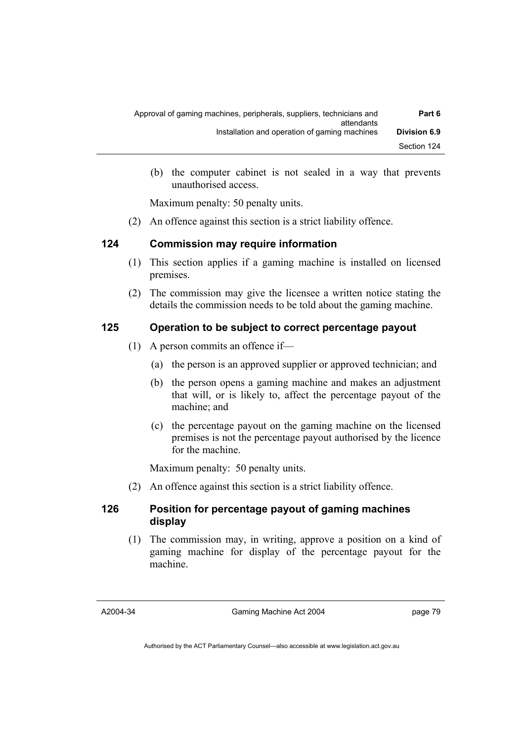(b) the computer cabinet is not sealed in a way that prevents unauthorised access.

Maximum penalty: 50 penalty units.

(2) An offence against this section is a strict liability offence.

## 124 Commission may require information

(1) This section applies if a gaming machine is installed on licensed premises.

(2) The commission may give the licensee a written notice stating the details the commission needs to be told about the gaming machine.

## 125 Operation to be subject to correct percentage payout

(1) A person commits an offence if—

(a) the person is an approved supplier or approved technician; and

(b) the person opens a gaming machine and makes an adjustment that will, or is likely to, affect the percentage payout of the machine; and

(c) the percentage payout on the gaming machine on the licensed premises is not the percentage payout authorised by the licence for the machine.

Maximum penalty: 50 penalty units.

(2) An offence against this section is a strict liability offence.

## 126 Position for percentage payout of gaming machines display

(1) The commission may, in writing, approve a position on a kind of gaming machine for display of the percentage payout for the machine.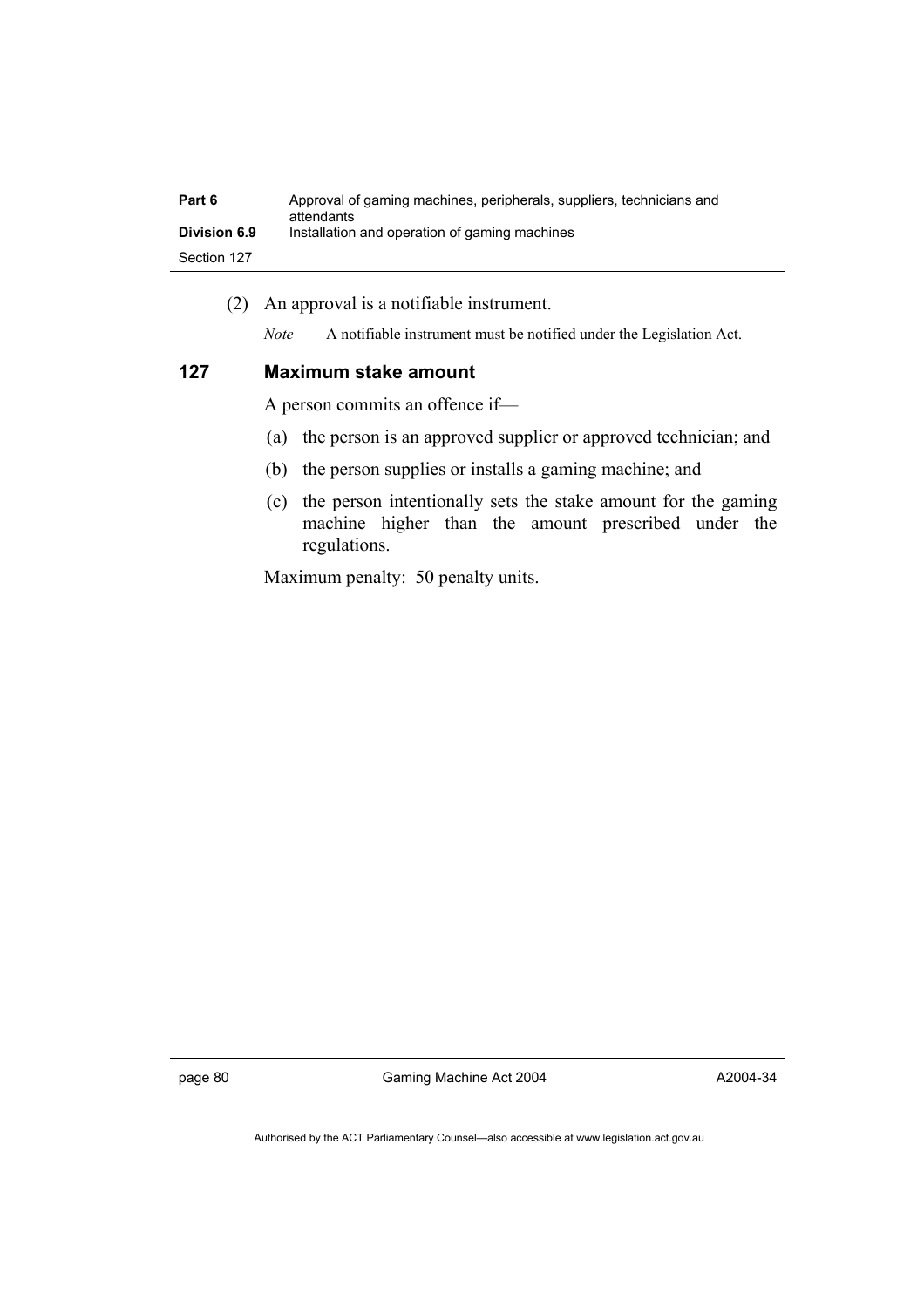(2) An approval is a notifiable instrument.

*Note* A notifiable instrument must be notified under the Legislation Act.

### 127 Maximum stake amount

A person commits an offence if—

(a) the person is an approved supplier or approved technician; and

(b) the person supplies or installs a gaming machine; and

(c) the person intentionally sets the stake amount for the gaming machine higher than the amount prescribed under the regulations.

Maximum penalty: 50 penalty units.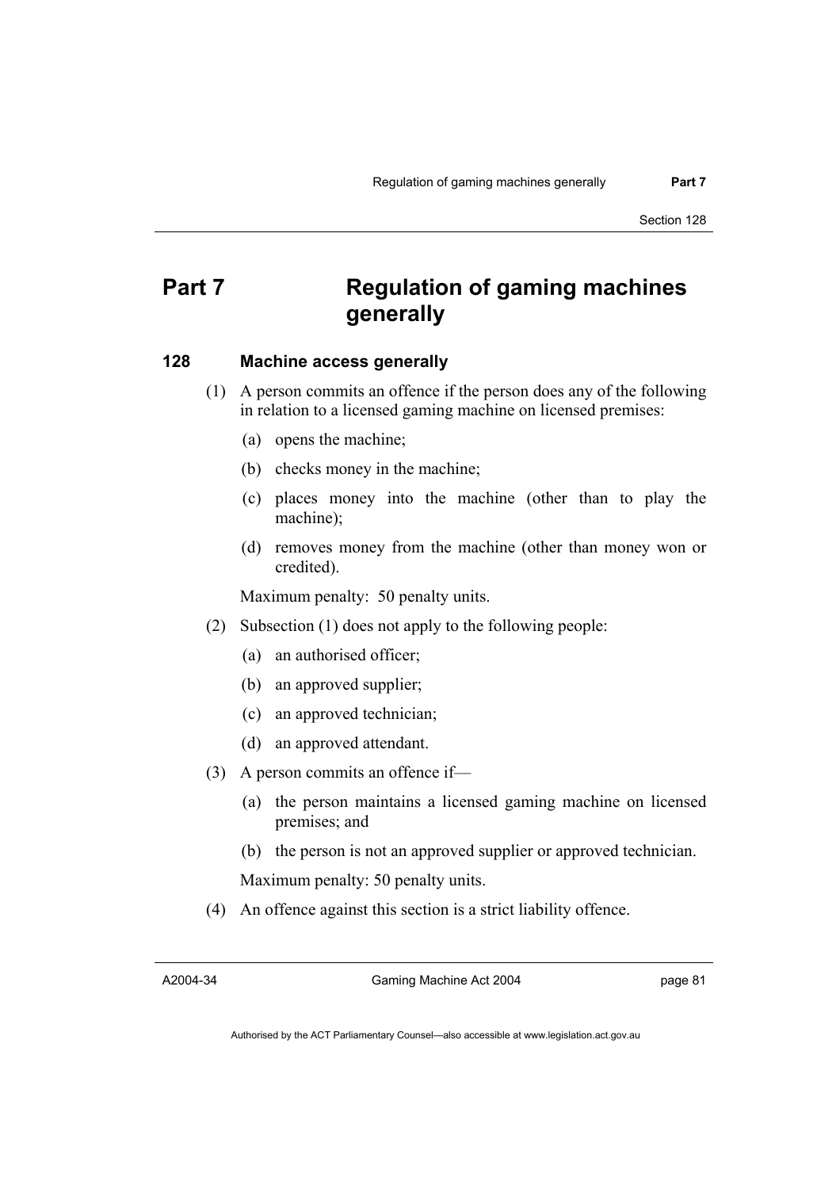# Part 7 Regulation of gaming machines generally

### 128 Machine access generally

(1) A person commits an offence if the person does any of the following in relation to a licensed gaming machine on licensed premises:

(a) opens the machine;

(b) checks money in the machine;

(c) places money into the machine (other than to play the machine);

(d) removes money from the machine (other than money won or credited).

Maximum penalty: 50 penalty units.

(2) Subsection (1) does not apply to the following people:

(a) an authorised officer;

(b) an approved supplier;

(c) an approved technician;

(d) an approved attendant.

(3) A person commits an offence if—

(a) the person maintains a licensed gaming machine on licensed premises; and

(b) the person is not an approved supplier or approved technician.

Maximum penalty: 50 penalty units.

(4) An offence against this section is a strict liability offence.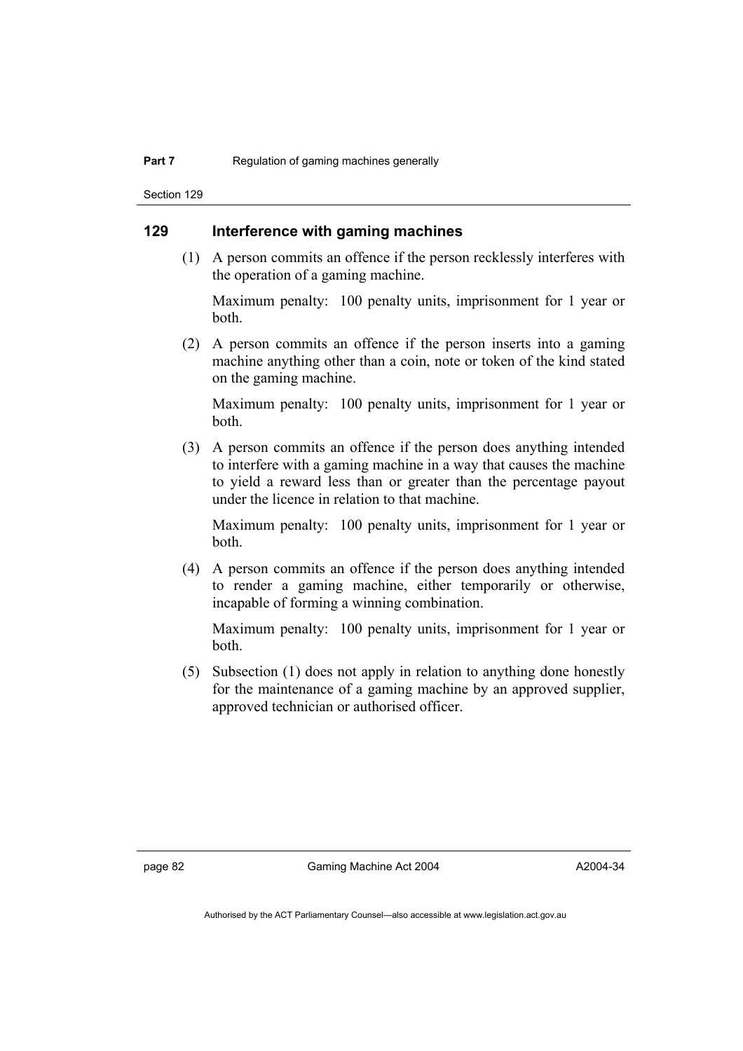## 129 Interference with gaming machines

(1) A person commits an offence if the person recklessly interferes with the operation of a gaming machine.

Maximum penalty: 100 penalty units, imprisonment for 1 year or both.

(2) A person commits an offence if the person inserts into a gaming machine anything other than a coin, note or token of the kind stated on the gaming machine.

Maximum penalty: 100 penalty units, imprisonment for 1 year or both.

(3) A person commits an offence if the person does anything intended to interfere with a gaming machine in a way that causes the machine to yield a reward less than or greater than the percentage payout under the licence in relation to that machine.

Maximum penalty: 100 penalty units, imprisonment for 1 year or both.

(4) A person commits an offence if the person does anything intended to render a gaming machine, either temporarily or otherwise, incapable of forming a winning combination.

Maximum penalty: 100 penalty units, imprisonment for 1 year or both.

(5) Subsection (1) does not apply in relation to anything done honestly for the maintenance of a gaming machine by an approved supplier, approved technician or authorised officer.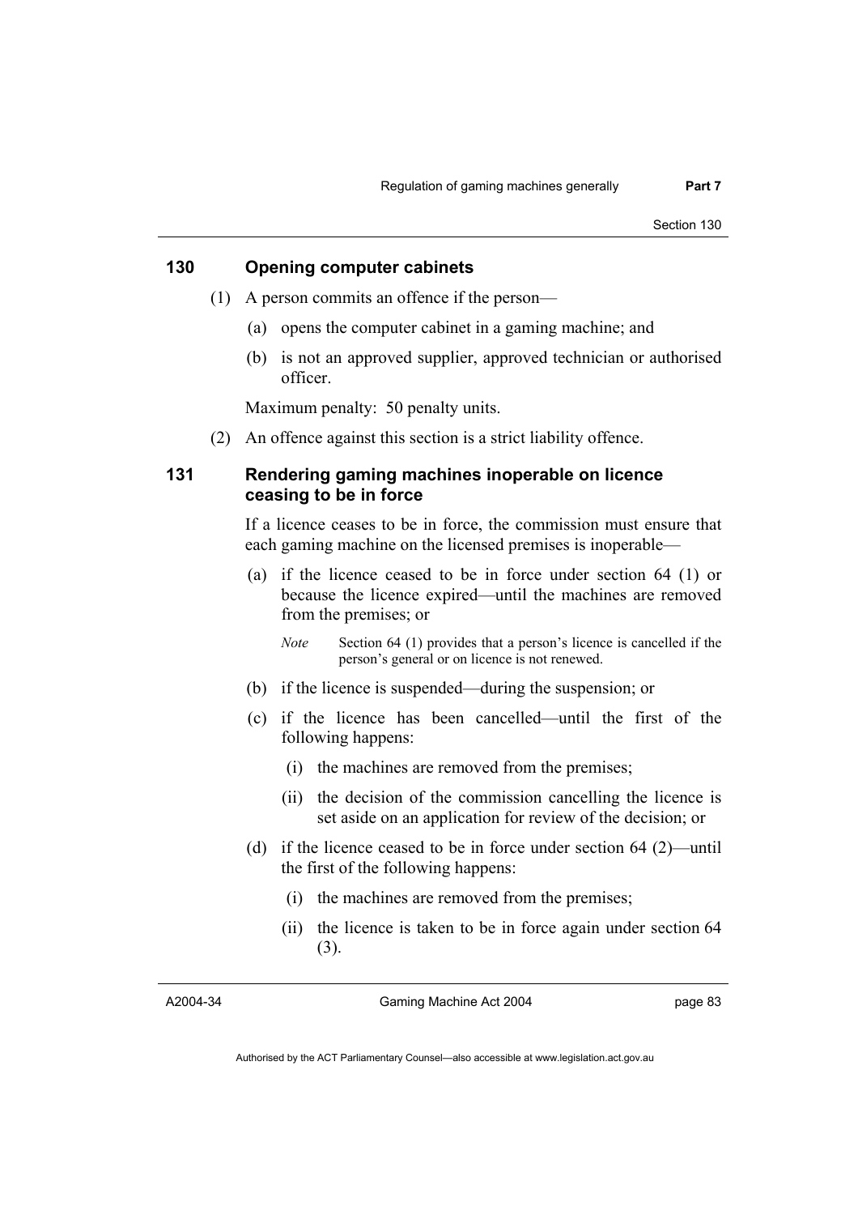### 130 Opening computer cabinets

(1) A person commits an offence if the person—

(a) opens the computer cabinet in a gaming machine; and

(b) is not an approved supplier, approved technician or authorised officer.

Maximum penalty: 50 penalty units.

(2) An offence against this section is a strict liability offence.

### 131 Rendering gaming machines inoperable on licence ceasing to be in force

If a licence ceases to be in force, the commission must ensure that each gaming machine on the licensed premises is inoperable—

(a) if the licence ceased to be in force under section 64 (1) or because the licence expired—until the machines are removed from the premises; or

*Note* Section 64 (1) provides that a person's licence is cancelled if the person's general or on licence is not renewed.

(b) if the licence is suspended—during the suspension; or

(c) if the licence has been cancelled—until the first of the following happens:

(i) the machines are removed from the premises;

(ii) the decision of the commission cancelling the licence is set aside on an application for review of the decision; or

(d) if the licence ceased to be in force under section 64 (2)—until the first of the following happens:

(i) the machines are removed from the premises;

(ii) the licence is taken to be in force again under section 64 (3).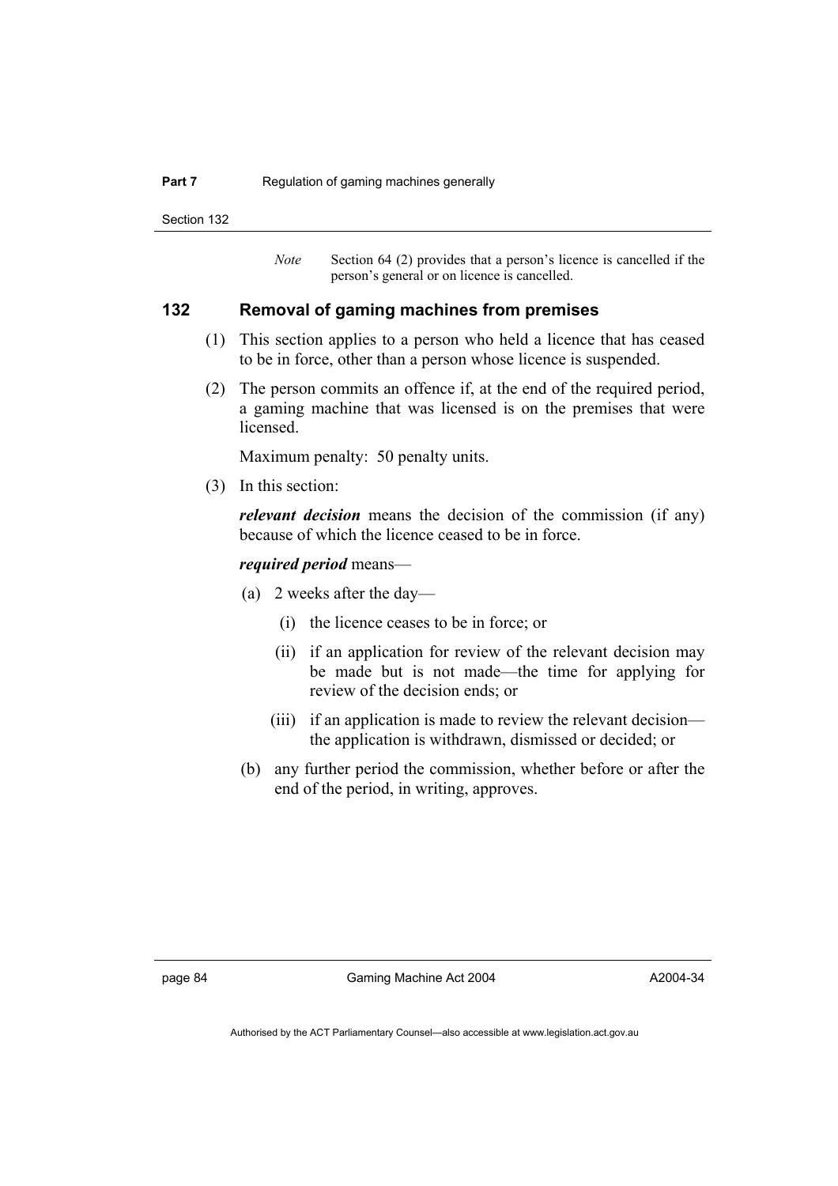*Note* Section 64 (2) provides that a person's licence is cancelled if the person's general or on licence is cancelled.

### 132 Removal of gaming machines from premises

(1) This section applies to a person who held a licence that has ceased to be in force, other than a person whose licence is suspended.

(2) The person commits an offence if, at the end of the required period, a gaming machine that was licensed is on the premises that were licensed.

Maximum penalty: 50 penalty units.

(3) In this section:

***relevant decision*** means the decision of the commission (if any) because of which the licence ceased to be in force.

***required period*** means—

(a) 2 weeks after the day—

(i) the licence ceases to be in force; or

(ii) if an application for review of the relevant decision may be made but is not made—the time for applying for review of the decision ends; or

(iii) if an application is made to review the relevant decision—the application is withdrawn, dismissed or decided; or

(b) any further period the commission, whether before or after the end of the period, in writing, approves.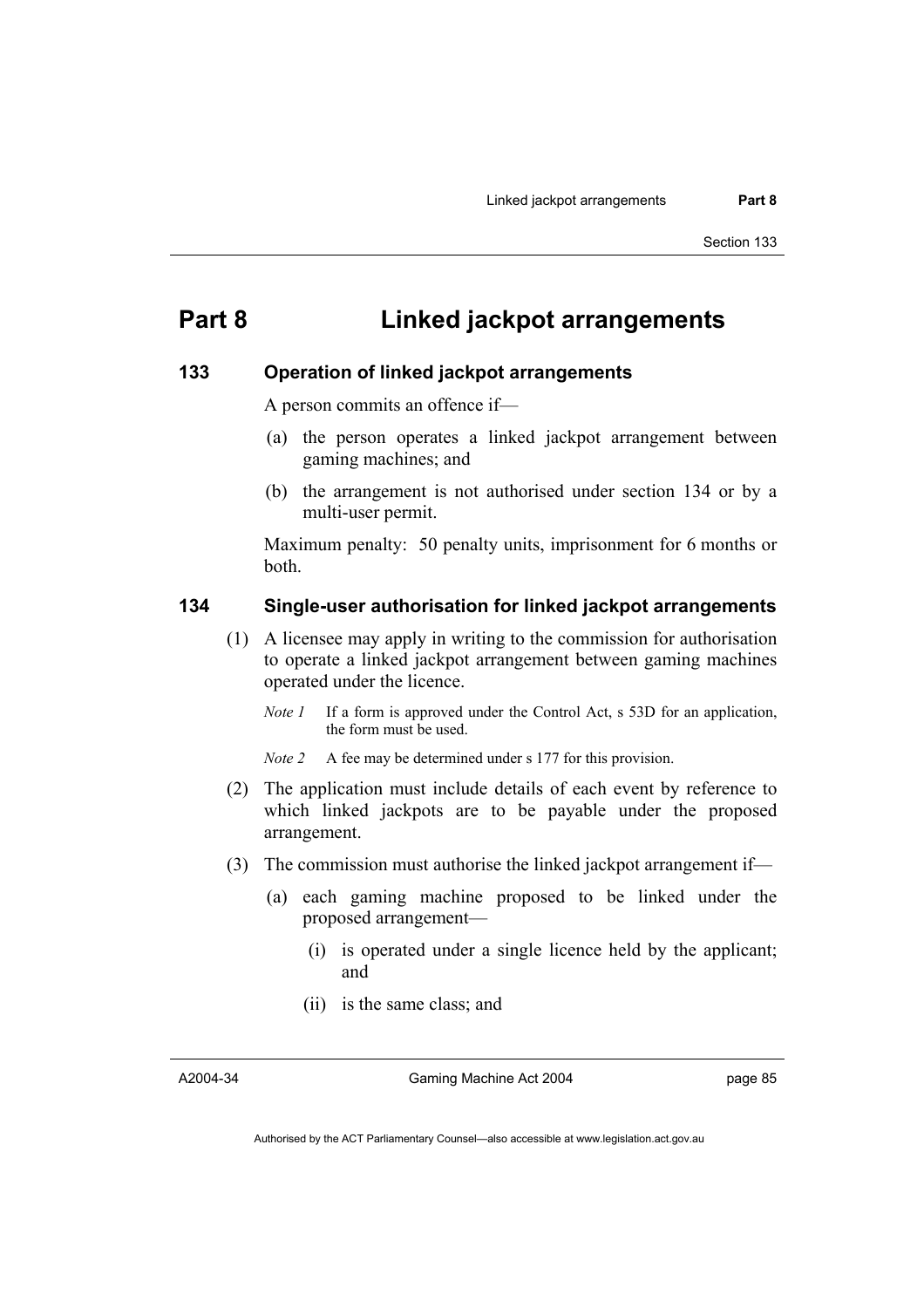# Part 8 Linked jackpot arrangements

### 133 Operation of linked jackpot arrangements

A person commits an offence if—

(a) the person operates a linked jackpot arrangement between gaming machines; and

(b) the arrangement is not authorised under section 134 or by a multi-user permit.

Maximum penalty: 50 penalty units, imprisonment for 6 months or both.

### 134 Single-user authorisation for linked jackpot arrangements

(1) A licensee may apply in writing to the commission for authorisation to operate a linked jackpot arrangement between gaming machines operated under the licence.

*Note 1* If a form is approved under the Control Act, s 53D for an application, the form must be used.

*Note 2* A fee may be determined under s 177 for this provision.

(2) The application must include details of each event by reference to which linked jackpots are to be payable under the proposed arrangement.

(3) The commission must authorise the linked jackpot arrangement if—

(a) each gaming machine proposed to be linked under the proposed arrangement—

(i) is operated under a single licence held by the applicant; and

(ii) is the same class; and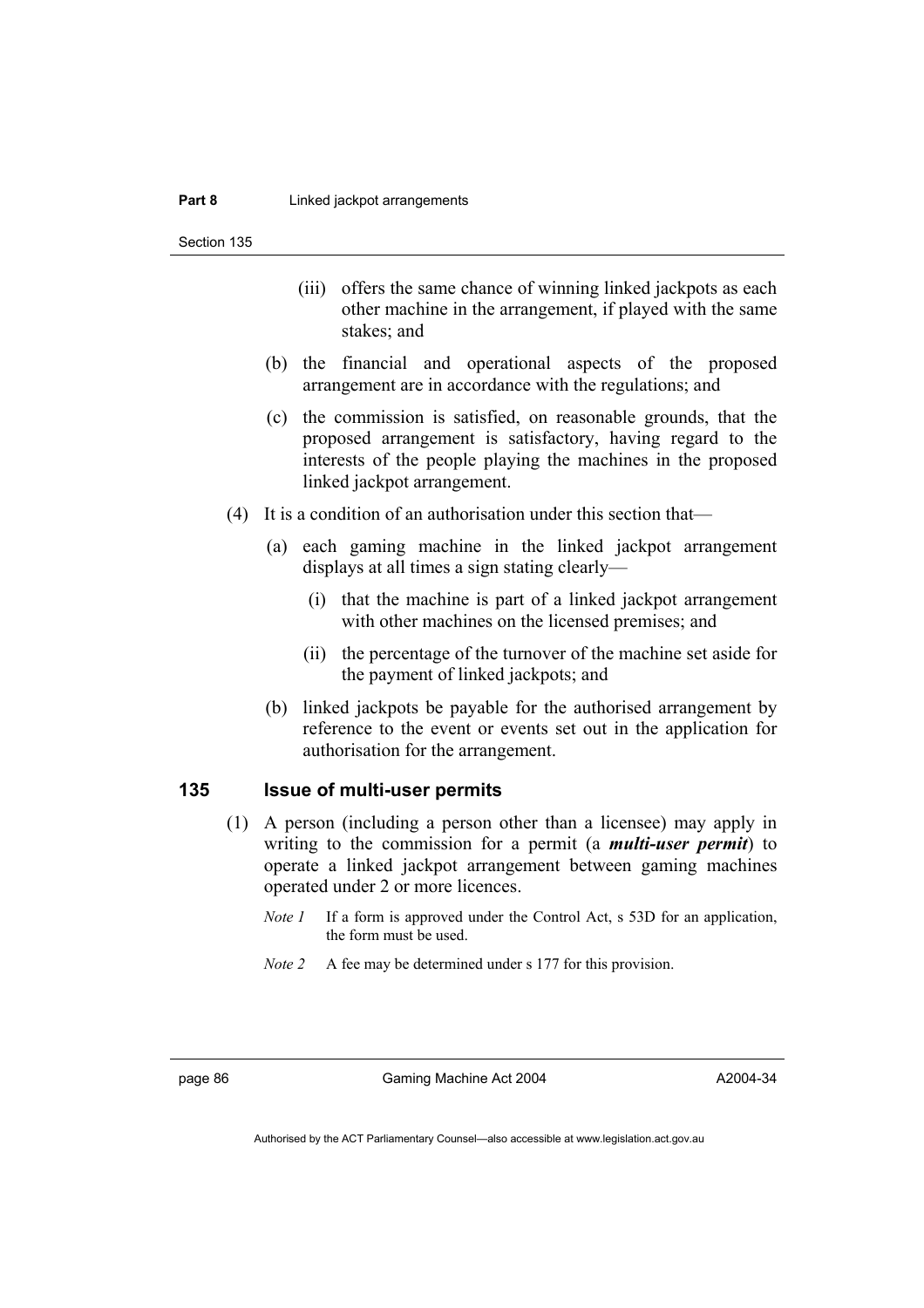(iii) offers the same chance of winning linked jackpots as each other machine in the arrangement, if played with the same stakes; and

(b) the financial and operational aspects of the proposed arrangement are in accordance with the regulations; and

(c) the commission is satisfied, on reasonable grounds, that the proposed arrangement is satisfactory, having regard to the interests of the people playing the machines in the proposed linked jackpot arrangement.

(4) It is a condition of an authorisation under this section that—

(a) each gaming machine in the linked jackpot arrangement displays at all times a sign stating clearly—

(i) that the machine is part of a linked jackpot arrangement with other machines on the licensed premises; and

(ii) the percentage of the turnover of the machine set aside for the payment of linked jackpots; and

(b) linked jackpots be payable for the authorised arrangement by reference to the event or events set out in the application for authorisation for the arrangement.

## 135 Issue of multi-user permits

(1) A person (including a person other than a licensee) may apply in writing to the commission for a permit (a ***multi-user permit***) to operate a linked jackpot arrangement between gaming machines operated under 2 or more licences.

*Note 1* If a form is approved under the Control Act, s 53D for an application, the form must be used.

*Note 2* A fee may be determined under s 177 for this provision.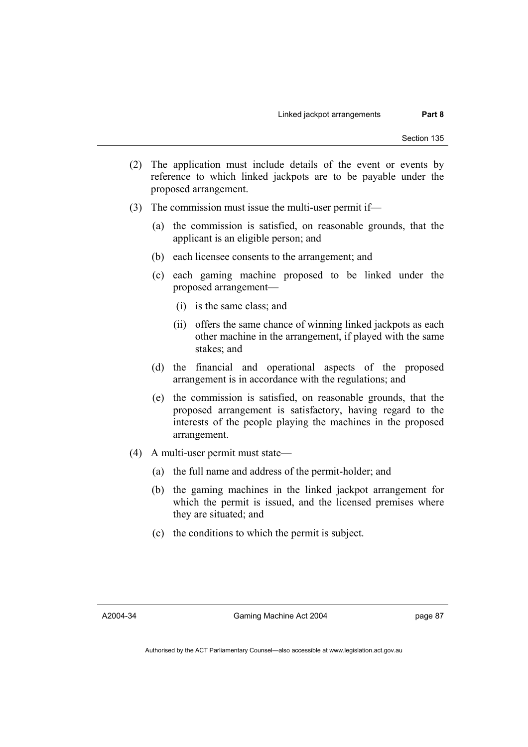(2) The application must include details of the event or events by reference to which linked jackpots are to be payable under the proposed arrangement.

(3) The commission must issue the multi-user permit if—

   (a) the commission is satisfied, on reasonable grounds, that the applicant is an eligible person; and

   (b) each licensee consents to the arrangement; and

   (c) each gaming machine proposed to be linked under the proposed arrangement—

      (i) is the same class; and

      (ii) offers the same chance of winning linked jackpots as each other machine in the arrangement, if played with the same stakes; and

   (d) the financial and operational aspects of the proposed arrangement is in accordance with the regulations; and

   (e) the commission is satisfied, on reasonable grounds, that the proposed arrangement is satisfactory, having regard to the interests of the people playing the machines in the proposed arrangement.

(4) A multi-user permit must state—

   (a) the full name and address of the permit-holder; and

   (b) the gaming machines in the linked jackpot arrangement for which the permit is issued, and the licensed premises where they are situated; and

   (c) the conditions to which the permit is subject.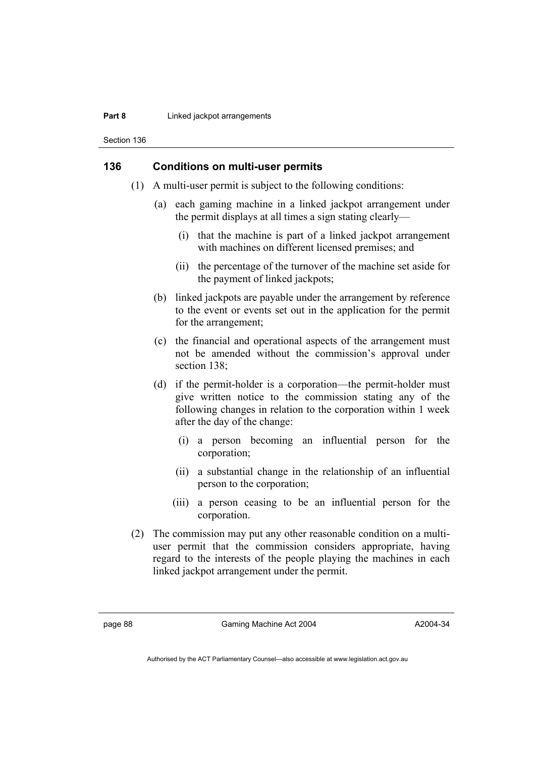## 136 Conditions on multi-user permits

(1) A multi-user permit is subject to the following conditions:

(a) each gaming machine in a linked jackpot arrangement under the permit displays at all times a sign stating clearly—

(i) that the machine is part of a linked jackpot arrangement with machines on different licensed premises; and

(ii) the percentage of the turnover of the machine set aside for the payment of linked jackpots;

(b) linked jackpots are payable under the arrangement by reference to the event or events set out in the application for the permit for the arrangement;

(c) the financial and operational aspects of the arrangement must not be amended without the commission's approval under section 138;

(d) if the permit-holder is a corporation—the permit-holder must give written notice to the commission stating any of the following changes in relation to the corporation within 1 week after the day of the change:

(i) a person becoming an influential person for the corporation;

(ii) a substantial change in the relationship of an influential person to the corporation;

(iii) a person ceasing to be an influential person for the corporation.

(2) The commission may put any other reasonable condition on a multi-user permit that the commission considers appropriate, having regard to the interests of the people playing the machines in each linked jackpot arrangement under the permit.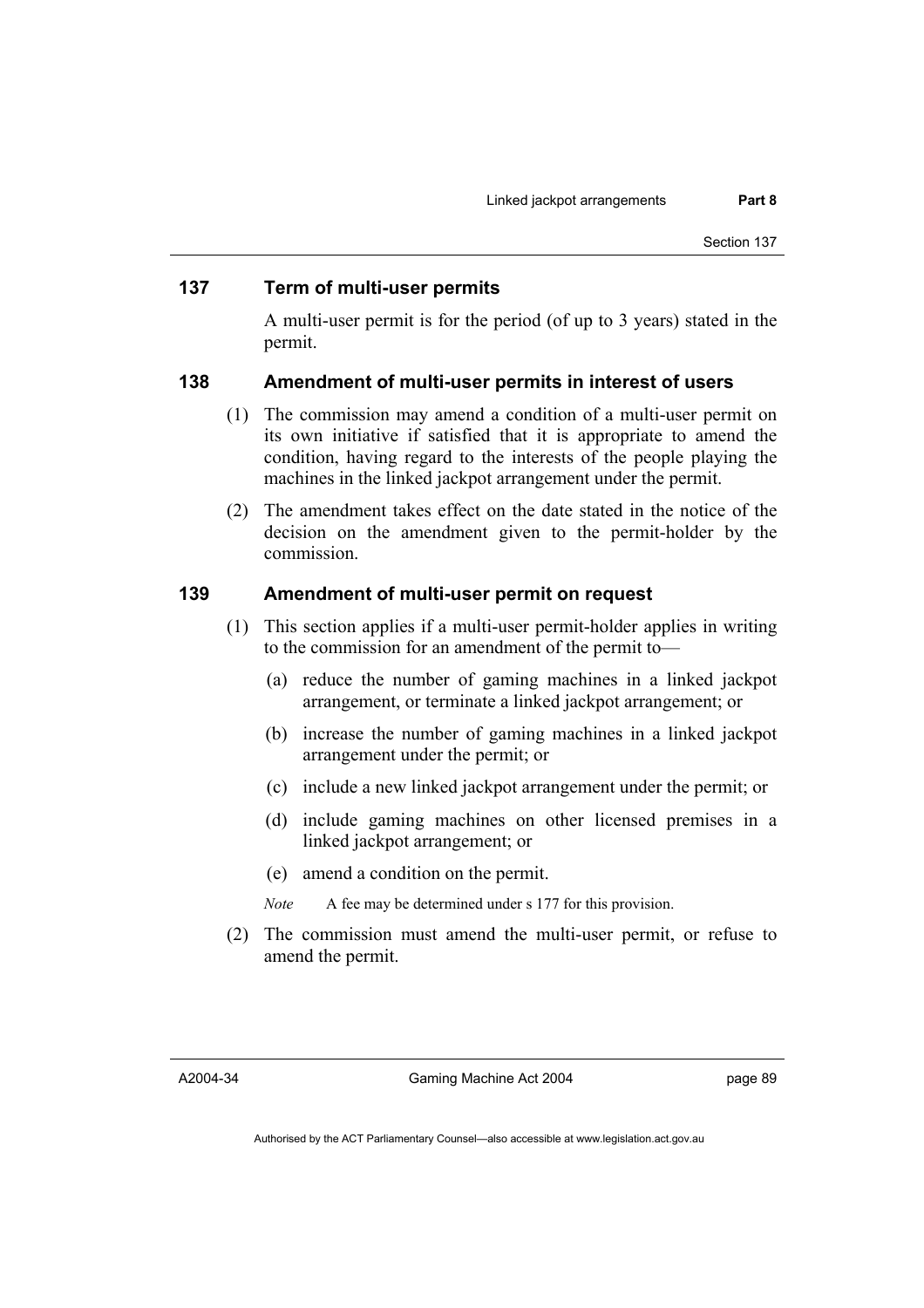## 137 Term of multi-user permits

A multi-user permit is for the period (of up to 3 years) stated in the permit.

## 138 Amendment of multi-user permits in interest of users

(1) The commission may amend a condition of a multi-user permit on its own initiative if satisfied that it is appropriate to amend the condition, having regard to the interests of the people playing the machines in the linked jackpot arrangement under the permit.

(2) The amendment takes effect on the date stated in the notice of the decision on the amendment given to the permit-holder by the commission.

## 139 Amendment of multi-user permit on request

(1) This section applies if a multi-user permit-holder applies in writing to the commission for an amendment of the permit to—

(a) reduce the number of gaming machines in a linked jackpot arrangement, or terminate a linked jackpot arrangement; or

(b) increase the number of gaming machines in a linked jackpot arrangement under the permit; or

(c) include a new linked jackpot arrangement under the permit; or

(d) include gaming machines on other licensed premises in a linked jackpot arrangement; or

(e) amend a condition on the permit.

*Note* A fee may be determined under s 177 for this provision.

(2) The commission must amend the multi-user permit, or refuse to amend the permit.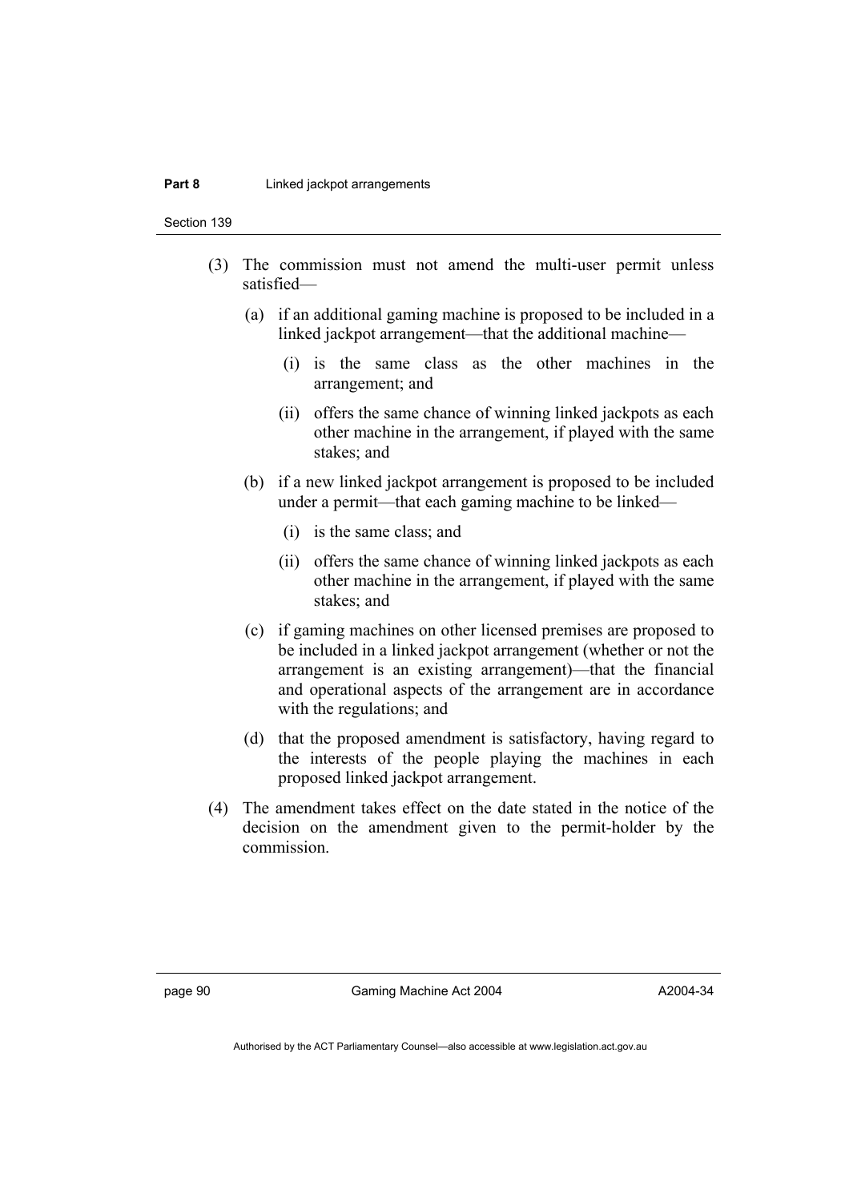(3) The commission must not amend the multi-user permit unless satisfied—

(a) if an additional gaming machine is proposed to be included in a linked jackpot arrangement—that the additional machine—

(i) is the same class as the other machines in the arrangement; and

(ii) offers the same chance of winning linked jackpots as each other machine in the arrangement, if played with the same stakes; and

(b) if a new linked jackpot arrangement is proposed to be included under a permit—that each gaming machine to be linked—

(i) is the same class; and

(ii) offers the same chance of winning linked jackpots as each other machine in the arrangement, if played with the same stakes; and

(c) if gaming machines on other licensed premises are proposed to be included in a linked jackpot arrangement (whether or not the arrangement is an existing arrangement)—that the financial and operational aspects of the arrangement are in accordance with the regulations; and

(d) that the proposed amendment is satisfactory, having regard to the interests of the people playing the machines in each proposed linked jackpot arrangement.

(4) The amendment takes effect on the date stated in the notice of the decision on the amendment given to the permit-holder by the commission.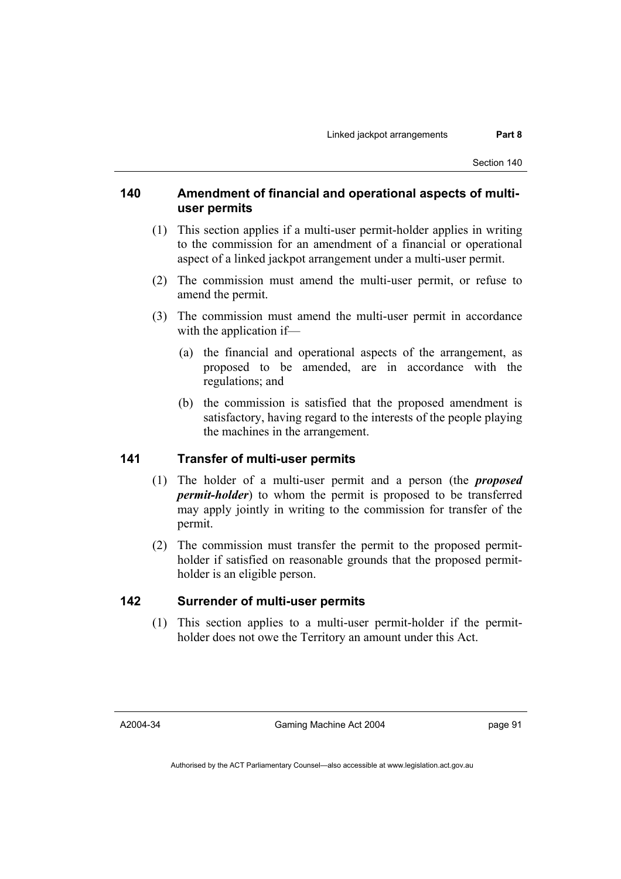## 140 Amendment of financial and operational aspects of multi-user permits

(1) This section applies if a multi-user permit-holder applies in writing to the commission for an amendment of a financial or operational aspect of a linked jackpot arrangement under a multi-user permit.

(2) The commission must amend the multi-user permit, or refuse to amend the permit.

(3) The commission must amend the multi-user permit in accordance with the application if—

(a) the financial and operational aspects of the arrangement, as proposed to be amended, are in accordance with the regulations; and

(b) the commission is satisfied that the proposed amendment is satisfactory, having regard to the interests of the people playing the machines in the arrangement.

## 141 Transfer of multi-user permits

(1) The holder of a multi-user permit and a person (the ***proposed permit-holder***) to whom the permit is proposed to be transferred may apply jointly in writing to the commission for transfer of the permit.

(2) The commission must transfer the permit to the proposed permit-holder if satisfied on reasonable grounds that the proposed permit-holder is an eligible person.

## 142 Surrender of multi-user permits

(1) This section applies to a multi-user permit-holder if the permit-holder does not owe the Territory an amount under this Act.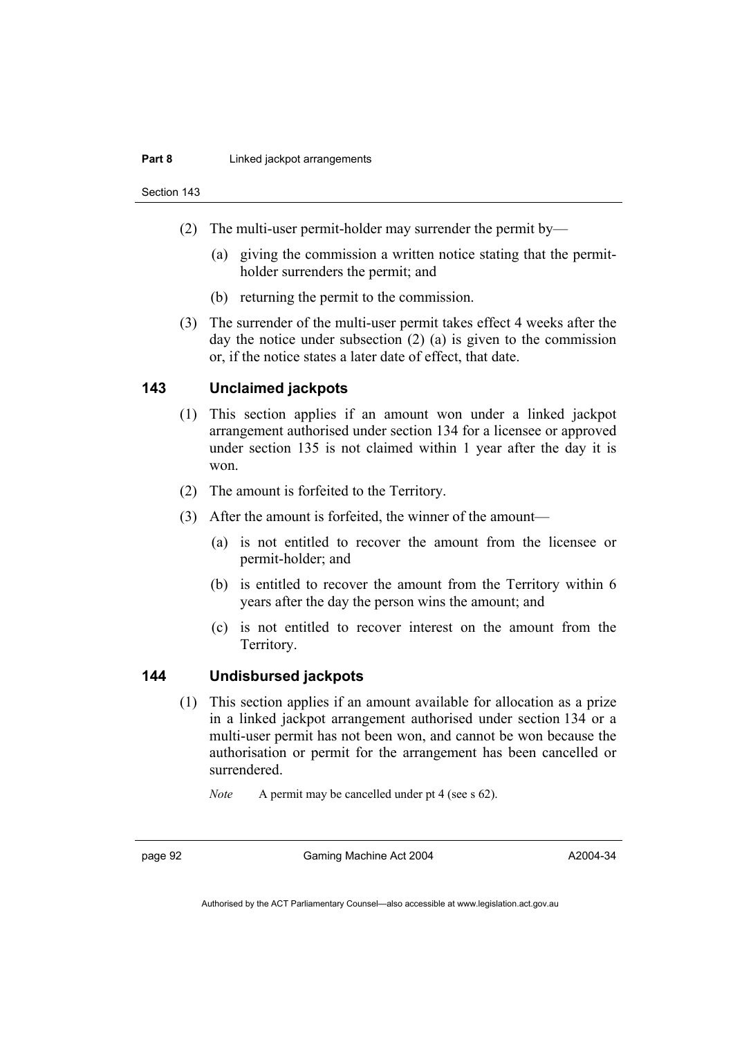(2) The multi-user permit-holder may surrender the permit by—

(a) giving the commission a written notice stating that the permit-holder surrenders the permit; and

(b) returning the permit to the commission.

(3) The surrender of the multi-user permit takes effect 4 weeks after the day the notice under subsection (2) (a) is given to the commission or, if the notice states a later date of effect, that date.

## 143 Unclaimed jackpots

(1) This section applies if an amount won under a linked jackpot arrangement authorised under section 134 for a licensee or approved under section 135 is not claimed within 1 year after the day it is won.

(2) The amount is forfeited to the Territory.

(3) After the amount is forfeited, the winner of the amount—

(a) is not entitled to recover the amount from the licensee or permit-holder; and

(b) is entitled to recover the amount from the Territory within 6 years after the day the person wins the amount; and

(c) is not entitled to recover interest on the amount from the Territory.

## 144 Undisbursed jackpots

(1) This section applies if an amount available for allocation as a prize in a linked jackpot arrangement authorised under section 134 or a multi-user permit has not been won, and cannot be won because the authorisation or permit for the arrangement has been cancelled or surrendered.

*Note* A permit may be cancelled under pt 4 (see s 62).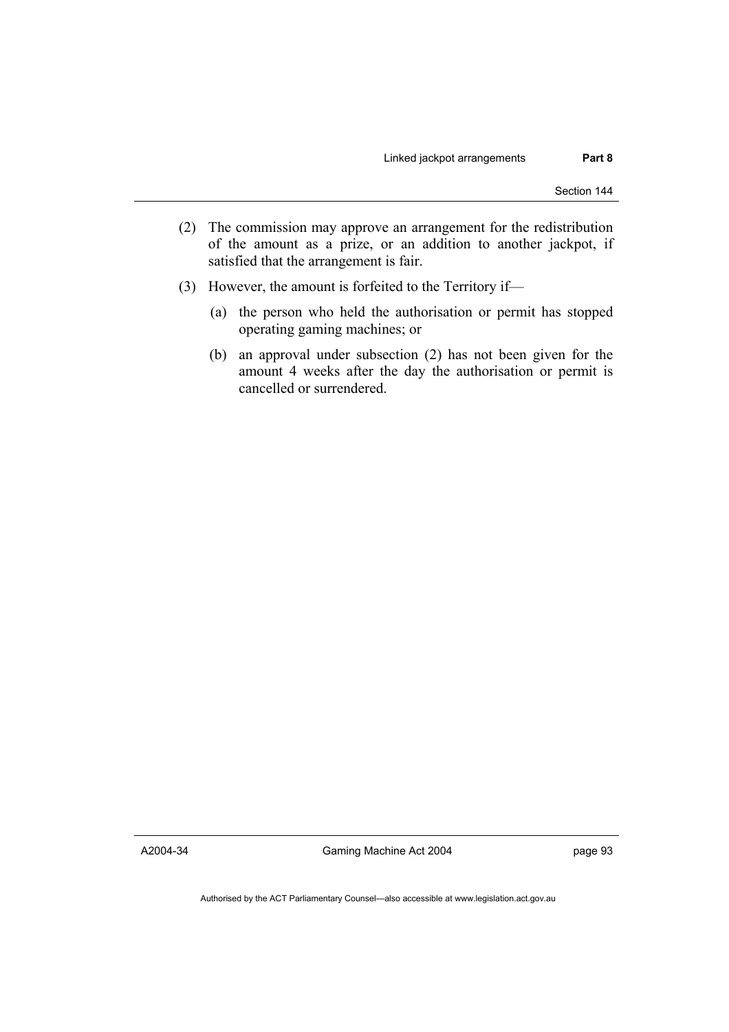(2) The commission may approve an arrangement for the redistribution of the amount as a prize, or an addition to another jackpot, if satisfied that the arrangement is fair.

(3) However, the amount is forfeited to the Territory if—

(a) the person who held the authorisation or permit has stopped operating gaming machines; or

(b) an approval under subsection (2) has not been given for the amount 4 weeks after the day the authorisation or permit is cancelled or surrendered.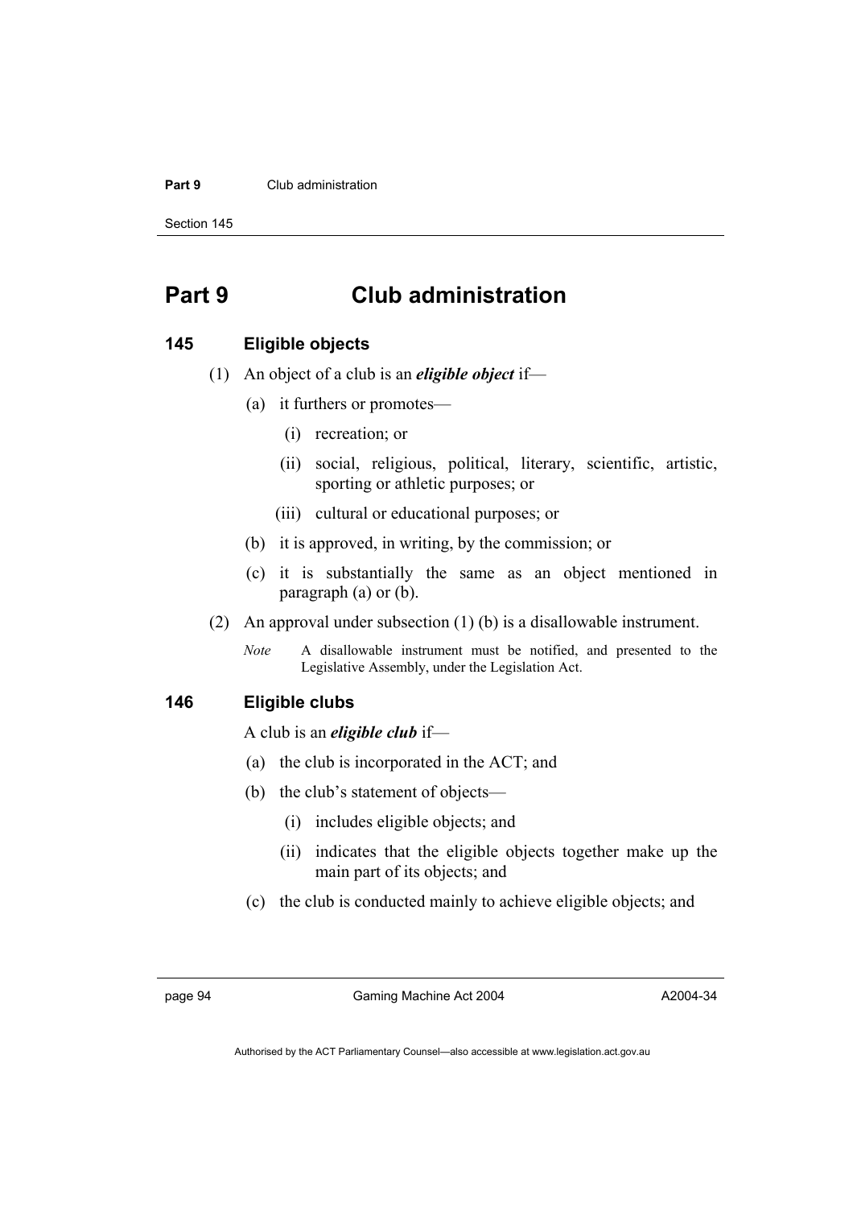# Part 9 Club administration

## 145 Eligible objects

(1) An object of a club is an ***eligible object*** if—

(a) it furthers or promotes—

(i) recreation; or

(ii) social, religious, political, literary, scientific, artistic, sporting or athletic purposes; or

(iii) cultural or educational purposes; or

(b) it is approved, in writing, by the commission; or

(c) it is substantially the same as an object mentioned in paragraph (a) or (b).

(2) An approval under subsection (1) (b) is a disallowable instrument.

*Note* A disallowable instrument must be notified, and presented to the Legislative Assembly, under the Legislation Act.

## 146 Eligible clubs

A club is an ***eligible club*** if—

(a) the club is incorporated in the ACT; and

(b) the club's statement of objects—

(i) includes eligible objects; and

(ii) indicates that the eligible objects together make up the main part of its objects; and

(c) the club is conducted mainly to achieve eligible objects; and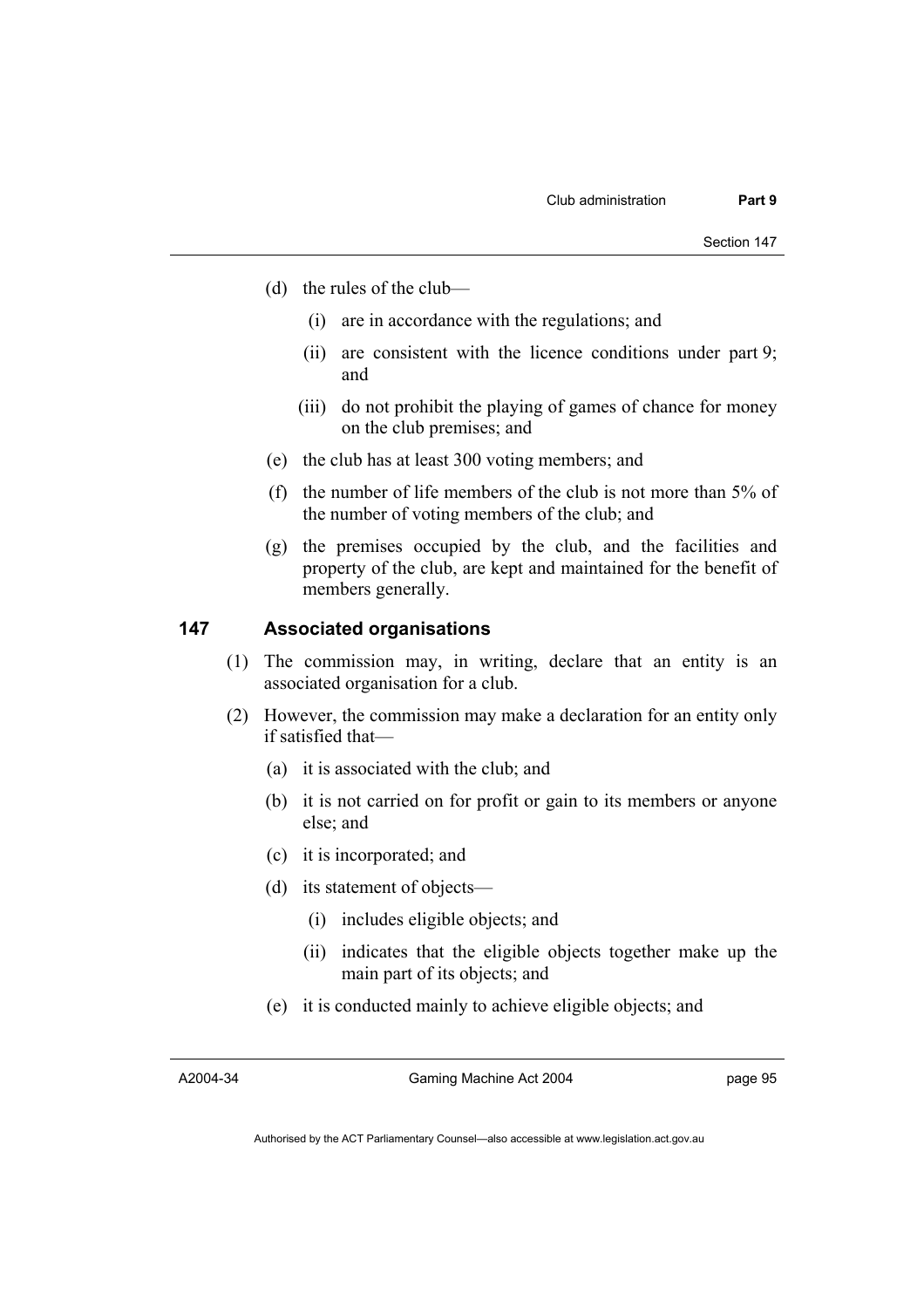(d) the rules of the club—

    (i) are in accordance with the regulations; and

    (ii) are consistent with the licence conditions under part 9; and

    (iii) do not prohibit the playing of games of chance for money on the club premises; and

(e) the club has at least 300 voting members; and

(f) the number of life members of the club is not more than 5% of the number of voting members of the club; and

(g) the premises occupied by the club, and the facilities and property of the club, are kept and maintained for the benefit of members generally.

## 147 Associated organisations

(1) The commission may, in writing, declare that an entity is an associated organisation for a club.

(2) However, the commission may make a declaration for an entity only if satisfied that—

(a) it is associated with the club; and

(b) it is not carried on for profit or gain to its members or anyone else; and

(c) it is incorporated; and

(d) its statement of objects—

    (i) includes eligible objects; and

    (ii) indicates that the eligible objects together make up the main part of its objects; and

(e) it is conducted mainly to achieve eligible objects; and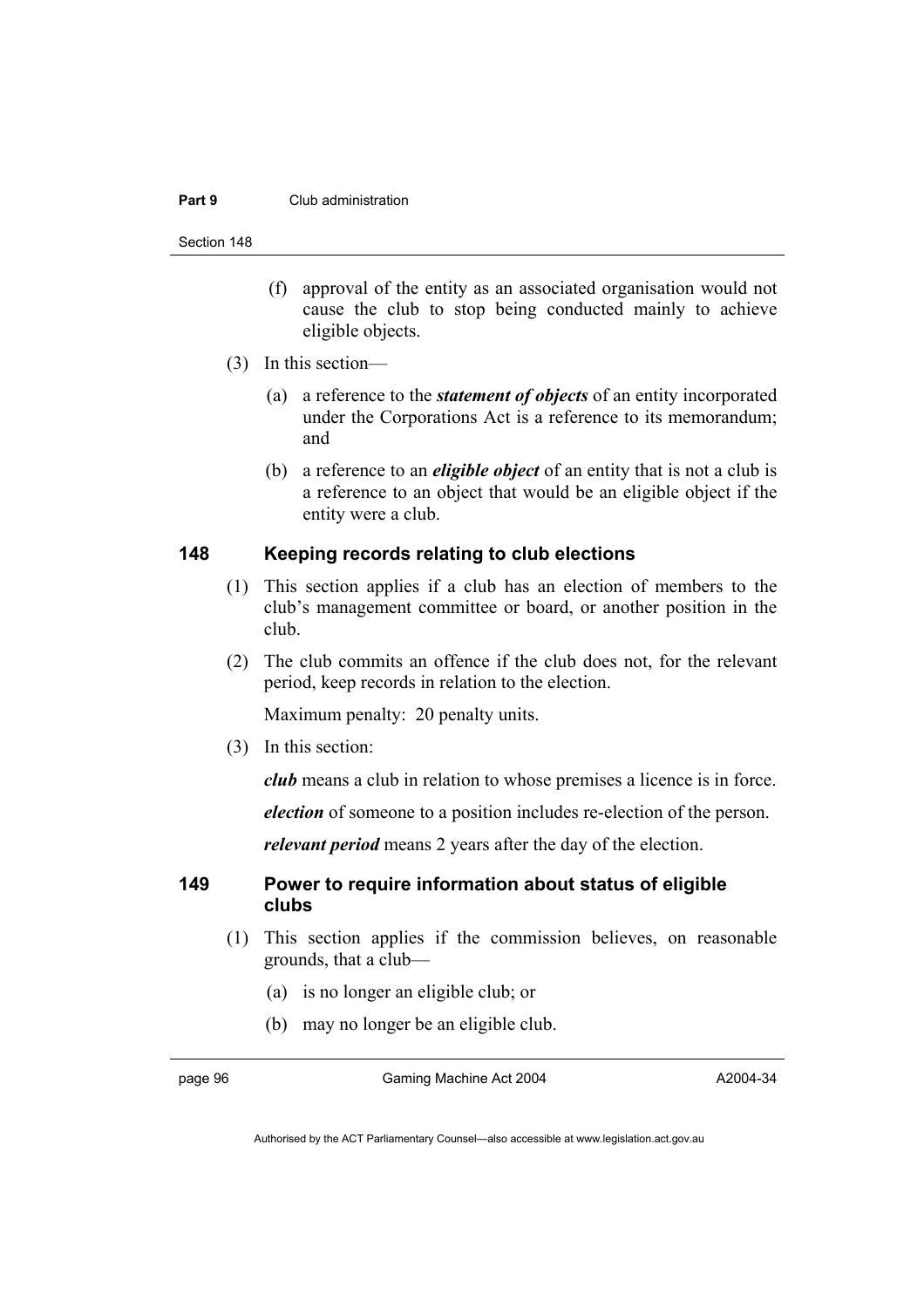(f) approval of the entity as an associated organisation would not cause the club to stop being conducted mainly to achieve eligible objects.

(3) In this section—

(a) a reference to the ***statement of objects*** of an entity incorporated under the Corporations Act is a reference to its memorandum; and

(b) a reference to an ***eligible object*** of an entity that is not a club is a reference to an object that would be an eligible object if the entity were a club.

## 148 Keeping records relating to club elections

(1) This section applies if a club has an election of members to the club's management committee or board, or another position in the club.

(2) The club commits an offence if the club does not, for the relevant period, keep records in relation to the election.

Maximum penalty: 20 penalty units.

(3) In this section:

***club*** means a club in relation to whose premises a licence is in force.

***election*** of someone to a position includes re-election of the person.

***relevant period*** means 2 years after the day of the election.

## 149 Power to require information about status of eligible clubs

(1) This section applies if the commission believes, on reasonable grounds, that a club—

(a) is no longer an eligible club; or

(b) may no longer be an eligible club.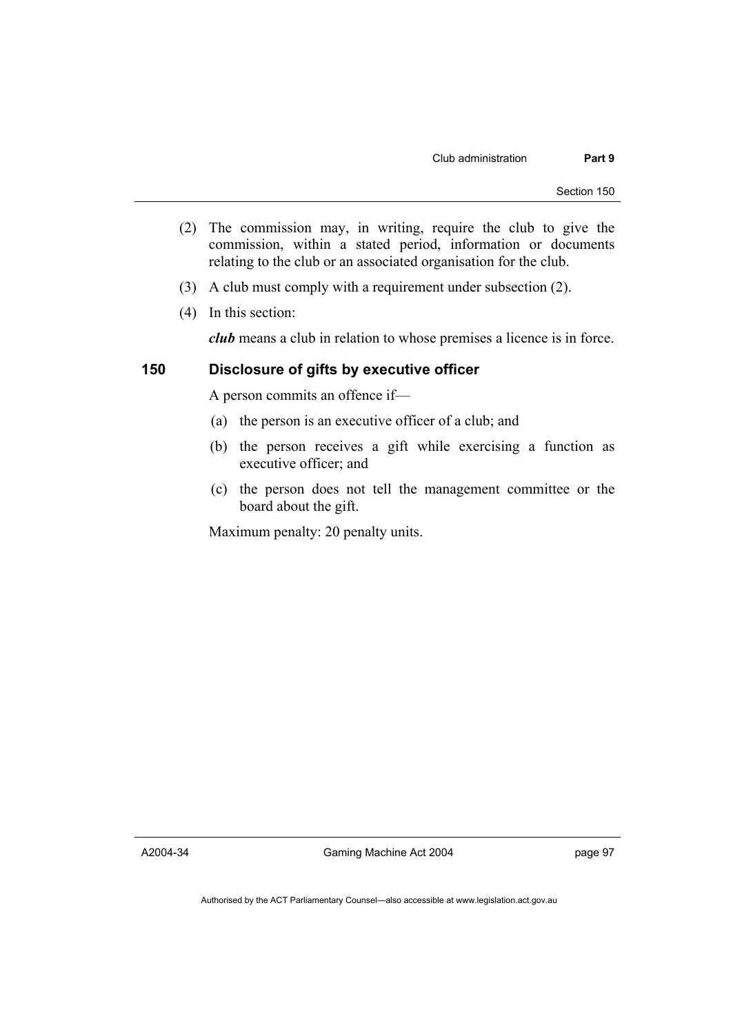(2) The commission may, in writing, require the club to give the commission, within a stated period, information or documents relating to the club or an associated organisation for the club.

(3) A club must comply with a requirement under subsection (2).

(4) In this section:

***club*** means a club in relation to whose premises a licence is in force.

## 150 Disclosure of gifts by executive officer

A person commits an offence if—

(a) the person is an executive officer of a club; and

(b) the person receives a gift while exercising a function as executive officer; and

(c) the person does not tell the management committee or the board about the gift.

Maximum penalty: 20 penalty units.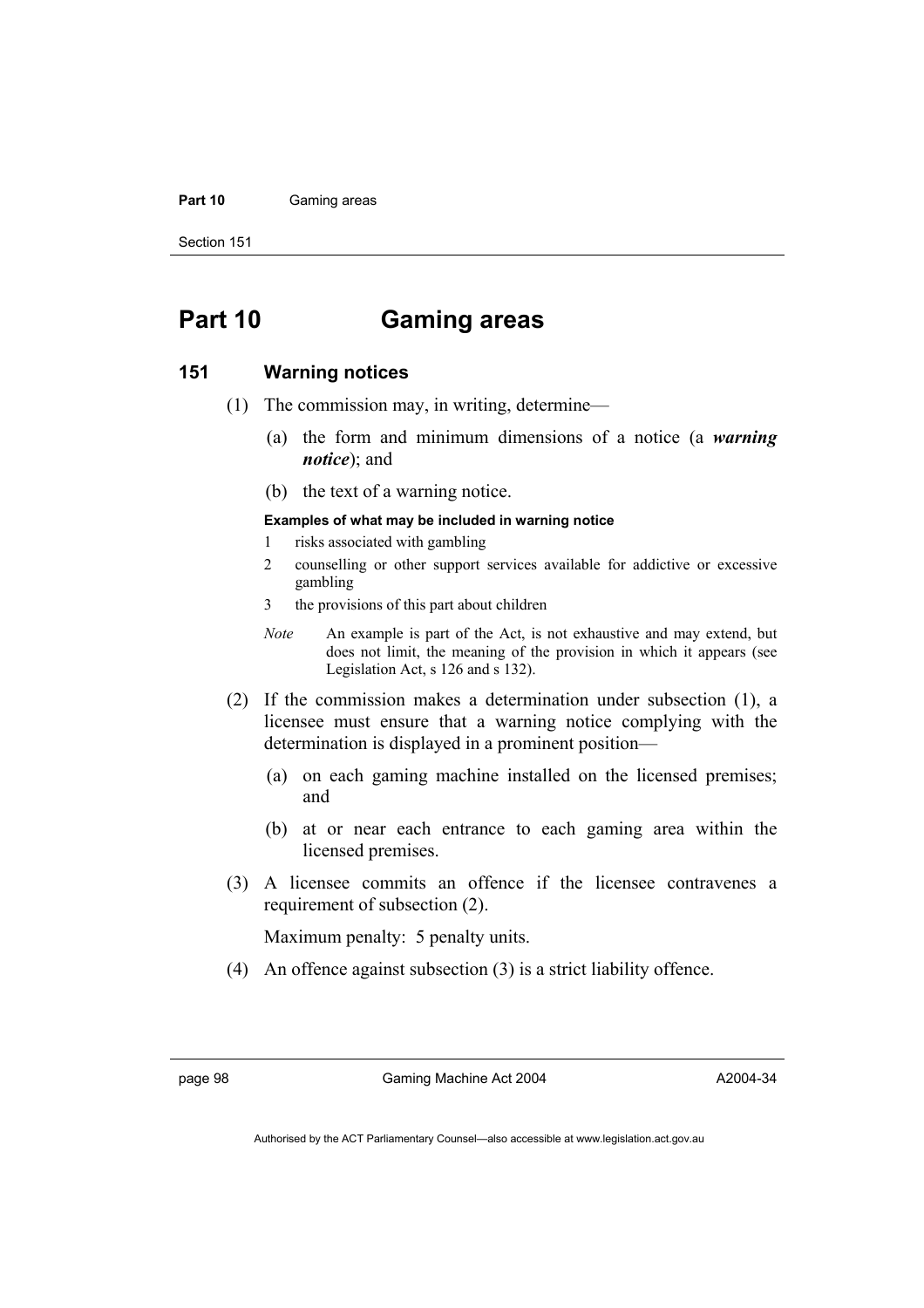# Part 10 Gaming areas

## 151 Warning notices

(1) The commission may, in writing, determine—

(a) the form and minimum dimensions of a notice (a ***warning notice***); and

(b) the text of a warning notice.

**Examples of what may be included in warning notice**

1 risks associated with gambling

2 counselling or other support services available for addictive or excessive gambling

3 the provisions of this part about children

*Note* An example is part of the Act, is not exhaustive and may extend, but does not limit, the meaning of the provision in which it appears (see Legislation Act, s 126 and s 132).

(2) If the commission makes a determination under subsection (1), a licensee must ensure that a warning notice complying with the determination is displayed in a prominent position—

(a) on each gaming machine installed on the licensed premises; and

(b) at or near each entrance to each gaming area within the licensed premises.

(3) A licensee commits an offence if the licensee contravenes a requirement of subsection (2).

Maximum penalty: 5 penalty units.

(4) An offence against subsection (3) is a strict liability offence.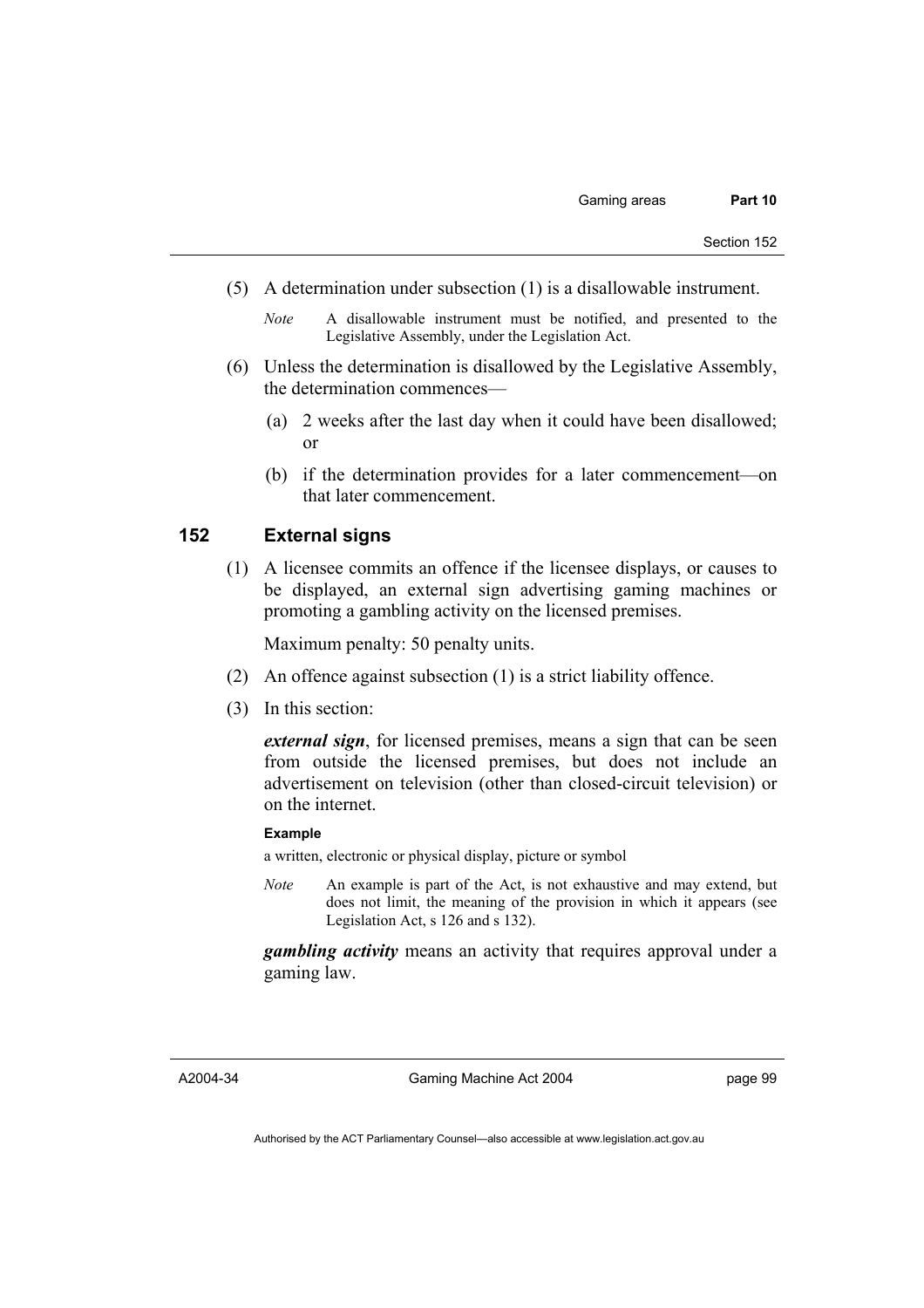(5) A determination under subsection (1) is a disallowable instrument.

*Note* A disallowable instrument must be notified, and presented to the Legislative Assembly, under the Legislation Act.

(6) Unless the determination is disallowed by the Legislative Assembly, the determination commences—

(a) 2 weeks after the last day when it could have been disallowed; or

(b) if the determination provides for a later commencement—on that later commencement.

## 152 External signs

(1) A licensee commits an offence if the licensee displays, or causes to be displayed, an external sign advertising gaming machines or promoting a gambling activity on the licensed premises.

Maximum penalty: 50 penalty units.

(2) An offence against subsection (1) is a strict liability offence.

(3) In this section:

***external sign***, for licensed premises, means a sign that can be seen from outside the licensed premises, but does not include an advertisement on television (other than closed-circuit television) or on the internet.

**Example**

a written, electronic or physical display, picture or symbol

*Note* An example is part of the Act, is not exhaustive and may extend, but does not limit, the meaning of the provision in which it appears (see Legislation Act, s 126 and s 132).

***gambling activity*** means an activity that requires approval under a gaming law.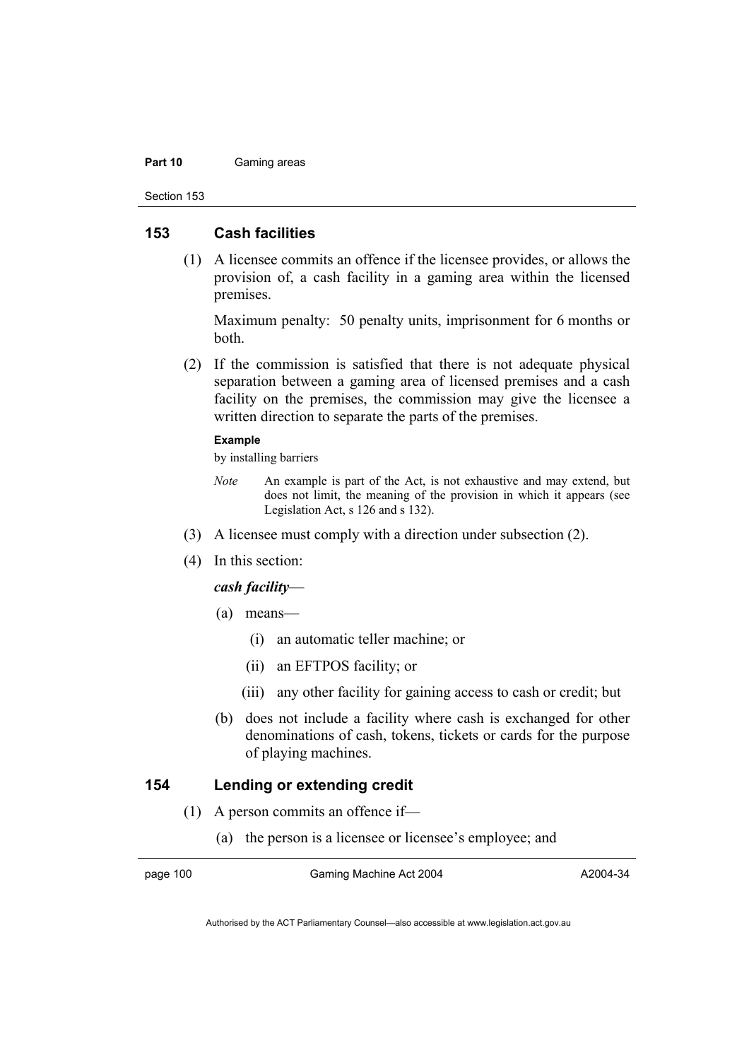## 153 Cash facilities

(1) A licensee commits an offence if the licensee provides, or allows the provision of, a cash facility in a gaming area within the licensed premises.

Maximum penalty: 50 penalty units, imprisonment for 6 months or both.

(2) If the commission is satisfied that there is not adequate physical separation between a gaming area of licensed premises and a cash facility on the premises, the commission may give the licensee a written direction to separate the parts of the premises.

**Example**

by installing barriers

*Note* An example is part of the Act, is not exhaustive and may extend, but does not limit, the meaning of the provision in which it appears (see Legislation Act, s 126 and s 132).

(3) A licensee must comply with a direction under subsection (2).

(4) In this section:

***cash facility***—

(a) means—

(i) an automatic teller machine; or

(ii) an EFTPOS facility; or

(iii) any other facility for gaining access to cash or credit; but

(b) does not include a facility where cash is exchanged for other denominations of cash, tokens, tickets or cards for the purpose of playing machines.

## 154 Lending or extending credit

(1) A person commits an offence if—

(a) the person is a licensee or licensee's employee; and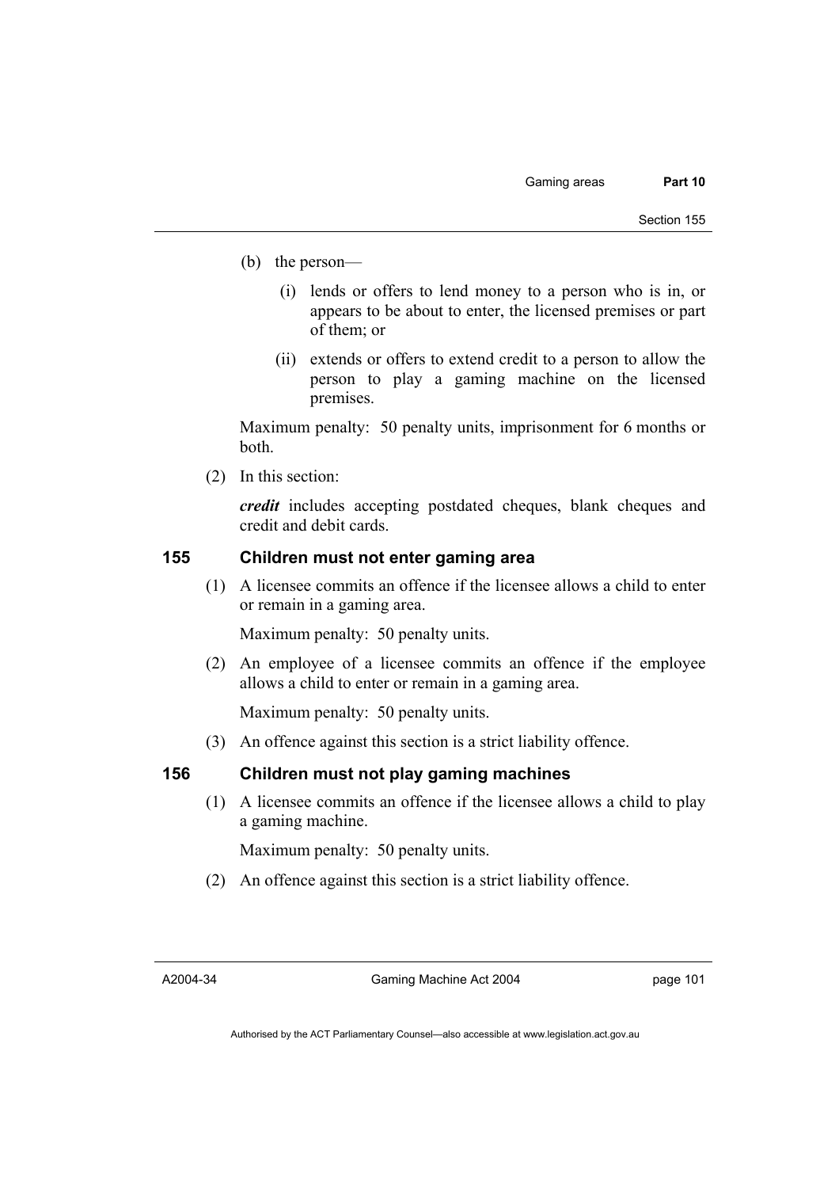(b) the person—

   (i) lends or offers to lend money to a person who is in, or appears to be about to enter, the licensed premises or part of them; or

   (ii) extends or offers to extend credit to a person to allow the person to play a gaming machine on the licensed premises.

Maximum penalty: 50 penalty units, imprisonment for 6 months or both.

(2) In this section:

***credit*** includes accepting postdated cheques, blank cheques and credit and debit cards.

### 155 Children must not enter gaming area

(1) A licensee commits an offence if the licensee allows a child to enter or remain in a gaming area.

Maximum penalty: 50 penalty units.

(2) An employee of a licensee commits an offence if the employee allows a child to enter or remain in a gaming area.

Maximum penalty: 50 penalty units.

(3) An offence against this section is a strict liability offence.

### 156 Children must not play gaming machines

(1) A licensee commits an offence if the licensee allows a child to play a gaming machine.

Maximum penalty: 50 penalty units.

(2) An offence against this section is a strict liability offence.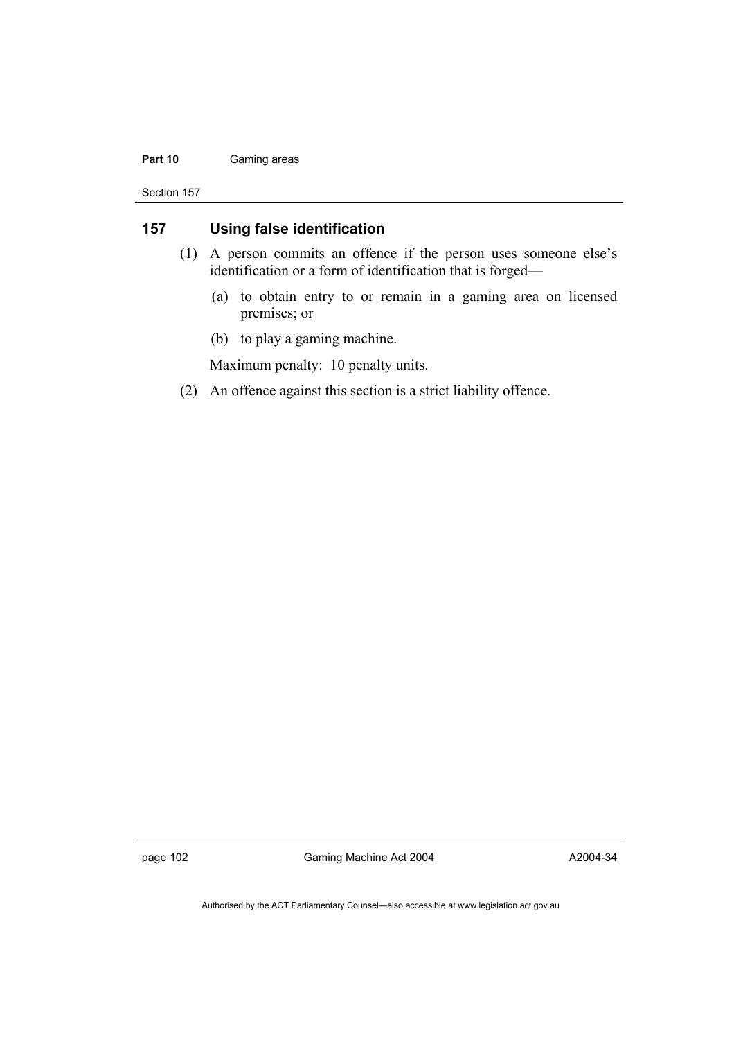## 157 Using false identification

(1) A person commits an offence if the person uses someone else's identification or a form of identification that is forged—

(a) to obtain entry to or remain in a gaming area on licensed premises; or

(b) to play a gaming machine.

Maximum penalty: 10 penalty units.

(2) An offence against this section is a strict liability offence.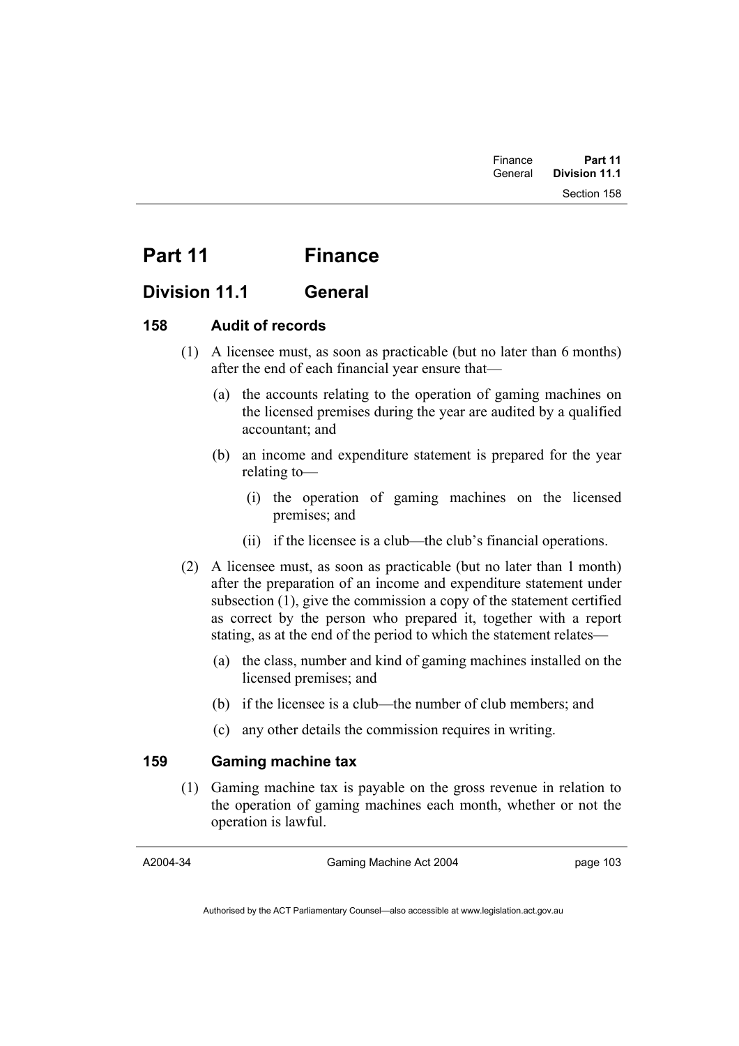# Part 11 Finance

## Division 11.1 General

### 158 Audit of records

(1) A licensee must, as soon as practicable (but no later than 6 months) after the end of each financial year ensure that—

(a) the accounts relating to the operation of gaming machines on the licensed premises during the year are audited by a qualified accountant; and

(b) an income and expenditure statement is prepared for the year relating to—

(i) the operation of gaming machines on the licensed premises; and

(ii) if the licensee is a club—the club's financial operations.

(2) A licensee must, as soon as practicable (but no later than 1 month) after the preparation of an income and expenditure statement under subsection (1), give the commission a copy of the statement certified as correct by the person who prepared it, together with a report stating, as at the end of the period to which the statement relates—

(a) the class, number and kind of gaming machines installed on the licensed premises; and

(b) if the licensee is a club—the number of club members; and

(c) any other details the commission requires in writing.

### 159 Gaming machine tax

(1) Gaming machine tax is payable on the gross revenue in relation to the operation of gaming machines each month, whether or not the operation is lawful.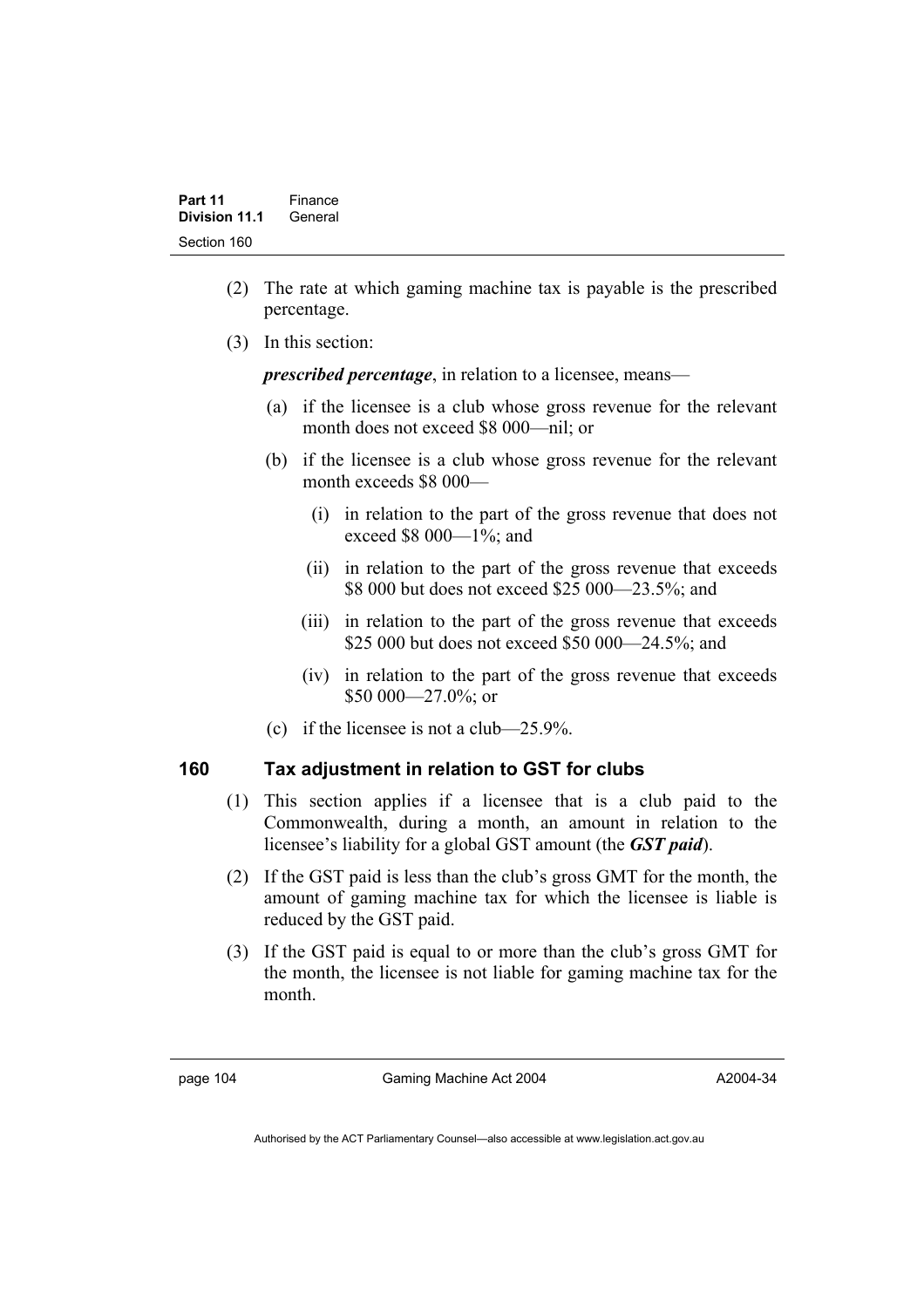(2) The rate at which gaming machine tax is payable is the prescribed percentage.

(3) In this section:

***prescribed percentage***, in relation to a licensee, means—

(a) if the licensee is a club whose gross revenue for the relevant month does not exceed \$8 000—nil; or

(b) if the licensee is a club whose gross revenue for the relevant month exceeds \$8 000—

(i) in relation to the part of the gross revenue that does not exceed \$8 000—1%; and

(ii) in relation to the part of the gross revenue that exceeds \$8 000 but does not exceed \$25 000—23.5%; and

(iii) in relation to the part of the gross revenue that exceeds \$25 000 but does not exceed \$50 000—24.5%; and

(iv) in relation to the part of the gross revenue that exceeds \$50 000—27.0%; or

(c) if the licensee is not a club—25.9%.

## 160 Tax adjustment in relation to GST for clubs

(1) This section applies if a licensee that is a club paid to the Commonwealth, during a month, an amount in relation to the licensee's liability for a global GST amount (the ***GST paid***).

(2) If the GST paid is less than the club's gross GMT for the month, the amount of gaming machine tax for which the licensee is liable is reduced by the GST paid.

(3) If the GST paid is equal to or more than the club's gross GMT for the month, the licensee is not liable for gaming machine tax for the month.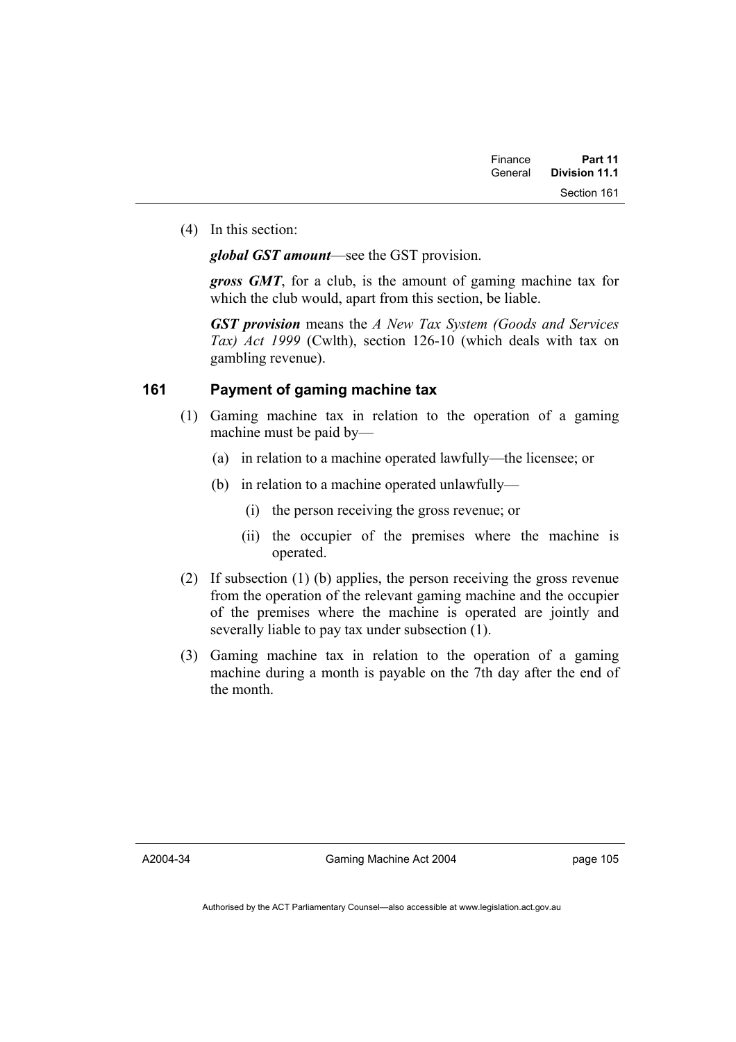(4) In this section:

***global GST amount***—see the GST provision.

***gross GMT***, for a club, is the amount of gaming machine tax for which the club would, apart from this section, be liable.

***GST provision*** means the *A New Tax System (Goods and Services Tax) Act 1999* (Cwlth), section 126-10 (which deals with tax on gambling revenue).

## 161 Payment of gaming machine tax

(1) Gaming machine tax in relation to the operation of a gaming machine must be paid by—

(a) in relation to a machine operated lawfully—the licensee; or

(b) in relation to a machine operated unlawfully—

(i) the person receiving the gross revenue; or

(ii) the occupier of the premises where the machine is operated.

(2) If subsection (1) (b) applies, the person receiving the gross revenue from the operation of the relevant gaming machine and the occupier of the premises where the machine is operated are jointly and severally liable to pay tax under subsection (1).

(3) Gaming machine tax in relation to the operation of a gaming machine during a month is payable on the 7th day after the end of the month.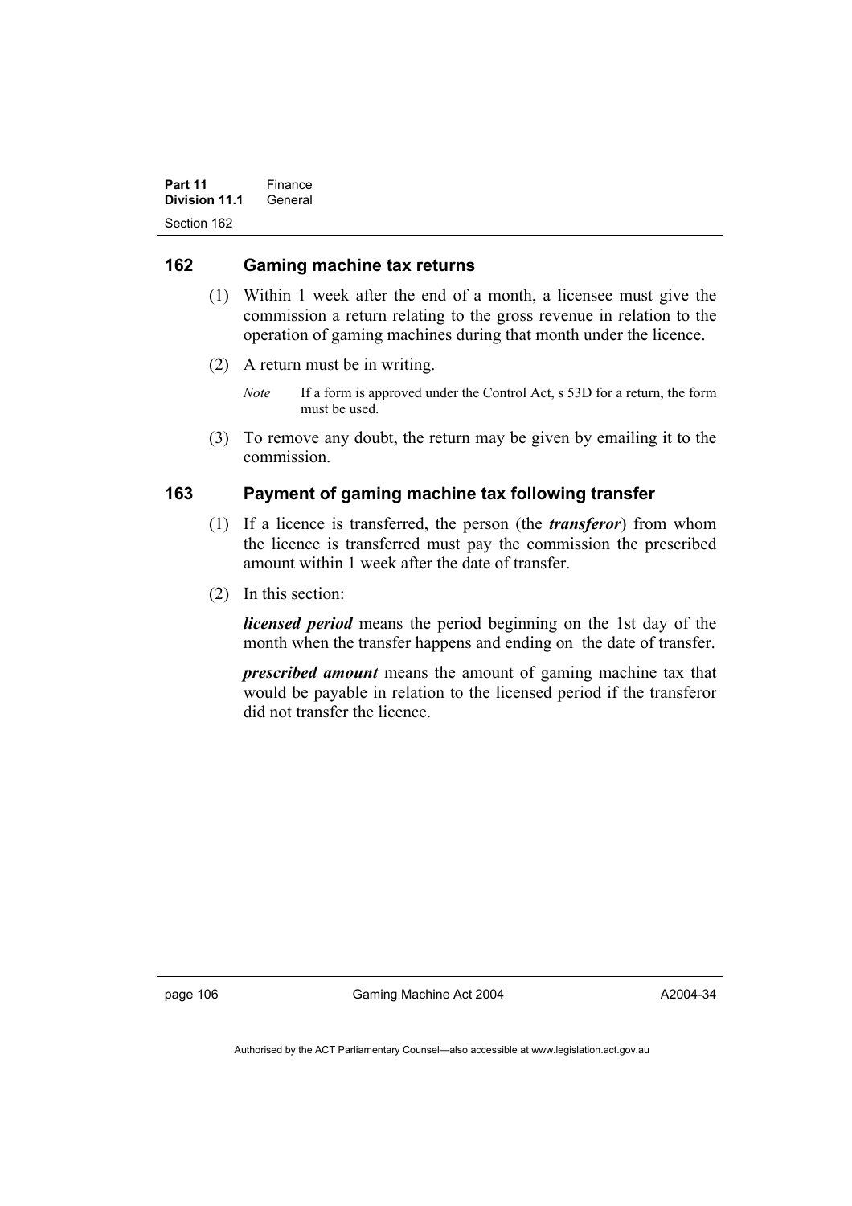## 162 Gaming machine tax returns

(1) Within 1 week after the end of a month, a licensee must give the commission a return relating to the gross revenue in relation to the operation of gaming machines during that month under the licence.

(2) A return must be in writing.

*Note* If a form is approved under the Control Act, s 53D for a return, the form must be used.

(3) To remove any doubt, the return may be given by emailing it to the commission.

## 163 Payment of gaming machine tax following transfer

(1) If a licence is transferred, the person (the ***transferor***) from whom the licence is transferred must pay the commission the prescribed amount within 1 week after the date of transfer.

(2) In this section:

***licensed period*** means the period beginning on the 1st day of the month when the transfer happens and ending on the date of transfer.

***prescribed amount*** means the amount of gaming machine tax that would be payable in relation to the licensed period if the transferor did not transfer the licence.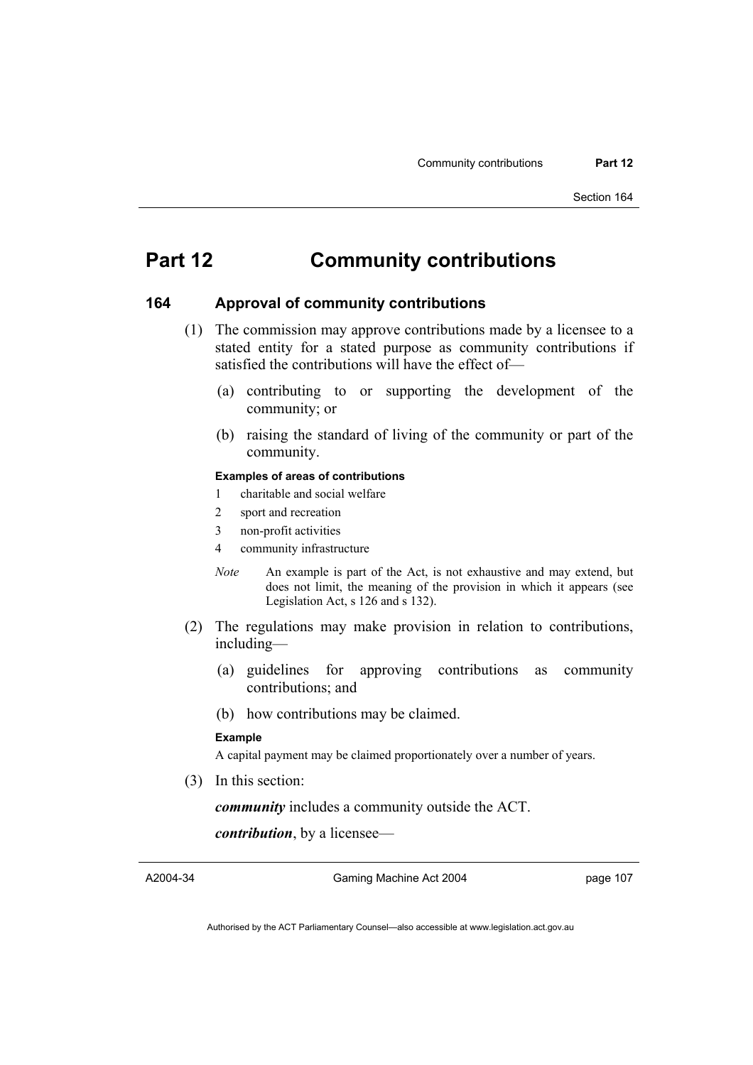# Part 12 Community contributions

## 164 Approval of community contributions

(1) The commission may approve contributions made by a licensee to a stated entity for a stated purpose as community contributions if satisfied the contributions will have the effect of—

(a) contributing to or supporting the development of the community; or

(b) raising the standard of living of the community or part of the community.

**Examples of areas of contributions**

1 charitable and social welfare

2 sport and recreation

3 non-profit activities

4 community infrastructure

*Note* An example is part of the Act, is not exhaustive and may extend, but does not limit, the meaning of the provision in which it appears (see Legislation Act, s 126 and s 132).

(2) The regulations may make provision in relation to contributions, including—

(a) guidelines for approving contributions as community contributions; and

(b) how contributions may be claimed.

**Example**

A capital payment may be claimed proportionately over a number of years.

(3) In this section:

***community*** includes a community outside the ACT.

***contribution***, by a licensee—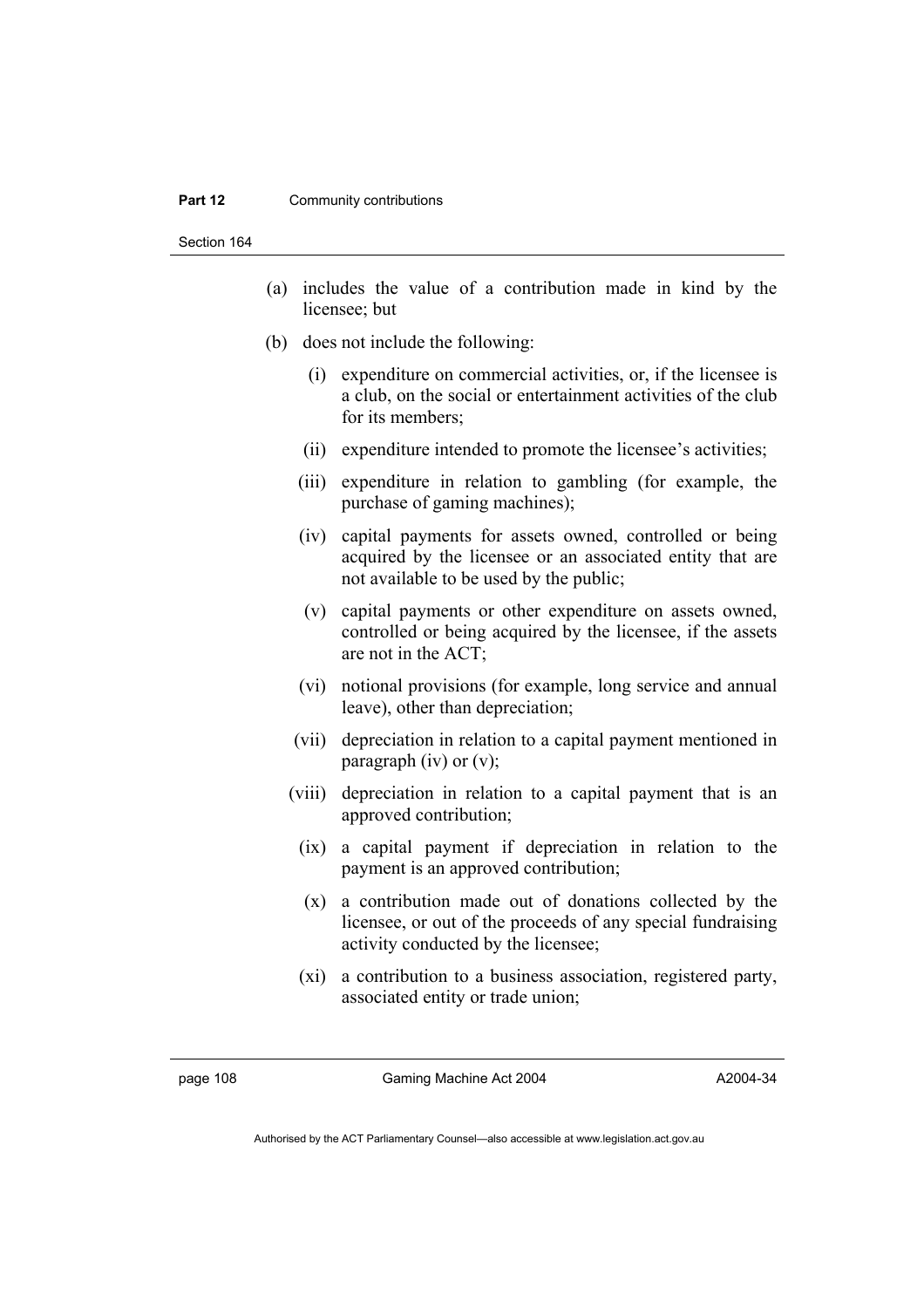(a) includes the value of a contribution made in kind by the licensee; but

(b) does not include the following:

  (i) expenditure on commercial activities, or, if the licensee is a club, on the social or entertainment activities of the club for its members;

  (ii) expenditure intended to promote the licensee's activities;

  (iii) expenditure in relation to gambling (for example, the purchase of gaming machines);

  (iv) capital payments for assets owned, controlled or being acquired by the licensee or an associated entity that are not available to be used by the public;

  (v) capital payments or other expenditure on assets owned, controlled or being acquired by the licensee, if the assets are not in the ACT;

  (vi) notional provisions (for example, long service and annual leave), other than depreciation;

  (vii) depreciation in relation to a capital payment mentioned in paragraph (iv) or (v);

  (viii) depreciation in relation to a capital payment that is an approved contribution;

  (ix) a capital payment if depreciation in relation to the payment is an approved contribution;

  (x) a contribution made out of donations collected by the licensee, or out of the proceeds of any special fundraising activity conducted by the licensee;

  (xi) a contribution to a business association, registered party, associated entity or trade union;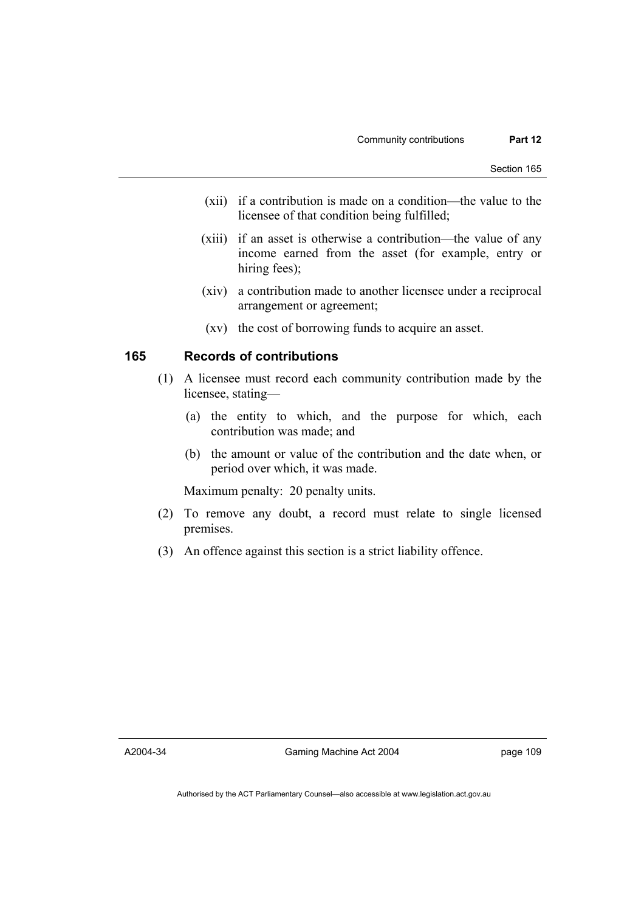(xii) if a contribution is made on a condition—the value to the licensee of that condition being fulfilled;

(xiii) if an asset is otherwise a contribution—the value of any income earned from the asset (for example, entry or hiring fees);

(xiv) a contribution made to another licensee under a reciprocal arrangement or agreement;

(xv) the cost of borrowing funds to acquire an asset.

## 165 Records of contributions

(1) A licensee must record each community contribution made by the licensee, stating—

(a) the entity to which, and the purpose for which, each contribution was made; and

(b) the amount or value of the contribution and the date when, or period over which, it was made.

Maximum penalty: 20 penalty units.

(2) To remove any doubt, a record must relate to single licensed premises.

(3) An offence against this section is a strict liability offence.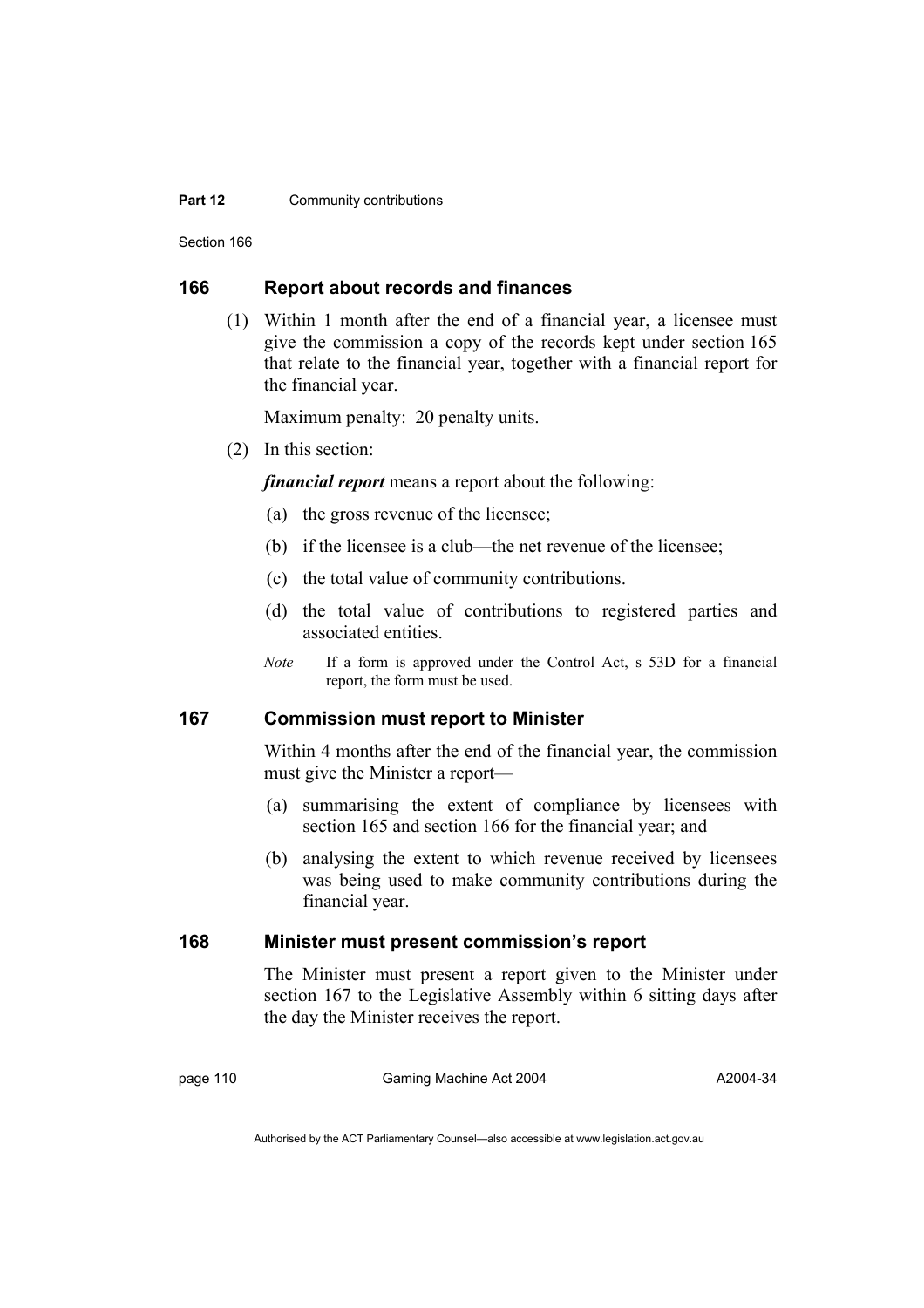## 166 Report about records and finances

(1) Within 1 month after the end of a financial year, a licensee must give the commission a copy of the records kept under section 165 that relate to the financial year, together with a financial report for the financial year.

Maximum penalty: 20 penalty units.

(2) In this section:

***financial report*** means a report about the following:

(a) the gross revenue of the licensee;

(b) if the licensee is a club—the net revenue of the licensee;

(c) the total value of community contributions.

(d) the total value of contributions to registered parties and associated entities.

*Note* If a form is approved under the Control Act, s 53D for a financial report, the form must be used.

## 167 Commission must report to Minister

Within 4 months after the end of the financial year, the commission must give the Minister a report—

(a) summarising the extent of compliance by licensees with section 165 and section 166 for the financial year; and

(b) analysing the extent to which revenue received by licensees was being used to make community contributions during the financial year.

## 168 Minister must present commission's report

The Minister must present a report given to the Minister under section 167 to the Legislative Assembly within 6 sitting days after the day the Minister receives the report.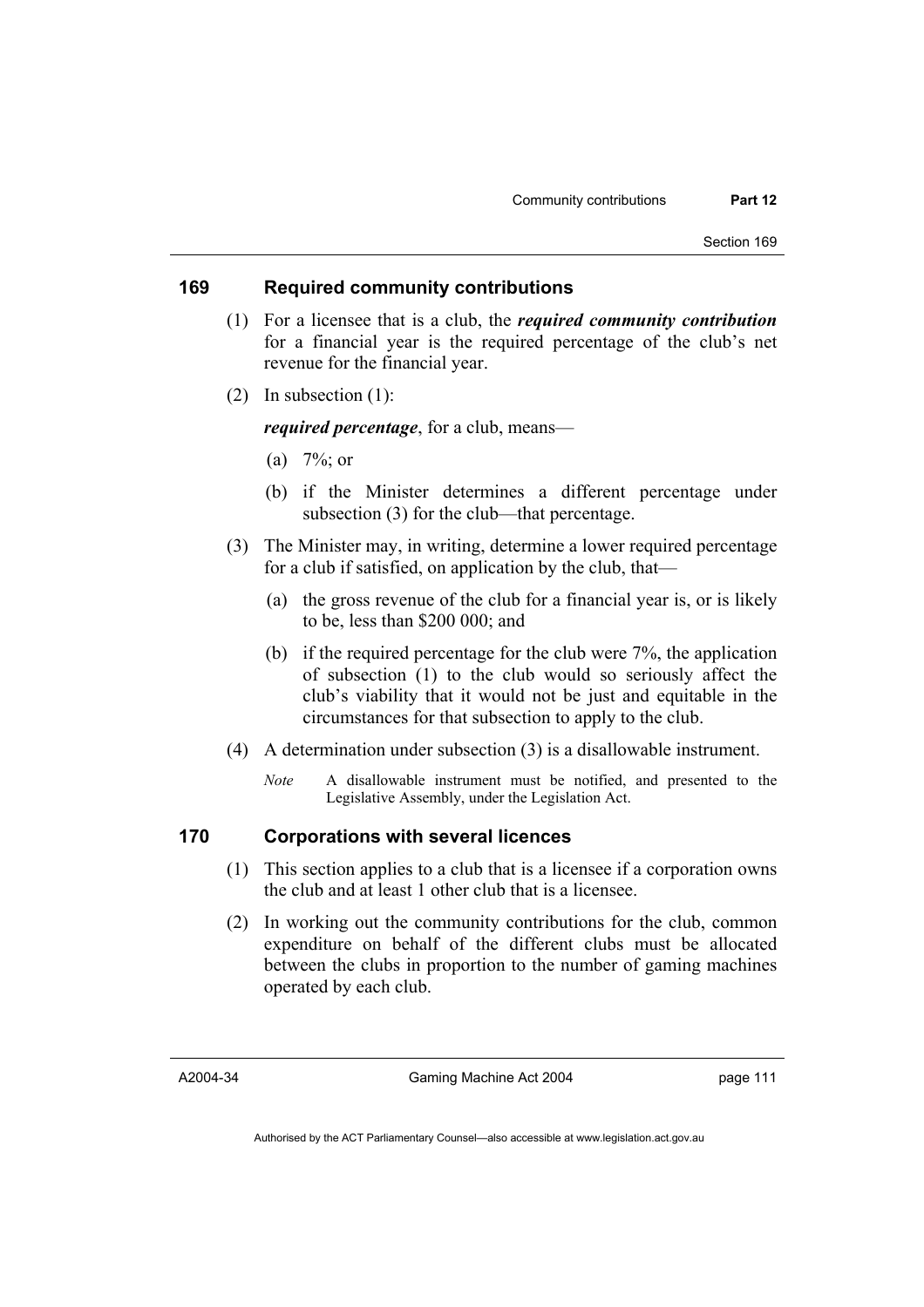## 169 Required community contributions

(1) For a licensee that is a club, the ***required community contribution*** for a financial year is the required percentage of the club's net revenue for the financial year.

(2) In subsection (1):

***required percentage***, for a club, means—

(a) 7%; or

(b) if the Minister determines a different percentage under subsection (3) for the club—that percentage.

(3) The Minister may, in writing, determine a lower required percentage for a club if satisfied, on application by the club, that—

(a) the gross revenue of the club for a financial year is, or is likely to be, less than $200 000; and

(b) if the required percentage for the club were 7%, the application of subsection (1) to the club would so seriously affect the club's viability that it would not be just and equitable in the circumstances for that subsection to apply to the club.

(4) A determination under subsection (3) is a disallowable instrument.

*Note* A disallowable instrument must be notified, and presented to the Legislative Assembly, under the Legislation Act.

## 170 Corporations with several licences

(1) This section applies to a club that is a licensee if a corporation owns the club and at least 1 other club that is a licensee.

(2) In working out the community contributions for the club, common expenditure on behalf of the different clubs must be allocated between the clubs in proportion to the number of gaming machines operated by each club.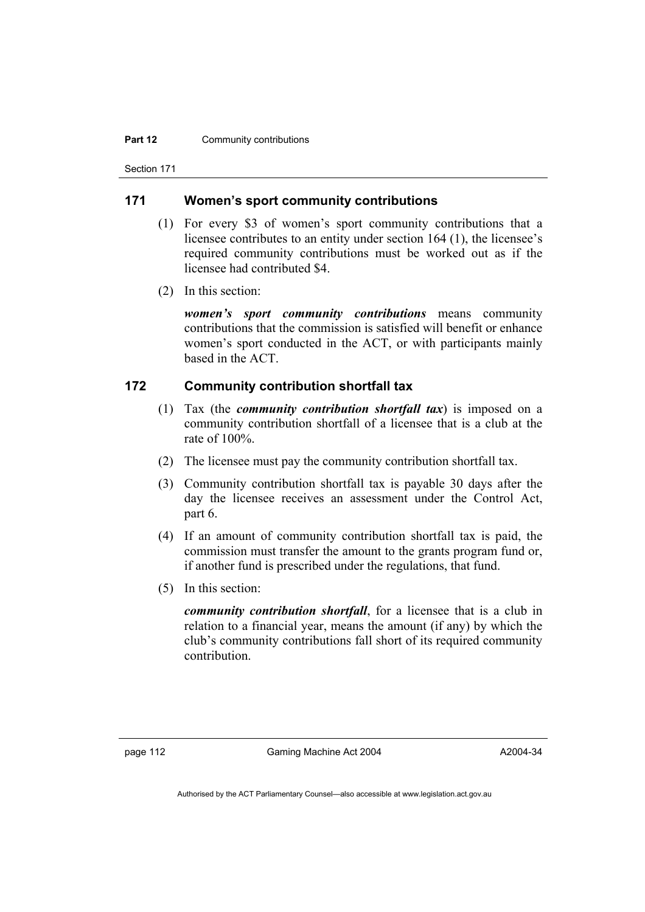## 171 Women's sport community contributions

(1) For every \$3 of women's sport community contributions that a licensee contributes to an entity under section 164 (1), the licensee's required community contributions must be worked out as if the licensee had contributed \$4.

(2) In this section:

***women's sport community contributions*** means community contributions that the commission is satisfied will benefit or enhance women's sport conducted in the ACT, or with participants mainly based in the ACT.

## 172 Community contribution shortfall tax

(1) Tax (the ***community contribution shortfall tax***) is imposed on a community contribution shortfall of a licensee that is a club at the rate of 100%.

(2) The licensee must pay the community contribution shortfall tax.

(3) Community contribution shortfall tax is payable 30 days after the day the licensee receives an assessment under the Control Act, part 6.

(4) If an amount of community contribution shortfall tax is paid, the commission must transfer the amount to the grants program fund or, if another fund is prescribed under the regulations, that fund.

(5) In this section:

***community contribution shortfall***, for a licensee that is a club in relation to a financial year, means the amount (if any) by which the club's community contributions fall short of its required community contribution.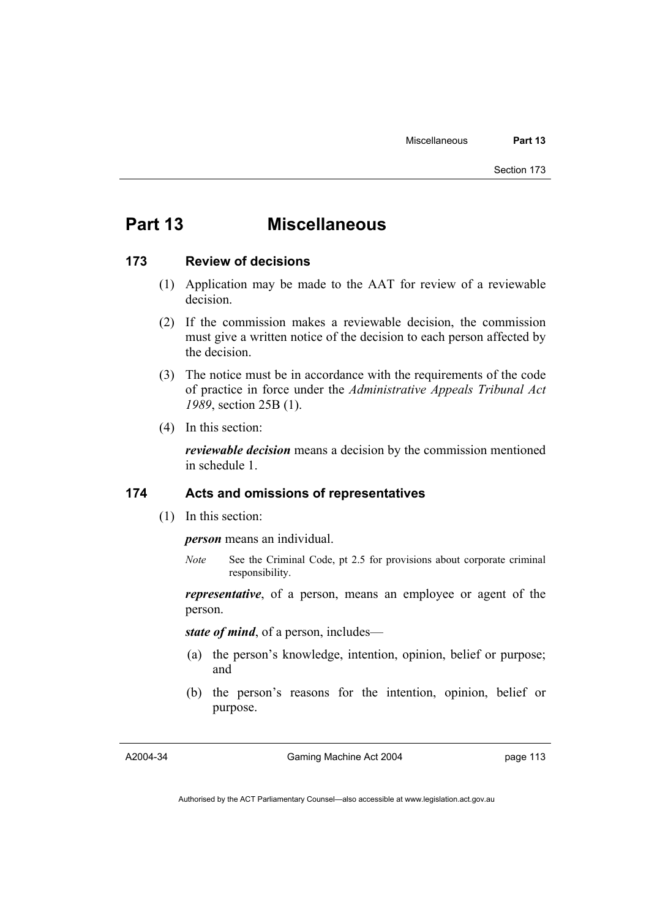# Part 13 Miscellaneous

## 173 Review of decisions

(1) Application may be made to the AAT for review of a reviewable decision.

(2) If the commission makes a reviewable decision, the commission must give a written notice of the decision to each person affected by the decision.

(3) The notice must be in accordance with the requirements of the code of practice in force under the *Administrative Appeals Tribunal Act 1989*, section 25B (1).

(4) In this section:

***reviewable decision*** means a decision by the commission mentioned in schedule 1.

## 174 Acts and omissions of representatives

(1) In this section:

***person*** means an individual.

*Note* See the Criminal Code, pt 2.5 for provisions about corporate criminal responsibility.

***representative***, of a person, means an employee or agent of the person.

***state of mind***, of a person, includes—

(a) the person's knowledge, intention, opinion, belief or purpose; and

(b) the person's reasons for the intention, opinion, belief or purpose.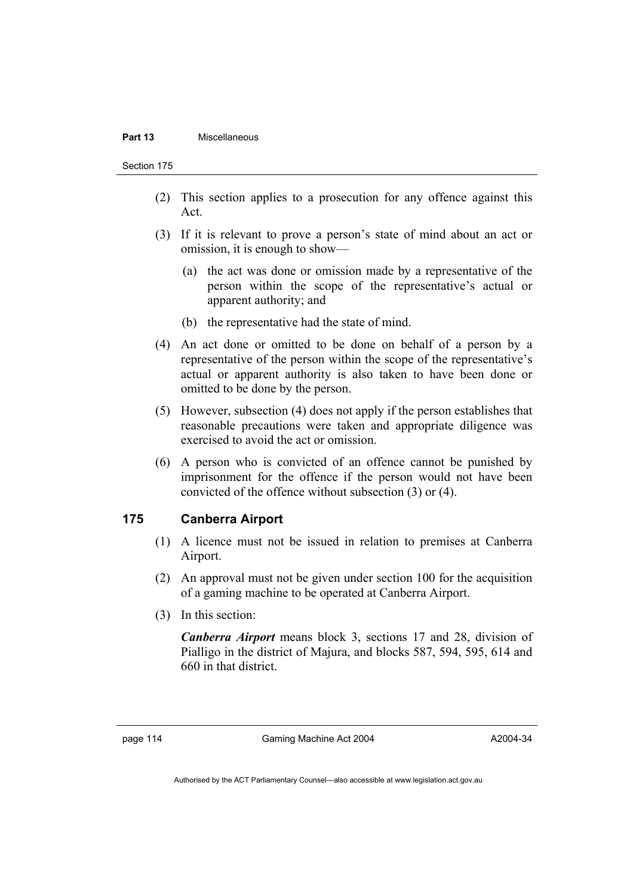(2) This section applies to a prosecution for any offence against this Act.

(3) If it is relevant to prove a person's state of mind about an act or omission, it is enough to show—

  (a) the act was done or omission made by a representative of the person within the scope of the representative's actual or apparent authority; and

  (b) the representative had the state of mind.

(4) An act done or omitted to be done on behalf of a person by a representative of the person within the scope of the representative's actual or apparent authority is also taken to have been done or omitted to be done by the person.

(5) However, subsection (4) does not apply if the person establishes that reasonable precautions were taken and appropriate diligence was exercised to avoid the act or omission.

(6) A person who is convicted of an offence cannot be punished by imprisonment for the offence if the person would not have been convicted of the offence without subsection (3) or (4).

## 175 Canberra Airport

(1) A licence must not be issued in relation to premises at Canberra Airport.

(2) An approval must not be given under section 100 for the acquisition of a gaming machine to be operated at Canberra Airport.

(3) In this section:

***Canberra Airport*** means block 3, sections 17 and 28, division of Pialligo in the district of Majura, and blocks 587, 594, 595, 614 and 660 in that district.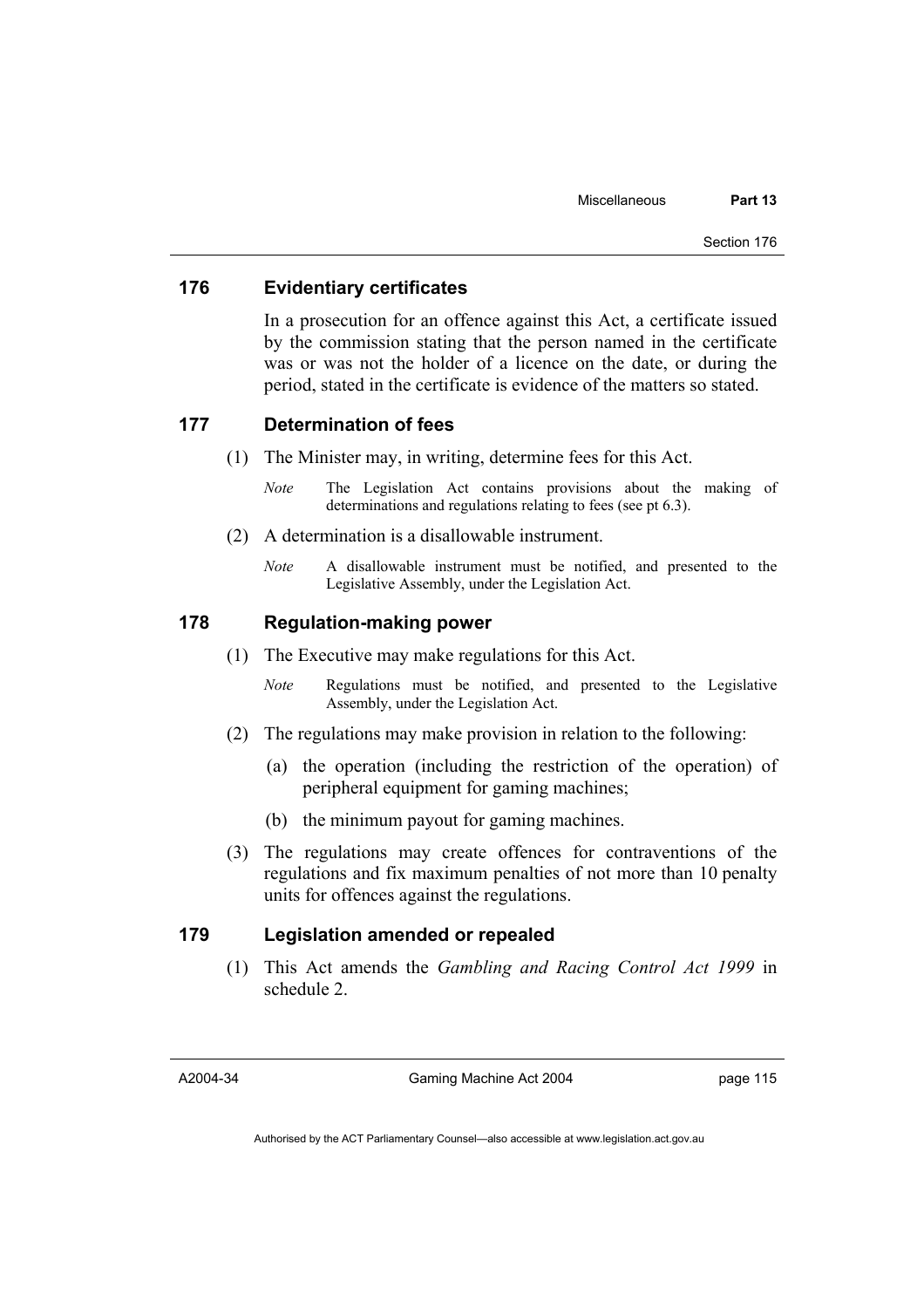### 176 Evidentiary certificates

In a prosecution for an offence against this Act, a certificate issued by the commission stating that the person named in the certificate was or was not the holder of a licence on the date, or during the period, stated in the certificate is evidence of the matters so stated.

### 177 Determination of fees

(1) The Minister may, in writing, determine fees for this Act.

*Note* The Legislation Act contains provisions about the making of determinations and regulations relating to fees (see pt 6.3).

(2) A determination is a disallowable instrument.

*Note* A disallowable instrument must be notified, and presented to the Legislative Assembly, under the Legislation Act.

### 178 Regulation-making power

(1) The Executive may make regulations for this Act.

*Note* Regulations must be notified, and presented to the Legislative Assembly, under the Legislation Act.

(2) The regulations may make provision in relation to the following:

(a) the operation (including the restriction of the operation) of peripheral equipment for gaming machines;

(b) the minimum payout for gaming machines.

(3) The regulations may create offences for contraventions of the regulations and fix maximum penalties of not more than 10 penalty units for offences against the regulations.

### 179 Legislation amended or repealed

(1) This Act amends the *Gambling and Racing Control Act 1999* in schedule 2.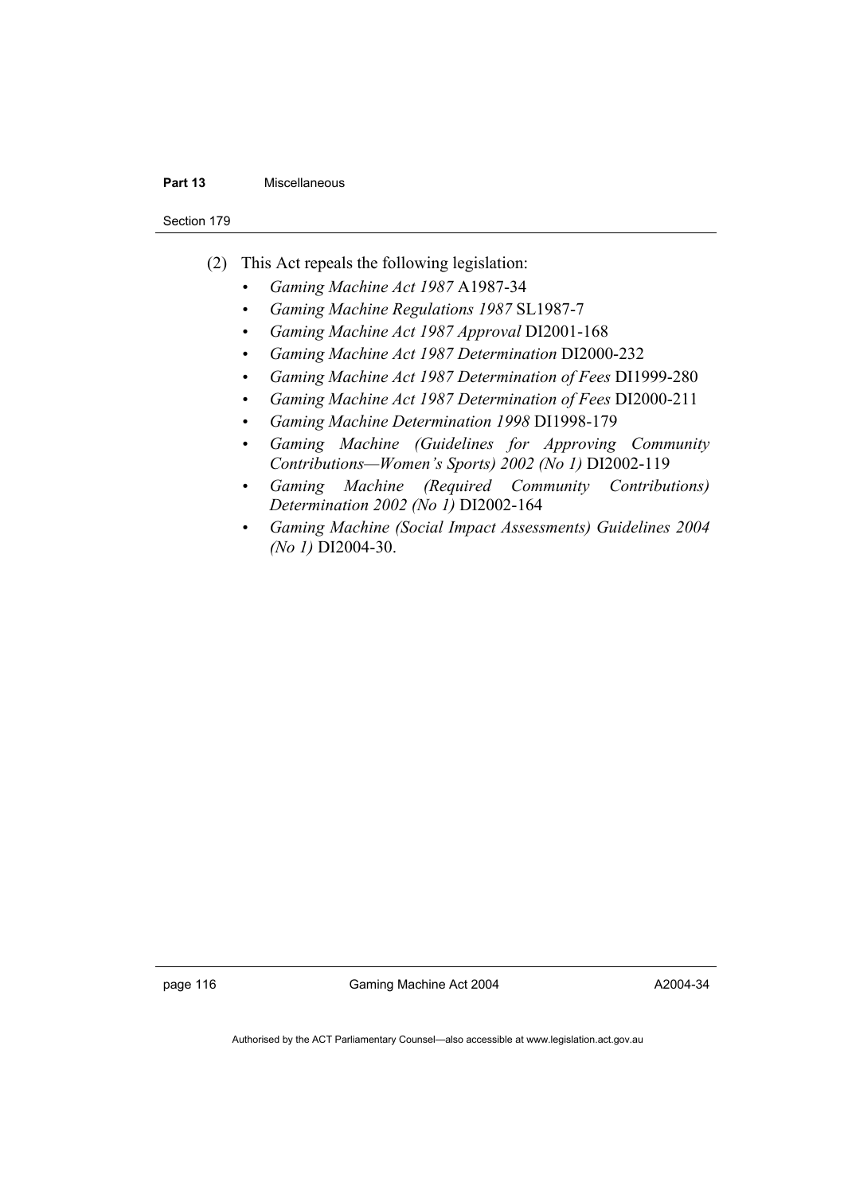(2) This Act repeals the following legislation:

- *Gaming Machine Act 1987* A1987-34
- *Gaming Machine Regulations 1987* SL1987-7
- *Gaming Machine Act 1987 Approval* DI2001-168
- *Gaming Machine Act 1987 Determination* DI2000-232
- *Gaming Machine Act 1987 Determination of Fees* DI1999-280
- *Gaming Machine Act 1987 Determination of Fees* DI2000-211
- *Gaming Machine Determination 1998* DI1998-179
- *Gaming Machine (Guidelines for Approving Community Contributions—Women's Sports) 2002 (No 1)* DI2002-119
- *Gaming Machine (Required Community Contributions) Determination 2002 (No 1)* DI2002-164
- *Gaming Machine (Social Impact Assessments) Guidelines 2004 (No 1)* DI2004-30.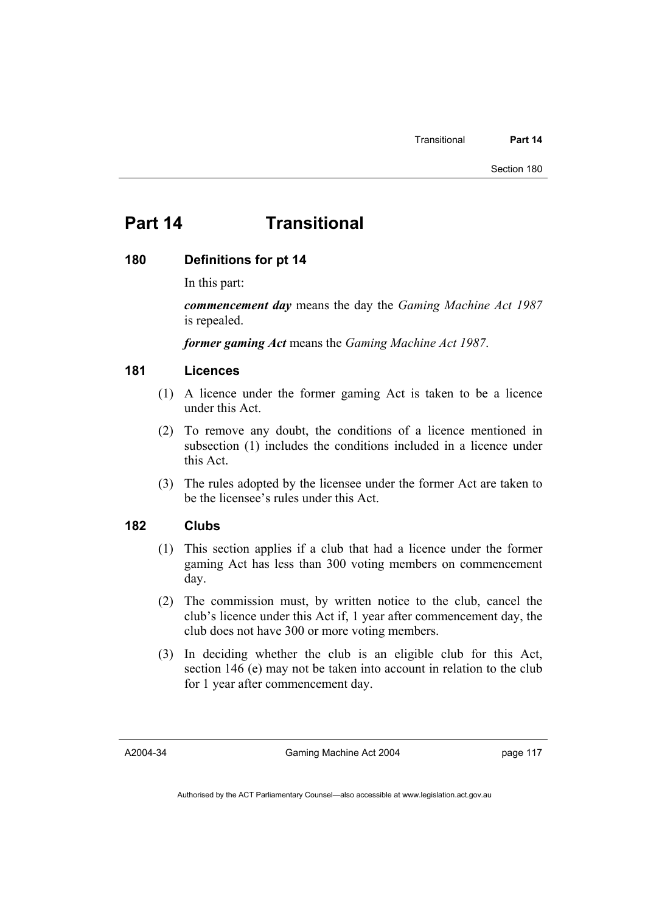# Part 14 Transitional

## 180 Definitions for pt 14

In this part:

***commencement day*** means the day the *Gaming Machine Act 1987* is repealed.

***former gaming Act*** means the *Gaming Machine Act 1987*.

## 181 Licences

(1) A licence under the former gaming Act is taken to be a licence under this Act.

(2) To remove any doubt, the conditions of a licence mentioned in subsection (1) includes the conditions included in a licence under this Act.

(3) The rules adopted by the licensee under the former Act are taken to be the licensee's rules under this Act.

## 182 Clubs

(1) This section applies if a club that had a licence under the former gaming Act has less than 300 voting members on commencement day.

(2) The commission must, by written notice to the club, cancel the club's licence under this Act if, 1 year after commencement day, the club does not have 300 or more voting members.

(3) In deciding whether the club is an eligible club for this Act, section 146 (e) may not be taken into account in relation to the club for 1 year after commencement day.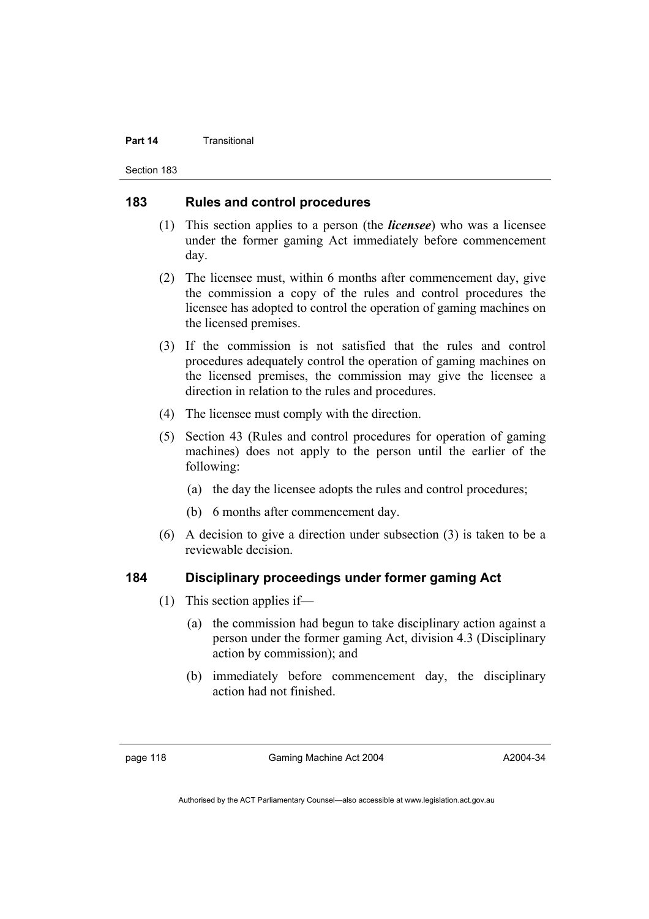## 183 Rules and control procedures

(1) This section applies to a person (the ***licensee***) who was a licensee under the former gaming Act immediately before commencement day.

(2) The licensee must, within 6 months after commencement day, give the commission a copy of the rules and control procedures the licensee has adopted to control the operation of gaming machines on the licensed premises.

(3) If the commission is not satisfied that the rules and control procedures adequately control the operation of gaming machines on the licensed premises, the commission may give the licensee a direction in relation to the rules and procedures.

(4) The licensee must comply with the direction.

(5) Section 43 (Rules and control procedures for operation of gaming machines) does not apply to the person until the earlier of the following:

- (a) the day the licensee adopts the rules and control procedures;
- (b) 6 months after commencement day.

(6) A decision to give a direction under subsection (3) is taken to be a reviewable decision.

## 184 Disciplinary proceedings under former gaming Act

(1) This section applies if—

- (a) the commission had begun to take disciplinary action against a person under the former gaming Act, division 4.3 (Disciplinary action by commission); and
- (b) immediately before commencement day, the disciplinary action had not finished.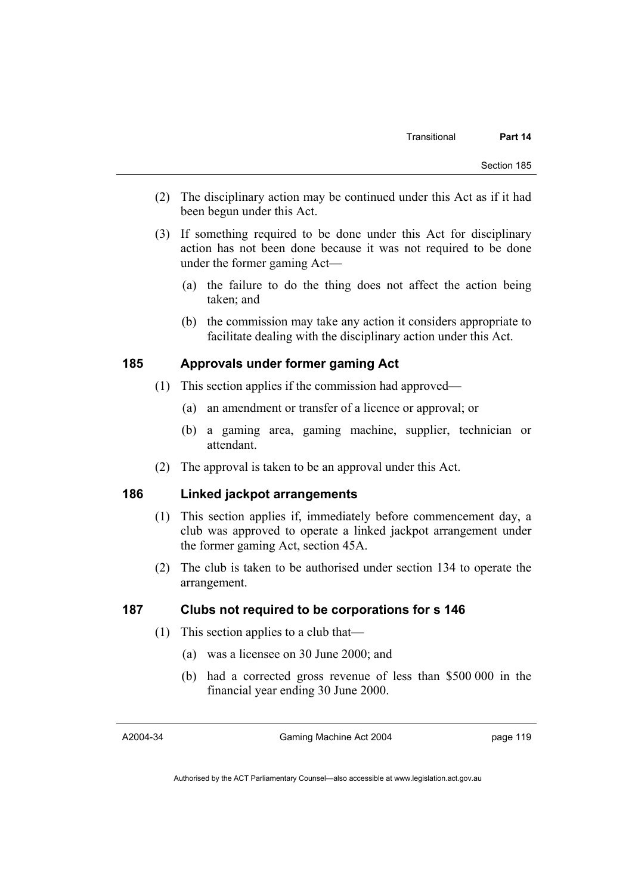(2) The disciplinary action may be continued under this Act as if it had been begun under this Act.

(3) If something required to be done under this Act for disciplinary action has not been done because it was not required to be done under the former gaming Act—

(a) the failure to do the thing does not affect the action being taken; and

(b) the commission may take any action it considers appropriate to facilitate dealing with the disciplinary action under this Act.

## 185 Approvals under former gaming Act

(1) This section applies if the commission had approved—

(a) an amendment or transfer of a licence or approval; or

(b) a gaming area, gaming machine, supplier, technician or attendant.

(2) The approval is taken to be an approval under this Act.

## 186 Linked jackpot arrangements

(1) This section applies if, immediately before commencement day, a club was approved to operate a linked jackpot arrangement under the former gaming Act, section 45A.

(2) The club is taken to be authorised under section 134 to operate the arrangement.

## 187 Clubs not required to be corporations for s 146

(1) This section applies to a club that—

(a) was a licensee on 30 June 2000; and

(b) had a corrected gross revenue of less than \$500 000 in the financial year ending 30 June 2000.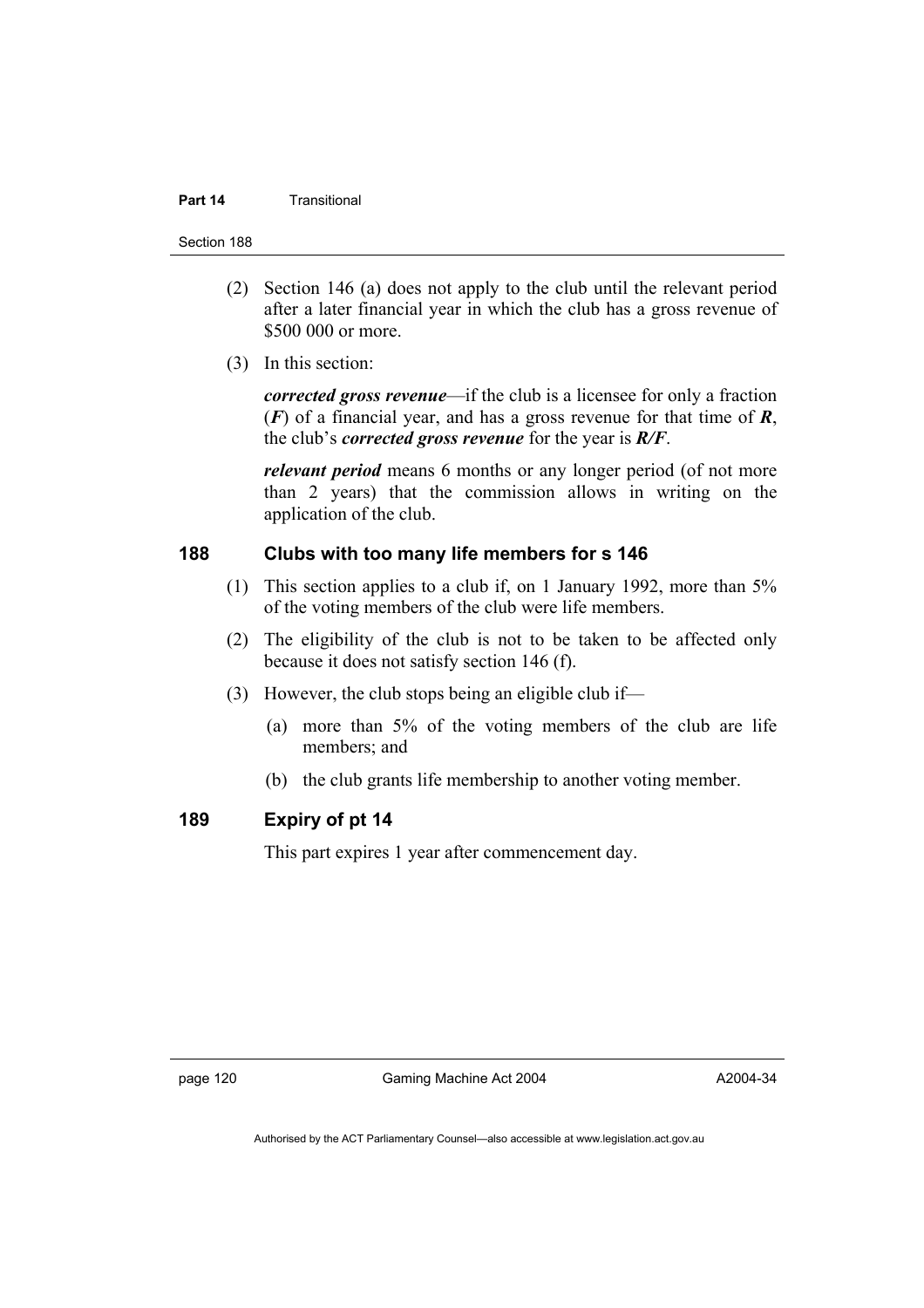(2) Section 146 (a) does not apply to the club until the relevant period after a later financial year in which the club has a gross revenue of \$500 000 or more.

(3) In this section:

***corrected gross revenue***—if the club is a licensee for only a fraction (***F***) of a financial year, and has a gross revenue for that time of ***R***, the club's ***corrected gross revenue*** for the year is ***R/F***.

***relevant period*** means 6 months or any longer period (of not more than 2 years) that the commission allows in writing on the application of the club.

### 188 Clubs with too many life members for s 146

(1) This section applies to a club if, on 1 January 1992, more than 5% of the voting members of the club were life members.

(2) The eligibility of the club is not to be taken to be affected only because it does not satisfy section 146 (f).

(3) However, the club stops being an eligible club if—

(a) more than 5% of the voting members of the club are life members; and

(b) the club grants life membership to another voting member.

### 189 Expiry of pt 14

This part expires 1 year after commencement day.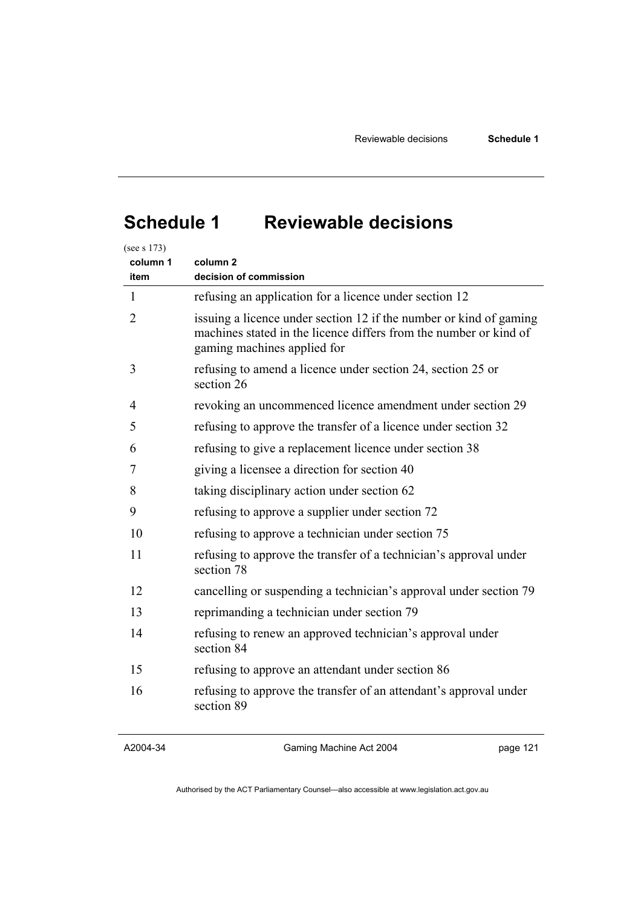# Schedule 1 Reviewable decisions

(see s 173)

| column 1 item | column 2 decision of commission |
|---|---|
| 1 | refusing an application for a licence under section 12 |
| 2 | issuing a licence under section 12 if the number or kind of gaming machines stated in the licence differs from the number or kind of gaming machines applied for |
| 3 | refusing to amend a licence under section 24, section 25 or section 26 |
| 4 | revoking an uncommenced licence amendment under section 29 |
| 5 | refusing to approve the transfer of a licence under section 32 |
| 6 | refusing to give a replacement licence under section 38 |
| 7 | giving a licensee a direction for section 40 |
| 8 | taking disciplinary action under section 62 |
| 9 | refusing to approve a supplier under section 72 |
| 10 | refusing to approve a technician under section 75 |
| 11 | refusing to approve the transfer of a technician's approval under section 78 |
| 12 | cancelling or suspending a technician's approval under section 79 |
| 13 | reprimanding a technician under section 79 |
| 14 | refusing to renew an approved technician's approval under section 84 |
| 15 | refusing to approve an attendant under section 86 |
| 16 | refusing to approve the transfer of an attendant's approval under section 89 |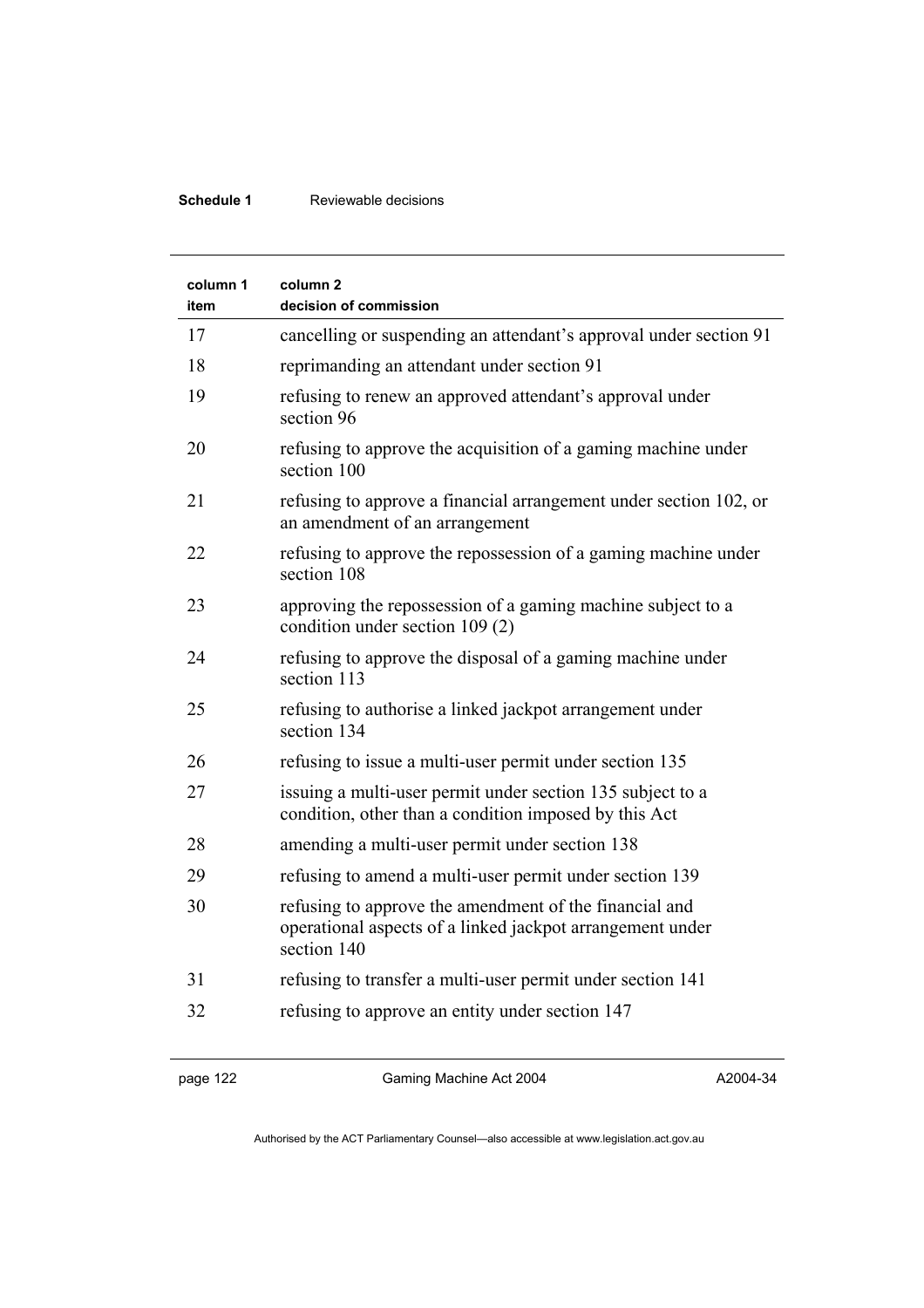| column 1 item | column 2 decision of commission |
|---|---|
| 17 | cancelling or suspending an attendant's approval under section 91 |
| 18 | reprimanding an attendant under section 91 |
| 19 | refusing to renew an approved attendant's approval under section 96 |
| 20 | refusing to approve the acquisition of a gaming machine under section 100 |
| 21 | refusing to approve a financial arrangement under section 102, or an amendment of an arrangement |
| 22 | refusing to approve the repossession of a gaming machine under section 108 |
| 23 | approving the repossession of a gaming machine subject to a condition under section 109 (2) |
| 24 | refusing to approve the disposal of a gaming machine under section 113 |
| 25 | refusing to authorise a linked jackpot arrangement under section 134 |
| 26 | refusing to issue a multi-user permit under section 135 |
| 27 | issuing a multi-user permit under section 135 subject to a condition, other than a condition imposed by this Act |
| 28 | amending a multi-user permit under section 138 |
| 29 | refusing to amend a multi-user permit under section 139 |
| 30 | refusing to approve the amendment of the financial and operational aspects of a linked jackpot arrangement under section 140 |
| 31 | refusing to transfer a multi-user permit under section 141 |
| 32 | refusing to approve an entity under section 147 |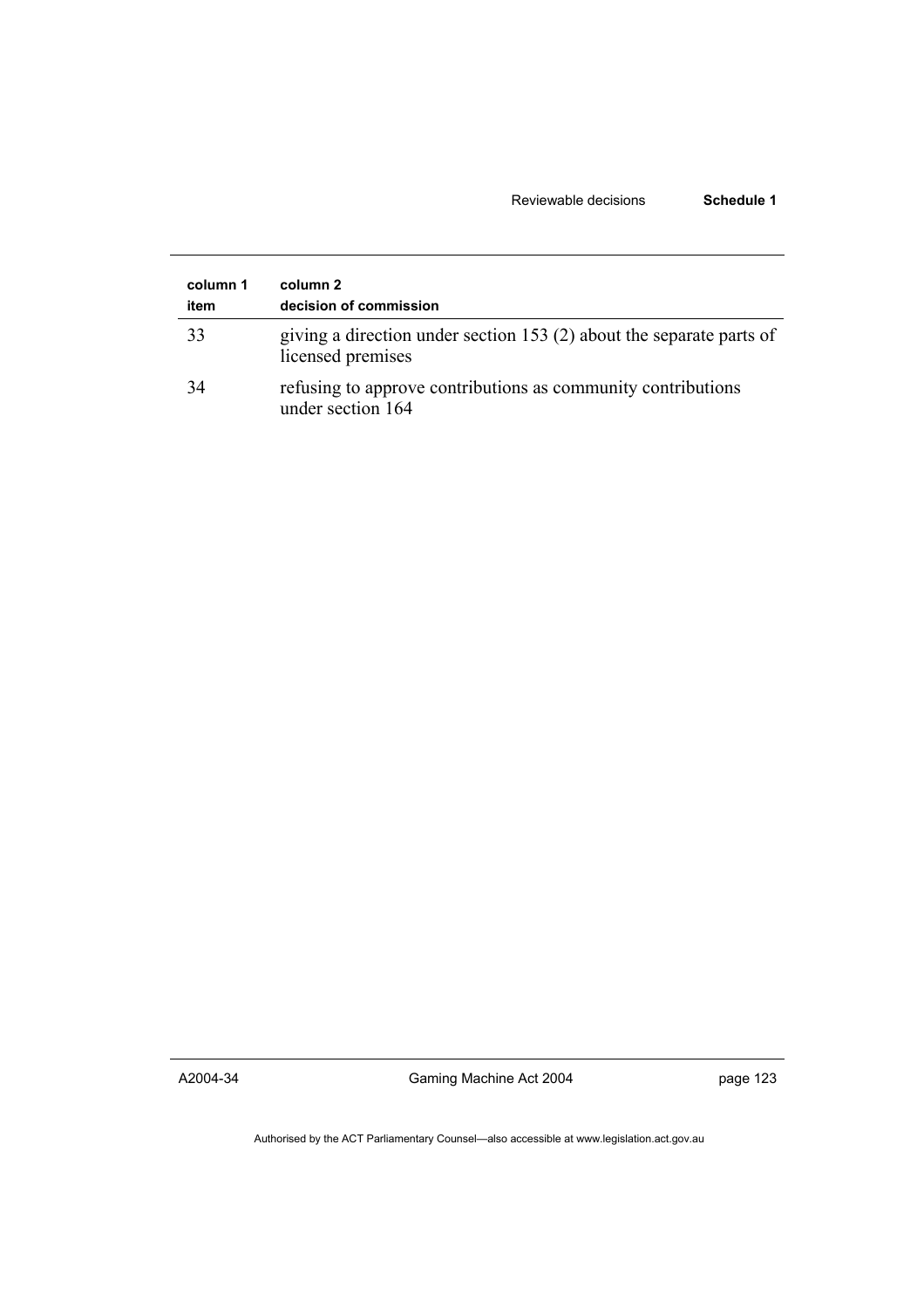| column 1 item | column 2 decision of commission |
|---|---|
| 33 | giving a direction under section 153 (2) about the separate parts of licensed premises |
| 34 | refusing to approve contributions as community contributions under section 164 |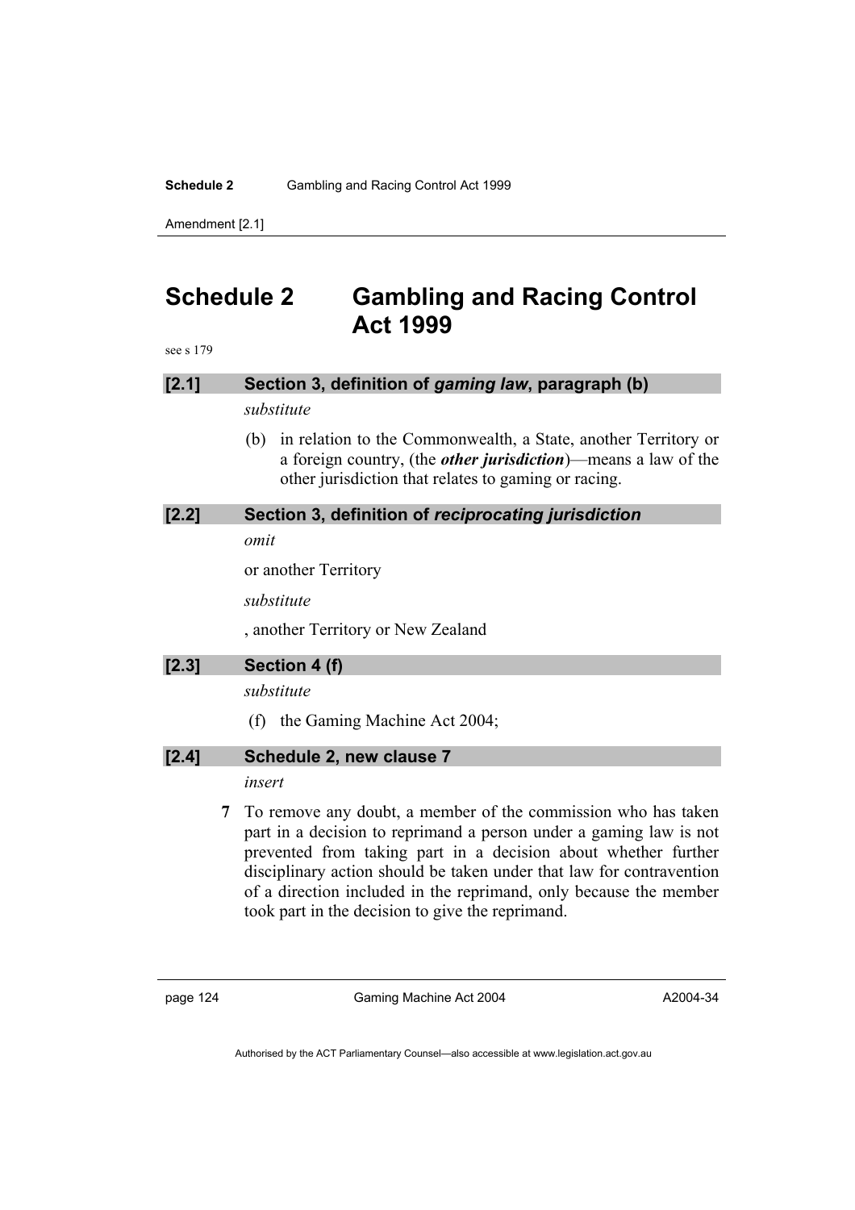# Schedule 2 Gambling and Racing Control Act 1999

see s 179

## [2.1] Section 3, definition of *gaming law*, paragraph (b)

*substitute*

(b) in relation to the Commonwealth, a State, another Territory or a foreign country, (the ***other jurisdiction***)—means a law of the other jurisdiction that relates to gaming or racing.

## [2.2] Section 3, definition of *reciprocating jurisdiction*

*omit*

or another Territory

*substitute*

, another Territory or New Zealand

## [2.3] Section 4 (f)

*substitute*

(f) the Gaming Machine Act 2004;

## [2.4] Schedule 2, new clause 7

*insert*

**7** To remove any doubt, a member of the commission who has taken part in a decision to reprimand a person under a gaming law is not prevented from taking part in a decision about whether further disciplinary action should be taken under that law for contravention of a direction included in the reprimand, only because the member took part in the decision to give the reprimand.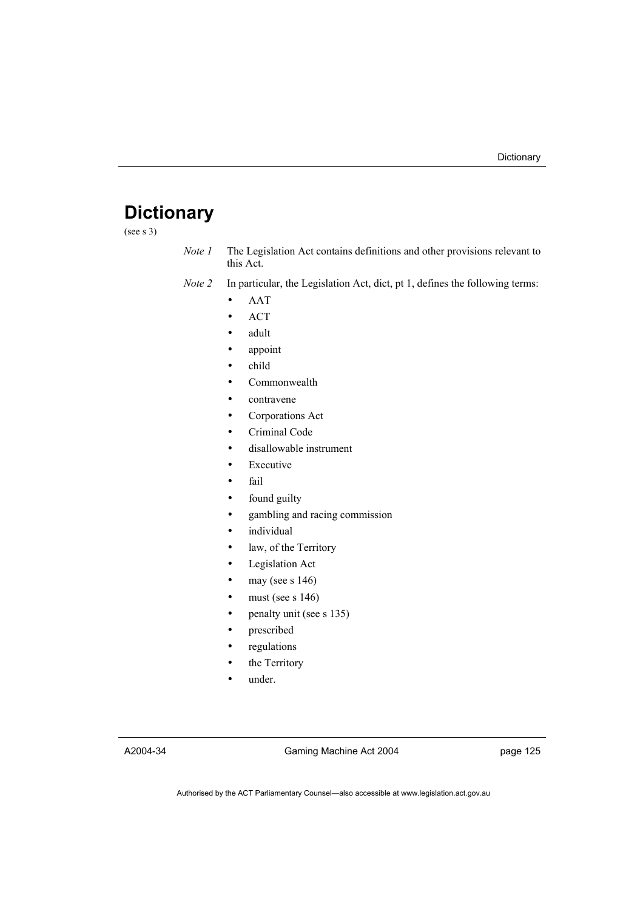# Dictionary

(see s 3)

*Note 1* The Legislation Act contains definitions and other provisions relevant to this Act.

*Note 2* In particular, the Legislation Act, dict, pt 1, defines the following terms:

- AAT
- ACT
- adult
- appoint
- child
- Commonwealth
- contravene
- Corporations Act
- Criminal Code
- disallowable instrument
- Executive
- fail
- found guilty
- gambling and racing commission
- individual
- law, of the Territory
- Legislation Act
- may (see s 146)
- must (see s 146)
- penalty unit (see s 135)
- prescribed
- regulations
- the Territory
- under.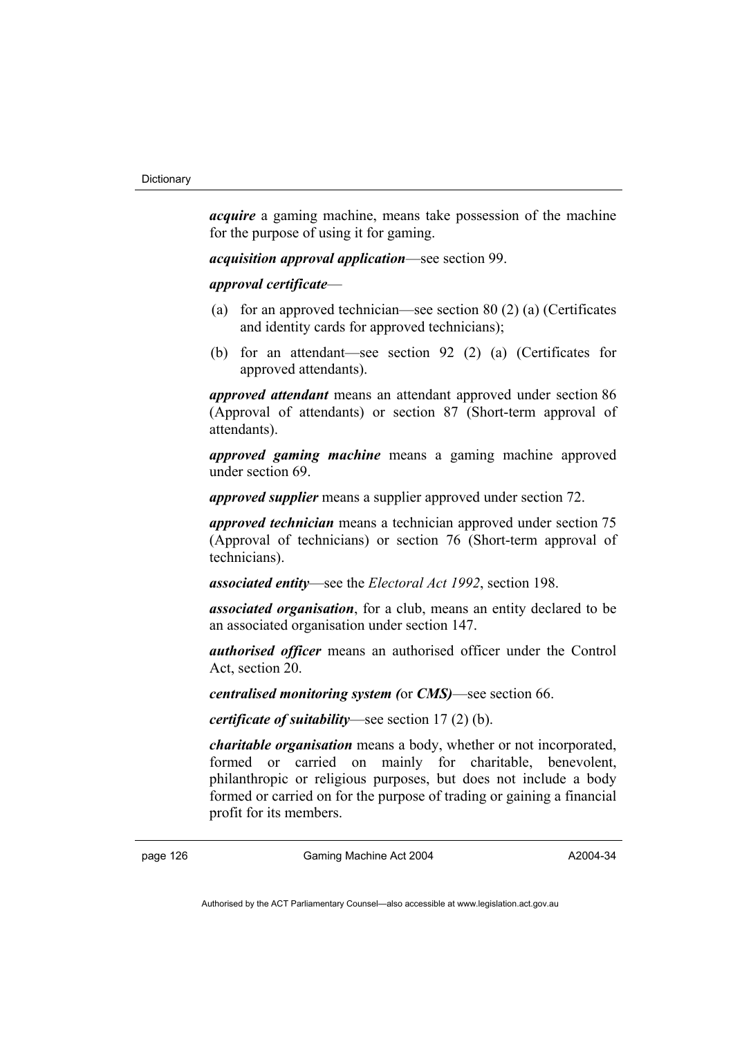***acquire*** a gaming machine, means take possession of the machine for the purpose of using it for gaming.

***acquisition approval application***—see section 99.

***approval certificate***—

(a) for an approved technician—see section 80 (2) (a) (Certificates and identity cards for approved technicians);

(b) for an attendant—see section 92 (2) (a) (Certificates for approved attendants).

***approved attendant*** means an attendant approved under section 86 (Approval of attendants) or section 87 (Short-term approval of attendants).

***approved gaming machine*** means a gaming machine approved under section 69.

***approved supplier*** means a supplier approved under section 72.

***approved technician*** means a technician approved under section 75 (Approval of technicians) or section 76 (Short-term approval of technicians).

***associated entity***—see the *Electoral Act 1992*, section 198.

***associated organisation***, for a club, means an entity declared to be an associated organisation under section 147.

***authorised officer*** means an authorised officer under the Control Act, section 20.

***centralised monitoring system (*or ***CMS)***—see section 66.

***certificate of suitability***—see section 17 (2) (b).

***charitable organisation*** means a body, whether or not incorporated, formed or carried on mainly for charitable, benevolent, philanthropic or religious purposes, but does not include a body formed or carried on for the purpose of trading or gaining a financial profit for its members.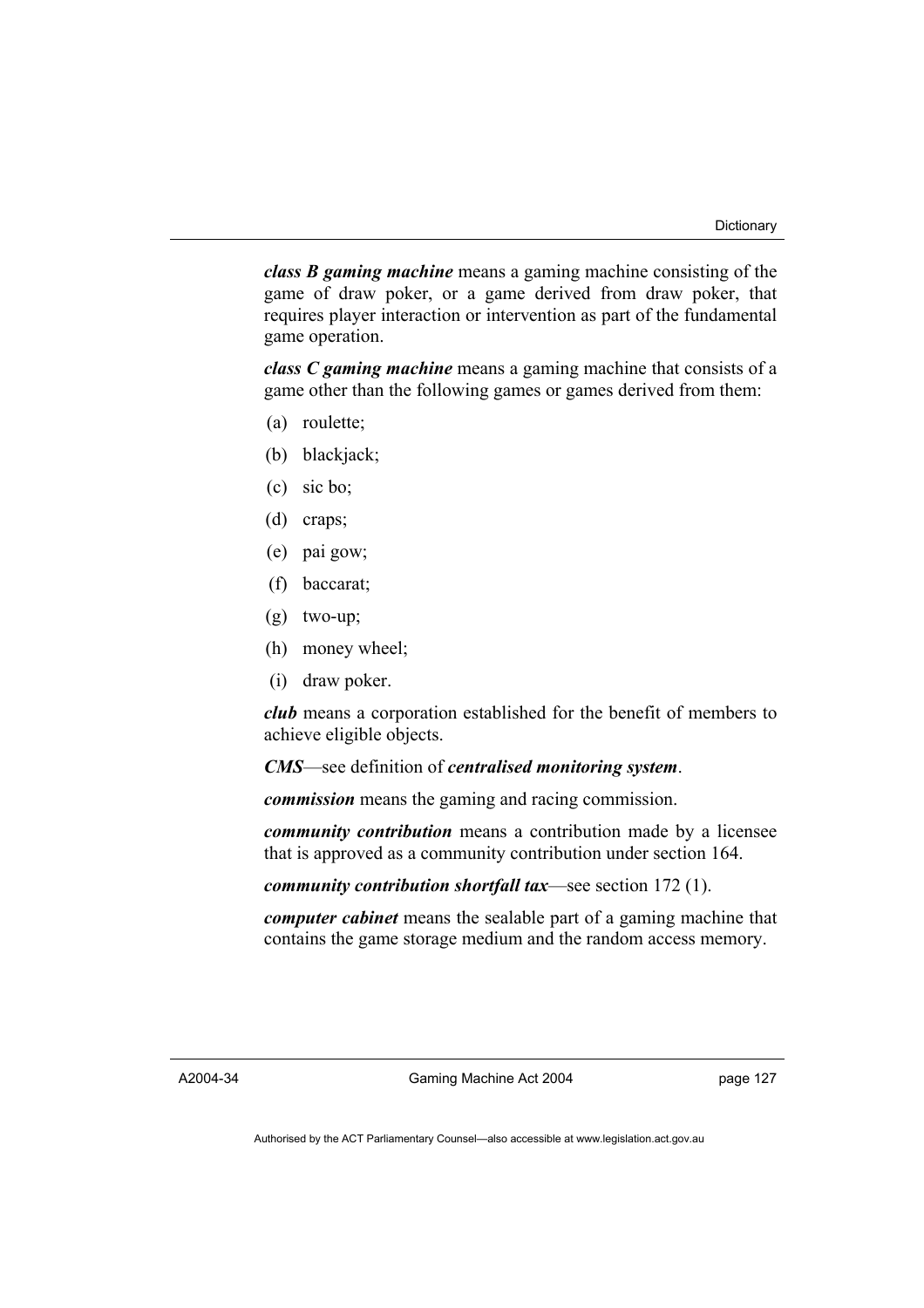***class B gaming machine*** means a gaming machine consisting of the game of draw poker, or a game derived from draw poker, that requires player interaction or intervention as part of the fundamental game operation.

***class C gaming machine*** means a gaming machine that consists of a game other than the following games or games derived from them:

(a) roulette;

(b) blackjack;

(c) sic bo;

(d) craps;

(e) pai gow;

(f) baccarat;

(g) two-up;

(h) money wheel;

(i) draw poker.

***club*** means a corporation established for the benefit of members to achieve eligible objects.

***CMS***—see definition of ***centralised monitoring system***.

***commission*** means the gaming and racing commission.

***community contribution*** means a contribution made by a licensee that is approved as a community contribution under section 164.

***community contribution shortfall tax***—see section 172 (1).

***computer cabinet*** means the sealable part of a gaming machine that contains the game storage medium and the random access memory.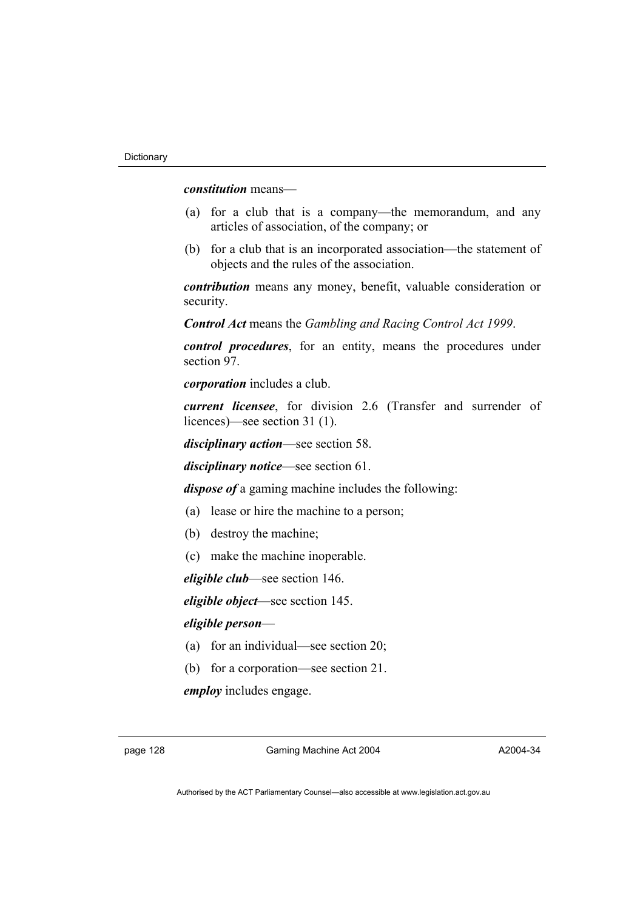***constitution*** means—

(a) for a club that is a company—the memorandum, and any articles of association, of the company; or

(b) for a club that is an incorporated association—the statement of objects and the rules of the association.

***contribution*** means any money, benefit, valuable consideration or security.

***Control Act*** means the *Gambling and Racing Control Act 1999*.

***control procedures***, for an entity, means the procedures under section 97.

***corporation*** includes a club.

***current licensee***, for division 2.6 (Transfer and surrender of licences)—see section 31 (1).

***disciplinary action***—see section 58.

***disciplinary notice***—see section 61.

***dispose of*** a gaming machine includes the following:

(a) lease or hire the machine to a person;

(b) destroy the machine;

(c) make the machine inoperable.

***eligible club***—see section 146.

***eligible object***—see section 145.

***eligible person***—

(a) for an individual—see section 20;

(b) for a corporation—see section 21.

***employ*** includes engage.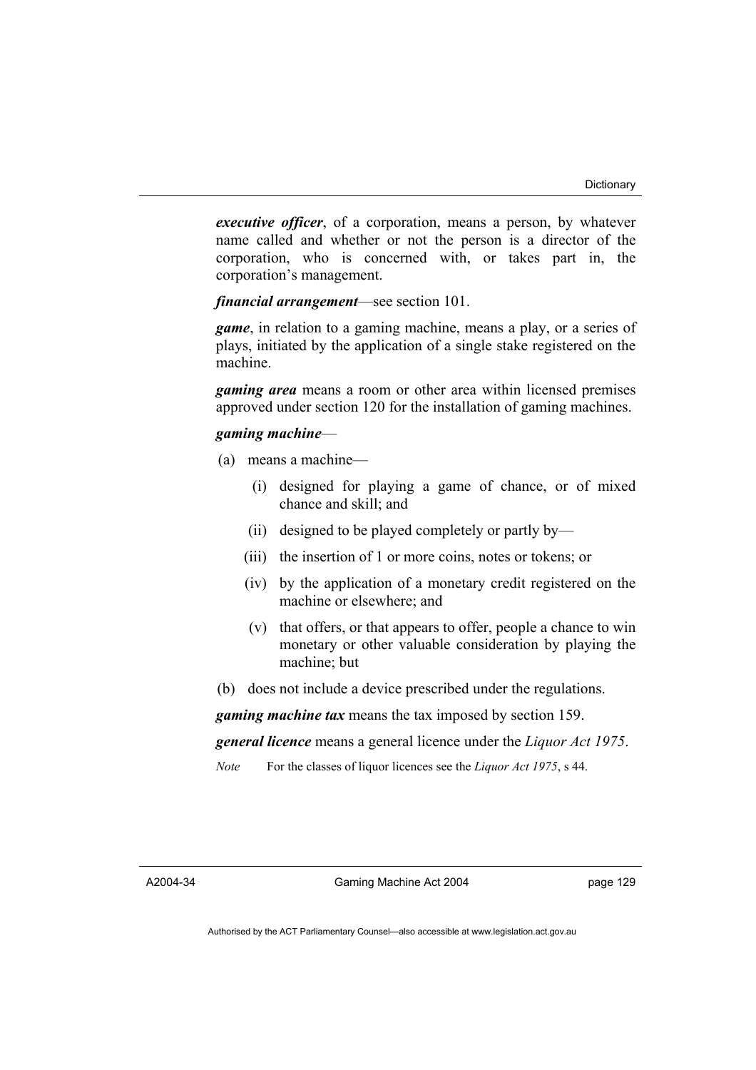***executive officer***, of a corporation, means a person, by whatever name called and whether or not the person is a director of the corporation, who is concerned with, or takes part in, the corporation's management.

***financial arrangement***—see section 101.

***game***, in relation to a gaming machine, means a play, or a series of plays, initiated by the application of a single stake registered on the machine.

***gaming area*** means a room or other area within licensed premises approved under section 120 for the installation of gaming machines.

***gaming machine***—

(a) means a machine—

 (i) designed for playing a game of chance, or of mixed chance and skill; and

 (ii) designed to be played completely or partly by—

 (iii) the insertion of 1 or more coins, notes or tokens; or

 (iv) by the application of a monetary credit registered on the machine or elsewhere; and

 (v) that offers, or that appears to offer, people a chance to win monetary or other valuable consideration by playing the machine; but

(b) does not include a device prescribed under the regulations.

***gaming machine tax*** means the tax imposed by section 159.

***general licence*** means a general licence under the *Liquor Act 1975*.

*Note* For the classes of liquor licences see the *Liquor Act 1975*, s 44.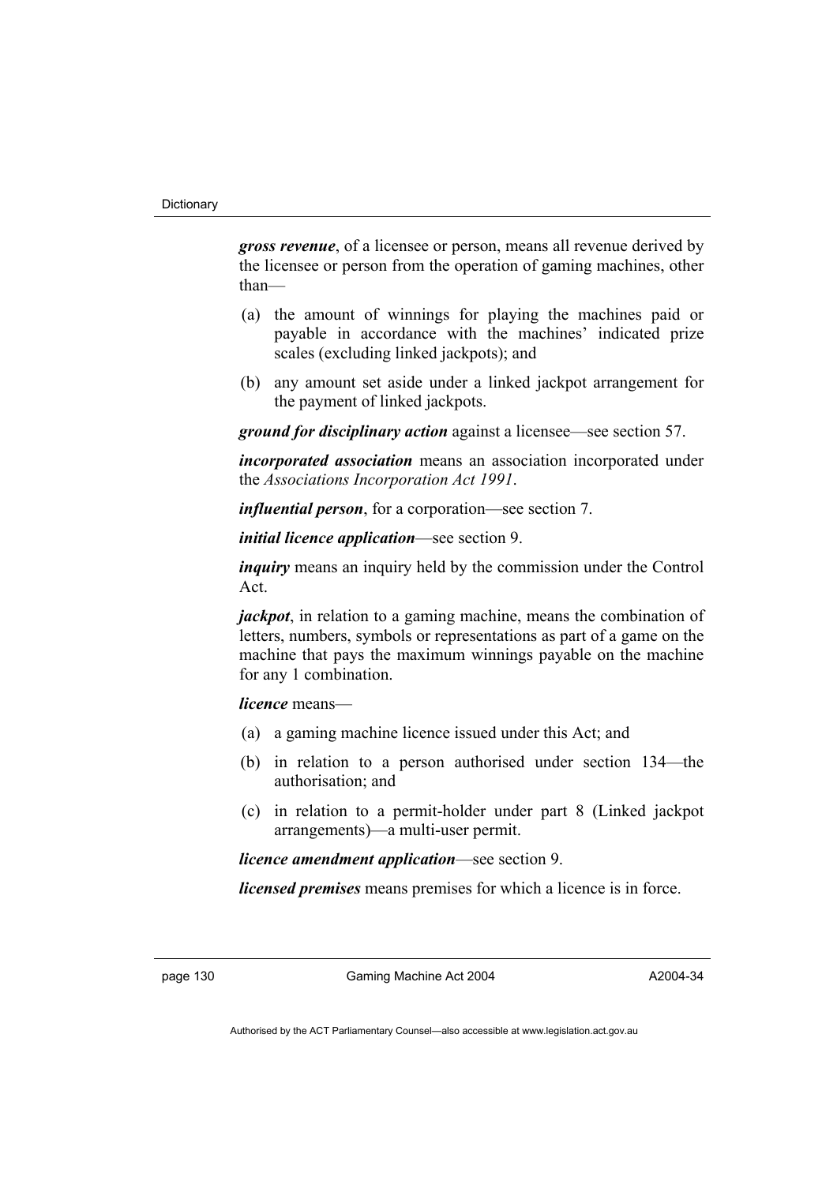***gross revenue***, of a licensee or person, means all revenue derived by the licensee or person from the operation of gaming machines, other than—

(a) the amount of winnings for playing the machines paid or payable in accordance with the machines' indicated prize scales (excluding linked jackpots); and

(b) any amount set aside under a linked jackpot arrangement for the payment of linked jackpots.

***ground for disciplinary action*** against a licensee—see section 57.

***incorporated association*** means an association incorporated under the *Associations Incorporation Act 1991*.

***influential person***, for a corporation—see section 7.

***initial licence application***—see section 9.

***inquiry*** means an inquiry held by the commission under the Control Act.

***jackpot***, in relation to a gaming machine, means the combination of letters, numbers, symbols or representations as part of a game on the machine that pays the maximum winnings payable on the machine for any 1 combination.

***licence*** means—

(a) a gaming machine licence issued under this Act; and

(b) in relation to a person authorised under section 134—the authorisation; and

(c) in relation to a permit-holder under part 8 (Linked jackpot arrangements)—a multi-user permit.

***licence amendment application***—see section 9.

***licensed premises*** means premises for which a licence is in force.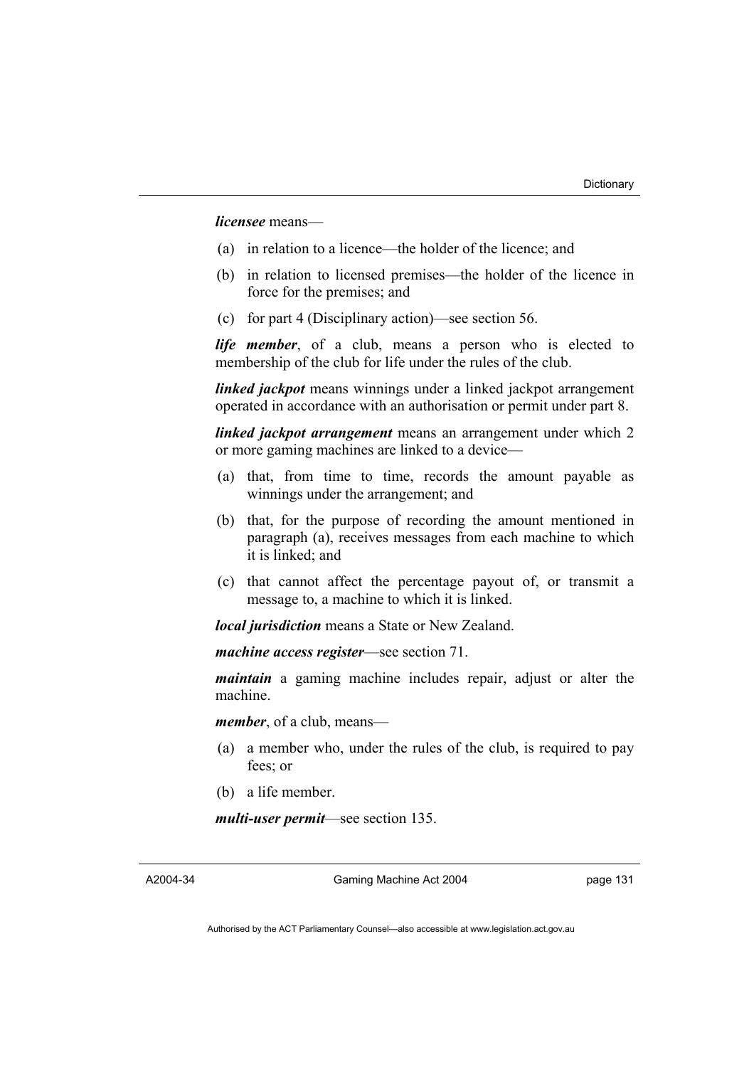***licensee*** means—

(a) in relation to a licence—the holder of the licence; and

(b) in relation to licensed premises—the holder of the licence in force for the premises; and

(c) for part 4 (Disciplinary action)—see section 56.

***life member***, of a club, means a person who is elected to membership of the club for life under the rules of the club.

***linked jackpot*** means winnings under a linked jackpot arrangement operated in accordance with an authorisation or permit under part 8.

***linked jackpot arrangement*** means an arrangement under which 2 or more gaming machines are linked to a device—

(a) that, from time to time, records the amount payable as winnings under the arrangement; and

(b) that, for the purpose of recording the amount mentioned in paragraph (a), receives messages from each machine to which it is linked; and

(c) that cannot affect the percentage payout of, or transmit a message to, a machine to which it is linked.

***local jurisdiction*** means a State or New Zealand.

***machine access register***—see section 71.

***maintain*** a gaming machine includes repair, adjust or alter the machine.

***member***, of a club, means—

(a) a member who, under the rules of the club, is required to pay fees; or

(b) a life member.

***multi-user permit***—see section 135.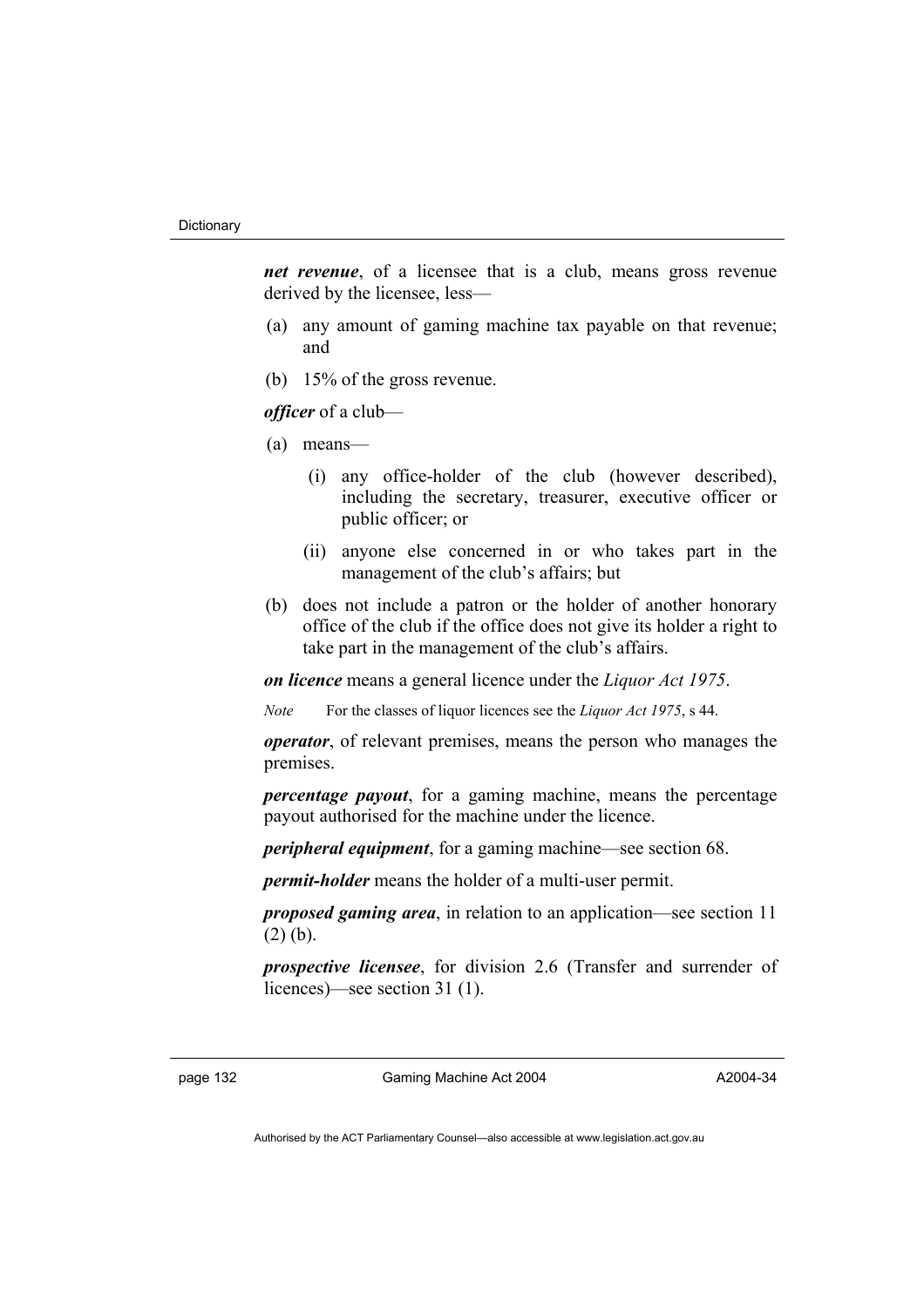***net revenue***, of a licensee that is a club, means gross revenue derived by the licensee, less—

(a) any amount of gaming machine tax payable on that revenue; and

(b) 15% of the gross revenue.

***officer*** of a club—

(a) means—

(i) any office-holder of the club (however described), including the secretary, treasurer, executive officer or public officer; or

(ii) anyone else concerned in or who takes part in the management of the club's affairs; but

(b) does not include a patron or the holder of another honorary office of the club if the office does not give its holder a right to take part in the management of the club's affairs.

***on licence*** means a general licence under the *Liquor Act 1975*.

*Note* For the classes of liquor licences see the *Liquor Act 1975*, s 44.

***operator***, of relevant premises, means the person who manages the premises.

***percentage payout***, for a gaming machine, means the percentage payout authorised for the machine under the licence.

***peripheral equipment***, for a gaming machine—see section 68.

***permit-holder*** means the holder of a multi-user permit.

***proposed gaming area***, in relation to an application—see section 11 (2) (b).

***prospective licensee***, for division 2.6 (Transfer and surrender of licences)—see section 31 (1).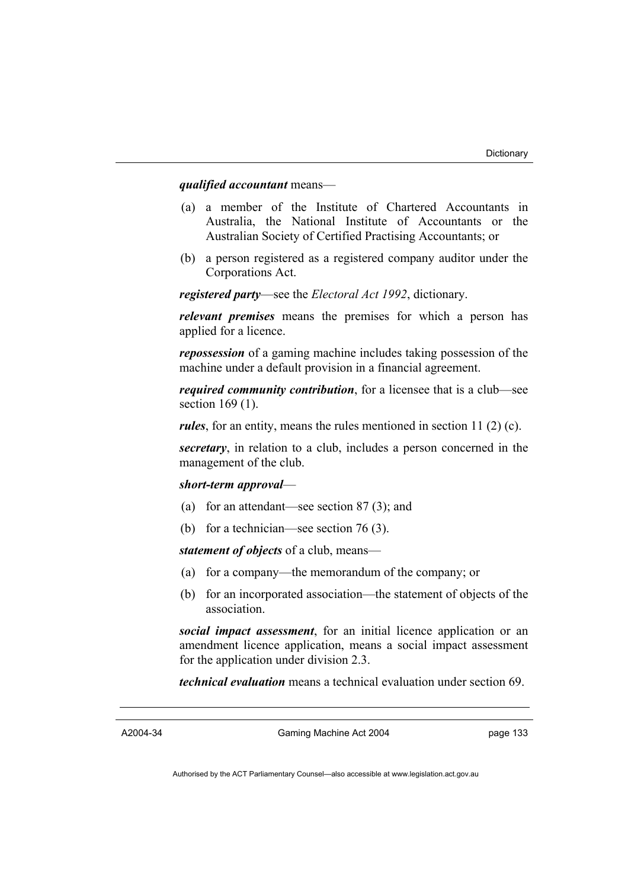***qualified accountant*** means—

(a) a member of the Institute of Chartered Accountants in Australia, the National Institute of Accountants or the Australian Society of Certified Practising Accountants; or

(b) a person registered as a registered company auditor under the Corporations Act.

***registered party***—see the *Electoral Act 1992*, dictionary.

***relevant premises*** means the premises for which a person has applied for a licence.

***repossession*** of a gaming machine includes taking possession of the machine under a default provision in a financial agreement.

***required community contribution***, for a licensee that is a club—see section 169 (1).

***rules***, for an entity, means the rules mentioned in section 11 (2) (c).

***secretary***, in relation to a club, includes a person concerned in the management of the club.

***short-term approval***—

(a) for an attendant—see section 87 (3); and

(b) for a technician—see section 76 (3).

***statement of objects*** of a club, means—

(a) for a company—the memorandum of the company; or

(b) for an incorporated association—the statement of objects of the association.

***social impact assessment***, for an initial licence application or an amendment licence application, means a social impact assessment for the application under division 2.3.

***technical evaluation*** means a technical evaluation under section 69.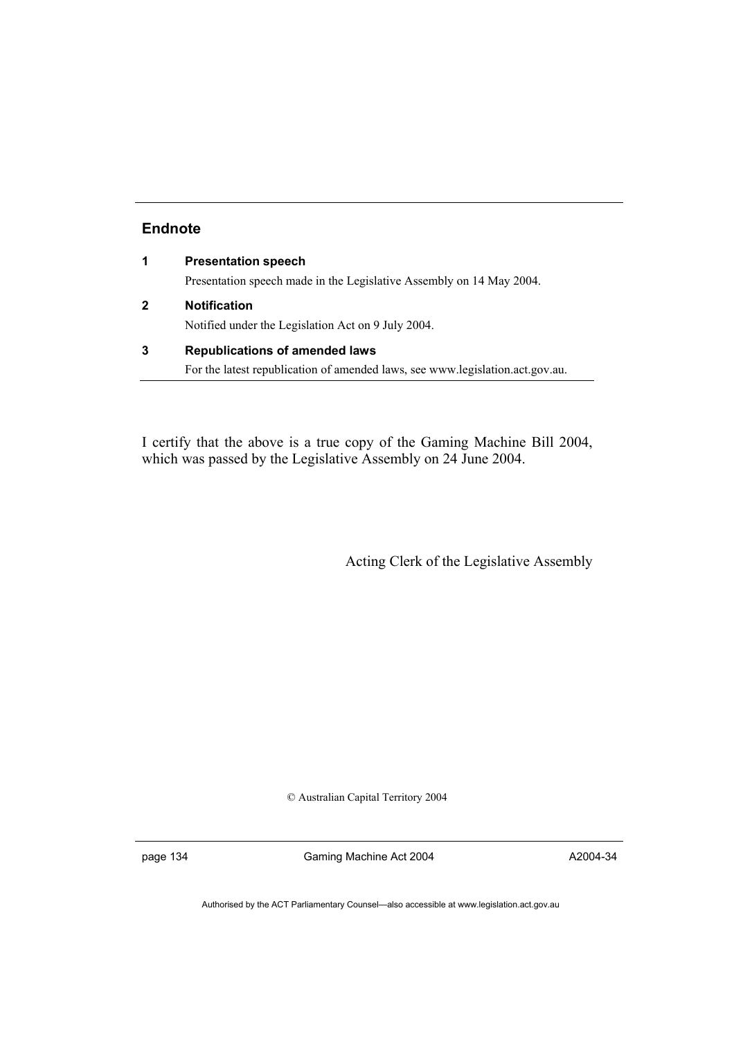## Endnote

**1 Presentation speech**

Presentation speech made in the Legislative Assembly on 14 May 2004.

**2 Notification**

Notified under the Legislation Act on 9 July 2004.

**3 Republications of amended laws**

For the latest republication of amended laws, see www.legislation.act.gov.au.

I certify that the above is a true copy of the Gaming Machine Bill 2004, which was passed by the Legislative Assembly on 24 June 2004.

Acting Clerk of the Legislative Assembly

© Australian Capital Territory 2004